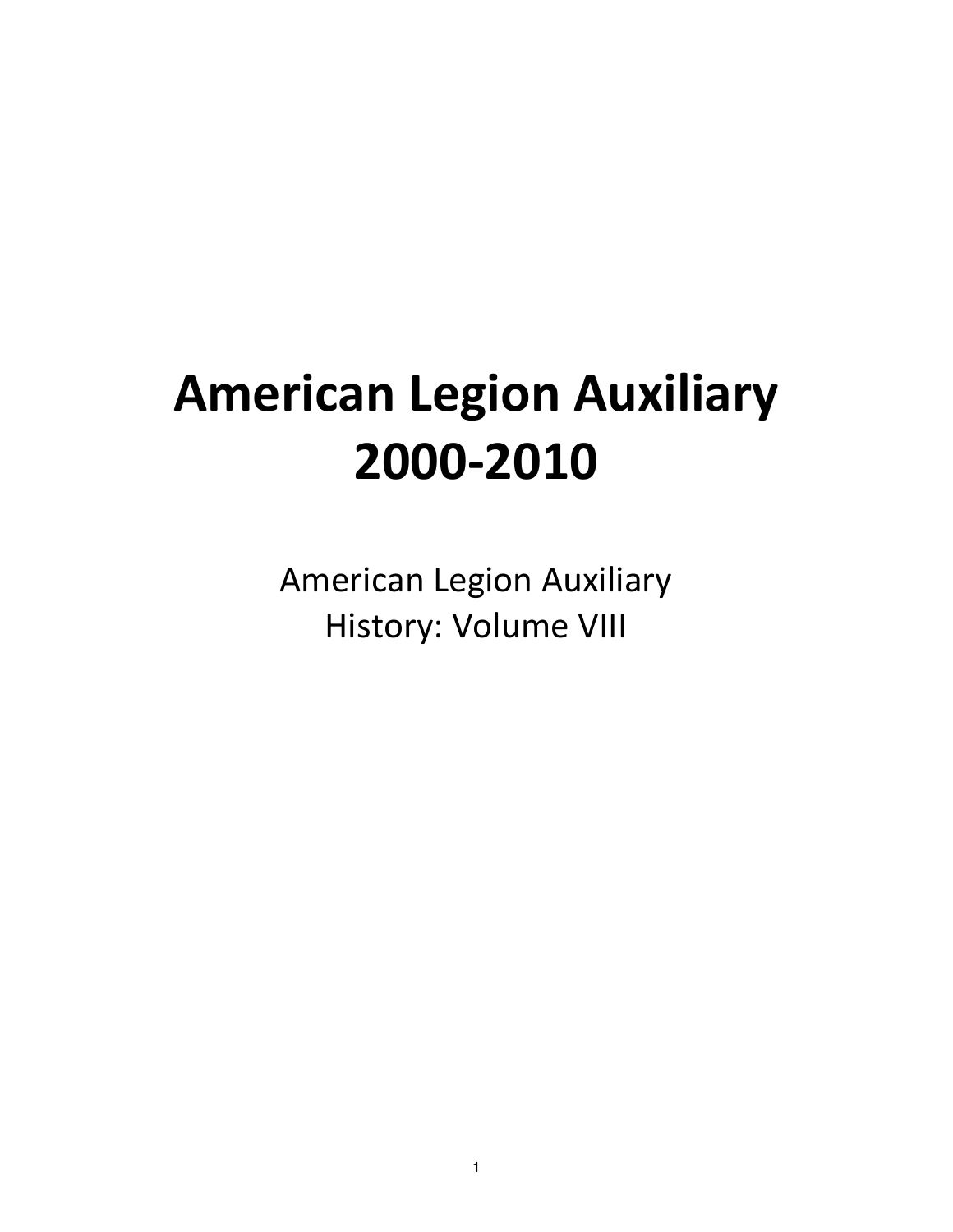# American Legion Auxiliary 2000-2010

American Legion Auxiliary
History: Volume VIII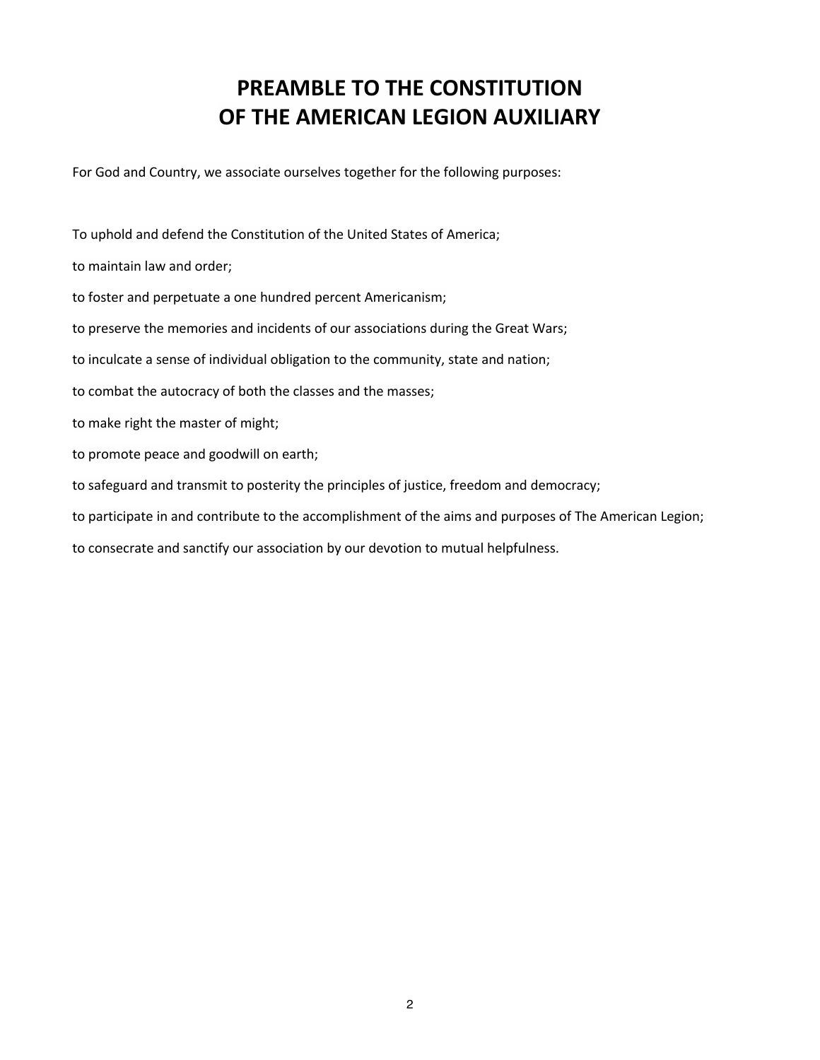# PREAMBLE TO THE CONSTITUTION OF THE AMERICAN LEGION AUXILIARY

For God and Country, we associate ourselves together for the following purposes:

To uphold and defend the Constitution of the United States of America;

to maintain law and order;

to foster and perpetuate a one hundred percent Americanism;

to preserve the memories and incidents of our associations during the Great Wars;

to inculcate a sense of individual obligation to the community, state and nation;

to combat the autocracy of both the classes and the masses;

to make right the master of might;

to promote peace and goodwill on earth;

to safeguard and transmit to posterity the principles of justice, freedom and democracy;

to participate in and contribute to the accomplishment of the aims and purposes of The American Legion;

to consecrate and sanctify our association by our devotion to mutual helpfulness.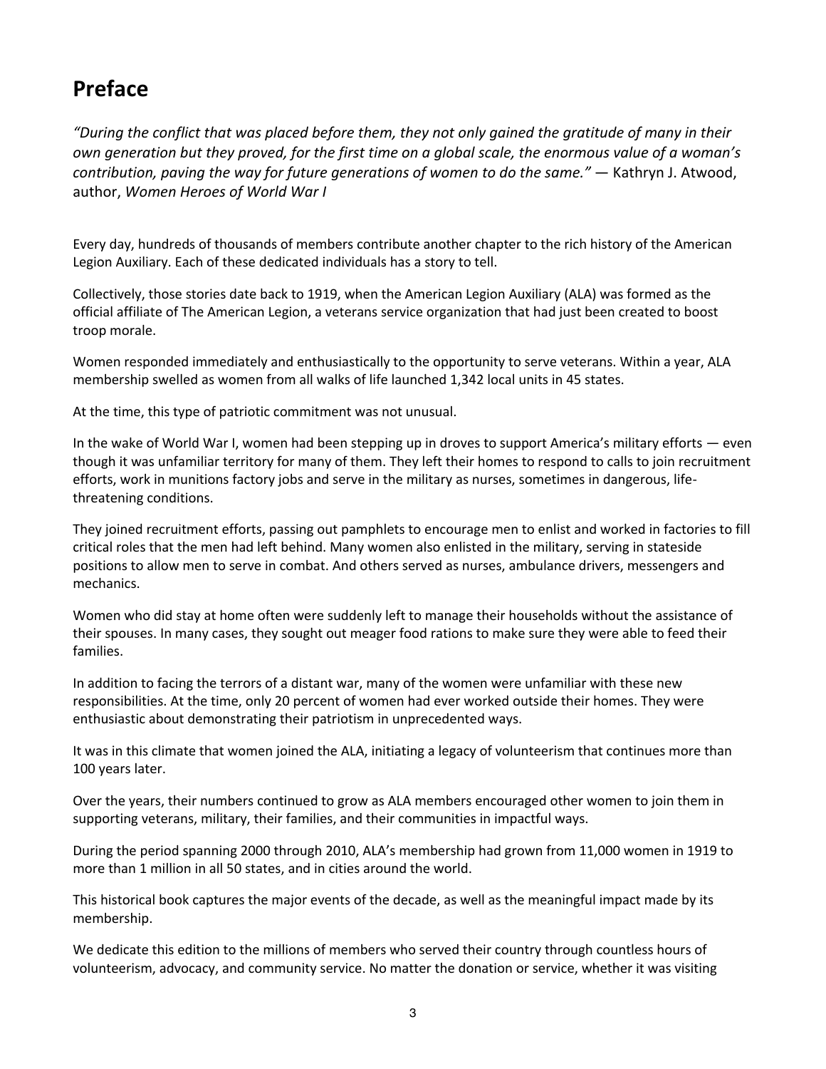# Preface

*"During the conflict that was placed before them, they not only gained the gratitude of many in their own generation but they proved, for the first time on a global scale, the enormous value of a woman's contribution, paving the way for future generations of women to do the same."* — Kathryn J. Atwood, author, *Women Heroes of World War I*

Every day, hundreds of thousands of members contribute another chapter to the rich history of the American Legion Auxiliary. Each of these dedicated individuals has a story to tell.

Collectively, those stories date back to 1919, when the American Legion Auxiliary (ALA) was formed as the official affiliate of The American Legion, a veterans service organization that had just been created to boost troop morale.

Women responded immediately and enthusiastically to the opportunity to serve veterans. Within a year, ALA membership swelled as women from all walks of life launched 1,342 local units in 45 states.

At the time, this type of patriotic commitment was not unusual.

In the wake of World War I, women had been stepping up in droves to support America's military efforts — even though it was unfamiliar territory for many of them. They left their homes to respond to calls to join recruitment efforts, work in munitions factory jobs and serve in the military as nurses, sometimes in dangerous, life-threatening conditions.

They joined recruitment efforts, passing out pamphlets to encourage men to enlist and worked in factories to fill critical roles that the men had left behind. Many women also enlisted in the military, serving in stateside positions to allow men to serve in combat. And others served as nurses, ambulance drivers, messengers and mechanics.

Women who did stay at home often were suddenly left to manage their households without the assistance of their spouses. In many cases, they sought out meager food rations to make sure they were able to feed their families.

In addition to facing the terrors of a distant war, many of the women were unfamiliar with these new responsibilities. At the time, only 20 percent of women had ever worked outside their homes. They were enthusiastic about demonstrating their patriotism in unprecedented ways.

It was in this climate that women joined the ALA, initiating a legacy of volunteerism that continues more than 100 years later.

Over the years, their numbers continued to grow as ALA members encouraged other women to join them in supporting veterans, military, their families, and their communities in impactful ways.

During the period spanning 2000 through 2010, ALA's membership had grown from 11,000 women in 1919 to more than 1 million in all 50 states, and in cities around the world.

This historical book captures the major events of the decade, as well as the meaningful impact made by its membership.

We dedicate this edition to the millions of members who served their country through countless hours of volunteerism, advocacy, and community service. No matter the donation or service, whether it was visiting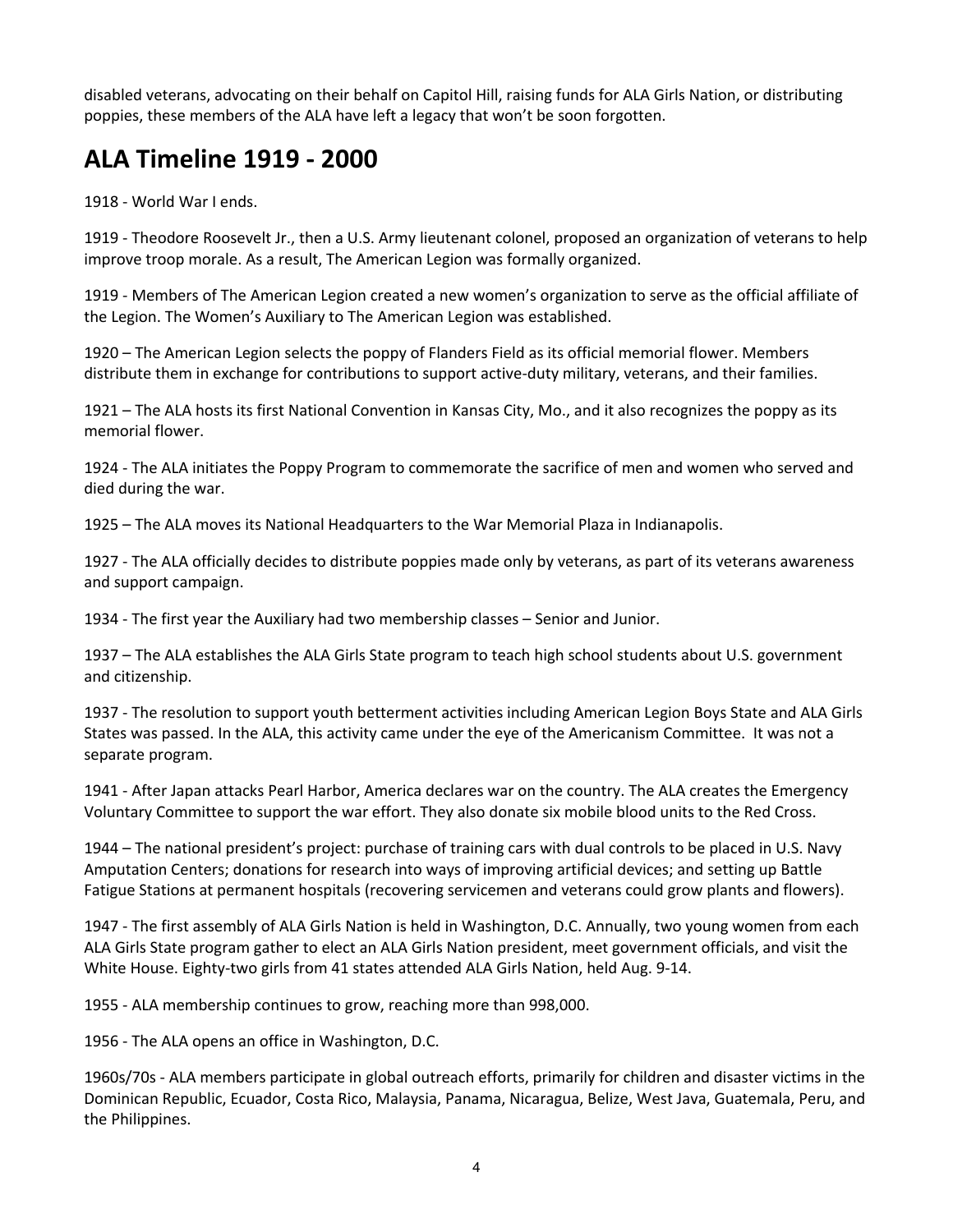disabled veterans, advocating on their behalf on Capitol Hill, raising funds for ALA Girls Nation, or distributing poppies, these members of the ALA have left a legacy that won't be soon forgotten.

## ALA Timeline 1919 - 2000

1918 - World War I ends.

1919 - Theodore Roosevelt Jr., then a U.S. Army lieutenant colonel, proposed an organization of veterans to help improve troop morale. As a result, The American Legion was formally organized.

1919 - Members of The American Legion created a new women's organization to serve as the official affiliate of the Legion. The Women's Auxiliary to The American Legion was established.

1920 – The American Legion selects the poppy of Flanders Field as its official memorial flower. Members distribute them in exchange for contributions to support active-duty military, veterans, and their families.

1921 – The ALA hosts its first National Convention in Kansas City, Mo., and it also recognizes the poppy as its memorial flower.

1924 - The ALA initiates the Poppy Program to commemorate the sacrifice of men and women who served and died during the war.

1925 – The ALA moves its National Headquarters to the War Memorial Plaza in Indianapolis.

1927 - The ALA officially decides to distribute poppies made only by veterans, as part of its veterans awareness and support campaign.

1934 - The first year the Auxiliary had two membership classes – Senior and Junior.

1937 – The ALA establishes the ALA Girls State program to teach high school students about U.S. government and citizenship.

1937 - The resolution to support youth betterment activities including American Legion Boys State and ALA Girls States was passed. In the ALA, this activity came under the eye of the Americanism Committee. It was not a separate program.

1941 - After Japan attacks Pearl Harbor, America declares war on the country. The ALA creates the Emergency Voluntary Committee to support the war effort. They also donate six mobile blood units to the Red Cross.

1944 – The national president's project: purchase of training cars with dual controls to be placed in U.S. Navy Amputation Centers; donations for research into ways of improving artificial devices; and setting up Battle Fatigue Stations at permanent hospitals (recovering servicemen and veterans could grow plants and flowers).

1947 - The first assembly of ALA Girls Nation is held in Washington, D.C. Annually, two young women from each ALA Girls State program gather to elect an ALA Girls Nation president, meet government officials, and visit the White House. Eighty-two girls from 41 states attended ALA Girls Nation, held Aug. 9-14.

1955 - ALA membership continues to grow, reaching more than 998,000.

1956 - The ALA opens an office in Washington, D.C.

1960s/70s - ALA members participate in global outreach efforts, primarily for children and disaster victims in the Dominican Republic, Ecuador, Costa Rico, Malaysia, Panama, Nicaragua, Belize, West Java, Guatemala, Peru, and the Philippines.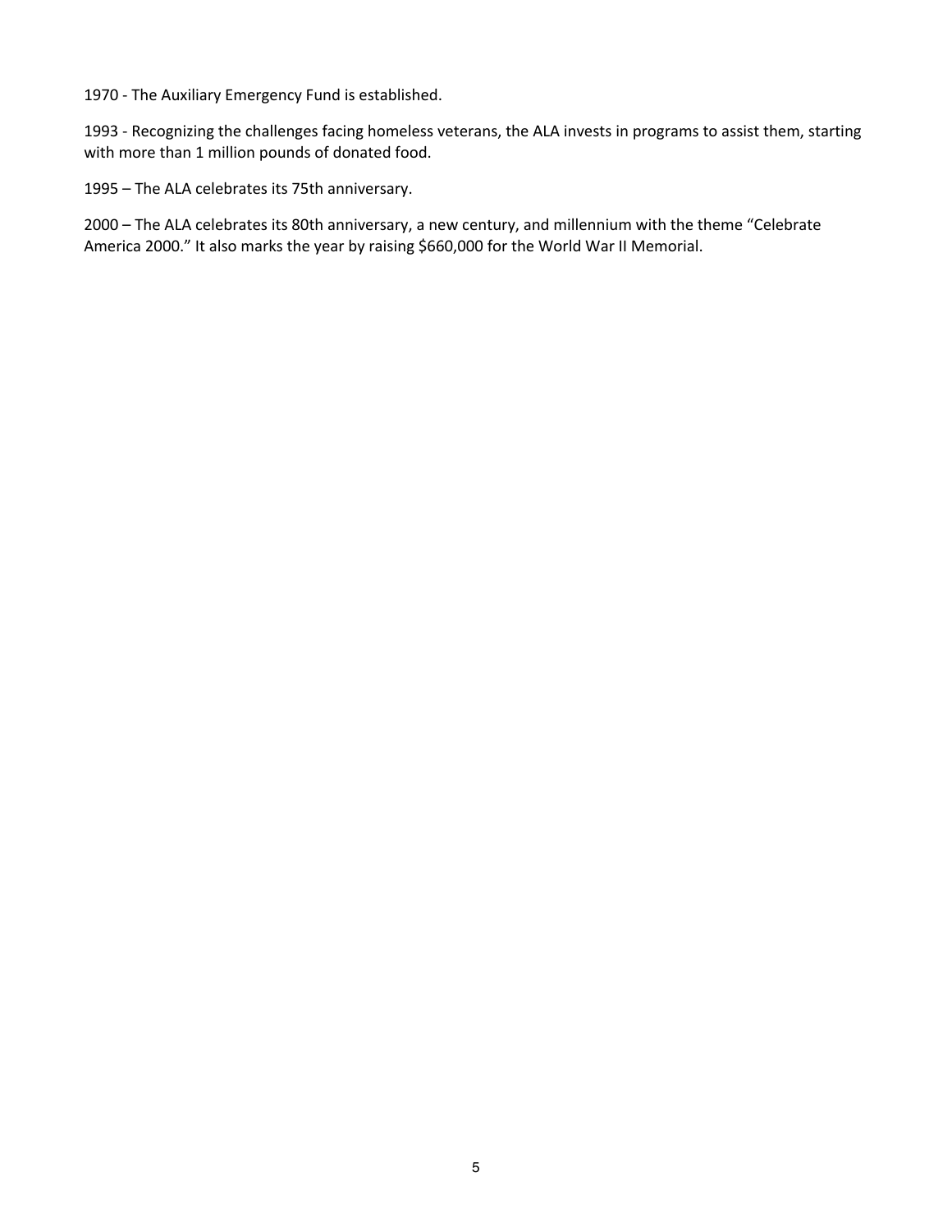1970 - The Auxiliary Emergency Fund is established.

1993 - Recognizing the challenges facing homeless veterans, the ALA invests in programs to assist them, starting with more than 1 million pounds of donated food.

1995 – The ALA celebrates its 75th anniversary.

2000 – The ALA celebrates its 80th anniversary, a new century, and millennium with the theme "Celebrate America 2000." It also marks the year by raising $660,000 for the World War II Memorial.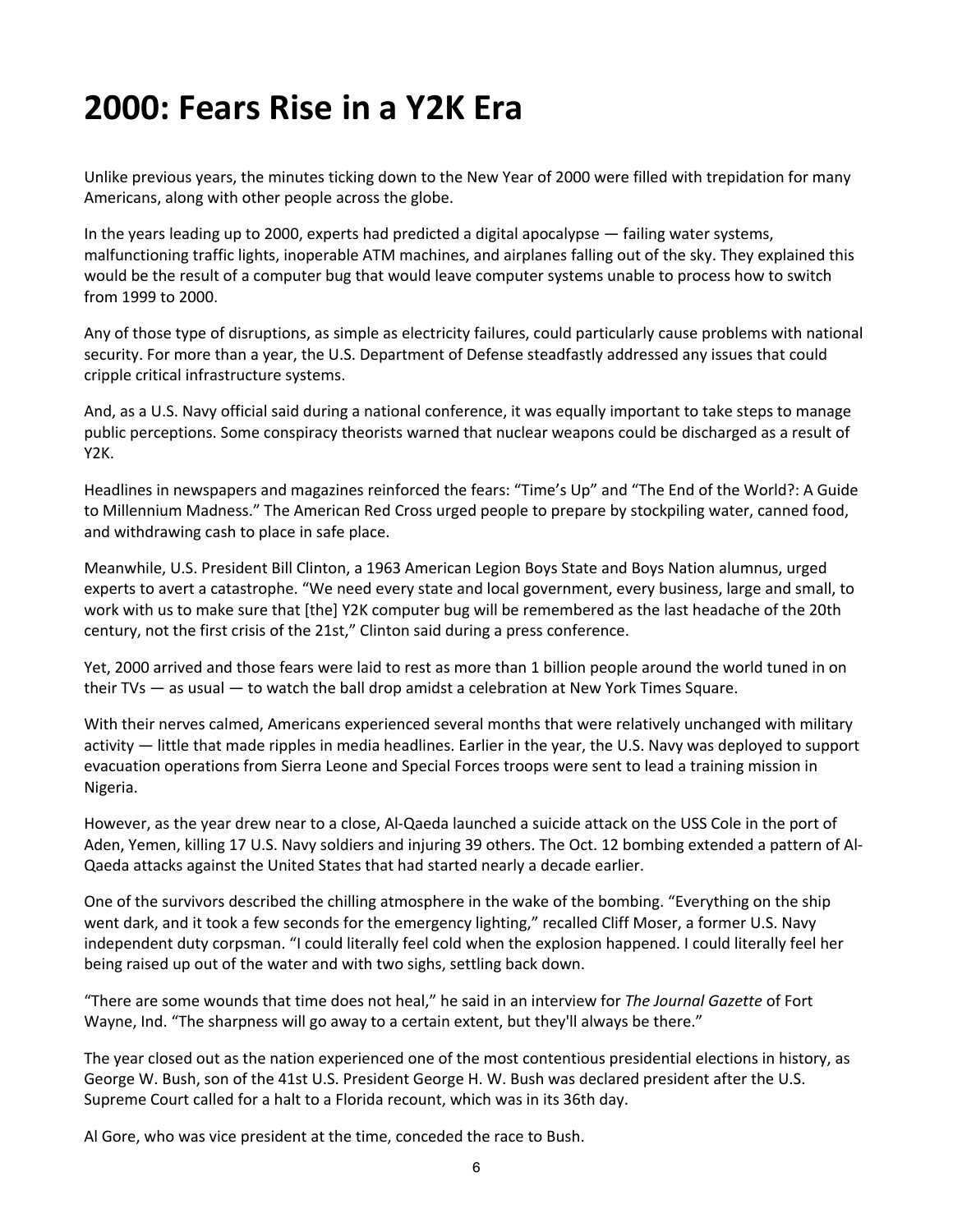# 2000: Fears Rise in a Y2K Era

Unlike previous years, the minutes ticking down to the New Year of 2000 were filled with trepidation for many Americans, along with other people across the globe.

In the years leading up to 2000, experts had predicted a digital apocalypse — failing water systems, malfunctioning traffic lights, inoperable ATM machines, and airplanes falling out of the sky. They explained this would be the result of a computer bug that would leave computer systems unable to process how to switch from 1999 to 2000.

Any of those type of disruptions, as simple as electricity failures, could particularly cause problems with national security. For more than a year, the U.S. Department of Defense steadfastly addressed any issues that could cripple critical infrastructure systems.

And, as a U.S. Navy official said during a national conference, it was equally important to take steps to manage public perceptions. Some conspiracy theorists warned that nuclear weapons could be discharged as a result of Y2K.

Headlines in newspapers and magazines reinforced the fears: "Time's Up" and "The End of the World?: A Guide to Millennium Madness." The American Red Cross urged people to prepare by stockpiling water, canned food, and withdrawing cash to place in safe place.

Meanwhile, U.S. President Bill Clinton, a 1963 American Legion Boys State and Boys Nation alumnus, urged experts to avert a catastrophe. "We need every state and local government, every business, large and small, to work with us to make sure that [the] Y2K computer bug will be remembered as the last headache of the 20th century, not the first crisis of the 21st," Clinton said during a press conference.

Yet, 2000 arrived and those fears were laid to rest as more than 1 billion people around the world tuned in on their TVs — as usual — to watch the ball drop amidst a celebration at New York Times Square.

With their nerves calmed, Americans experienced several months that were relatively unchanged with military activity — little that made ripples in media headlines. Earlier in the year, the U.S. Navy was deployed to support evacuation operations from Sierra Leone and Special Forces troops were sent to lead a training mission in Nigeria.

However, as the year drew near to a close, Al-Qaeda launched a suicide attack on the USS Cole in the port of Aden, Yemen, killing 17 U.S. Navy soldiers and injuring 39 others. The Oct. 12 bombing extended a pattern of Al-Qaeda attacks against the United States that had started nearly a decade earlier.

One of the survivors described the chilling atmosphere in the wake of the bombing. "Everything on the ship went dark, and it took a few seconds for the emergency lighting," recalled Cliff Moser, a former U.S. Navy independent duty corpsman. "I could literally feel cold when the explosion happened. I could literally feel her being raised up out of the water and with two sighs, settling back down.

"There are some wounds that time does not heal," he said in an interview for *The Journal Gazette* of Fort Wayne, Ind. "The sharpness will go away to a certain extent, but they'll always be there."

The year closed out as the nation experienced one of the most contentious presidential elections in history, as George W. Bush, son of the 41st U.S. President George H. W. Bush was declared president after the U.S. Supreme Court called for a halt to a Florida recount, which was in its 36th day.

Al Gore, who was vice president at the time, conceded the race to Bush.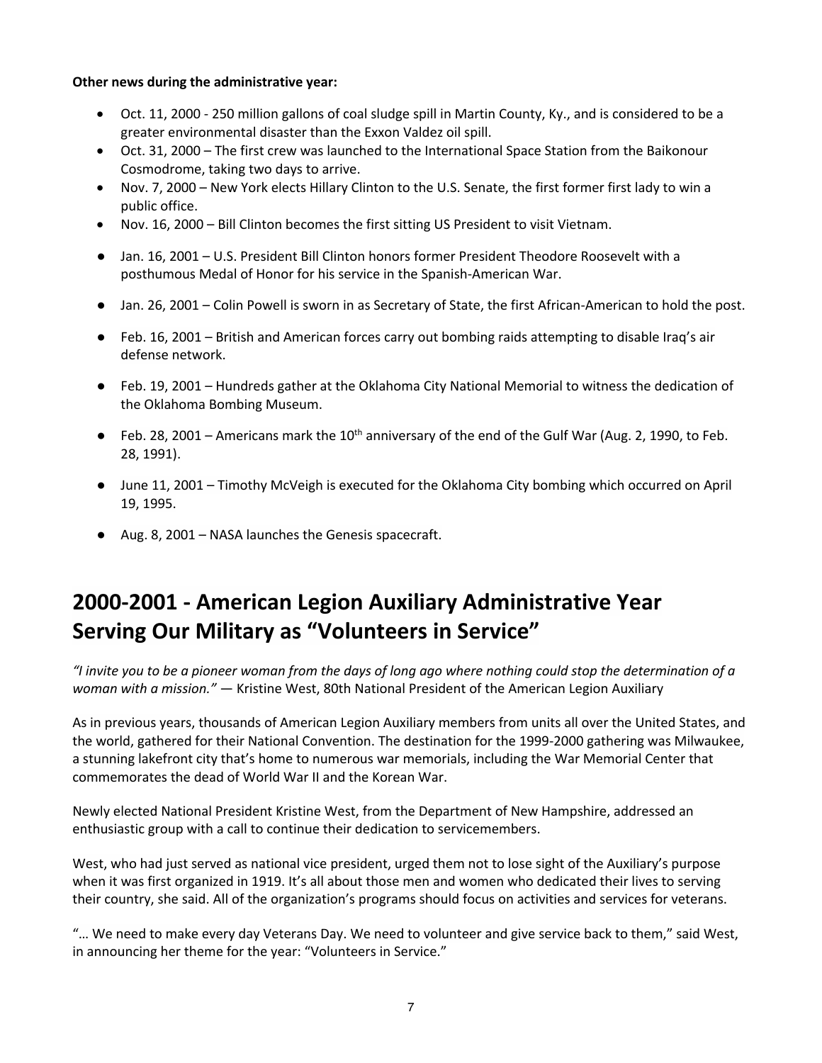**Other news during the administrative year:**

- Oct. 11, 2000 - 250 million gallons of coal sludge spill in Martin County, Ky., and is considered to be a greater environmental disaster than the Exxon Valdez oil spill.
- Oct. 31, 2000 – The first crew was launched to the International Space Station from the Baikonour Cosmodrome, taking two days to arrive.
- Nov. 7, 2000 – New York elects Hillary Clinton to the U.S. Senate, the first former first lady to win a public office.
- Nov. 16, 2000 – Bill Clinton becomes the first sitting US President to visit Vietnam.
- Jan. 16, 2001 – U.S. President Bill Clinton honors former President Theodore Roosevelt with a posthumous Medal of Honor for his service in the Spanish-American War.
- Jan. 26, 2001 – Colin Powell is sworn in as Secretary of State, the first African-American to hold the post.
- Feb. 16, 2001 – British and American forces carry out bombing raids attempting to disable Iraq's air defense network.
- Feb. 19, 2001 – Hundreds gather at the Oklahoma City National Memorial to witness the dedication of the Oklahoma Bombing Museum.
- Feb. 28, 2001 – Americans mark the 10th anniversary of the end of the Gulf War (Aug. 2, 1990, to Feb. 28, 1991).
- June 11, 2001 – Timothy McVeigh is executed for the Oklahoma City bombing which occurred on April 19, 1995.
- Aug. 8, 2001 – NASA launches the Genesis spacecraft.

## 2000-2001 - American Legion Auxiliary Administrative Year Serving Our Military as "Volunteers in Service"

*"I invite you to be a pioneer woman from the days of long ago where nothing could stop the determination of a woman with a mission."* — Kristine West, 80th National President of the American Legion Auxiliary

As in previous years, thousands of American Legion Auxiliary members from units all over the United States, and the world, gathered for their National Convention. The destination for the 1999-2000 gathering was Milwaukee, a stunning lakefront city that's home to numerous war memorials, including the War Memorial Center that commemorates the dead of World War II and the Korean War.

Newly elected National President Kristine West, from the Department of New Hampshire, addressed an enthusiastic group with a call to continue their dedication to servicemembers.

West, who had just served as national vice president, urged them not to lose sight of the Auxiliary's purpose when it was first organized in 1919. It's all about those men and women who dedicated their lives to serving their country, she said. All of the organization's programs should focus on activities and services for veterans.

"… We need to make every day Veterans Day. We need to volunteer and give service back to them," said West, in announcing her theme for the year: "Volunteers in Service."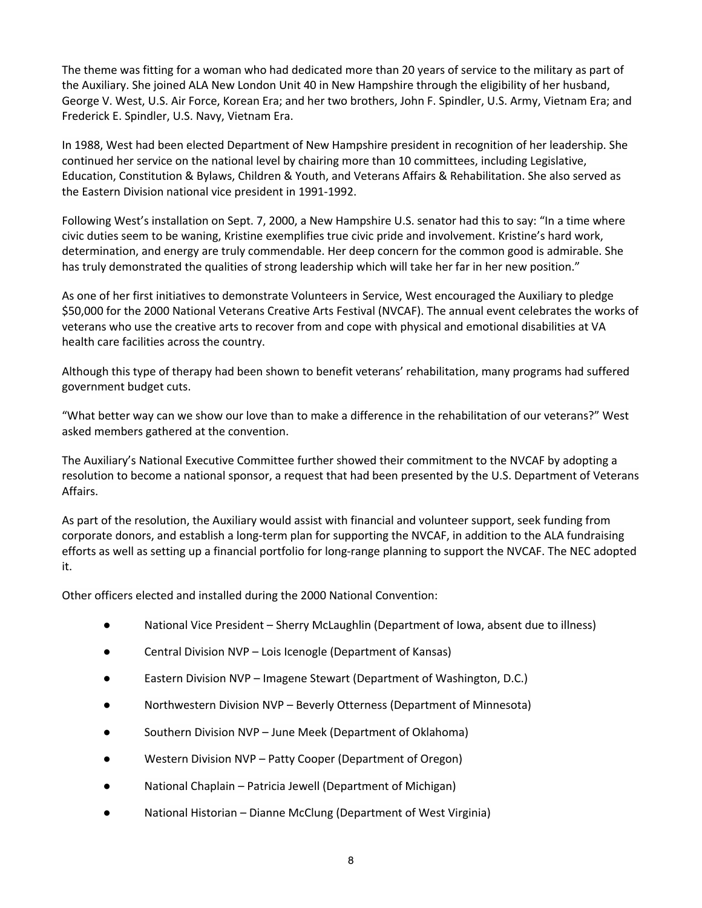The theme was fitting for a woman who had dedicated more than 20 years of service to the military as part of the Auxiliary. She joined ALA New London Unit 40 in New Hampshire through the eligibility of her husband, George V. West, U.S. Air Force, Korean Era; and her two brothers, John F. Spindler, U.S. Army, Vietnam Era; and Frederick E. Spindler, U.S. Navy, Vietnam Era.

In 1988, West had been elected Department of New Hampshire president in recognition of her leadership. She continued her service on the national level by chairing more than 10 committees, including Legislative, Education, Constitution & Bylaws, Children & Youth, and Veterans Affairs & Rehabilitation. She also served as the Eastern Division national vice president in 1991-1992.

Following West's installation on Sept. 7, 2000, a New Hampshire U.S. senator had this to say: "In a time where civic duties seem to be waning, Kristine exemplifies true civic pride and involvement. Kristine's hard work, determination, and energy are truly commendable. Her deep concern for the common good is admirable. She has truly demonstrated the qualities of strong leadership which will take her far in her new position."

As one of her first initiatives to demonstrate Volunteers in Service, West encouraged the Auxiliary to pledge $50,000 for the 2000 National Veterans Creative Arts Festival (NVCAF). The annual event celebrates the works of veterans who use the creative arts to recover from and cope with physical and emotional disabilities at VA health care facilities across the country.

Although this type of therapy had been shown to benefit veterans' rehabilitation, many programs had suffered government budget cuts.

"What better way can we show our love than to make a difference in the rehabilitation of our veterans?" West asked members gathered at the convention.

The Auxiliary's National Executive Committee further showed their commitment to the NVCAF by adopting a resolution to become a national sponsor, a request that had been presented by the U.S. Department of Veterans Affairs.

As part of the resolution, the Auxiliary would assist with financial and volunteer support, seek funding from corporate donors, and establish a long-term plan for supporting the NVCAF, in addition to the ALA fundraising efforts as well as setting up a financial portfolio for long-range planning to support the NVCAF. The NEC adopted it.

Other officers elected and installed during the 2000 National Convention:

- National Vice President – Sherry McLaughlin (Department of Iowa, absent due to illness)
- Central Division NVP – Lois Icenogle (Department of Kansas)
- Eastern Division NVP – Imagene Stewart (Department of Washington, D.C.)
- Northwestern Division NVP – Beverly Otterness (Department of Minnesota)
- Southern Division NVP – June Meek (Department of Oklahoma)
- Western Division NVP – Patty Cooper (Department of Oregon)
- National Chaplain – Patricia Jewell (Department of Michigan)
- National Historian – Dianne McClung (Department of West Virginia)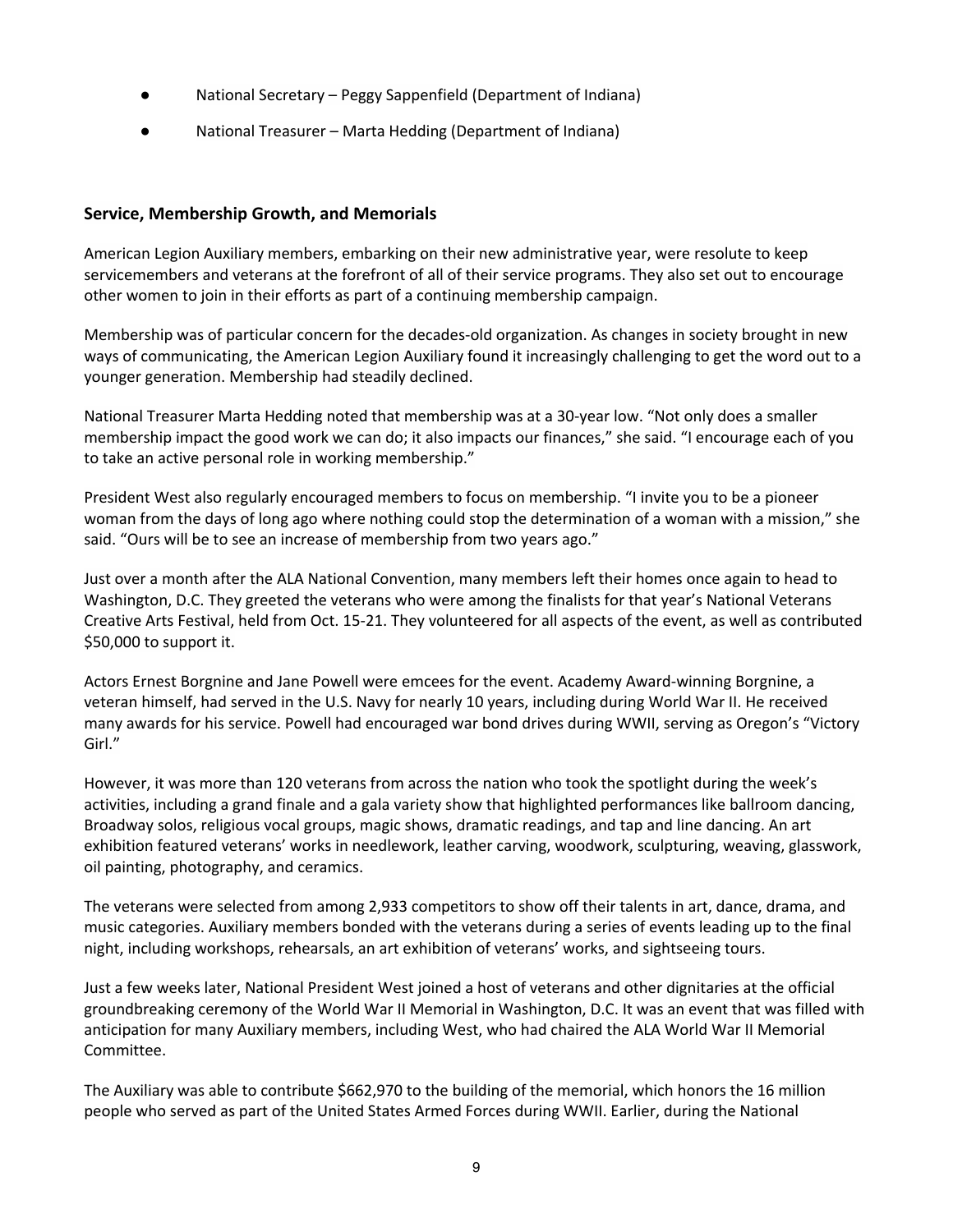- National Secretary – Peggy Sappenfield (Department of Indiana)
- National Treasurer – Marta Hedding (Department of Indiana)

### Service, Membership Growth, and Memorials

American Legion Auxiliary members, embarking on their new administrative year, were resolute to keep servicemembers and veterans at the forefront of all of their service programs. They also set out to encourage other women to join in their efforts as part of a continuing membership campaign.

Membership was of particular concern for the decades-old organization. As changes in society brought in new ways of communicating, the American Legion Auxiliary found it increasingly challenging to get the word out to a younger generation. Membership had steadily declined.

National Treasurer Marta Hedding noted that membership was at a 30-year low. "Not only does a smaller membership impact the good work we can do; it also impacts our finances," she said. "I encourage each of you to take an active personal role in working membership."

President West also regularly encouraged members to focus on membership. "I invite you to be a pioneer woman from the days of long ago where nothing could stop the determination of a woman with a mission," she said. "Ours will be to see an increase of membership from two years ago."

Just over a month after the ALA National Convention, many members left their homes once again to head to Washington, D.C. They greeted the veterans who were among the finalists for that year's National Veterans Creative Arts Festival, held from Oct. 15-21. They volunteered for all aspects of the event, as well as contributed $50,000 to support it.

Actors Ernest Borgnine and Jane Powell were emcees for the event. Academy Award-winning Borgnine, a veteran himself, had served in the U.S. Navy for nearly 10 years, including during World War II. He received many awards for his service. Powell had encouraged war bond drives during WWII, serving as Oregon's "Victory Girl."

However, it was more than 120 veterans from across the nation who took the spotlight during the week's activities, including a grand finale and a gala variety show that highlighted performances like ballroom dancing, Broadway solos, religious vocal groups, magic shows, dramatic readings, and tap and line dancing. An art exhibition featured veterans' works in needlework, leather carving, woodwork, sculpturing, weaving, glasswork, oil painting, photography, and ceramics.

The veterans were selected from among 2,933 competitors to show off their talents in art, dance, drama, and music categories. Auxiliary members bonded with the veterans during a series of events leading up to the final night, including workshops, rehearsals, an art exhibition of veterans' works, and sightseeing tours.

Just a few weeks later, National President West joined a host of veterans and other dignitaries at the official groundbreaking ceremony of the World War II Memorial in Washington, D.C. It was an event that was filled with anticipation for many Auxiliary members, including West, who had chaired the ALA World War II Memorial Committee.

The Auxiliary was able to contribute $662,970 to the building of the memorial, which honors the 16 million people who served as part of the United States Armed Forces during WWII. Earlier, during the National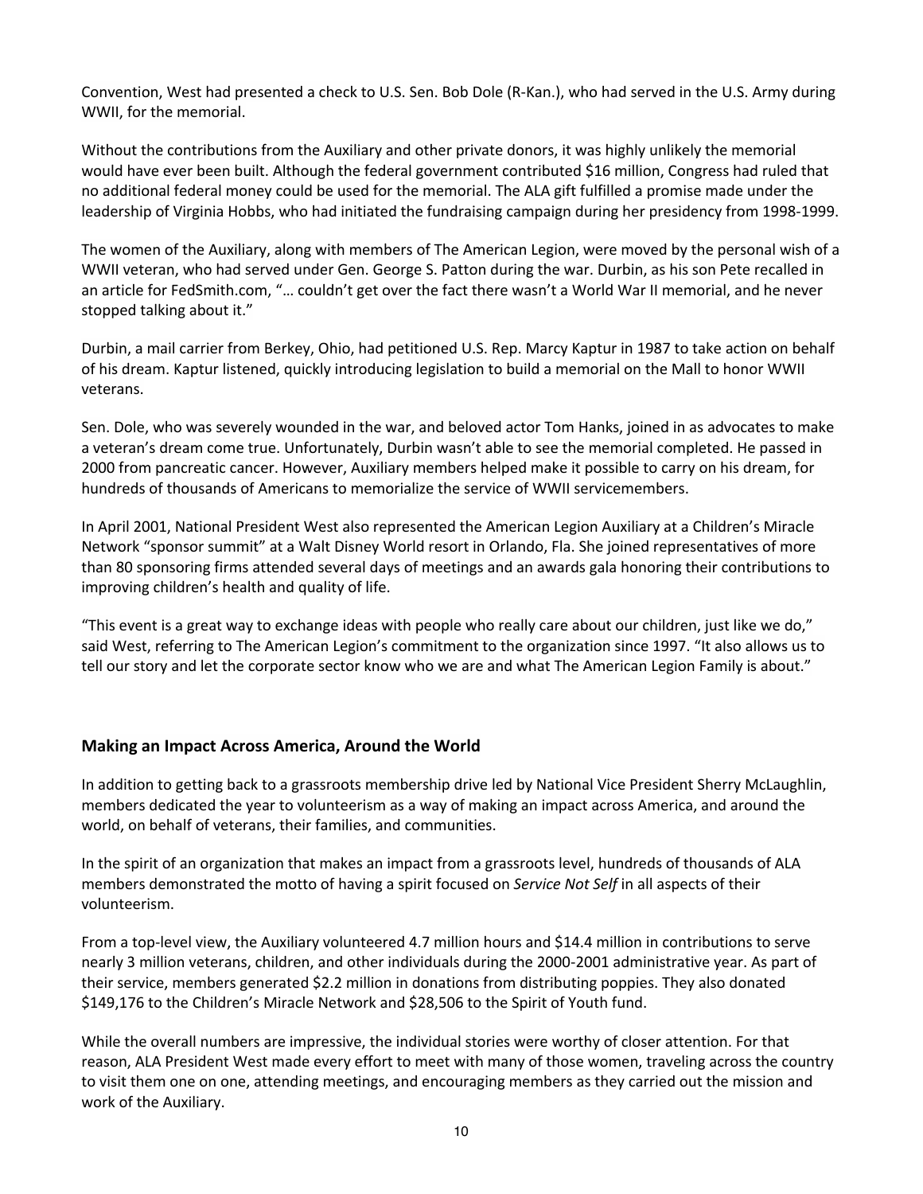Convention, West had presented a check to U.S. Sen. Bob Dole (R-Kan.), who had served in the U.S. Army during WWII, for the memorial.

Without the contributions from the Auxiliary and other private donors, it was highly unlikely the memorial would have ever been built. Although the federal government contributed $16 million, Congress had ruled that no additional federal money could be used for the memorial. The ALA gift fulfilled a promise made under the leadership of Virginia Hobbs, who had initiated the fundraising campaign during her presidency from 1998-1999.

The women of the Auxiliary, along with members of The American Legion, were moved by the personal wish of a WWII veteran, who had served under Gen. George S. Patton during the war. Durbin, as his son Pete recalled in an article for FedSmith.com, "… couldn't get over the fact there wasn't a World War II memorial, and he never stopped talking about it."

Durbin, a mail carrier from Berkey, Ohio, had petitioned U.S. Rep. Marcy Kaptur in 1987 to take action on behalf of his dream. Kaptur listened, quickly introducing legislation to build a memorial on the Mall to honor WWII veterans.

Sen. Dole, who was severely wounded in the war, and beloved actor Tom Hanks, joined in as advocates to make a veteran's dream come true. Unfortunately, Durbin wasn't able to see the memorial completed. He passed in 2000 from pancreatic cancer. However, Auxiliary members helped make it possible to carry on his dream, for hundreds of thousands of Americans to memorialize the service of WWII servicemembers.

In April 2001, National President West also represented the American Legion Auxiliary at a Children's Miracle Network "sponsor summit" at a Walt Disney World resort in Orlando, Fla. She joined representatives of more than 80 sponsoring firms attended several days of meetings and an awards gala honoring their contributions to improving children's health and quality of life.

"This event is a great way to exchange ideas with people who really care about our children, just like we do," said West, referring to The American Legion's commitment to the organization since 1997. "It also allows us to tell our story and let the corporate sector know who we are and what The American Legion Family is about."

### Making an Impact Across America, Around the World

In addition to getting back to a grassroots membership drive led by National Vice President Sherry McLaughlin, members dedicated the year to volunteerism as a way of making an impact across America, and around the world, on behalf of veterans, their families, and communities.

In the spirit of an organization that makes an impact from a grassroots level, hundreds of thousands of ALA members demonstrated the motto of having a spirit focused on *Service Not Self* in all aspects of their volunteerism.

From a top-level view, the Auxiliary volunteered 4.7 million hours and $14.4 million in contributions to serve nearly 3 million veterans, children, and other individuals during the 2000-2001 administrative year. As part of their service, members generated $2.2 million in donations from distributing poppies. They also donated $149,176 to the Children's Miracle Network and $28,506 to the Spirit of Youth fund.

While the overall numbers are impressive, the individual stories were worthy of closer attention. For that reason, ALA President West made every effort to meet with many of those women, traveling across the country to visit them one on one, attending meetings, and encouraging members as they carried out the mission and work of the Auxiliary.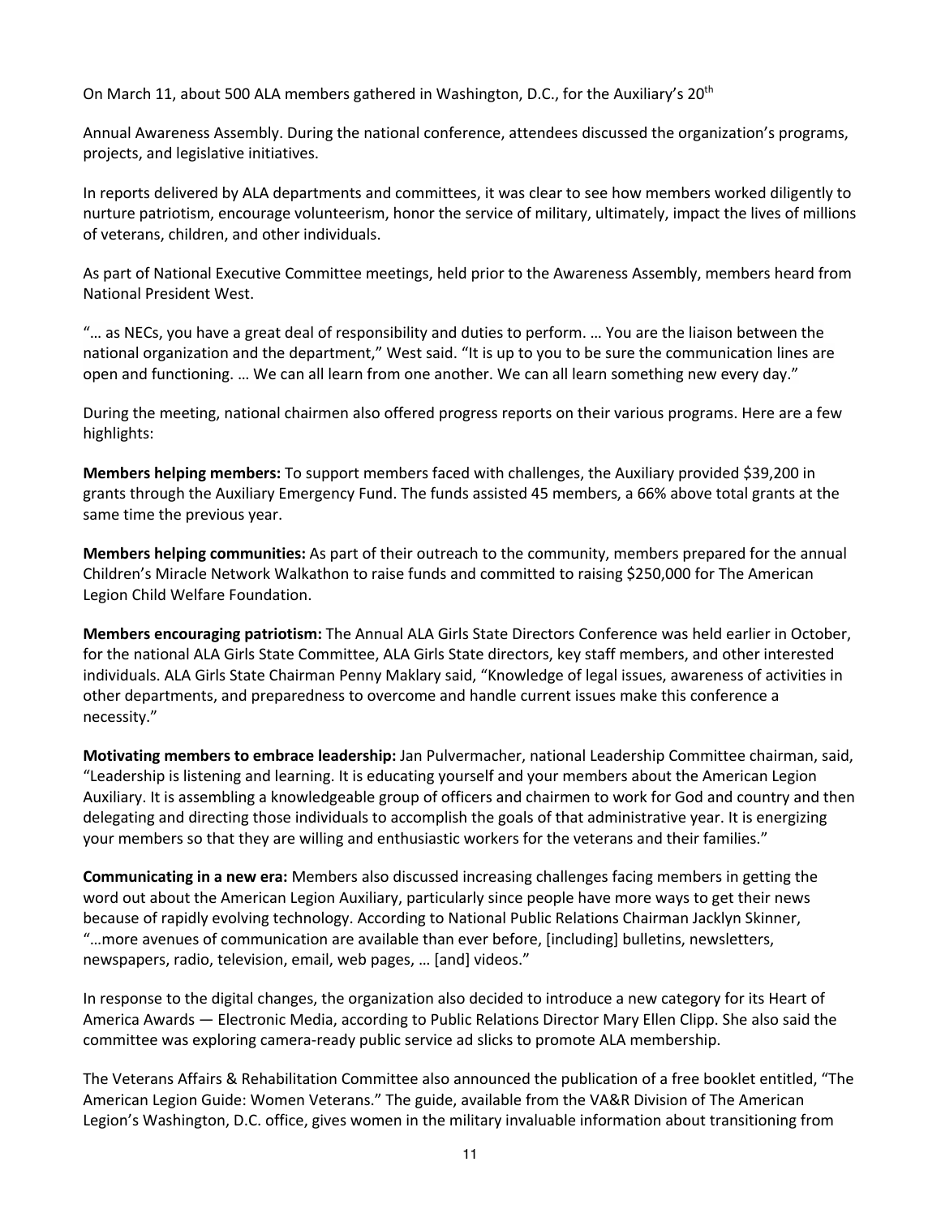On March 11, about 500 ALA members gathered in Washington, D.C., for the Auxiliary's 20th

Annual Awareness Assembly. During the national conference, attendees discussed the organization's programs, projects, and legislative initiatives.

In reports delivered by ALA departments and committees, it was clear to see how members worked diligently to nurture patriotism, encourage volunteerism, honor the service of military, ultimately, impact the lives of millions of veterans, children, and other individuals.

As part of National Executive Committee meetings, held prior to the Awareness Assembly, members heard from National President West.

"… as NECs, you have a great deal of responsibility and duties to perform. … You are the liaison between the national organization and the department," West said. "It is up to you to be sure the communication lines are open and functioning. … We can all learn from one another. We can all learn something new every day."

During the meeting, national chairmen also offered progress reports on their various programs. Here are a few highlights:

**Members helping members:** To support members faced with challenges, the Auxiliary provided $39,200 in grants through the Auxiliary Emergency Fund. The funds assisted 45 members, a 66% above total grants at the same time the previous year.

**Members helping communities:** As part of their outreach to the community, members prepared for the annual Children's Miracle Network Walkathon to raise funds and committed to raising $250,000 for The American Legion Child Welfare Foundation.

**Members encouraging patriotism:** The Annual ALA Girls State Directors Conference was held earlier in October, for the national ALA Girls State Committee, ALA Girls State directors, key staff members, and other interested individuals. ALA Girls State Chairman Penny Maklary said, "Knowledge of legal issues, awareness of activities in other departments, and preparedness to overcome and handle current issues make this conference a necessity."

**Motivating members to embrace leadership:** Jan Pulvermacher, national Leadership Committee chairman, said, "Leadership is listening and learning. It is educating yourself and your members about the American Legion Auxiliary. It is assembling a knowledgeable group of officers and chairmen to work for God and country and then delegating and directing those individuals to accomplish the goals of that administrative year. It is energizing your members so that they are willing and enthusiastic workers for the veterans and their families."

**Communicating in a new era:** Members also discussed increasing challenges facing members in getting the word out about the American Legion Auxiliary, particularly since people have more ways to get their news because of rapidly evolving technology. According to National Public Relations Chairman Jacklyn Skinner, "…more avenues of communication are available than ever before, [including] bulletins, newsletters, newspapers, radio, television, email, web pages, … [and] videos."

In response to the digital changes, the organization also decided to introduce a new category for its Heart of America Awards — Electronic Media, according to Public Relations Director Mary Ellen Clipp. She also said the committee was exploring camera-ready public service ad slicks to promote ALA membership.

The Veterans Affairs & Rehabilitation Committee also announced the publication of a free booklet entitled, "The American Legion Guide: Women Veterans." The guide, available from the VA&R Division of The American Legion's Washington, D.C. office, gives women in the military invaluable information about transitioning from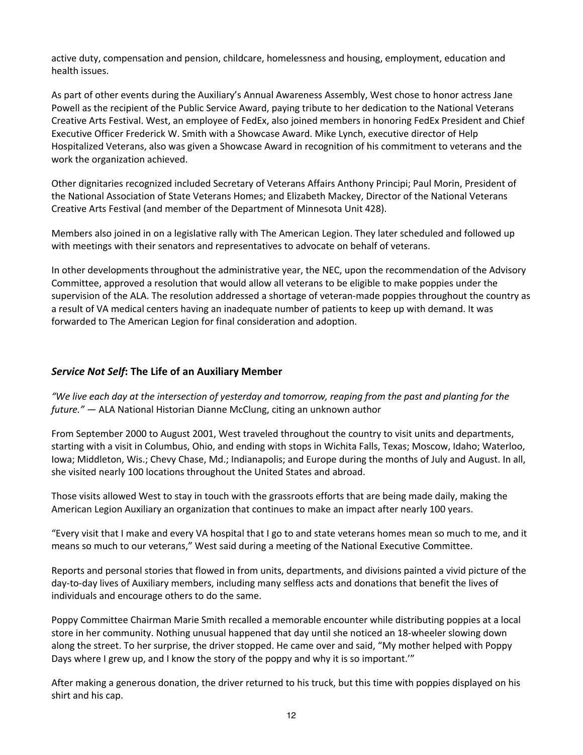active duty, compensation and pension, childcare, homelessness and housing, employment, education and health issues.

As part of other events during the Auxiliary's Annual Awareness Assembly, West chose to honor actress Jane Powell as the recipient of the Public Service Award, paying tribute to her dedication to the National Veterans Creative Arts Festival. West, an employee of FedEx, also joined members in honoring FedEx President and Chief Executive Officer Frederick W. Smith with a Showcase Award. Mike Lynch, executive director of Help Hospitalized Veterans, also was given a Showcase Award in recognition of his commitment to veterans and the work the organization achieved.

Other dignitaries recognized included Secretary of Veterans Affairs Anthony Principi; Paul Morin, President of the National Association of State Veterans Homes; and Elizabeth Mackey, Director of the National Veterans Creative Arts Festival (and member of the Department of Minnesota Unit 428).

Members also joined in on a legislative rally with The American Legion. They later scheduled and followed up with meetings with their senators and representatives to advocate on behalf of veterans.

In other developments throughout the administrative year, the NEC, upon the recommendation of the Advisory Committee, approved a resolution that would allow all veterans to be eligible to make poppies under the supervision of the ALA. The resolution addressed a shortage of veteran-made poppies throughout the country as a result of VA medical centers having an inadequate number of patients to keep up with demand. It was forwarded to The American Legion for final consideration and adoption.

## *Service Not Self*: The Life of an Auxiliary Member

*"We live each day at the intersection of yesterday and tomorrow, reaping from the past and planting for the future."* — ALA National Historian Dianne McClung, citing an unknown author

From September 2000 to August 2001, West traveled throughout the country to visit units and departments, starting with a visit in Columbus, Ohio, and ending with stops in Wichita Falls, Texas; Moscow, Idaho; Waterloo, Iowa; Middleton, Wis.; Chevy Chase, Md.; Indianapolis; and Europe during the months of July and August. In all, she visited nearly 100 locations throughout the United States and abroad.

Those visits allowed West to stay in touch with the grassroots efforts that are being made daily, making the American Legion Auxiliary an organization that continues to make an impact after nearly 100 years.

"Every visit that I make and every VA hospital that I go to and state veterans homes mean so much to me, and it means so much to our veterans," West said during a meeting of the National Executive Committee.

Reports and personal stories that flowed in from units, departments, and divisions painted a vivid picture of the day-to-day lives of Auxiliary members, including many selfless acts and donations that benefit the lives of individuals and encourage others to do the same.

Poppy Committee Chairman Marie Smith recalled a memorable encounter while distributing poppies at a local store in her community. Nothing unusual happened that day until she noticed an 18-wheeler slowing down along the street. To her surprise, the driver stopped. He came over and said, "My mother helped with Poppy Days where I grew up, and I know the story of the poppy and why it is so important.'"

After making a generous donation, the driver returned to his truck, but this time with poppies displayed on his shirt and his cap.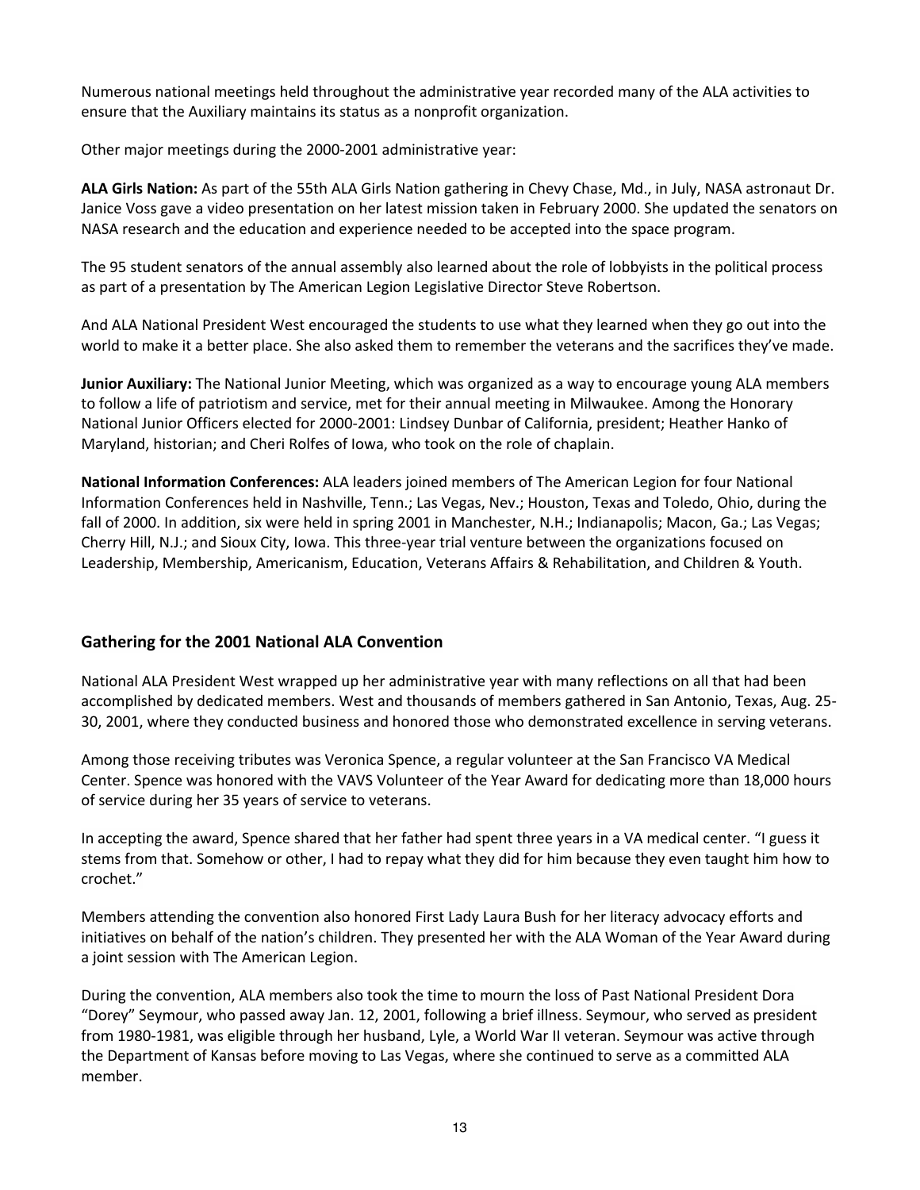Numerous national meetings held throughout the administrative year recorded many of the ALA activities to ensure that the Auxiliary maintains its status as a nonprofit organization.

Other major meetings during the 2000-2001 administrative year:

**ALA Girls Nation:** As part of the 55th ALA Girls Nation gathering in Chevy Chase, Md., in July, NASA astronaut Dr. Janice Voss gave a video presentation on her latest mission taken in February 2000. She updated the senators on NASA research and the education and experience needed to be accepted into the space program.

The 95 student senators of the annual assembly also learned about the role of lobbyists in the political process as part of a presentation by The American Legion Legislative Director Steve Robertson.

And ALA National President West encouraged the students to use what they learned when they go out into the world to make it a better place. She also asked them to remember the veterans and the sacrifices they've made.

**Junior Auxiliary:** The National Junior Meeting, which was organized as a way to encourage young ALA members to follow a life of patriotism and service, met for their annual meeting in Milwaukee. Among the Honorary National Junior Officers elected for 2000-2001: Lindsey Dunbar of California, president; Heather Hanko of Maryland, historian; and Cheri Rolfes of Iowa, who took on the role of chaplain.

**National Information Conferences:** ALA leaders joined members of The American Legion for four National Information Conferences held in Nashville, Tenn.; Las Vegas, Nev.; Houston, Texas and Toledo, Ohio, during the fall of 2000. In addition, six were held in spring 2001 in Manchester, N.H.; Indianapolis; Macon, Ga.; Las Vegas; Cherry Hill, N.J.; and Sioux City, Iowa. This three-year trial venture between the organizations focused on Leadership, Membership, Americanism, Education, Veterans Affairs & Rehabilitation, and Children & Youth.

## Gathering for the 2001 National ALA Convention

National ALA President West wrapped up her administrative year with many reflections on all that had been accomplished by dedicated members. West and thousands of members gathered in San Antonio, Texas, Aug. 25-30, 2001, where they conducted business and honored those who demonstrated excellence in serving veterans.

Among those receiving tributes was Veronica Spence, a regular volunteer at the San Francisco VA Medical Center. Spence was honored with the VAVS Volunteer of the Year Award for dedicating more than 18,000 hours of service during her 35 years of service to veterans.

In accepting the award, Spence shared that her father had spent three years in a VA medical center. "I guess it stems from that. Somehow or other, I had to repay what they did for him because they even taught him how to crochet."

Members attending the convention also honored First Lady Laura Bush for her literacy advocacy efforts and initiatives on behalf of the nation's children. They presented her with the ALA Woman of the Year Award during a joint session with The American Legion.

During the convention, ALA members also took the time to mourn the loss of Past National President Dora "Dorey" Seymour, who passed away Jan. 12, 2001, following a brief illness. Seymour, who served as president from 1980-1981, was eligible through her husband, Lyle, a World War II veteran. Seymour was active through the Department of Kansas before moving to Las Vegas, where she continued to serve as a committed ALA member.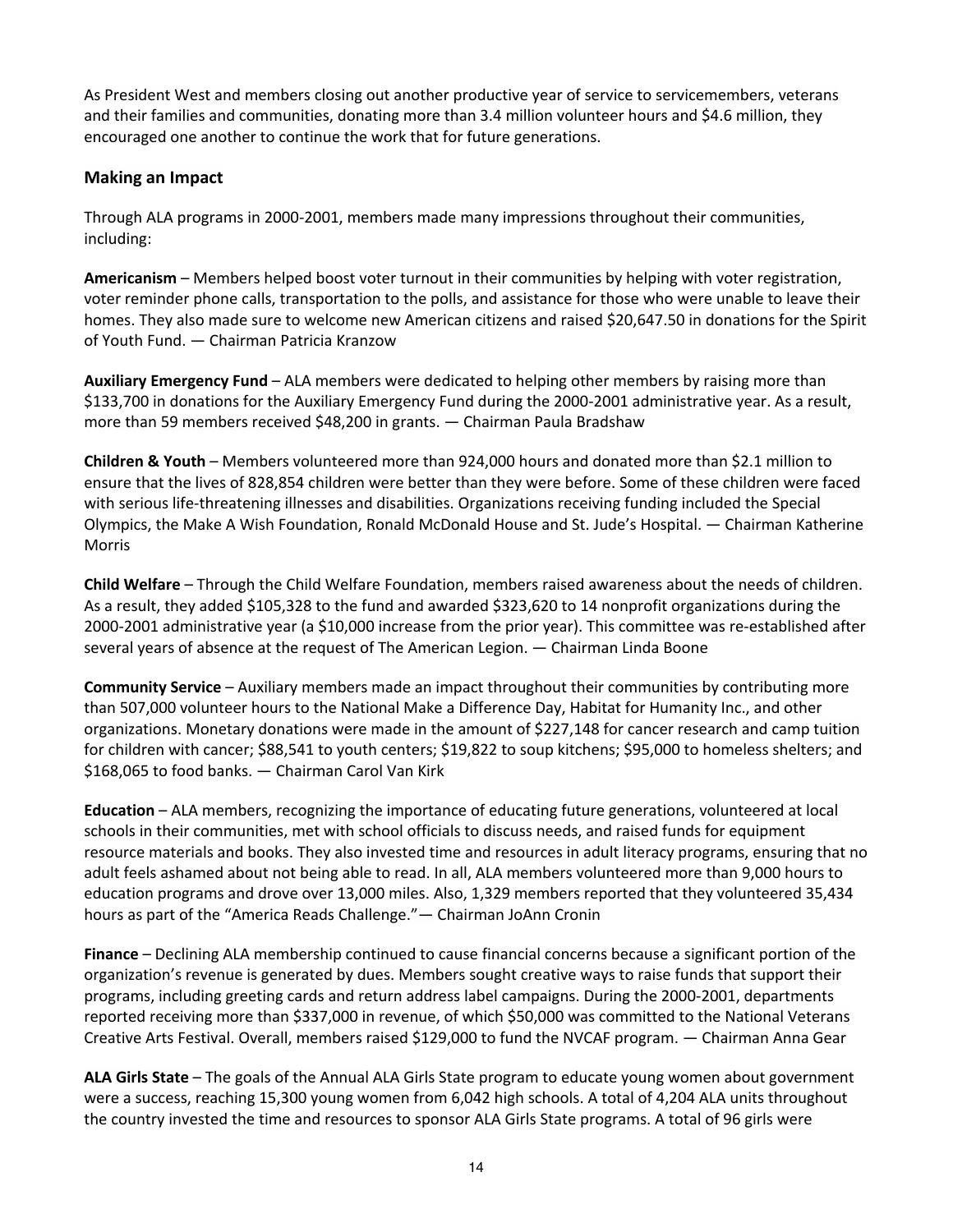As President West and members closing out another productive year of service to servicemembers, veterans and their families and communities, donating more than 3.4 million volunteer hours and $4.6 million, they encouraged one another to continue the work that for future generations.

### Making an Impact

Through ALA programs in 2000-2001, members made many impressions throughout their communities, including:

**Americanism** – Members helped boost voter turnout in their communities by helping with voter registration, voter reminder phone calls, transportation to the polls, and assistance for those who were unable to leave their homes. They also made sure to welcome new American citizens and raised $20,647.50 in donations for the Spirit of Youth Fund. — Chairman Patricia Kranzow

**Auxiliary Emergency Fund** – ALA members were dedicated to helping other members by raising more than $133,700 in donations for the Auxiliary Emergency Fund during the 2000-2001 administrative year. As a result, more than 59 members received $48,200 in grants. — Chairman Paula Bradshaw

**Children & Youth** – Members volunteered more than 924,000 hours and donated more than $2.1 million to ensure that the lives of 828,854 children were better than they were before. Some of these children were faced with serious life-threatening illnesses and disabilities. Organizations receiving funding included the Special Olympics, the Make A Wish Foundation, Ronald McDonald House and St. Jude's Hospital. — Chairman Katherine Morris

**Child Welfare** – Through the Child Welfare Foundation, members raised awareness about the needs of children. As a result, they added $105,328 to the fund and awarded $323,620 to 14 nonprofit organizations during the 2000-2001 administrative year (a $10,000 increase from the prior year). This committee was re-established after several years of absence at the request of The American Legion. — Chairman Linda Boone

**Community Service** – Auxiliary members made an impact throughout their communities by contributing more than 507,000 volunteer hours to the National Make a Difference Day, Habitat for Humanity Inc., and other organizations. Monetary donations were made in the amount of $227,148 for cancer research and camp tuition for children with cancer; $88,541 to youth centers; $19,822 to soup kitchens; $95,000 to homeless shelters; and $168,065 to food banks. — Chairman Carol Van Kirk

**Education** – ALA members, recognizing the importance of educating future generations, volunteered at local schools in their communities, met with school officials to discuss needs, and raised funds for equipment resource materials and books. They also invested time and resources in adult literacy programs, ensuring that no adult feels ashamed about not being able to read. In all, ALA members volunteered more than 9,000 hours to education programs and drove over 13,000 miles. Also, 1,329 members reported that they volunteered 35,434 hours as part of the "America Reads Challenge."— Chairman JoAnn Cronin

**Finance** – Declining ALA membership continued to cause financial concerns because a significant portion of the organization's revenue is generated by dues. Members sought creative ways to raise funds that support their programs, including greeting cards and return address label campaigns. During the 2000-2001, departments reported receiving more than $337,000 in revenue, of which $50,000 was committed to the National Veterans Creative Arts Festival. Overall, members raised $129,000 to fund the NVCAF program. — Chairman Anna Gear

**ALA Girls State** – The goals of the Annual ALA Girls State program to educate young women about government were a success, reaching 15,300 young women from 6,042 high schools. A total of 4,204 ALA units throughout the country invested the time and resources to sponsor ALA Girls State programs. A total of 96 girls were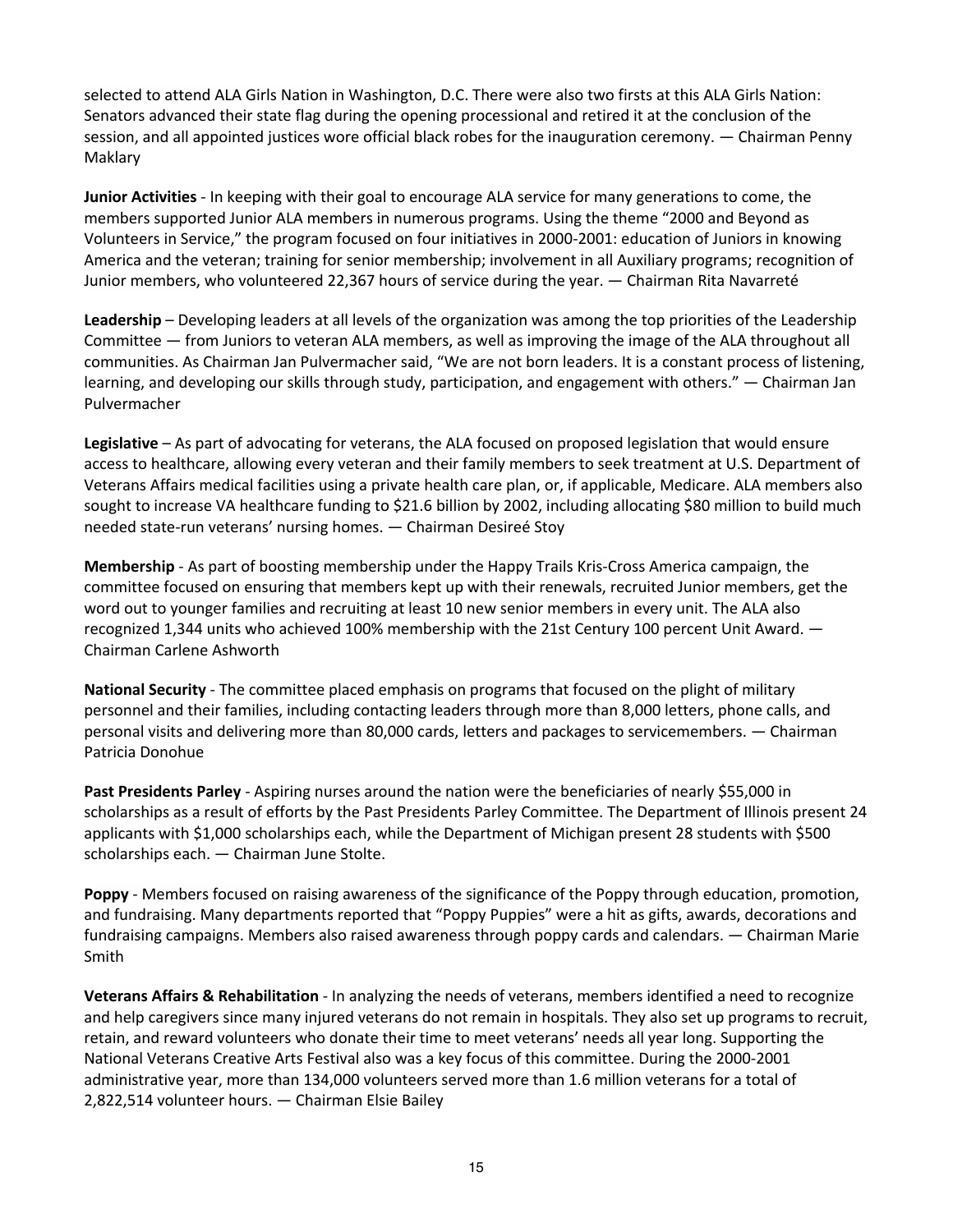selected to attend ALA Girls Nation in Washington, D.C. There were also two firsts at this ALA Girls Nation: Senators advanced their state flag during the opening processional and retired it at the conclusion of the session, and all appointed justices wore official black robes for the inauguration ceremony. — Chairman Penny Maklary

**Junior Activities** - In keeping with their goal to encourage ALA service for many generations to come, the members supported Junior ALA members in numerous programs. Using the theme "2000 and Beyond as Volunteers in Service," the program focused on four initiatives in 2000-2001: education of Juniors in knowing America and the veteran; training for senior membership; involvement in all Auxiliary programs; recognition of Junior members, who volunteered 22,367 hours of service during the year. — Chairman Rita Navarreté

**Leadership** – Developing leaders at all levels of the organization was among the top priorities of the Leadership Committee — from Juniors to veteran ALA members, as well as improving the image of the ALA throughout all communities. As Chairman Jan Pulvermacher said, "We are not born leaders. It is a constant process of listening, learning, and developing our skills through study, participation, and engagement with others." — Chairman Jan Pulvermacher

**Legislative** – As part of advocating for veterans, the ALA focused on proposed legislation that would ensure access to healthcare, allowing every veteran and their family members to seek treatment at U.S. Department of Veterans Affairs medical facilities using a private health care plan, or, if applicable, Medicare. ALA members also sought to increase VA healthcare funding to $21.6 billion by 2002, including allocating $80 million to build much needed state-run veterans' nursing homes. — Chairman Desireé Stoy

**Membership** - As part of boosting membership under the Happy Trails Kris-Cross America campaign, the committee focused on ensuring that members kept up with their renewals, recruited Junior members, get the word out to younger families and recruiting at least 10 new senior members in every unit. The ALA also recognized 1,344 units who achieved 100% membership with the 21st Century 100 percent Unit Award. — Chairman Carlene Ashworth

**National Security** - The committee placed emphasis on programs that focused on the plight of military personnel and their families, including contacting leaders through more than 8,000 letters, phone calls, and personal visits and delivering more than 80,000 cards, letters and packages to servicemembers. — Chairman Patricia Donohue

**Past Presidents Parley** - Aspiring nurses around the nation were the beneficiaries of nearly $55,000 in scholarships as a result of efforts by the Past Presidents Parley Committee. The Department of Illinois present 24 applicants with $1,000 scholarships each, while the Department of Michigan present 28 students with $500 scholarships each. — Chairman June Stolte.

**Poppy** - Members focused on raising awareness of the significance of the Poppy through education, promotion, and fundraising. Many departments reported that "Poppy Puppies" were a hit as gifts, awards, decorations and fundraising campaigns. Members also raised awareness through poppy cards and calendars. — Chairman Marie Smith

**Veterans Affairs & Rehabilitation** - In analyzing the needs of veterans, members identified a need to recognize and help caregivers since many injured veterans do not remain in hospitals. They also set up programs to recruit, retain, and reward volunteers who donate their time to meet veterans' needs all year long. Supporting the National Veterans Creative Arts Festival also was a key focus of this committee. During the 2000-2001 administrative year, more than 134,000 volunteers served more than 1.6 million veterans for a total of 2,822,514 volunteer hours. — Chairman Elsie Bailey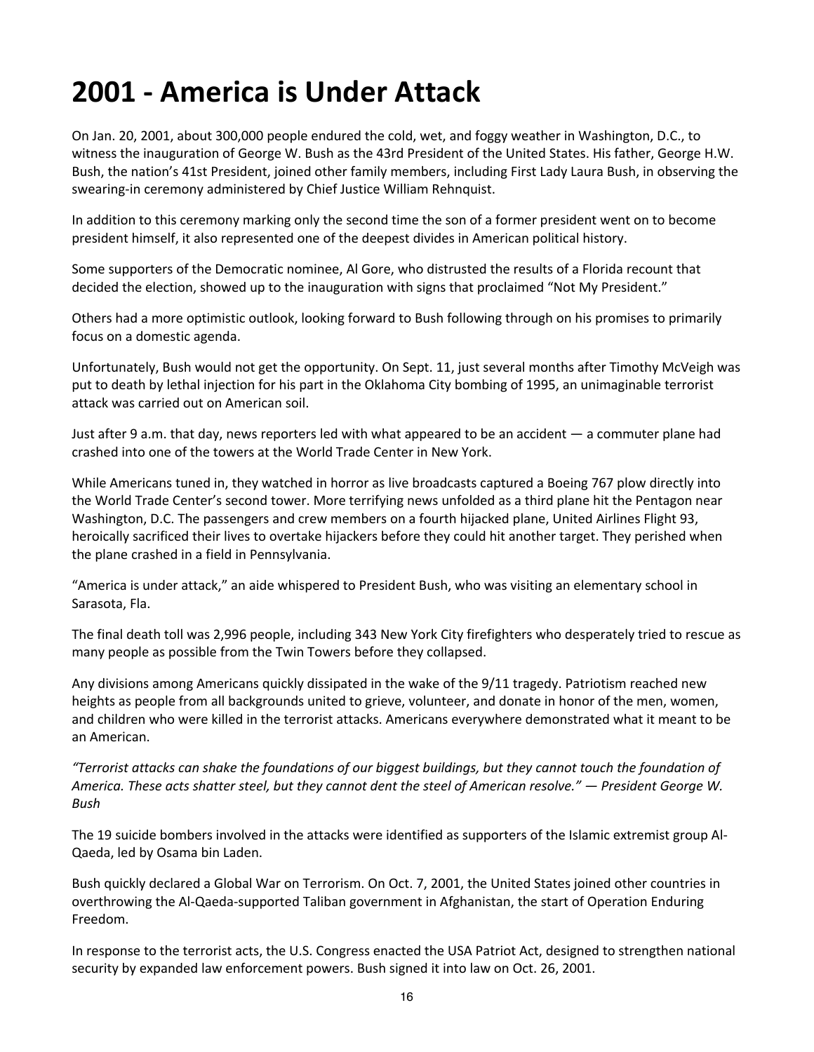# 2001 - America is Under Attack

On Jan. 20, 2001, about 300,000 people endured the cold, wet, and foggy weather in Washington, D.C., to witness the inauguration of George W. Bush as the 43rd President of the United States. His father, George H.W. Bush, the nation's 41st President, joined other family members, including First Lady Laura Bush, in observing the swearing-in ceremony administered by Chief Justice William Rehnquist.

In addition to this ceremony marking only the second time the son of a former president went on to become president himself, it also represented one of the deepest divides in American political history.

Some supporters of the Democratic nominee, Al Gore, who distrusted the results of a Florida recount that decided the election, showed up to the inauguration with signs that proclaimed "Not My President."

Others had a more optimistic outlook, looking forward to Bush following through on his promises to primarily focus on a domestic agenda.

Unfortunately, Bush would not get the opportunity. On Sept. 11, just several months after Timothy McVeigh was put to death by lethal injection for his part in the Oklahoma City bombing of 1995, an unimaginable terrorist attack was carried out on American soil.

Just after 9 a.m. that day, news reporters led with what appeared to be an accident — a commuter plane had crashed into one of the towers at the World Trade Center in New York.

While Americans tuned in, they watched in horror as live broadcasts captured a Boeing 767 plow directly into the World Trade Center's second tower. More terrifying news unfolded as a third plane hit the Pentagon near Washington, D.C. The passengers and crew members on a fourth hijacked plane, United Airlines Flight 93, heroically sacrificed their lives to overtake hijackers before they could hit another target. They perished when the plane crashed in a field in Pennsylvania.

"America is under attack," an aide whispered to President Bush, who was visiting an elementary school in Sarasota, Fla.

The final death toll was 2,996 people, including 343 New York City firefighters who desperately tried to rescue as many people as possible from the Twin Towers before they collapsed.

Any divisions among Americans quickly dissipated in the wake of the 9/11 tragedy. Patriotism reached new heights as people from all backgrounds united to grieve, volunteer, and donate in honor of the men, women, and children who were killed in the terrorist attacks. Americans everywhere demonstrated what it meant to be an American.

*"Terrorist attacks can shake the foundations of our biggest buildings, but they cannot touch the foundation of America. These acts shatter steel, but they cannot dent the steel of American resolve." — President George W. Bush*

The 19 suicide bombers involved in the attacks were identified as supporters of the Islamic extremist group Al-Qaeda, led by Osama bin Laden.

Bush quickly declared a Global War on Terrorism. On Oct. 7, 2001, the United States joined other countries in overthrowing the Al-Qaeda-supported Taliban government in Afghanistan, the start of Operation Enduring Freedom.

In response to the terrorist acts, the U.S. Congress enacted the USA Patriot Act, designed to strengthen national security by expanded law enforcement powers. Bush signed it into law on Oct. 26, 2001.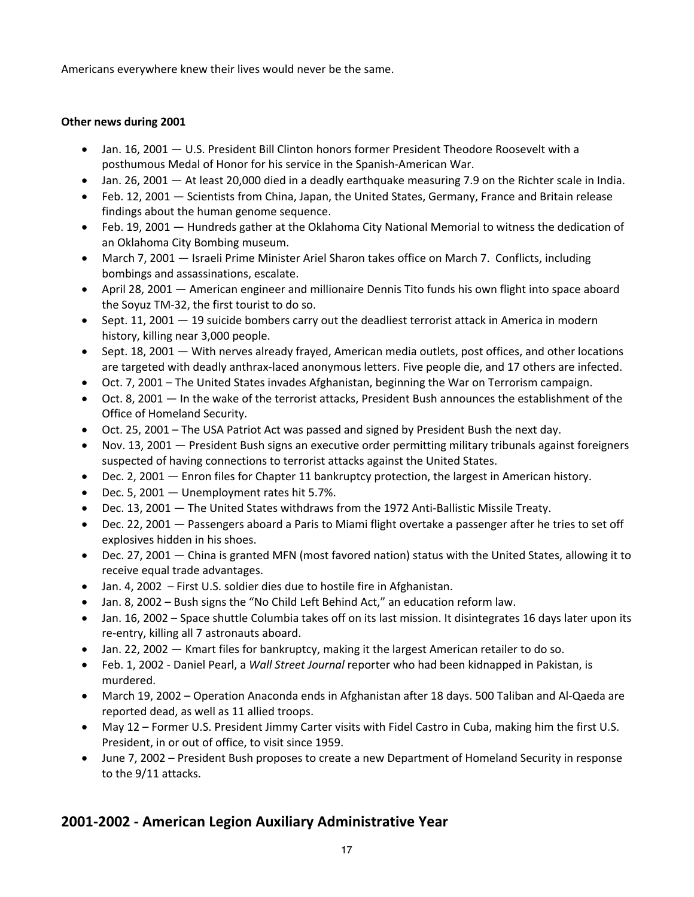Americans everywhere knew their lives would never be the same.

**Other news during 2001**

- Jan. 16, 2001 — U.S. President Bill Clinton honors former President Theodore Roosevelt with a posthumous Medal of Honor for his service in the Spanish-American War.
- Jan. 26, 2001 — At least 20,000 died in a deadly earthquake measuring 7.9 on the Richter scale in India.
- Feb. 12, 2001 — Scientists from China, Japan, the United States, Germany, France and Britain release findings about the human genome sequence.
- Feb. 19, 2001 — Hundreds gather at the Oklahoma City National Memorial to witness the dedication of an Oklahoma City Bombing museum.
- March 7, 2001 — Israeli Prime Minister Ariel Sharon takes office on March 7. Conflicts, including bombings and assassinations, escalate.
- April 28, 2001 — American engineer and millionaire Dennis Tito funds his own flight into space aboard the Soyuz TM-32, the first tourist to do so.
- Sept. 11, 2001 — 19 suicide bombers carry out the deadliest terrorist attack in America in modern history, killing near 3,000 people.
- Sept. 18, 2001 — With nerves already frayed, American media outlets, post offices, and other locations are targeted with deadly anthrax-laced anonymous letters. Five people die, and 17 others are infected.
- Oct. 7, 2001 – The United States invades Afghanistan, beginning the War on Terrorism campaign.
- Oct. 8, 2001 — In the wake of the terrorist attacks, President Bush announces the establishment of the Office of Homeland Security.
- Oct. 25, 2001 – The USA Patriot Act was passed and signed by President Bush the next day.
- Nov. 13, 2001 — President Bush signs an executive order permitting military tribunals against foreigners suspected of having connections to terrorist attacks against the United States.
- Dec. 2, 2001 — Enron files for Chapter 11 bankruptcy protection, the largest in American history.
- Dec. 5, 2001 — Unemployment rates hit 5.7%.
- Dec. 13, 2001 — The United States withdraws from the 1972 Anti-Ballistic Missile Treaty.
- Dec. 22, 2001 — Passengers aboard a Paris to Miami flight overtake a passenger after he tries to set off explosives hidden in his shoes.
- Dec. 27, 2001 — China is granted MFN (most favored nation) status with the United States, allowing it to receive equal trade advantages.
- Jan. 4, 2002 – First U.S. soldier dies due to hostile fire in Afghanistan.
- Jan. 8, 2002 – Bush signs the "No Child Left Behind Act," an education reform law.
- Jan. 16, 2002 – Space shuttle Columbia takes off on its last mission. It disintegrates 16 days later upon its re-entry, killing all 7 astronauts aboard.
- Jan. 22, 2002 — Kmart files for bankruptcy, making it the largest American retailer to do so.
- Feb. 1, 2002 - Daniel Pearl, a *Wall Street Journal* reporter who had been kidnapped in Pakistan, is murdered.
- March 19, 2002 – Operation Anaconda ends in Afghanistan after 18 days. 500 Taliban and Al-Qaeda are reported dead, as well as 11 allied troops.
- May 12 – Former U.S. President Jimmy Carter visits with Fidel Castro in Cuba, making him the first U.S. President, in or out of office, to visit since 1959.
- June 7, 2002 – President Bush proposes to create a new Department of Homeland Security in response to the 9/11 attacks.

## 2001-2002 - American Legion Auxiliary Administrative Year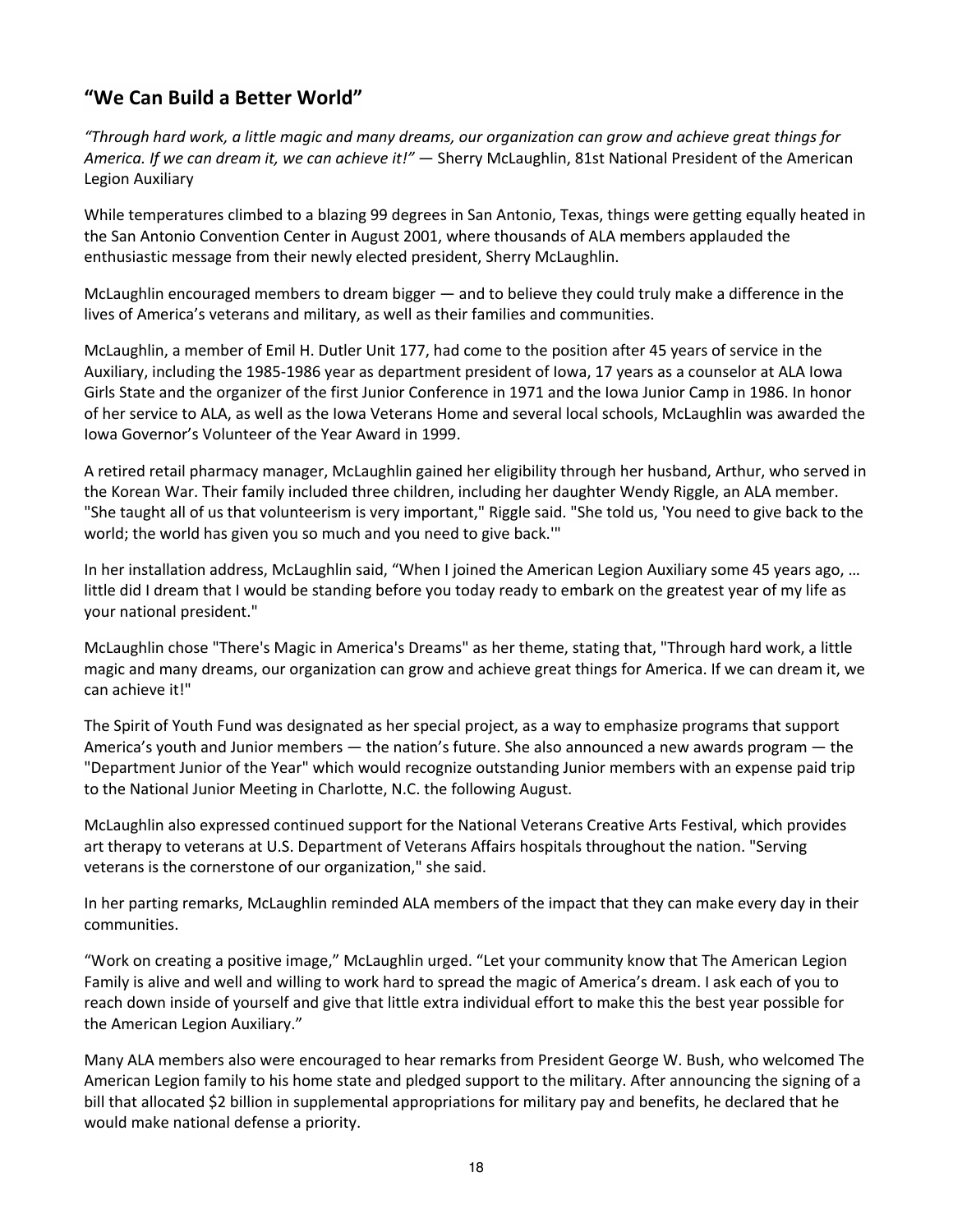## "We Can Build a Better World"

*"Through hard work, a little magic and many dreams, our organization can grow and achieve great things for America. If we can dream it, we can achieve it!"* — Sherry McLaughlin, 81st National President of the American Legion Auxiliary

While temperatures climbed to a blazing 99 degrees in San Antonio, Texas, things were getting equally heated in the San Antonio Convention Center in August 2001, where thousands of ALA members applauded the enthusiastic message from their newly elected president, Sherry McLaughlin.

McLaughlin encouraged members to dream bigger — and to believe they could truly make a difference in the lives of America's veterans and military, as well as their families and communities.

McLaughlin, a member of Emil H. Dutler Unit 177, had come to the position after 45 years of service in the Auxiliary, including the 1985-1986 year as department president of Iowa, 17 years as a counselor at ALA Iowa Girls State and the organizer of the first Junior Conference in 1971 and the Iowa Junior Camp in 1986. In honor of her service to ALA, as well as the Iowa Veterans Home and several local schools, McLaughlin was awarded the Iowa Governor's Volunteer of the Year Award in 1999.

A retired retail pharmacy manager, McLaughlin gained her eligibility through her husband, Arthur, who served in the Korean War. Their family included three children, including her daughter Wendy Riggle, an ALA member. "She taught all of us that volunteerism is very important," Riggle said. "She told us, 'You need to give back to the world; the world has given you so much and you need to give back.'"

In her installation address, McLaughlin said, "When I joined the American Legion Auxiliary some 45 years ago, … little did I dream that I would be standing before you today ready to embark on the greatest year of my life as your national president."

McLaughlin chose "There's Magic in America's Dreams" as her theme, stating that, "Through hard work, a little magic and many dreams, our organization can grow and achieve great things for America. If we can dream it, we can achieve it!"

The Spirit of Youth Fund was designated as her special project, as a way to emphasize programs that support America's youth and Junior members — the nation's future. She also announced a new awards program — the "Department Junior of the Year" which would recognize outstanding Junior members with an expense paid trip to the National Junior Meeting in Charlotte, N.C. the following August.

McLaughlin also expressed continued support for the National Veterans Creative Arts Festival, which provides art therapy to veterans at U.S. Department of Veterans Affairs hospitals throughout the nation. "Serving veterans is the cornerstone of our organization," she said.

In her parting remarks, McLaughlin reminded ALA members of the impact that they can make every day in their communities.

"Work on creating a positive image," McLaughlin urged. "Let your community know that The American Legion Family is alive and well and willing to work hard to spread the magic of America's dream. I ask each of you to reach down inside of yourself and give that little extra individual effort to make this the best year possible for the American Legion Auxiliary."

Many ALA members also were encouraged to hear remarks from President George W. Bush, who welcomed The American Legion family to his home state and pledged support to the military. After announcing the signing of a bill that allocated $2 billion in supplemental appropriations for military pay and benefits, he declared that he would make national defense a priority.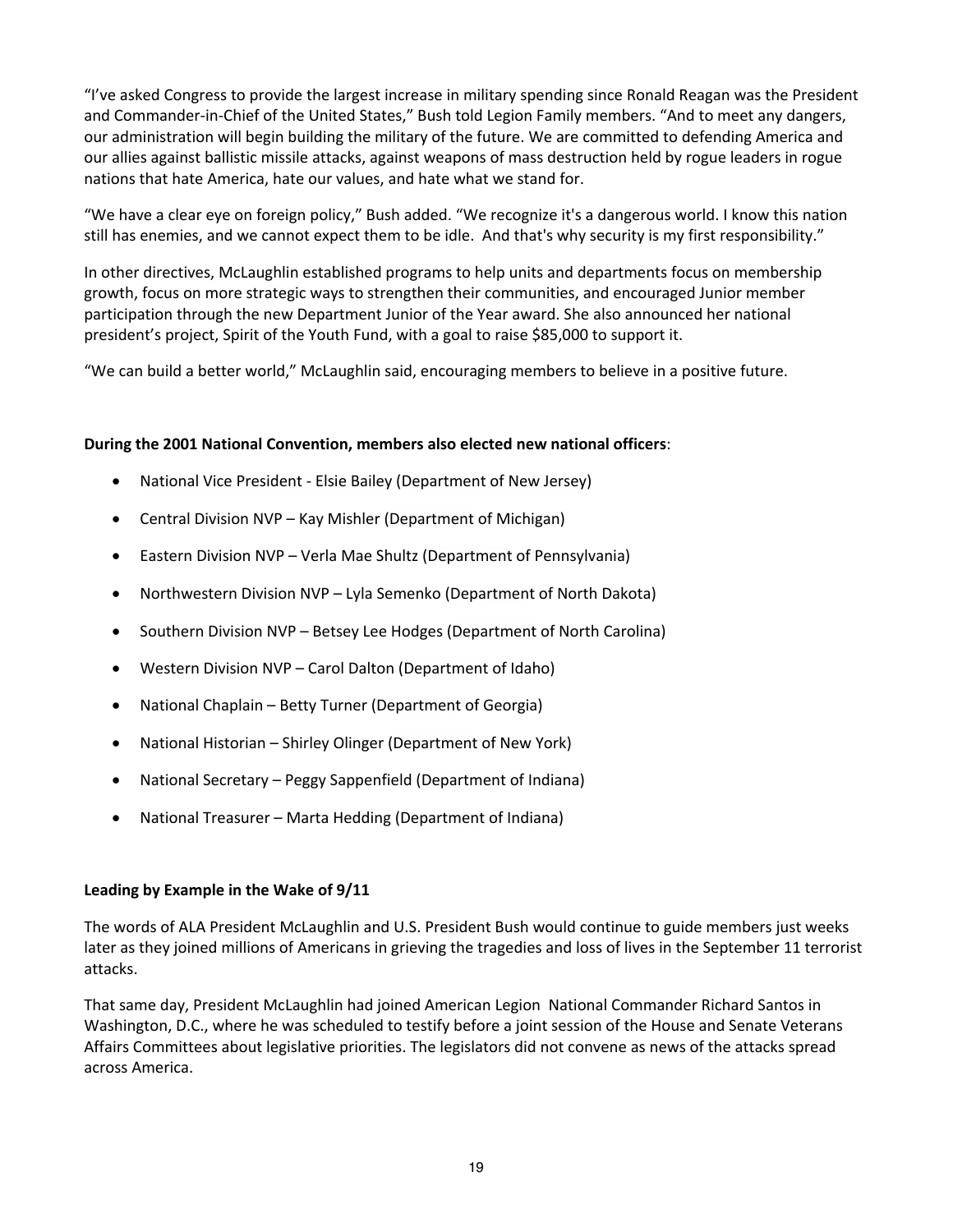"I've asked Congress to provide the largest increase in military spending since Ronald Reagan was the President and Commander-in-Chief of the United States," Bush told Legion Family members. "And to meet any dangers, our administration will begin building the military of the future. We are committed to defending America and our allies against ballistic missile attacks, against weapons of mass destruction held by rogue leaders in rogue nations that hate America, hate our values, and hate what we stand for.

"We have a clear eye on foreign policy," Bush added. "We recognize it's a dangerous world. I know this nation still has enemies, and we cannot expect them to be idle. And that's why security is my first responsibility."

In other directives, McLaughlin established programs to help units and departments focus on membership growth, focus on more strategic ways to strengthen their communities, and encouraged Junior member participation through the new Department Junior of the Year award. She also announced her national president's project, Spirit of the Youth Fund, with a goal to raise $85,000 to support it.

"We can build a better world," McLaughlin said, encouraging members to believe in a positive future.

**During the 2001 National Convention, members also elected new national officers**:

- National Vice President - Elsie Bailey (Department of New Jersey)
- Central Division NVP – Kay Mishler (Department of Michigan)
- Eastern Division NVP – Verla Mae Shultz (Department of Pennsylvania)
- Northwestern Division NVP – Lyla Semenko (Department of North Dakota)
- Southern Division NVP – Betsey Lee Hodges (Department of North Carolina)
- Western Division NVP – Carol Dalton (Department of Idaho)
- National Chaplain – Betty Turner (Department of Georgia)
- National Historian – Shirley Olinger (Department of New York)
- National Secretary – Peggy Sappenfield (Department of Indiana)
- National Treasurer – Marta Hedding (Department of Indiana)

**Leading by Example in the Wake of 9/11**

The words of ALA President McLaughlin and U.S. President Bush would continue to guide members just weeks later as they joined millions of Americans in grieving the tragedies and loss of lives in the September 11 terrorist attacks.

That same day, President McLaughlin had joined American Legion National Commander Richard Santos in Washington, D.C., where he was scheduled to testify before a joint session of the House and Senate Veterans Affairs Committees about legislative priorities. The legislators did not convene as news of the attacks spread across America.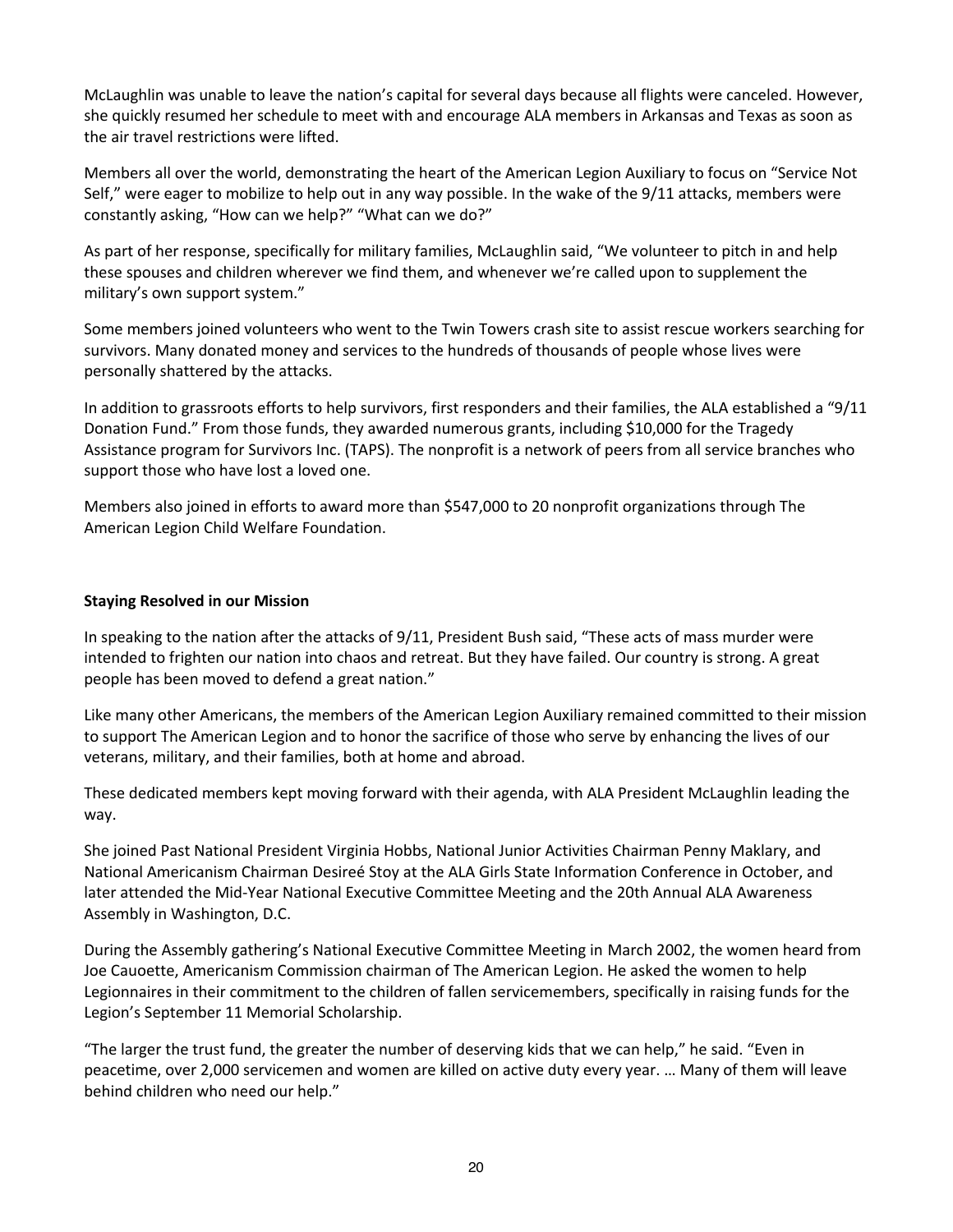McLaughlin was unable to leave the nation's capital for several days because all flights were canceled. However, she quickly resumed her schedule to meet with and encourage ALA members in Arkansas and Texas as soon as the air travel restrictions were lifted.

Members all over the world, demonstrating the heart of the American Legion Auxiliary to focus on "Service Not Self," were eager to mobilize to help out in any way possible. In the wake of the 9/11 attacks, members were constantly asking, "How can we help?" "What can we do?"

As part of her response, specifically for military families, McLaughlin said, "We volunteer to pitch in and help these spouses and children wherever we find them, and whenever we're called upon to supplement the military's own support system."

Some members joined volunteers who went to the Twin Towers crash site to assist rescue workers searching for survivors. Many donated money and services to the hundreds of thousands of people whose lives were personally shattered by the attacks.

In addition to grassroots efforts to help survivors, first responders and their families, the ALA established a "9/11 Donation Fund." From those funds, they awarded numerous grants, including $10,000 for the Tragedy Assistance program for Survivors Inc. (TAPS). The nonprofit is a network of peers from all service branches who support those who have lost a loved one.

Members also joined in efforts to award more than $547,000 to 20 nonprofit organizations through The American Legion Child Welfare Foundation.

**Staying Resolved in our Mission**

In speaking to the nation after the attacks of 9/11, President Bush said, "These acts of mass murder were intended to frighten our nation into chaos and retreat. But they have failed. Our country is strong. A great people has been moved to defend a great nation."

Like many other Americans, the members of the American Legion Auxiliary remained committed to their mission to support The American Legion and to honor the sacrifice of those who serve by enhancing the lives of our veterans, military, and their families, both at home and abroad.

These dedicated members kept moving forward with their agenda, with ALA President McLaughlin leading the way.

She joined Past National President Virginia Hobbs, National Junior Activities Chairman Penny Maklary, and National Americanism Chairman Desireé Stoy at the ALA Girls State Information Conference in October, and later attended the Mid-Year National Executive Committee Meeting and the 20th Annual ALA Awareness Assembly in Washington, D.C.

During the Assembly gathering's National Executive Committee Meeting in March 2002, the women heard from Joe Cauoette, Americanism Commission chairman of The American Legion. He asked the women to help Legionnaires in their commitment to the children of fallen servicemembers, specifically in raising funds for the Legion's September 11 Memorial Scholarship.

"The larger the trust fund, the greater the number of deserving kids that we can help," he said. "Even in peacetime, over 2,000 servicemen and women are killed on active duty every year. … Many of them will leave behind children who need our help."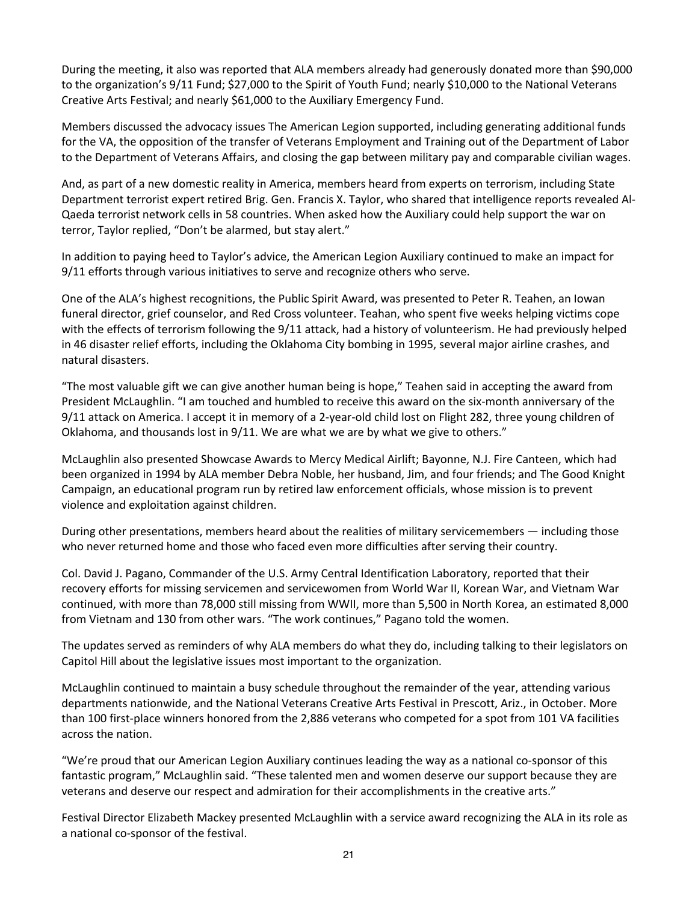During the meeting, it also was reported that ALA members already had generously donated more than $90,000 to the organization's 9/11 Fund; $27,000 to the Spirit of Youth Fund; nearly $10,000 to the National Veterans Creative Arts Festival; and nearly $61,000 to the Auxiliary Emergency Fund.

Members discussed the advocacy issues The American Legion supported, including generating additional funds for the VA, the opposition of the transfer of Veterans Employment and Training out of the Department of Labor to the Department of Veterans Affairs, and closing the gap between military pay and comparable civilian wages.

And, as part of a new domestic reality in America, members heard from experts on terrorism, including State Department terrorist expert retired Brig. Gen. Francis X. Taylor, who shared that intelligence reports revealed Al-Qaeda terrorist network cells in 58 countries. When asked how the Auxiliary could help support the war on terror, Taylor replied, "Don't be alarmed, but stay alert."

In addition to paying heed to Taylor's advice, the American Legion Auxiliary continued to make an impact for 9/11 efforts through various initiatives to serve and recognize others who serve.

One of the ALA's highest recognitions, the Public Spirit Award, was presented to Peter R. Teahen, an Iowan funeral director, grief counselor, and Red Cross volunteer. Teahan, who spent five weeks helping victims cope with the effects of terrorism following the 9/11 attack, had a history of volunteerism. He had previously helped in 46 disaster relief efforts, including the Oklahoma City bombing in 1995, several major airline crashes, and natural disasters.

"The most valuable gift we can give another human being is hope," Teahen said in accepting the award from President McLaughlin. "I am touched and humbled to receive this award on the six-month anniversary of the 9/11 attack on America. I accept it in memory of a 2-year-old child lost on Flight 282, three young children of Oklahoma, and thousands lost in 9/11. We are what we are by what we give to others."

McLaughlin also presented Showcase Awards to Mercy Medical Airlift; Bayonne, N.J. Fire Canteen, which had been organized in 1994 by ALA member Debra Noble, her husband, Jim, and four friends; and The Good Knight Campaign, an educational program run by retired law enforcement officials, whose mission is to prevent violence and exploitation against children.

During other presentations, members heard about the realities of military servicemembers — including those who never returned home and those who faced even more difficulties after serving their country.

Col. David J. Pagano, Commander of the U.S. Army Central Identification Laboratory, reported that their recovery efforts for missing servicemen and servicewomen from World War II, Korean War, and Vietnam War continued, with more than 78,000 still missing from WWII, more than 5,500 in North Korea, an estimated 8,000 from Vietnam and 130 from other wars. "The work continues," Pagano told the women.

The updates served as reminders of why ALA members do what they do, including talking to their legislators on Capitol Hill about the legislative issues most important to the organization.

McLaughlin continued to maintain a busy schedule throughout the remainder of the year, attending various departments nationwide, and the National Veterans Creative Arts Festival in Prescott, Ariz., in October. More than 100 first-place winners honored from the 2,886 veterans who competed for a spot from 101 VA facilities across the nation.

"We're proud that our American Legion Auxiliary continues leading the way as a national co-sponsor of this fantastic program," McLaughlin said. "These talented men and women deserve our support because they are veterans and deserve our respect and admiration for their accomplishments in the creative arts."

Festival Director Elizabeth Mackey presented McLaughlin with a service award recognizing the ALA in its role as a national co-sponsor of the festival.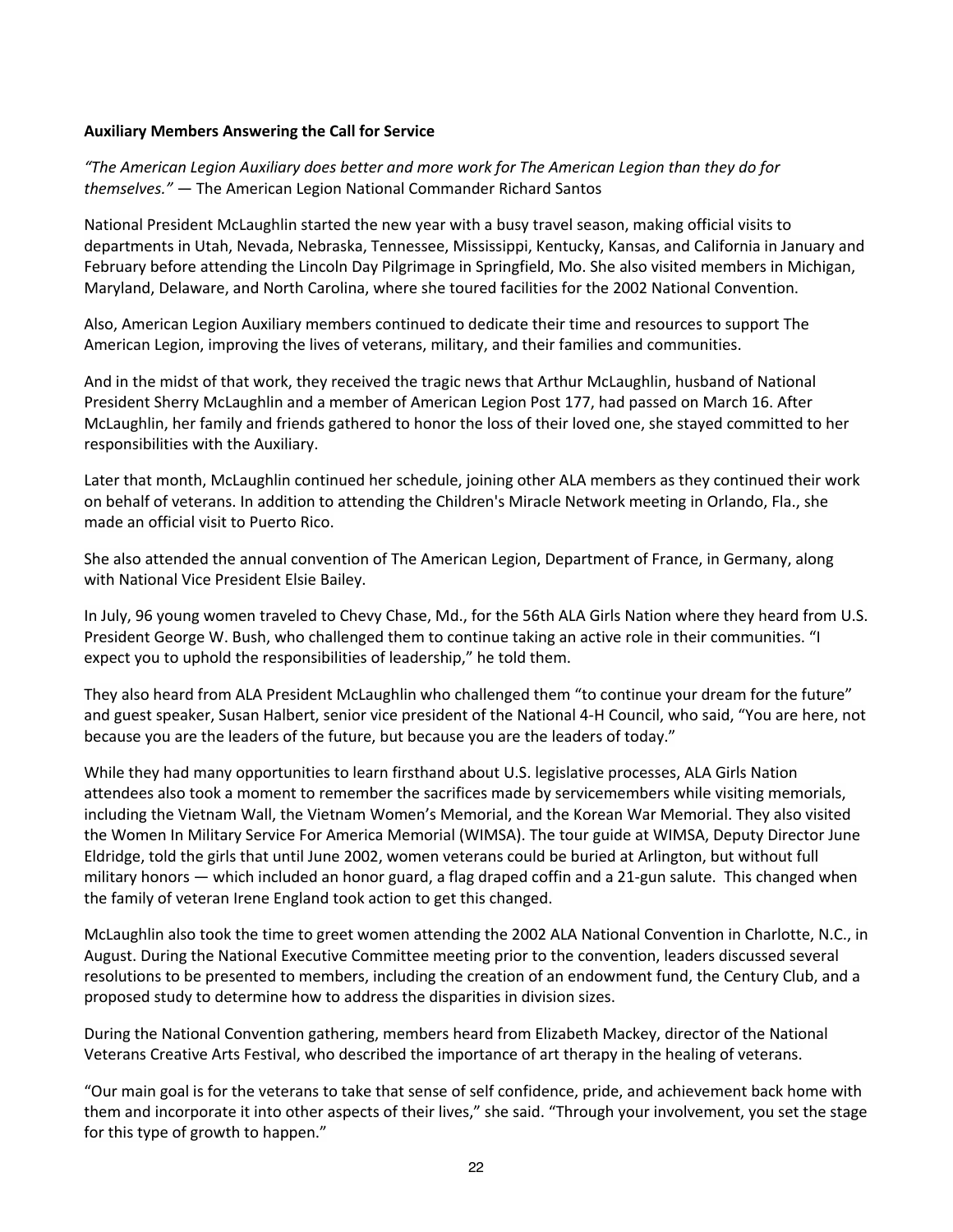**Auxiliary Members Answering the Call for Service**

*"The American Legion Auxiliary does better and more work for The American Legion than they do for themselves."* — The American Legion National Commander Richard Santos

National President McLaughlin started the new year with a busy travel season, making official visits to departments in Utah, Nevada, Nebraska, Tennessee, Mississippi, Kentucky, Kansas, and California in January and February before attending the Lincoln Day Pilgrimage in Springfield, Mo. She also visited members in Michigan, Maryland, Delaware, and North Carolina, where she toured facilities for the 2002 National Convention.

Also, American Legion Auxiliary members continued to dedicate their time and resources to support The American Legion, improving the lives of veterans, military, and their families and communities.

And in the midst of that work, they received the tragic news that Arthur McLaughlin, husband of National President Sherry McLaughlin and a member of American Legion Post 177, had passed on March 16. After McLaughlin, her family and friends gathered to honor the loss of their loved one, she stayed committed to her responsibilities with the Auxiliary.

Later that month, McLaughlin continued her schedule, joining other ALA members as they continued their work on behalf of veterans. In addition to attending the Children's Miracle Network meeting in Orlando, Fla., she made an official visit to Puerto Rico.

She also attended the annual convention of The American Legion, Department of France, in Germany, along with National Vice President Elsie Bailey.

In July, 96 young women traveled to Chevy Chase, Md., for the 56th ALA Girls Nation where they heard from U.S. President George W. Bush, who challenged them to continue taking an active role in their communities. "I expect you to uphold the responsibilities of leadership," he told them.

They also heard from ALA President McLaughlin who challenged them "to continue your dream for the future" and guest speaker, Susan Halbert, senior vice president of the National 4-H Council, who said, "You are here, not because you are the leaders of the future, but because you are the leaders of today."

While they had many opportunities to learn firsthand about U.S. legislative processes, ALA Girls Nation attendees also took a moment to remember the sacrifices made by servicemembers while visiting memorials, including the Vietnam Wall, the Vietnam Women's Memorial, and the Korean War Memorial. They also visited the Women In Military Service For America Memorial (WIMSA). The tour guide at WIMSA, Deputy Director June Eldridge, told the girls that until June 2002, women veterans could be buried at Arlington, but without full military honors — which included an honor guard, a flag draped coffin and a 21-gun salute. This changed when the family of veteran Irene England took action to get this changed.

McLaughlin also took the time to greet women attending the 2002 ALA National Convention in Charlotte, N.C., in August. During the National Executive Committee meeting prior to the convention, leaders discussed several resolutions to be presented to members, including the creation of an endowment fund, the Century Club, and a proposed study to determine how to address the disparities in division sizes.

During the National Convention gathering, members heard from Elizabeth Mackey, director of the National Veterans Creative Arts Festival, who described the importance of art therapy in the healing of veterans.

"Our main goal is for the veterans to take that sense of self confidence, pride, and achievement back home with them and incorporate it into other aspects of their lives," she said. "Through your involvement, you set the stage for this type of growth to happen."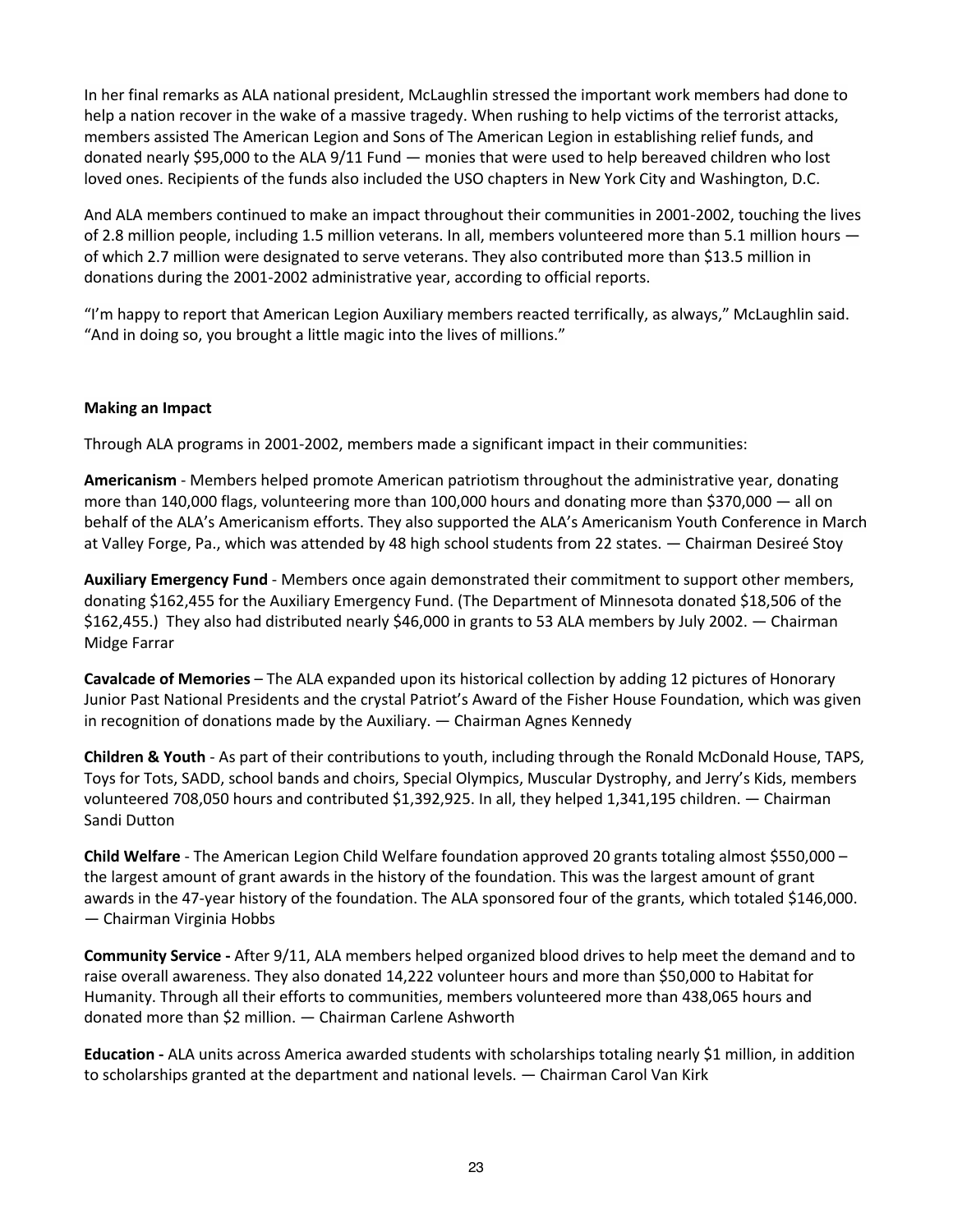In her final remarks as ALA national president, McLaughlin stressed the important work members had done to help a nation recover in the wake of a massive tragedy. When rushing to help victims of the terrorist attacks, members assisted The American Legion and Sons of The American Legion in establishing relief funds, and donated nearly $95,000 to the ALA 9/11 Fund — monies that were used to help bereaved children who lost loved ones. Recipients of the funds also included the USO chapters in New York City and Washington, D.C.

And ALA members continued to make an impact throughout their communities in 2001-2002, touching the lives of 2.8 million people, including 1.5 million veterans. In all, members volunteered more than 5.1 million hours — of which 2.7 million were designated to serve veterans. They also contributed more than $13.5 million in donations during the 2001-2002 administrative year, according to official reports.

"I'm happy to report that American Legion Auxiliary members reacted terrifically, as always," McLaughlin said. "And in doing so, you brought a little magic into the lives of millions."

**Making an Impact**

Through ALA programs in 2001-2002, members made a significant impact in their communities:

**Americanism** - Members helped promote American patriotism throughout the administrative year, donating more than 140,000 flags, volunteering more than 100,000 hours and donating more than $370,000 — all on behalf of the ALA's Americanism efforts. They also supported the ALA's Americanism Youth Conference in March at Valley Forge, Pa., which was attended by 48 high school students from 22 states. — Chairman Desireé Stoy

**Auxiliary Emergency Fund** - Members once again demonstrated their commitment to support other members, donating $162,455 for the Auxiliary Emergency Fund. (The Department of Minnesota donated $18,506 of the $162,455.) They also had distributed nearly $46,000 in grants to 53 ALA members by July 2002. — Chairman Midge Farrar

**Cavalcade of Memories** – The ALA expanded upon its historical collection by adding 12 pictures of Honorary Junior Past National Presidents and the crystal Patriot's Award of the Fisher House Foundation, which was given in recognition of donations made by the Auxiliary. — Chairman Agnes Kennedy

**Children & Youth** - As part of their contributions to youth, including through the Ronald McDonald House, TAPS, Toys for Tots, SADD, school bands and choirs, Special Olympics, Muscular Dystrophy, and Jerry's Kids, members volunteered 708,050 hours and contributed $1,392,925. In all, they helped 1,341,195 children. — Chairman Sandi Dutton

**Child Welfare** - The American Legion Child Welfare foundation approved 20 grants totaling almost $550,000 – the largest amount of grant awards in the history of the foundation. This was the largest amount of grant awards in the 47-year history of the foundation. The ALA sponsored four of the grants, which totaled $146,000. — Chairman Virginia Hobbs

**Community Service -** After 9/11, ALA members helped organized blood drives to help meet the demand and to raise overall awareness. They also donated 14,222 volunteer hours and more than $50,000 to Habitat for Humanity. Through all their efforts to communities, members volunteered more than 438,065 hours and donated more than $2 million. — Chairman Carlene Ashworth

**Education -** ALA units across America awarded students with scholarships totaling nearly $1 million, in addition to scholarships granted at the department and national levels. — Chairman Carol Van Kirk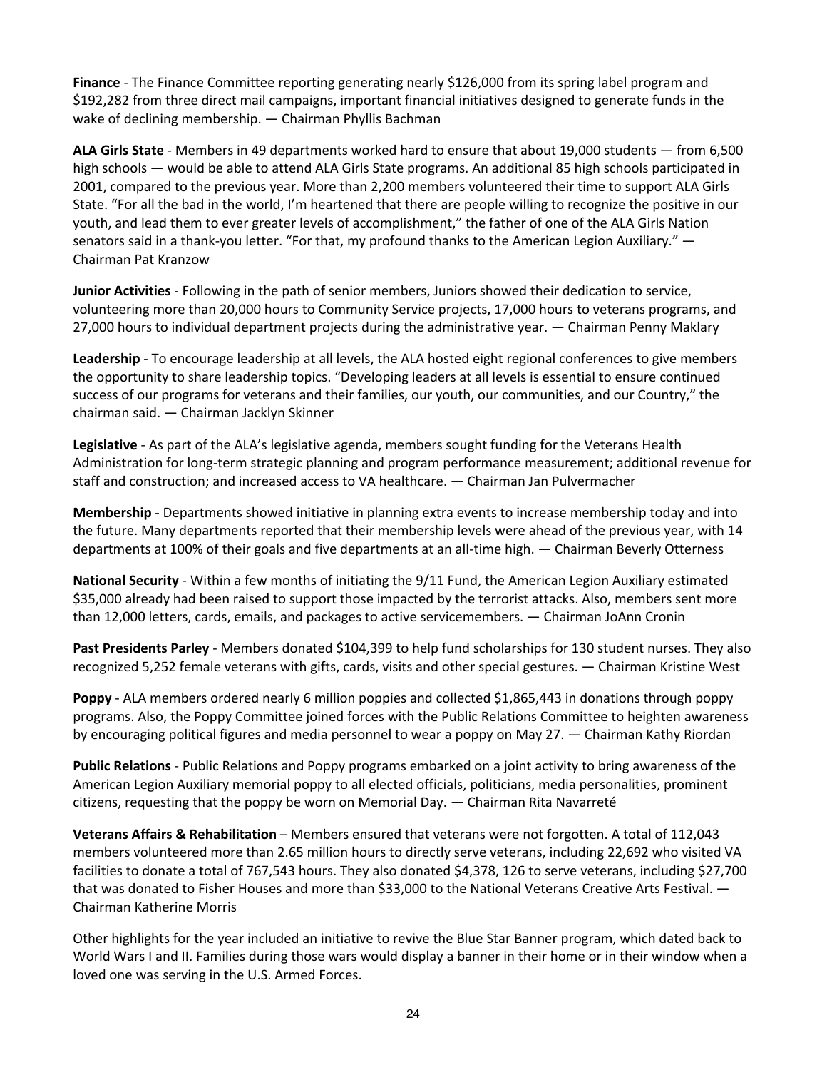**Finance** - The Finance Committee reporting generating nearly $126,000 from its spring label program and $192,282 from three direct mail campaigns, important financial initiatives designed to generate funds in the wake of declining membership. — Chairman Phyllis Bachman

**ALA Girls State** - Members in 49 departments worked hard to ensure that about 19,000 students — from 6,500 high schools — would be able to attend ALA Girls State programs. An additional 85 high schools participated in 2001, compared to the previous year. More than 2,200 members volunteered their time to support ALA Girls State. "For all the bad in the world, I'm heartened that there are people willing to recognize the positive in our youth, and lead them to ever greater levels of accomplishment," the father of one of the ALA Girls Nation senators said in a thank-you letter. "For that, my profound thanks to the American Legion Auxiliary." — Chairman Pat Kranzow

**Junior Activities** - Following in the path of senior members, Juniors showed their dedication to service, volunteering more than 20,000 hours to Community Service projects, 17,000 hours to veterans programs, and 27,000 hours to individual department projects during the administrative year. — Chairman Penny Maklary

**Leadership** - To encourage leadership at all levels, the ALA hosted eight regional conferences to give members the opportunity to share leadership topics. "Developing leaders at all levels is essential to ensure continued success of our programs for veterans and their families, our youth, our communities, and our Country," the chairman said. — Chairman Jacklyn Skinner

**Legislative** - As part of the ALA's legislative agenda, members sought funding for the Veterans Health Administration for long-term strategic planning and program performance measurement; additional revenue for staff and construction; and increased access to VA healthcare. — Chairman Jan Pulvermacher

**Membership** - Departments showed initiative in planning extra events to increase membership today and into the future. Many departments reported that their membership levels were ahead of the previous year, with 14 departments at 100% of their goals and five departments at an all-time high. — Chairman Beverly Otterness

**National Security** - Within a few months of initiating the 9/11 Fund, the American Legion Auxiliary estimated $35,000 already had been raised to support those impacted by the terrorist attacks. Also, members sent more than 12,000 letters, cards, emails, and packages to active servicemembers. — Chairman JoAnn Cronin

**Past Presidents Parley** - Members donated $104,399 to help fund scholarships for 130 student nurses. They also recognized 5,252 female veterans with gifts, cards, visits and other special gestures. — Chairman Kristine West

**Poppy** - ALA members ordered nearly 6 million poppies and collected $1,865,443 in donations through poppy programs. Also, the Poppy Committee joined forces with the Public Relations Committee to heighten awareness by encouraging political figures and media personnel to wear a poppy on May 27. — Chairman Kathy Riordan

**Public Relations** - Public Relations and Poppy programs embarked on a joint activity to bring awareness of the American Legion Auxiliary memorial poppy to all elected officials, politicians, media personalities, prominent citizens, requesting that the poppy be worn on Memorial Day. — Chairman Rita Navarreté

**Veterans Affairs & Rehabilitation** – Members ensured that veterans were not forgotten. A total of 112,043 members volunteered more than 2.65 million hours to directly serve veterans, including 22,692 who visited VA facilities to donate a total of 767,543 hours. They also donated $4,378, 126 to serve veterans, including $27,700 that was donated to Fisher Houses and more than $33,000 to the National Veterans Creative Arts Festival. — Chairman Katherine Morris

Other highlights for the year included an initiative to revive the Blue Star Banner program, which dated back to World Wars I and II. Families during those wars would display a banner in their home or in their window when a loved one was serving in the U.S. Armed Forces.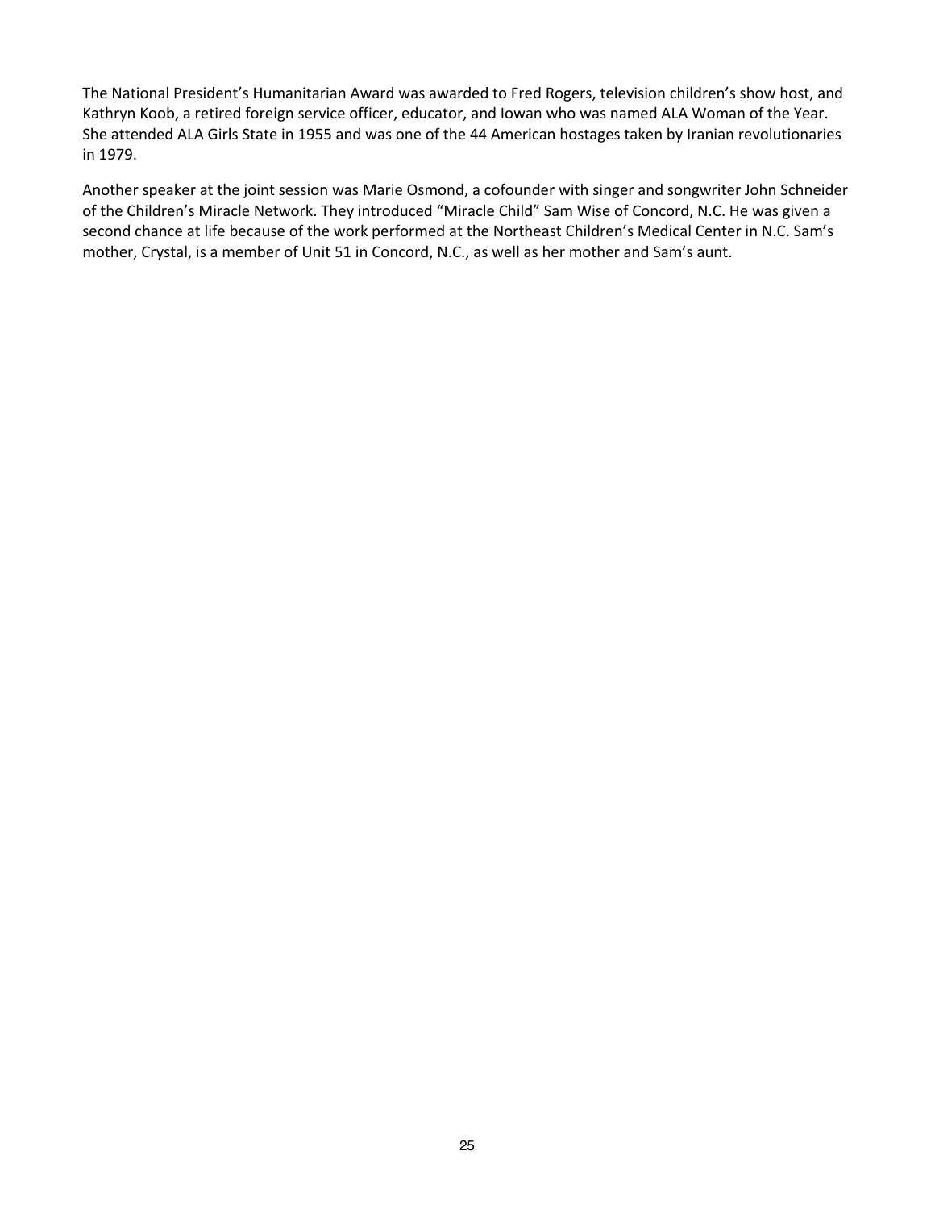The National President's Humanitarian Award was awarded to Fred Rogers, television children's show host, and Kathryn Koob, a retired foreign service officer, educator, and Iowan who was named ALA Woman of the Year. She attended ALA Girls State in 1955 and was one of the 44 American hostages taken by Iranian revolutionaries in 1979.

Another speaker at the joint session was Marie Osmond, a cofounder with singer and songwriter John Schneider of the Children's Miracle Network. They introduced "Miracle Child" Sam Wise of Concord, N.C. He was given a second chance at life because of the work performed at the Northeast Children's Medical Center in N.C. Sam's mother, Crystal, is a member of Unit 51 in Concord, N.C., as well as her mother and Sam's aunt.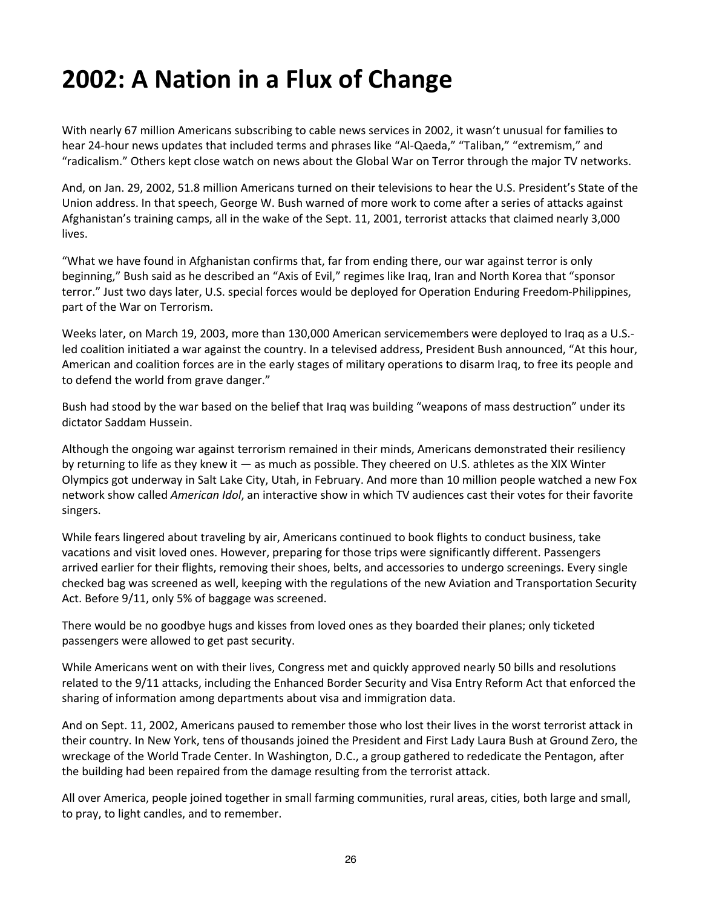# 2002: A Nation in a Flux of Change

With nearly 67 million Americans subscribing to cable news services in 2002, it wasn't unusual for families to hear 24-hour news updates that included terms and phrases like "Al-Qaeda," "Taliban," "extremism," and "radicalism." Others kept close watch on news about the Global War on Terror through the major TV networks.

And, on Jan. 29, 2002, 51.8 million Americans turned on their televisions to hear the U.S. President's State of the Union address. In that speech, George W. Bush warned of more work to come after a series of attacks against Afghanistan's training camps, all in the wake of the Sept. 11, 2001, terrorist attacks that claimed nearly 3,000 lives.

"What we have found in Afghanistan confirms that, far from ending there, our war against terror is only beginning," Bush said as he described an "Axis of Evil," regimes like Iraq, Iran and North Korea that "sponsor terror." Just two days later, U.S. special forces would be deployed for Operation Enduring Freedom-Philippines, part of the War on Terrorism.

Weeks later, on March 19, 2003, more than 130,000 American servicemembers were deployed to Iraq as a U.S.-led coalition initiated a war against the country. In a televised address, President Bush announced, "At this hour, American and coalition forces are in the early stages of military operations to disarm Iraq, to free its people and to defend the world from grave danger."

Bush had stood by the war based on the belief that Iraq was building "weapons of mass destruction" under its dictator Saddam Hussein.

Although the ongoing war against terrorism remained in their minds, Americans demonstrated their resiliency by returning to life as they knew it — as much as possible. They cheered on U.S. athletes as the XIX Winter Olympics got underway in Salt Lake City, Utah, in February. And more than 10 million people watched a new Fox network show called *American Idol*, an interactive show in which TV audiences cast their votes for their favorite singers.

While fears lingered about traveling by air, Americans continued to book flights to conduct business, take vacations and visit loved ones. However, preparing for those trips were significantly different. Passengers arrived earlier for their flights, removing their shoes, belts, and accessories to undergo screenings. Every single checked bag was screened as well, keeping with the regulations of the new Aviation and Transportation Security Act. Before 9/11, only 5% of baggage was screened.

There would be no goodbye hugs and kisses from loved ones as they boarded their planes; only ticketed passengers were allowed to get past security.

While Americans went on with their lives, Congress met and quickly approved nearly 50 bills and resolutions related to the 9/11 attacks, including the Enhanced Border Security and Visa Entry Reform Act that enforced the sharing of information among departments about visa and immigration data.

And on Sept. 11, 2002, Americans paused to remember those who lost their lives in the worst terrorist attack in their country. In New York, tens of thousands joined the President and First Lady Laura Bush at Ground Zero, the wreckage of the World Trade Center. In Washington, D.C., a group gathered to rededicate the Pentagon, after the building had been repaired from the damage resulting from the terrorist attack.

All over America, people joined together in small farming communities, rural areas, cities, both large and small, to pray, to light candles, and to remember.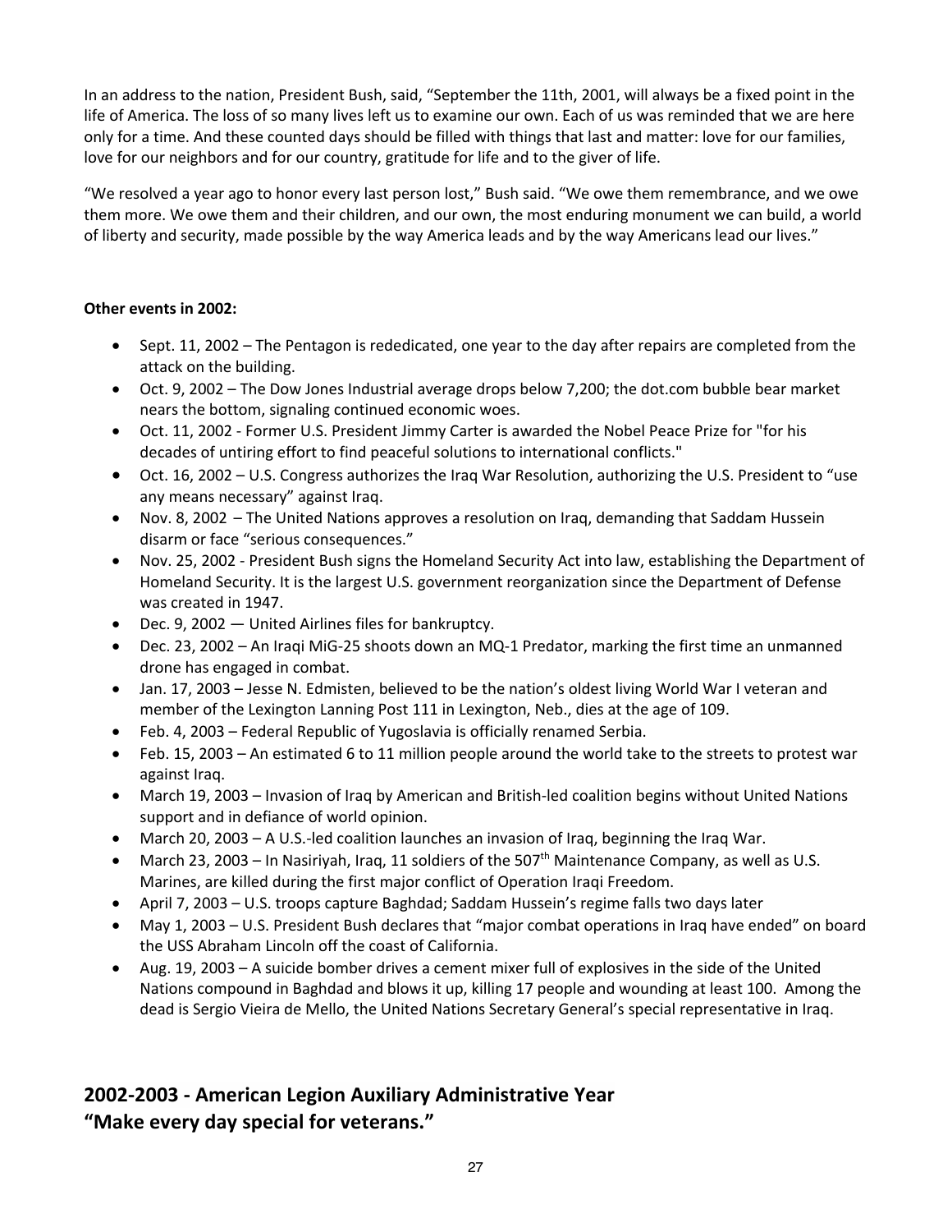In an address to the nation, President Bush, said, “September the 11th, 2001, will always be a fixed point in the life of America. The loss of so many lives left us to examine our own. Each of us was reminded that we are here only for a time. And these counted days should be filled with things that last and matter: love for our families, love for our neighbors and for our country, gratitude for life and to the giver of life.

“We resolved a year ago to honor every last person lost,” Bush said. “We owe them remembrance, and we owe them more. We owe them and their children, and our own, the most enduring monument we can build, a world of liberty and security, made possible by the way America leads and by the way Americans lead our lives.”

**Other events in 2002:**

- Sept. 11, 2002 – The Pentagon is rededicated, one year to the day after repairs are completed from the attack on the building.
- Oct. 9, 2002 – The Dow Jones Industrial average drops below 7,200; the dot.com bubble bear market nears the bottom, signaling continued economic woes.
- Oct. 11, 2002 - Former U.S. President Jimmy Carter is awarded the Nobel Peace Prize for "for his decades of untiring effort to find peaceful solutions to international conflicts."
- Oct. 16, 2002 – U.S. Congress authorizes the Iraq War Resolution, authorizing the U.S. President to “use any means necessary” against Iraq.
- Nov. 8, 2002 – The United Nations approves a resolution on Iraq, demanding that Saddam Hussein disarm or face “serious consequences.”
- Nov. 25, 2002 - President Bush signs the Homeland Security Act into law, establishing the Department of Homeland Security. It is the largest U.S. government reorganization since the Department of Defense was created in 1947.
- Dec. 9, 2002 — United Airlines files for bankruptcy.
- Dec. 23, 2002 – An Iraqi MiG-25 shoots down an MQ-1 Predator, marking the first time an unmanned drone has engaged in combat.
- Jan. 17, 2003 – Jesse N. Edmisten, believed to be the nation’s oldest living World War I veteran and member of the Lexington Lanning Post 111 in Lexington, Neb., dies at the age of 109.
- Feb. 4, 2003 – Federal Republic of Yugoslavia is officially renamed Serbia.
- Feb. 15, 2003 – An estimated 6 to 11 million people around the world take to the streets to protest war against Iraq.
- March 19, 2003 – Invasion of Iraq by American and British-led coalition begins without United Nations support and in defiance of world opinion.
- March 20, 2003 – A U.S.-led coalition launches an invasion of Iraq, beginning the Iraq War.
- March 23, 2003 – In Nasiriyah, Iraq, 11 soldiers of the 507th Maintenance Company, as well as U.S. Marines, are killed during the first major conflict of Operation Iraqi Freedom.
- April 7, 2003 – U.S. troops capture Baghdad; Saddam Hussein’s regime falls two days later
- May 1, 2003 – U.S. President Bush declares that “major combat operations in Iraq have ended” on board the USS Abraham Lincoln off the coast of California.
- Aug. 19, 2003 – A suicide bomber drives a cement mixer full of explosives in the side of the United Nations compound in Baghdad and blows it up, killing 17 people and wounding at least 100. Among the dead is Sergio Vieira de Mello, the United Nations Secretary General’s special representative in Iraq.

## 2002-2003 - American Legion Auxiliary Administrative Year
## “Make every day special for veterans.”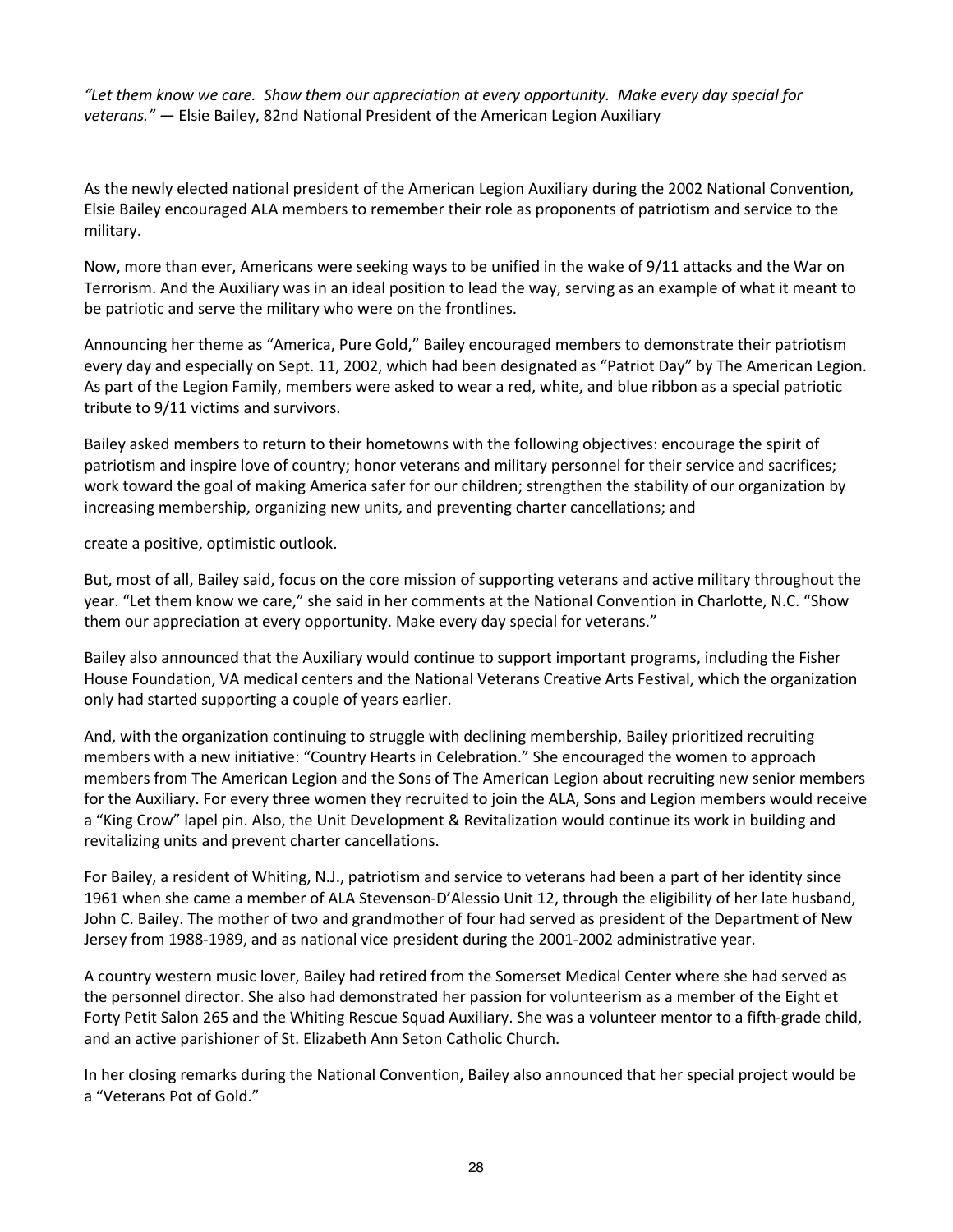*"Let them know we care. Show them our appreciation at every opportunity. Make every day special for veterans."* — Elsie Bailey, 82nd National President of the American Legion Auxiliary

As the newly elected national president of the American Legion Auxiliary during the 2002 National Convention, Elsie Bailey encouraged ALA members to remember their role as proponents of patriotism and service to the military.

Now, more than ever, Americans were seeking ways to be unified in the wake of 9/11 attacks and the War on Terrorism. And the Auxiliary was in an ideal position to lead the way, serving as an example of what it meant to be patriotic and serve the military who were on the frontlines.

Announcing her theme as "America, Pure Gold," Bailey encouraged members to demonstrate their patriotism every day and especially on Sept. 11, 2002, which had been designated as "Patriot Day" by The American Legion. As part of the Legion Family, members were asked to wear a red, white, and blue ribbon as a special patriotic tribute to 9/11 victims and survivors.

Bailey asked members to return to their hometowns with the following objectives: encourage the spirit of patriotism and inspire love of country; honor veterans and military personnel for their service and sacrifices; work toward the goal of making America safer for our children; strengthen the stability of our organization by increasing membership, organizing new units, and preventing charter cancellations; and

create a positive, optimistic outlook.

But, most of all, Bailey said, focus on the core mission of supporting veterans and active military throughout the year. "Let them know we care," she said in her comments at the National Convention in Charlotte, N.C. "Show them our appreciation at every opportunity. Make every day special for veterans."

Bailey also announced that the Auxiliary would continue to support important programs, including the Fisher House Foundation, VA medical centers and the National Veterans Creative Arts Festival, which the organization only had started supporting a couple of years earlier.

And, with the organization continuing to struggle with declining membership, Bailey prioritized recruiting members with a new initiative: "Country Hearts in Celebration." She encouraged the women to approach members from The American Legion and the Sons of The American Legion about recruiting new senior members for the Auxiliary. For every three women they recruited to join the ALA, Sons and Legion members would receive a "King Crow" lapel pin. Also, the Unit Development & Revitalization would continue its work in building and revitalizing units and prevent charter cancellations.

For Bailey, a resident of Whiting, N.J., patriotism and service to veterans had been a part of her identity since 1961 when she came a member of ALA Stevenson-D'Alessio Unit 12, through the eligibility of her late husband, John C. Bailey. The mother of two and grandmother of four had served as president of the Department of New Jersey from 1988-1989, and as national vice president during the 2001-2002 administrative year.

A country western music lover, Bailey had retired from the Somerset Medical Center where she had served as the personnel director. She also had demonstrated her passion for volunteerism as a member of the Eight et Forty Petit Salon 265 and the Whiting Rescue Squad Auxiliary. She was a volunteer mentor to a fifth-grade child, and an active parishioner of St. Elizabeth Ann Seton Catholic Church.

In her closing remarks during the National Convention, Bailey also announced that her special project would be a "Veterans Pot of Gold."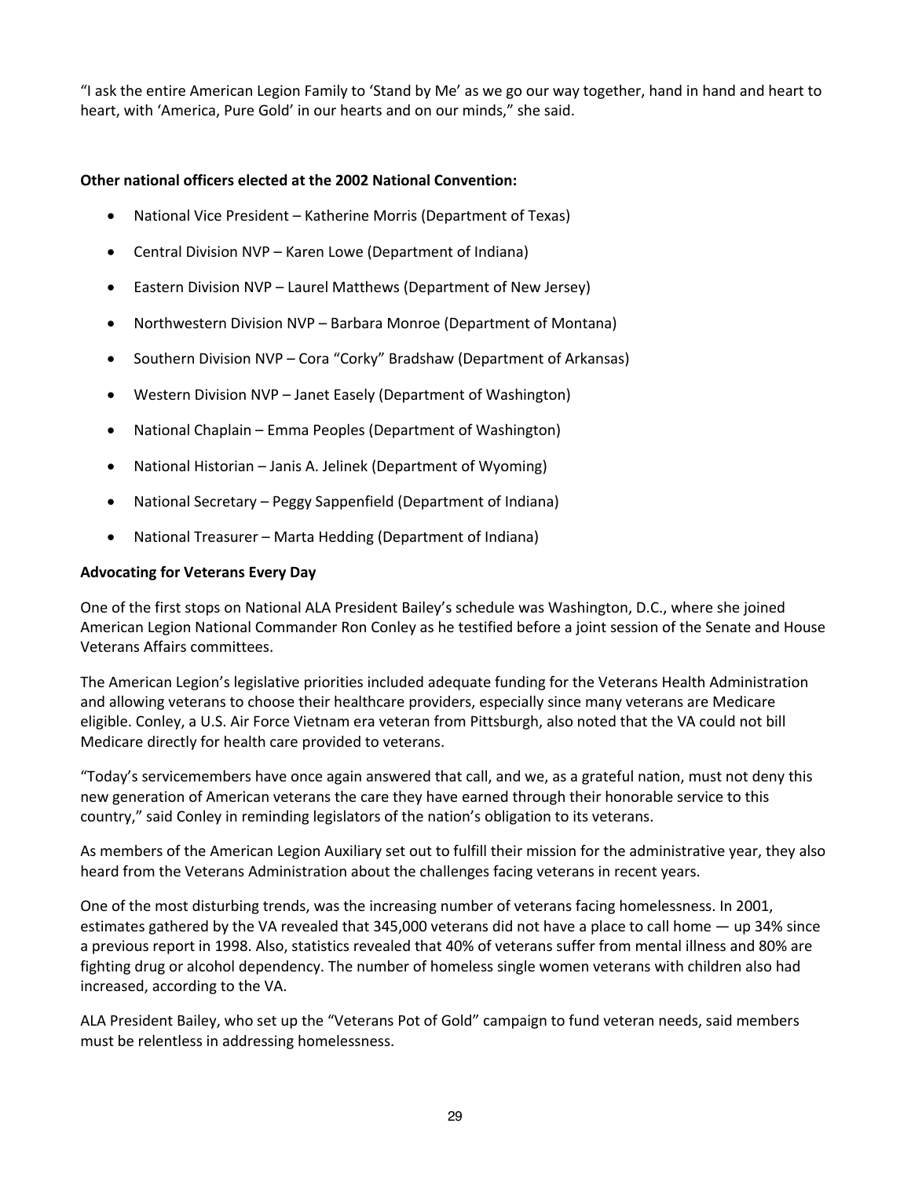"I ask the entire American Legion Family to 'Stand by Me' as we go our way together, hand in hand and heart to heart, with 'America, Pure Gold' in our hearts and on our minds," she said.

**Other national officers elected at the 2002 National Convention:**

- National Vice President – Katherine Morris (Department of Texas)
- Central Division NVP – Karen Lowe (Department of Indiana)
- Eastern Division NVP – Laurel Matthews (Department of New Jersey)
- Northwestern Division NVP – Barbara Monroe (Department of Montana)
- Southern Division NVP – Cora "Corky" Bradshaw (Department of Arkansas)
- Western Division NVP – Janet Easely (Department of Washington)
- National Chaplain – Emma Peoples (Department of Washington)
- National Historian – Janis A. Jelinek (Department of Wyoming)
- National Secretary – Peggy Sappenfield (Department of Indiana)
- National Treasurer – Marta Hedding (Department of Indiana)

**Advocating for Veterans Every Day**

One of the first stops on National ALA President Bailey's schedule was Washington, D.C., where she joined American Legion National Commander Ron Conley as he testified before a joint session of the Senate and House Veterans Affairs committees.

The American Legion's legislative priorities included adequate funding for the Veterans Health Administration and allowing veterans to choose their healthcare providers, especially since many veterans are Medicare eligible. Conley, a U.S. Air Force Vietnam era veteran from Pittsburgh, also noted that the VA could not bill Medicare directly for health care provided to veterans.

"Today's servicemembers have once again answered that call, and we, as a grateful nation, must not deny this new generation of American veterans the care they have earned through their honorable service to this country," said Conley in reminding legislators of the nation's obligation to its veterans.

As members of the American Legion Auxiliary set out to fulfill their mission for the administrative year, they also heard from the Veterans Administration about the challenges facing veterans in recent years.

One of the most disturbing trends, was the increasing number of veterans facing homelessness. In 2001, estimates gathered by the VA revealed that 345,000 veterans did not have a place to call home — up 34% since a previous report in 1998. Also, statistics revealed that 40% of veterans suffer from mental illness and 80% are fighting drug or alcohol dependency. The number of homeless single women veterans with children also had increased, according to the VA.

ALA President Bailey, who set up the "Veterans Pot of Gold" campaign to fund veteran needs, said members must be relentless in addressing homelessness.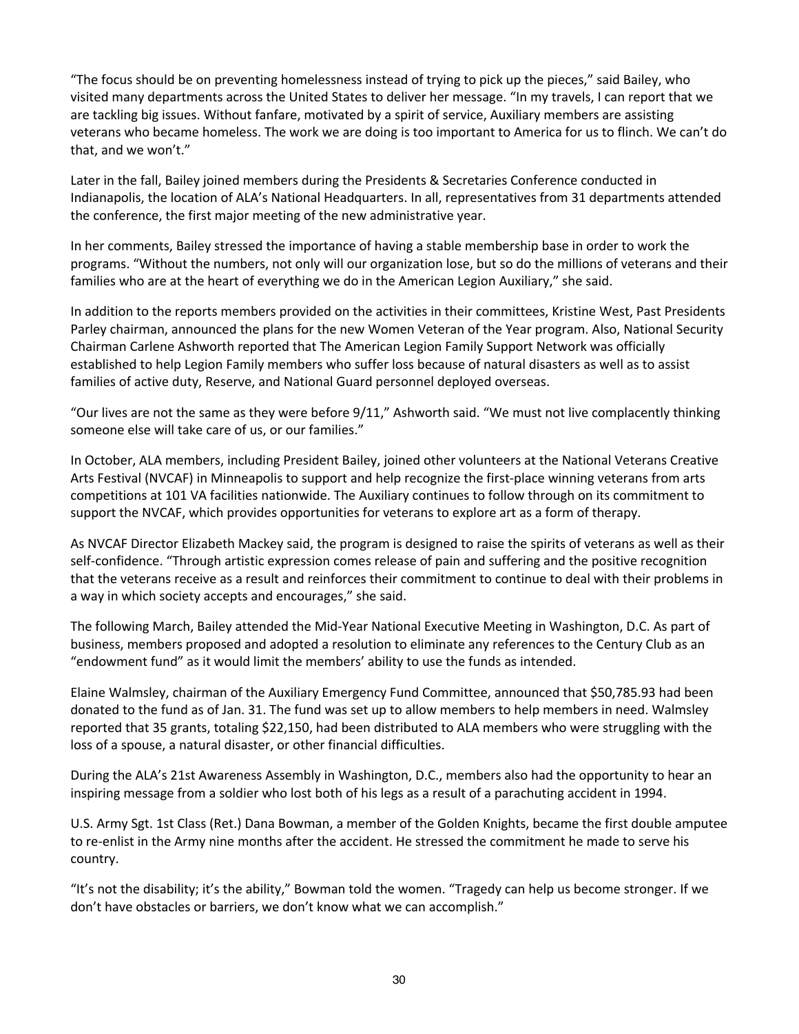"The focus should be on preventing homelessness instead of trying to pick up the pieces," said Bailey, who visited many departments across the United States to deliver her message. "In my travels, I can report that we are tackling big issues. Without fanfare, motivated by a spirit of service, Auxiliary members are assisting veterans who became homeless. The work we are doing is too important to America for us to flinch. We can't do that, and we won't."

Later in the fall, Bailey joined members during the Presidents & Secretaries Conference conducted in Indianapolis, the location of ALA's National Headquarters. In all, representatives from 31 departments attended the conference, the first major meeting of the new administrative year.

In her comments, Bailey stressed the importance of having a stable membership base in order to work the programs. "Without the numbers, not only will our organization lose, but so do the millions of veterans and their families who are at the heart of everything we do in the American Legion Auxiliary," she said.

In addition to the reports members provided on the activities in their committees, Kristine West, Past Presidents Parley chairman, announced the plans for the new Women Veteran of the Year program. Also, National Security Chairman Carlene Ashworth reported that The American Legion Family Support Network was officially established to help Legion Family members who suffer loss because of natural disasters as well as to assist families of active duty, Reserve, and National Guard personnel deployed overseas.

"Our lives are not the same as they were before 9/11," Ashworth said. "We must not live complacently thinking someone else will take care of us, or our families."

In October, ALA members, including President Bailey, joined other volunteers at the National Veterans Creative Arts Festival (NVCAF) in Minneapolis to support and help recognize the first-place winning veterans from arts competitions at 101 VA facilities nationwide. The Auxiliary continues to follow through on its commitment to support the NVCAF, which provides opportunities for veterans to explore art as a form of therapy.

As NVCAF Director Elizabeth Mackey said, the program is designed to raise the spirits of veterans as well as their self-confidence. "Through artistic expression comes release of pain and suffering and the positive recognition that the veterans receive as a result and reinforces their commitment to continue to deal with their problems in a way in which society accepts and encourages," she said.

The following March, Bailey attended the Mid-Year National Executive Meeting in Washington, D.C. As part of business, members proposed and adopted a resolution to eliminate any references to the Century Club as an "endowment fund" as it would limit the members' ability to use the funds as intended.

Elaine Walmsley, chairman of the Auxiliary Emergency Fund Committee, announced that $50,785.93 had been donated to the fund as of Jan. 31. The fund was set up to allow members to help members in need. Walmsley reported that 35 grants, totaling $22,150, had been distributed to ALA members who were struggling with the loss of a spouse, a natural disaster, or other financial difficulties.

During the ALA's 21st Awareness Assembly in Washington, D.C., members also had the opportunity to hear an inspiring message from a soldier who lost both of his legs as a result of a parachuting accident in 1994.

U.S. Army Sgt. 1st Class (Ret.) Dana Bowman, a member of the Golden Knights, became the first double amputee to re-enlist in the Army nine months after the accident. He stressed the commitment he made to serve his country.

"It's not the disability; it's the ability," Bowman told the women. "Tragedy can help us become stronger. If we don't have obstacles or barriers, we don't know what we can accomplish."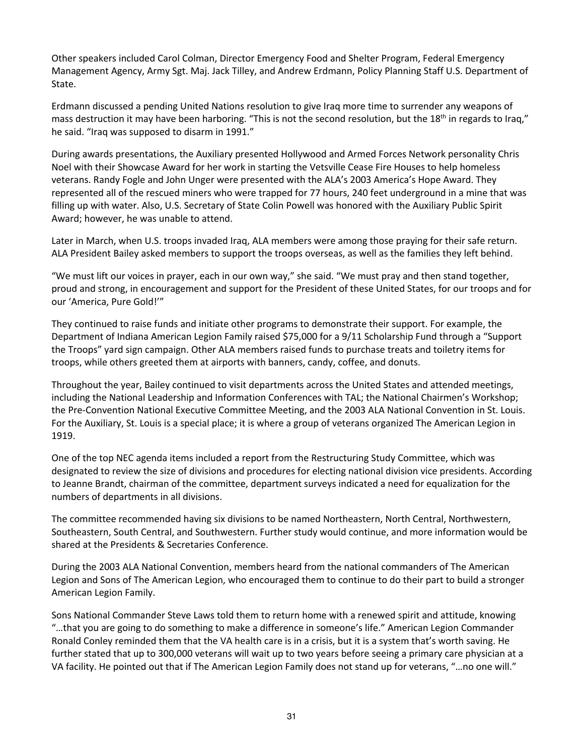Other speakers included Carol Colman, Director Emergency Food and Shelter Program, Federal Emergency Management Agency, Army Sgt. Maj. Jack Tilley, and Andrew Erdmann, Policy Planning Staff U.S. Department of State.

Erdmann discussed a pending United Nations resolution to give Iraq more time to surrender any weapons of mass destruction it may have been harboring. "This is not the second resolution, but the 18th in regards to Iraq," he said. "Iraq was supposed to disarm in 1991."

During awards presentations, the Auxiliary presented Hollywood and Armed Forces Network personality Chris Noel with their Showcase Award for her work in starting the Vetsville Cease Fire Houses to help homeless veterans. Randy Fogle and John Unger were presented with the ALA's 2003 America's Hope Award. They represented all of the rescued miners who were trapped for 77 hours, 240 feet underground in a mine that was filling up with water. Also, U.S. Secretary of State Colin Powell was honored with the Auxiliary Public Spirit Award; however, he was unable to attend.

Later in March, when U.S. troops invaded Iraq, ALA members were among those praying for their safe return. ALA President Bailey asked members to support the troops overseas, as well as the families they left behind.

"We must lift our voices in prayer, each in our own way," she said. "We must pray and then stand together, proud and strong, in encouragement and support for the President of these United States, for our troops and for our 'America, Pure Gold!'"

They continued to raise funds and initiate other programs to demonstrate their support. For example, the Department of Indiana American Legion Family raised $75,000 for a 9/11 Scholarship Fund through a "Support the Troops" yard sign campaign. Other ALA members raised funds to purchase treats and toiletry items for troops, while others greeted them at airports with banners, candy, coffee, and donuts.

Throughout the year, Bailey continued to visit departments across the United States and attended meetings, including the National Leadership and Information Conferences with TAL; the National Chairmen's Workshop; the Pre-Convention National Executive Committee Meeting, and the 2003 ALA National Convention in St. Louis. For the Auxiliary, St. Louis is a special place; it is where a group of veterans organized The American Legion in 1919.

One of the top NEC agenda items included a report from the Restructuring Study Committee, which was designated to review the size of divisions and procedures for electing national division vice presidents. According to Jeanne Brandt, chairman of the committee, department surveys indicated a need for equalization for the numbers of departments in all divisions.

The committee recommended having six divisions to be named Northeastern, North Central, Northwestern, Southeastern, South Central, and Southwestern. Further study would continue, and more information would be shared at the Presidents & Secretaries Conference.

During the 2003 ALA National Convention, members heard from the national commanders of The American Legion and Sons of The American Legion, who encouraged them to continue to do their part to build a stronger American Legion Family.

Sons National Commander Steve Laws told them to return home with a renewed spirit and attitude, knowing "…that you are going to do something to make a difference in someone's life." American Legion Commander Ronald Conley reminded them that the VA health care is in a crisis, but it is a system that's worth saving. He further stated that up to 300,000 veterans will wait up to two years before seeing a primary care physician at a VA facility. He pointed out that if The American Legion Family does not stand up for veterans, "…no one will."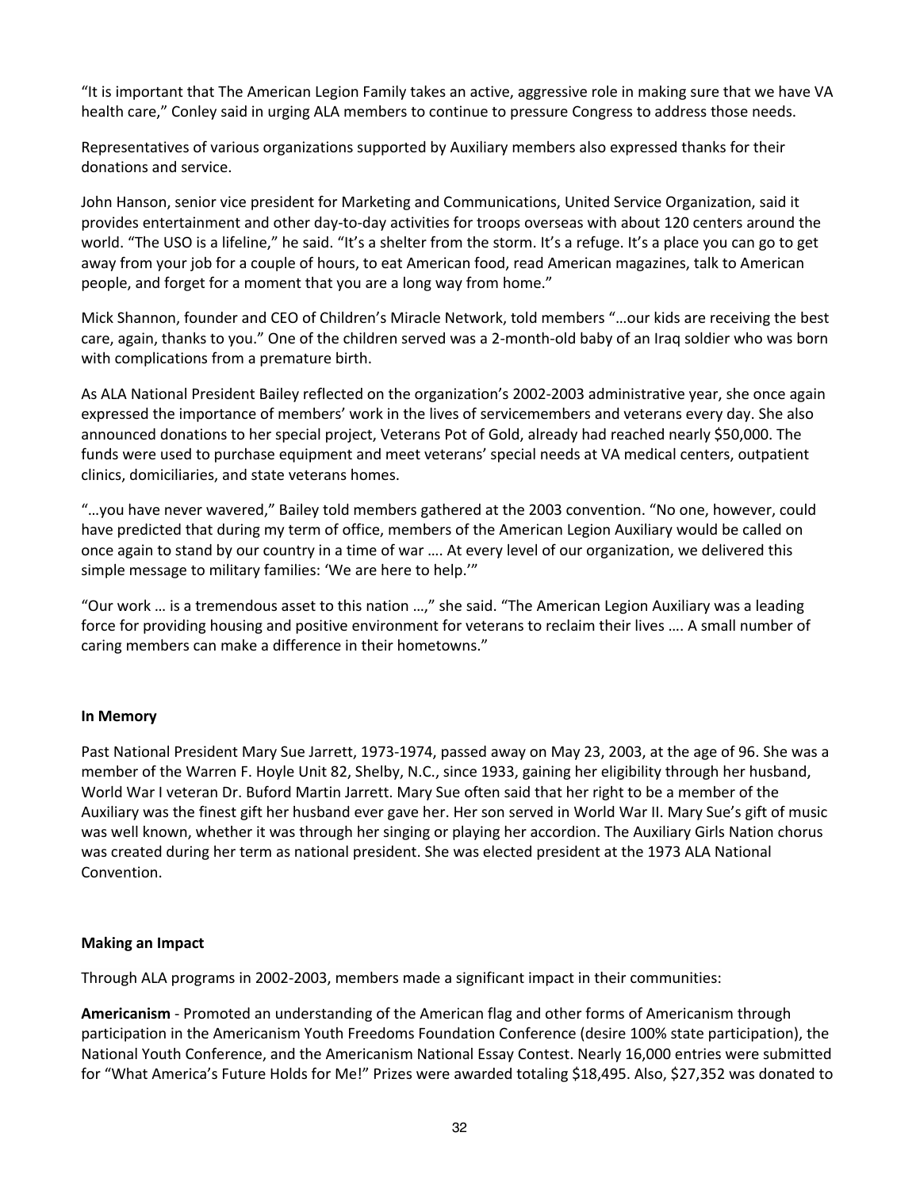"It is important that The American Legion Family takes an active, aggressive role in making sure that we have VA health care," Conley said in urging ALA members to continue to pressure Congress to address those needs.

Representatives of various organizations supported by Auxiliary members also expressed thanks for their donations and service.

John Hanson, senior vice president for Marketing and Communications, United Service Organization, said it provides entertainment and other day-to-day activities for troops overseas with about 120 centers around the world. "The USO is a lifeline," he said. "It's a shelter from the storm. It's a refuge. It's a place you can go to get away from your job for a couple of hours, to eat American food, read American magazines, talk to American people, and forget for a moment that you are a long way from home."

Mick Shannon, founder and CEO of Children's Miracle Network, told members "…our kids are receiving the best care, again, thanks to you." One of the children served was a 2-month-old baby of an Iraq soldier who was born with complications from a premature birth.

As ALA National President Bailey reflected on the organization's 2002-2003 administrative year, she once again expressed the importance of members' work in the lives of servicemembers and veterans every day. She also announced donations to her special project, Veterans Pot of Gold, already had reached nearly $50,000. The funds were used to purchase equipment and meet veterans' special needs at VA medical centers, outpatient clinics, domiciliaries, and state veterans homes.

"…you have never wavered," Bailey told members gathered at the 2003 convention. "No one, however, could have predicted that during my term of office, members of the American Legion Auxiliary would be called on once again to stand by our country in a time of war …. At every level of our organization, we delivered this simple message to military families: 'We are here to help.'"

"Our work … is a tremendous asset to this nation …," she said. "The American Legion Auxiliary was a leading force for providing housing and positive environment for veterans to reclaim their lives …. A small number of caring members can make a difference in their hometowns."

**In Memory**

Past National President Mary Sue Jarrett, 1973-1974, passed away on May 23, 2003, at the age of 96. She was a member of the Warren F. Hoyle Unit 82, Shelby, N.C., since 1933, gaining her eligibility through her husband, World War I veteran Dr. Buford Martin Jarrett. Mary Sue often said that her right to be a member of the Auxiliary was the finest gift her husband ever gave her. Her son served in World War II. Mary Sue's gift of music was well known, whether it was through her singing or playing her accordion. The Auxiliary Girls Nation chorus was created during her term as national president. She was elected president at the 1973 ALA National Convention.

**Making an Impact**

Through ALA programs in 2002-2003, members made a significant impact in their communities:

**Americanism** - Promoted an understanding of the American flag and other forms of Americanism through participation in the Americanism Youth Freedoms Foundation Conference (desire 100% state participation), the National Youth Conference, and the Americanism National Essay Contest. Nearly 16,000 entries were submitted for "What America's Future Holds for Me!" Prizes were awarded totaling $18,495. Also, $27,352 was donated to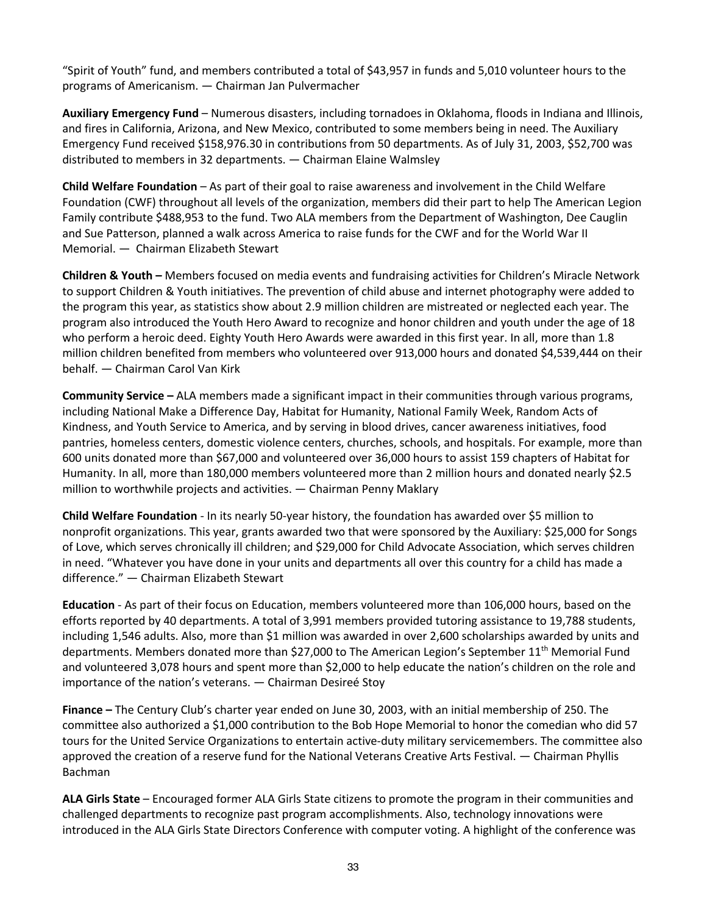"Spirit of Youth" fund, and members contributed a total of $43,957 in funds and 5,010 volunteer hours to the programs of Americanism. — Chairman Jan Pulvermacher

**Auxiliary Emergency Fund** – Numerous disasters, including tornadoes in Oklahoma, floods in Indiana and Illinois, and fires in California, Arizona, and New Mexico, contributed to some members being in need. The Auxiliary Emergency Fund received $158,976.30 in contributions from 50 departments. As of July 31, 2003, $52,700 was distributed to members in 32 departments. — Chairman Elaine Walmsley

**Child Welfare Foundation** – As part of their goal to raise awareness and involvement in the Child Welfare Foundation (CWF) throughout all levels of the organization, members did their part to help The American Legion Family contribute $488,953 to the fund. Two ALA members from the Department of Washington, Dee Cauglin and Sue Patterson, planned a walk across America to raise funds for the CWF and for the World War II Memorial. — Chairman Elizabeth Stewart

**Children & Youth –** Members focused on media events and fundraising activities for Children's Miracle Network to support Children & Youth initiatives. The prevention of child abuse and internet photography were added to the program this year, as statistics show about 2.9 million children are mistreated or neglected each year. The program also introduced the Youth Hero Award to recognize and honor children and youth under the age of 18 who perform a heroic deed. Eighty Youth Hero Awards were awarded in this first year. In all, more than 1.8 million children benefited from members who volunteered over 913,000 hours and donated $4,539,444 on their behalf. — Chairman Carol Van Kirk

**Community Service –** ALA members made a significant impact in their communities through various programs, including National Make a Difference Day, Habitat for Humanity, National Family Week, Random Acts of Kindness, and Youth Service to America, and by serving in blood drives, cancer awareness initiatives, food pantries, homeless centers, domestic violence centers, churches, schools, and hospitals. For example, more than 600 units donated more than $67,000 and volunteered over 36,000 hours to assist 159 chapters of Habitat for Humanity. In all, more than 180,000 members volunteered more than 2 million hours and donated nearly $2.5 million to worthwhile projects and activities. — Chairman Penny Maklary

**Child Welfare Foundation** - In its nearly 50-year history, the foundation has awarded over $5 million to nonprofit organizations. This year, grants awarded two that were sponsored by the Auxiliary: $25,000 for Songs of Love, which serves chronically ill children; and $29,000 for Child Advocate Association, which serves children in need. "Whatever you have done in your units and departments all over this country for a child has made a difference." — Chairman Elizabeth Stewart

**Education** - As part of their focus on Education, members volunteered more than 106,000 hours, based on the efforts reported by 40 departments. A total of 3,991 members provided tutoring assistance to 19,788 students, including 1,546 adults. Also, more than $1 million was awarded in over 2,600 scholarships awarded by units and departments. Members donated more than $27,000 to The American Legion's September 11th Memorial Fund and volunteered 3,078 hours and spent more than $2,000 to help educate the nation's children on the role and importance of the nation's veterans. — Chairman Desireé Stoy

**Finance –** The Century Club's charter year ended on June 30, 2003, with an initial membership of 250. The committee also authorized a $1,000 contribution to the Bob Hope Memorial to honor the comedian who did 57 tours for the United Service Organizations to entertain active-duty military servicemembers. The committee also approved the creation of a reserve fund for the National Veterans Creative Arts Festival. — Chairman Phyllis Bachman

**ALA Girls State** – Encouraged former ALA Girls State citizens to promote the program in their communities and challenged departments to recognize past program accomplishments. Also, technology innovations were introduced in the ALA Girls State Directors Conference with computer voting. A highlight of the conference was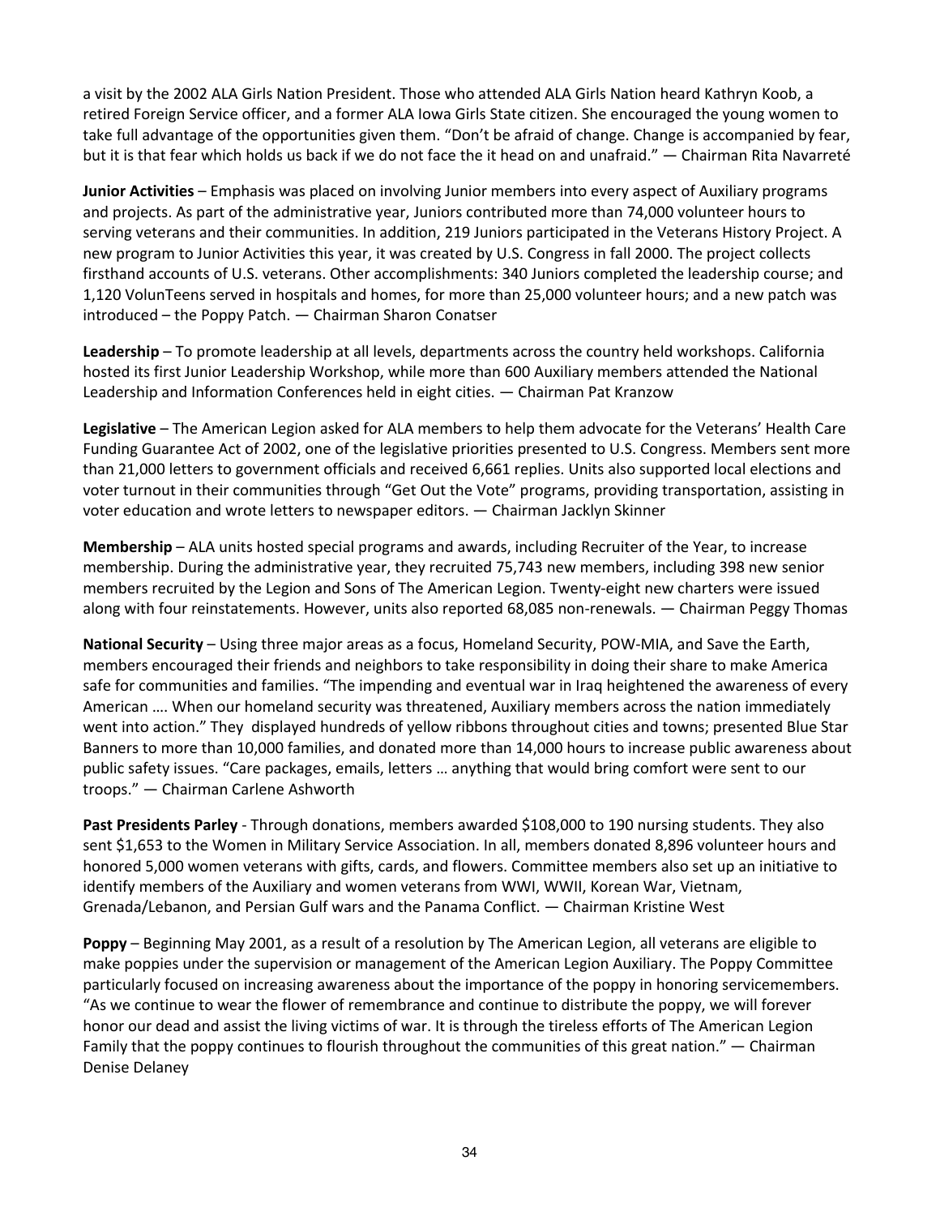a visit by the 2002 ALA Girls Nation President. Those who attended ALA Girls Nation heard Kathryn Koob, a retired Foreign Service officer, and a former ALA Iowa Girls State citizen. She encouraged the young women to take full advantage of the opportunities given them. "Don't be afraid of change. Change is accompanied by fear, but it is that fear which holds us back if we do not face the it head on and unafraid." — Chairman Rita Navarreté

**Junior Activities** – Emphasis was placed on involving Junior members into every aspect of Auxiliary programs and projects. As part of the administrative year, Juniors contributed more than 74,000 volunteer hours to serving veterans and their communities. In addition, 219 Juniors participated in the Veterans History Project. A new program to Junior Activities this year, it was created by U.S. Congress in fall 2000. The project collects firsthand accounts of U.S. veterans. Other accomplishments: 340 Juniors completed the leadership course; and 1,120 VolunTeens served in hospitals and homes, for more than 25,000 volunteer hours; and a new patch was introduced – the Poppy Patch. — Chairman Sharon Conatser

**Leadership** – To promote leadership at all levels, departments across the country held workshops. California hosted its first Junior Leadership Workshop, while more than 600 Auxiliary members attended the National Leadership and Information Conferences held in eight cities. — Chairman Pat Kranzow

**Legislative** – The American Legion asked for ALA members to help them advocate for the Veterans' Health Care Funding Guarantee Act of 2002, one of the legislative priorities presented to U.S. Congress. Members sent more than 21,000 letters to government officials and received 6,661 replies. Units also supported local elections and voter turnout in their communities through "Get Out the Vote" programs, providing transportation, assisting in voter education and wrote letters to newspaper editors. — Chairman Jacklyn Skinner

**Membership** – ALA units hosted special programs and awards, including Recruiter of the Year, to increase membership. During the administrative year, they recruited 75,743 new members, including 398 new senior members recruited by the Legion and Sons of The American Legion. Twenty-eight new charters were issued along with four reinstatements. However, units also reported 68,085 non-renewals. — Chairman Peggy Thomas

**National Security** – Using three major areas as a focus, Homeland Security, POW-MIA, and Save the Earth, members encouraged their friends and neighbors to take responsibility in doing their share to make America safe for communities and families. "The impending and eventual war in Iraq heightened the awareness of every American …. When our homeland security was threatened, Auxiliary members across the nation immediately went into action." They displayed hundreds of yellow ribbons throughout cities and towns; presented Blue Star Banners to more than 10,000 families, and donated more than 14,000 hours to increase public awareness about public safety issues. "Care packages, emails, letters … anything that would bring comfort were sent to our troops." — Chairman Carlene Ashworth

**Past Presidents Parley** - Through donations, members awarded $108,000 to 190 nursing students. They also sent $1,653 to the Women in Military Service Association. In all, members donated 8,896 volunteer hours and honored 5,000 women veterans with gifts, cards, and flowers. Committee members also set up an initiative to identify members of the Auxiliary and women veterans from WWI, WWII, Korean War, Vietnam, Grenada/Lebanon, and Persian Gulf wars and the Panama Conflict. — Chairman Kristine West

**Poppy** – Beginning May 2001, as a result of a resolution by The American Legion, all veterans are eligible to make poppies under the supervision or management of the American Legion Auxiliary. The Poppy Committee particularly focused on increasing awareness about the importance of the poppy in honoring servicemembers. "As we continue to wear the flower of remembrance and continue to distribute the poppy, we will forever honor our dead and assist the living victims of war. It is through the tireless efforts of The American Legion Family that the poppy continues to flourish throughout the communities of this great nation." — Chairman Denise Delaney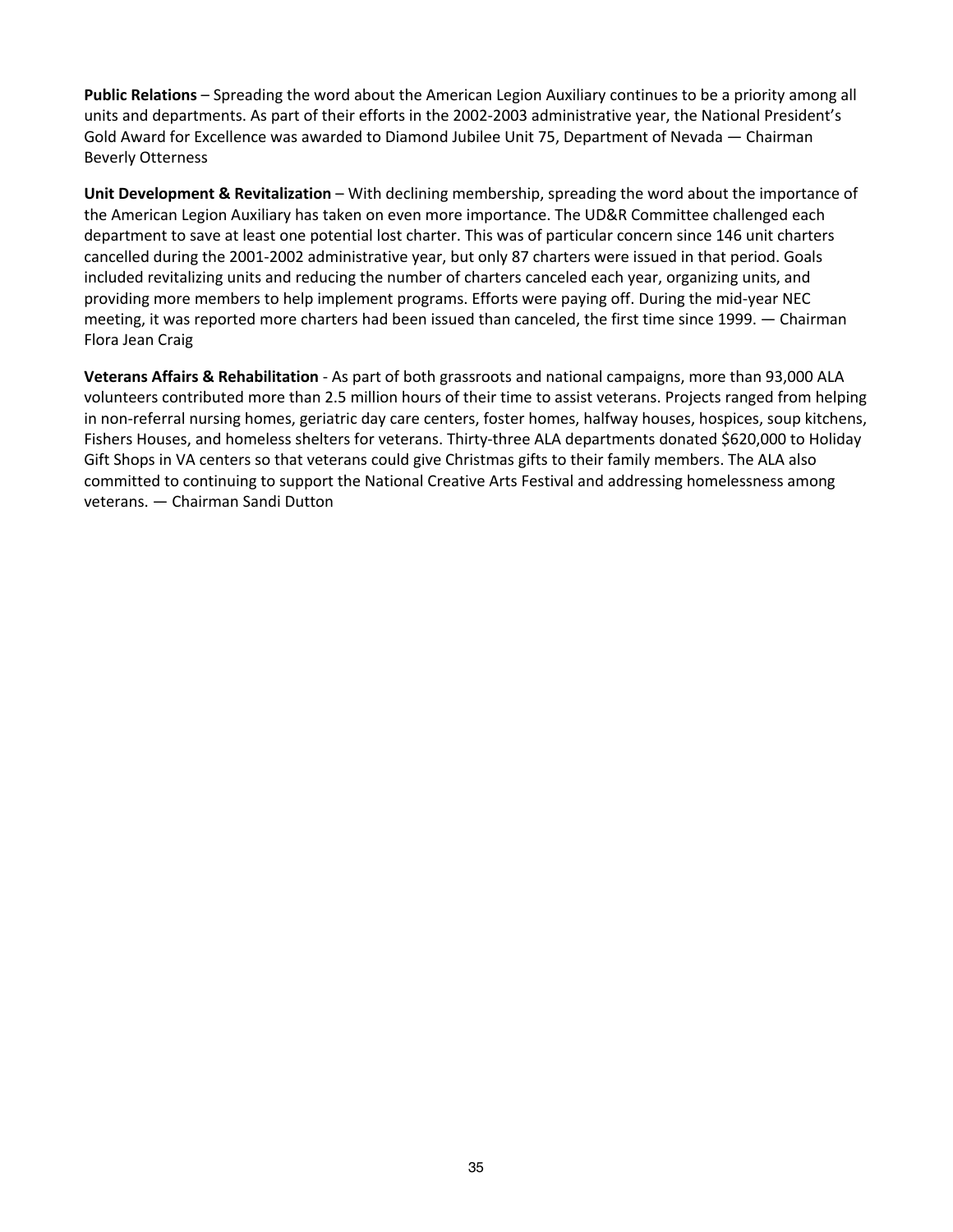**Public Relations** – Spreading the word about the American Legion Auxiliary continues to be a priority among all units and departments. As part of their efforts in the 2002-2003 administrative year, the National President's Gold Award for Excellence was awarded to Diamond Jubilee Unit 75, Department of Nevada — Chairman Beverly Otterness

**Unit Development & Revitalization** – With declining membership, spreading the word about the importance of the American Legion Auxiliary has taken on even more importance. The UD&R Committee challenged each department to save at least one potential lost charter. This was of particular concern since 146 unit charters cancelled during the 2001-2002 administrative year, but only 87 charters were issued in that period. Goals included revitalizing units and reducing the number of charters canceled each year, organizing units, and providing more members to help implement programs. Efforts were paying off. During the mid-year NEC meeting, it was reported more charters had been issued than canceled, the first time since 1999. — Chairman Flora Jean Craig

**Veterans Affairs & Rehabilitation** - As part of both grassroots and national campaigns, more than 93,000 ALA volunteers contributed more than 2.5 million hours of their time to assist veterans. Projects ranged from helping in non-referral nursing homes, geriatric day care centers, foster homes, halfway houses, hospices, soup kitchens, Fishers Houses, and homeless shelters for veterans. Thirty-three ALA departments donated $620,000 to Holiday Gift Shops in VA centers so that veterans could give Christmas gifts to their family members. The ALA also committed to continuing to support the National Creative Arts Festival and addressing homelessness among veterans. — Chairman Sandi Dutton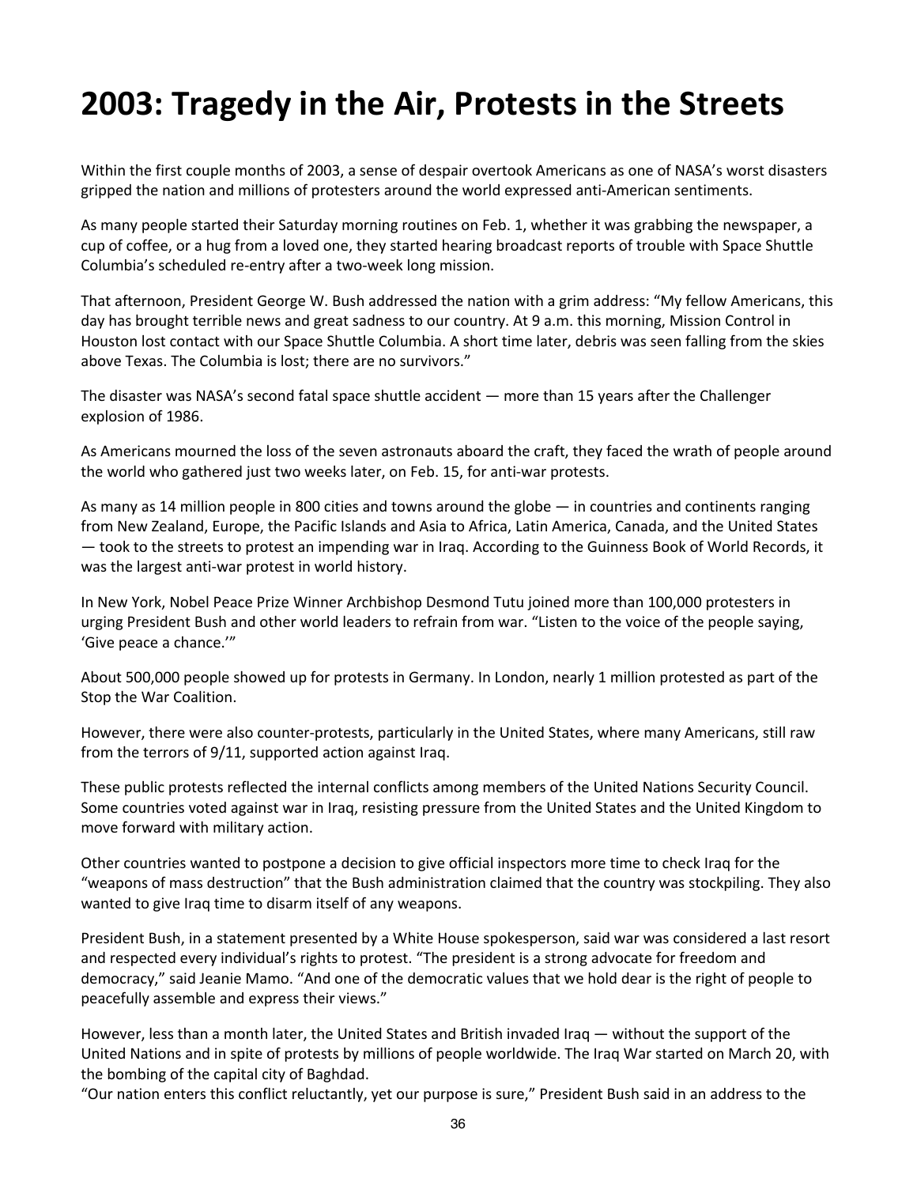# 2003: Tragedy in the Air, Protests in the Streets

Within the first couple months of 2003, a sense of despair overtook Americans as one of NASA's worst disasters gripped the nation and millions of protesters around the world expressed anti-American sentiments.

As many people started their Saturday morning routines on Feb. 1, whether it was grabbing the newspaper, a cup of coffee, or a hug from a loved one, they started hearing broadcast reports of trouble with Space Shuttle Columbia's scheduled re-entry after a two-week long mission.

That afternoon, President George W. Bush addressed the nation with a grim address: "My fellow Americans, this day has brought terrible news and great sadness to our country. At 9 a.m. this morning, Mission Control in Houston lost contact with our Space Shuttle Columbia. A short time later, debris was seen falling from the skies above Texas. The Columbia is lost; there are no survivors."

The disaster was NASA's second fatal space shuttle accident — more than 15 years after the Challenger explosion of 1986.

As Americans mourned the loss of the seven astronauts aboard the craft, they faced the wrath of people around the world who gathered just two weeks later, on Feb. 15, for anti-war protests.

As many as 14 million people in 800 cities and towns around the globe — in countries and continents ranging from New Zealand, Europe, the Pacific Islands and Asia to Africa, Latin America, Canada, and the United States — took to the streets to protest an impending war in Iraq. According to the Guinness Book of World Records, it was the largest anti-war protest in world history.

In New York, Nobel Peace Prize Winner Archbishop Desmond Tutu joined more than 100,000 protesters in urging President Bush and other world leaders to refrain from war. "Listen to the voice of the people saying, 'Give peace a chance.'"

About 500,000 people showed up for protests in Germany. In London, nearly 1 million protested as part of the Stop the War Coalition.

However, there were also counter-protests, particularly in the United States, where many Americans, still raw from the terrors of 9/11, supported action against Iraq.

These public protests reflected the internal conflicts among members of the United Nations Security Council. Some countries voted against war in Iraq, resisting pressure from the United States and the United Kingdom to move forward with military action.

Other countries wanted to postpone a decision to give official inspectors more time to check Iraq for the "weapons of mass destruction" that the Bush administration claimed that the country was stockpiling. They also wanted to give Iraq time to disarm itself of any weapons.

President Bush, in a statement presented by a White House spokesperson, said war was considered a last resort and respected every individual's rights to protest. "The president is a strong advocate for freedom and democracy," said Jeanie Mamo. "And one of the democratic values that we hold dear is the right of people to peacefully assemble and express their views."

However, less than a month later, the United States and British invaded Iraq — without the support of the United Nations and in spite of protests by millions of people worldwide. The Iraq War started on March 20, with the bombing of the capital city of Baghdad.

"Our nation enters this conflict reluctantly, yet our purpose is sure," President Bush said in an address to the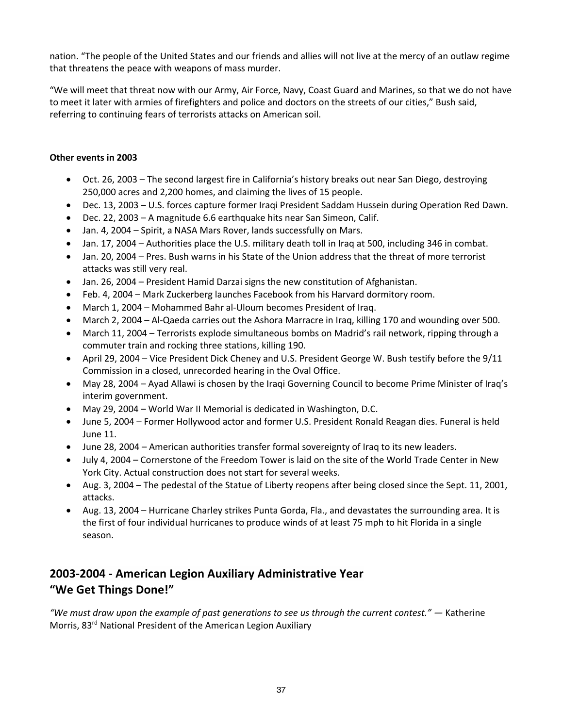nation. "The people of the United States and our friends and allies will not live at the mercy of an outlaw regime that threatens the peace with weapons of mass murder.

"We will meet that threat now with our Army, Air Force, Navy, Coast Guard and Marines, so that we do not have to meet it later with armies of firefighters and police and doctors on the streets of our cities," Bush said, referring to continuing fears of terrorists attacks on American soil.

**Other events in 2003**

- Oct. 26, 2003 – The second largest fire in California's history breaks out near San Diego, destroying 250,000 acres and 2,200 homes, and claiming the lives of 15 people.
- Dec. 13, 2003 – U.S. forces capture former Iraqi President Saddam Hussein during Operation Red Dawn.
- Dec. 22, 2003 – A magnitude 6.6 earthquake hits near San Simeon, Calif.
- Jan. 4, 2004 – Spirit, a NASA Mars Rover, lands successfully on Mars.
- Jan. 17, 2004 – Authorities place the U.S. military death toll in Iraq at 500, including 346 in combat.
- Jan. 20, 2004 – Pres. Bush warns in his State of the Union address that the threat of more terrorist attacks was still very real.
- Jan. 26, 2004 – President Hamid Darzai signs the new constitution of Afghanistan.
- Feb. 4, 2004 – Mark Zuckerberg launches Facebook from his Harvard dormitory room.
- March 1, 2004 – Mohammed Bahr al-Uloum becomes President of Iraq.
- March 2, 2004 – Al-Qaeda carries out the Ashora Marracre in Iraq, killing 170 and wounding over 500.
- March 11, 2004 – Terrorists explode simultaneous bombs on Madrid's rail network, ripping through a commuter train and rocking three stations, killing 190.
- April 29, 2004 – Vice President Dick Cheney and U.S. President George W. Bush testify before the 9/11 Commission in a closed, unrecorded hearing in the Oval Office.
- May 28, 2004 – Ayad Allawi is chosen by the Iraqi Governing Council to become Prime Minister of Iraq's interim government.
- May 29, 2004 – World War II Memorial is dedicated in Washington, D.C.
- June 5, 2004 – Former Hollywood actor and former U.S. President Ronald Reagan dies. Funeral is held June 11.
- June 28, 2004 – American authorities transfer formal sovereignty of Iraq to its new leaders.
- July 4, 2004 – Cornerstone of the Freedom Tower is laid on the site of the World Trade Center in New York City. Actual construction does not start for several weeks.
- Aug. 3, 2004 – The pedestal of the Statue of Liberty reopens after being closed since the Sept. 11, 2001, attacks.
- Aug. 13, 2004 – Hurricane Charley strikes Punta Gorda, Fla., and devastates the surrounding area. It is the first of four individual hurricanes to produce winds of at least 75 mph to hit Florida in a single season.

## 2003-2004 - American Legion Auxiliary Administrative Year "We Get Things Done!"

*"We must draw upon the example of past generations to see us through the current contest."* — Katherine Morris, 83rd National President of the American Legion Auxiliary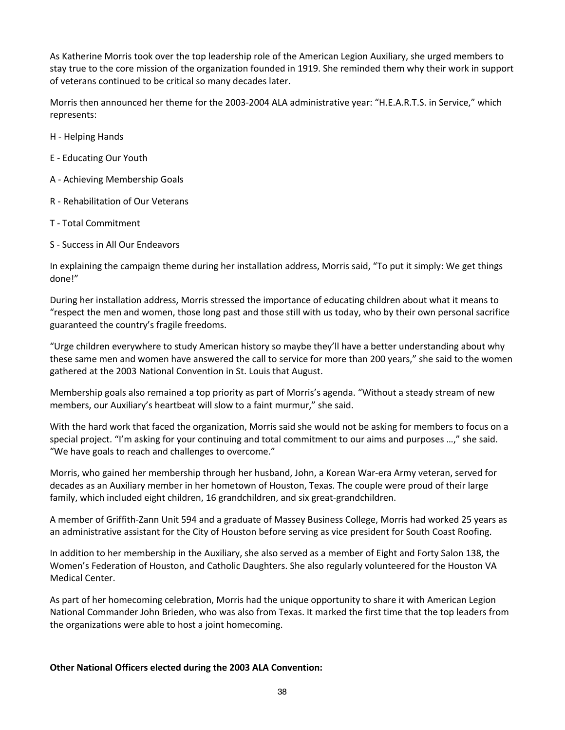As Katherine Morris took over the top leadership role of the American Legion Auxiliary, she urged members to stay true to the core mission of the organization founded in 1919. She reminded them why their work in support of veterans continued to be critical so many decades later.

Morris then announced her theme for the 2003-2004 ALA administrative year: "H.E.A.R.T.S. in Service," which represents:

H - Helping Hands

E - Educating Our Youth

A - Achieving Membership Goals

R - Rehabilitation of Our Veterans

T - Total Commitment

S - Success in All Our Endeavors

In explaining the campaign theme during her installation address, Morris said, "To put it simply: We get things done!"

During her installation address, Morris stressed the importance of educating children about what it means to "respect the men and women, those long past and those still with us today, who by their own personal sacrifice guaranteed the country's fragile freedoms.

"Urge children everywhere to study American history so maybe they'll have a better understanding about why these same men and women have answered the call to service for more than 200 years," she said to the women gathered at the 2003 National Convention in St. Louis that August.

Membership goals also remained a top priority as part of Morris's agenda. "Without a steady stream of new members, our Auxiliary's heartbeat will slow to a faint murmur," she said.

With the hard work that faced the organization, Morris said she would not be asking for members to focus on a special project. "I'm asking for your continuing and total commitment to our aims and purposes …," she said. "We have goals to reach and challenges to overcome."

Morris, who gained her membership through her husband, John, a Korean War-era Army veteran, served for decades as an Auxiliary member in her hometown of Houston, Texas. The couple were proud of their large family, which included eight children, 16 grandchildren, and six great-grandchildren.

A member of Griffith-Zann Unit 594 and a graduate of Massey Business College, Morris had worked 25 years as an administrative assistant for the City of Houston before serving as vice president for South Coast Roofing.

In addition to her membership in the Auxiliary, she also served as a member of Eight and Forty Salon 138, the Women's Federation of Houston, and Catholic Daughters. She also regularly volunteered for the Houston VA Medical Center.

As part of her homecoming celebration, Morris had the unique opportunity to share it with American Legion National Commander John Brieden, who was also from Texas. It marked the first time that the top leaders from the organizations were able to host a joint homecoming.

**Other National Officers elected during the 2003 ALA Convention:**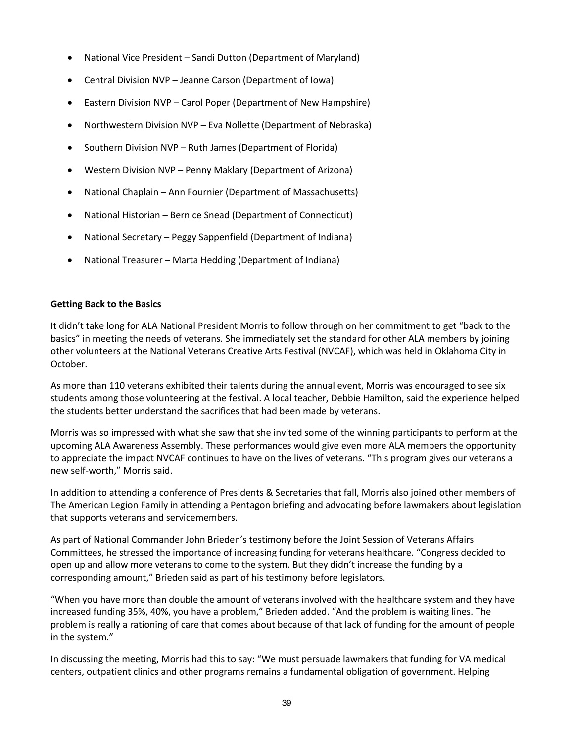- National Vice President – Sandi Dutton (Department of Maryland)
- Central Division NVP – Jeanne Carson (Department of Iowa)
- Eastern Division NVP – Carol Poper (Department of New Hampshire)
- Northwestern Division NVP – Eva Nollette (Department of Nebraska)
- Southern Division NVP – Ruth James (Department of Florida)
- Western Division NVP – Penny Maklary (Department of Arizona)
- National Chaplain – Ann Fournier (Department of Massachusetts)
- National Historian – Bernice Snead (Department of Connecticut)
- National Secretary – Peggy Sappenfield (Department of Indiana)
- National Treasurer – Marta Hedding (Department of Indiana)

**Getting Back to the Basics**

It didn't take long for ALA National President Morris to follow through on her commitment to get "back to the basics" in meeting the needs of veterans. She immediately set the standard for other ALA members by joining other volunteers at the National Veterans Creative Arts Festival (NVCAF), which was held in Oklahoma City in October.

As more than 110 veterans exhibited their talents during the annual event, Morris was encouraged to see six students among those volunteering at the festival. A local teacher, Debbie Hamilton, said the experience helped the students better understand the sacrifices that had been made by veterans.

Morris was so impressed with what she saw that she invited some of the winning participants to perform at the upcoming ALA Awareness Assembly. These performances would give even more ALA members the opportunity to appreciate the impact NVCAF continues to have on the lives of veterans. "This program gives our veterans a new self-worth," Morris said.

In addition to attending a conference of Presidents & Secretaries that fall, Morris also joined other members of The American Legion Family in attending a Pentagon briefing and advocating before lawmakers about legislation that supports veterans and servicemembers.

As part of National Commander John Brieden's testimony before the Joint Session of Veterans Affairs Committees, he stressed the importance of increasing funding for veterans healthcare. "Congress decided to open up and allow more veterans to come to the system. But they didn't increase the funding by a corresponding amount," Brieden said as part of his testimony before legislators.

"When you have more than double the amount of veterans involved with the healthcare system and they have increased funding 35%, 40%, you have a problem," Brieden added. "And the problem is waiting lines. The problem is really a rationing of care that comes about because of that lack of funding for the amount of people in the system."

In discussing the meeting, Morris had this to say: "We must persuade lawmakers that funding for VA medical centers, outpatient clinics and other programs remains a fundamental obligation of government. Helping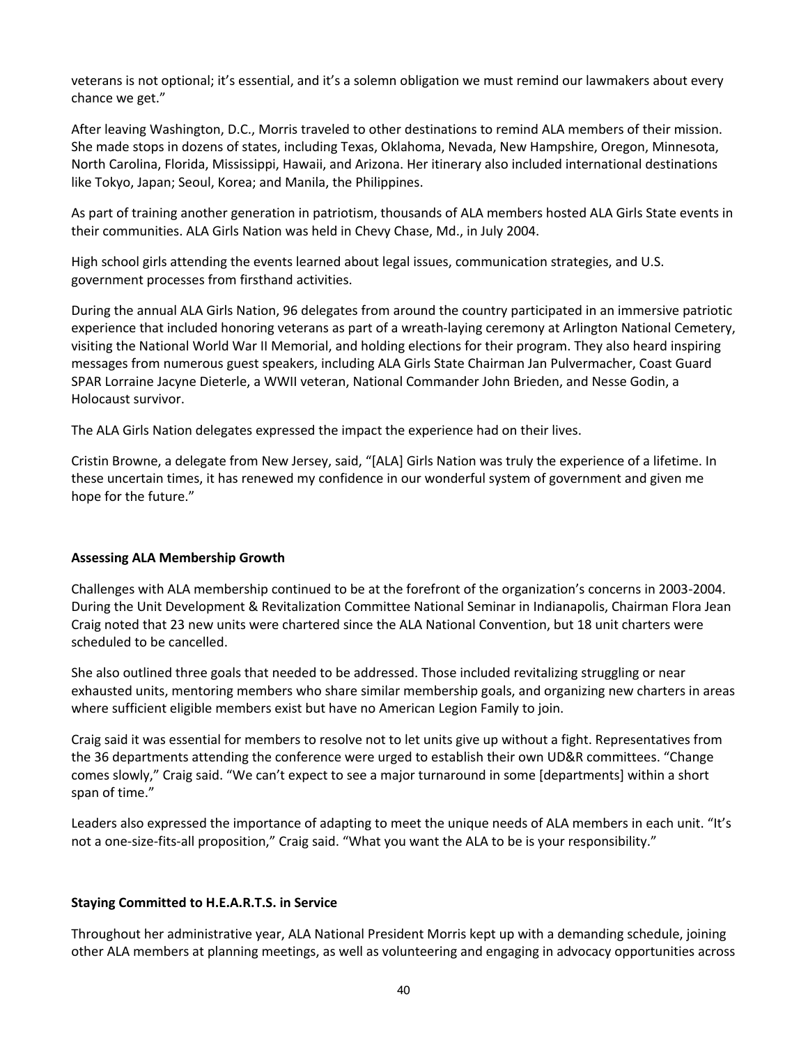veterans is not optional; it's essential, and it's a solemn obligation we must remind our lawmakers about every chance we get."

After leaving Washington, D.C., Morris traveled to other destinations to remind ALA members of their mission. She made stops in dozens of states, including Texas, Oklahoma, Nevada, New Hampshire, Oregon, Minnesota, North Carolina, Florida, Mississippi, Hawaii, and Arizona. Her itinerary also included international destinations like Tokyo, Japan; Seoul, Korea; and Manila, the Philippines.

As part of training another generation in patriotism, thousands of ALA members hosted ALA Girls State events in their communities. ALA Girls Nation was held in Chevy Chase, Md., in July 2004.

High school girls attending the events learned about legal issues, communication strategies, and U.S. government processes from firsthand activities.

During the annual ALA Girls Nation, 96 delegates from around the country participated in an immersive patriotic experience that included honoring veterans as part of a wreath-laying ceremony at Arlington National Cemetery, visiting the National World War II Memorial, and holding elections for their program. They also heard inspiring messages from numerous guest speakers, including ALA Girls State Chairman Jan Pulvermacher, Coast Guard SPAR Lorraine Jacyne Dieterle, a WWII veteran, National Commander John Brieden, and Nesse Godin, a Holocaust survivor.

The ALA Girls Nation delegates expressed the impact the experience had on their lives.

Cristin Browne, a delegate from New Jersey, said, "[ALA] Girls Nation was truly the experience of a lifetime. In these uncertain times, it has renewed my confidence in our wonderful system of government and given me hope for the future."

**Assessing ALA Membership Growth**

Challenges with ALA membership continued to be at the forefront of the organization's concerns in 2003-2004. During the Unit Development & Revitalization Committee National Seminar in Indianapolis, Chairman Flora Jean Craig noted that 23 new units were chartered since the ALA National Convention, but 18 unit charters were scheduled to be cancelled.

She also outlined three goals that needed to be addressed. Those included revitalizing struggling or near exhausted units, mentoring members who share similar membership goals, and organizing new charters in areas where sufficient eligible members exist but have no American Legion Family to join.

Craig said it was essential for members to resolve not to let units give up without a fight. Representatives from the 36 departments attending the conference were urged to establish their own UD&R committees. "Change comes slowly," Craig said. "We can't expect to see a major turnaround in some [departments] within a short span of time."

Leaders also expressed the importance of adapting to meet the unique needs of ALA members in each unit. "It's not a one-size-fits-all proposition," Craig said. "What you want the ALA to be is your responsibility."

**Staying Committed to H.E.A.R.T.S. in Service**

Throughout her administrative year, ALA National President Morris kept up with a demanding schedule, joining other ALA members at planning meetings, as well as volunteering and engaging in advocacy opportunities across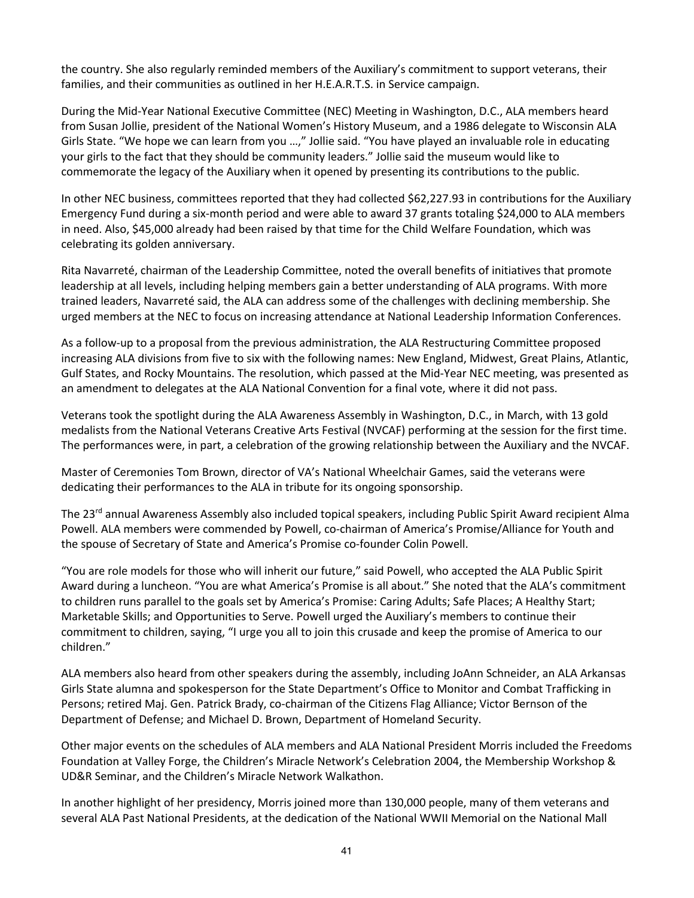the country. She also regularly reminded members of the Auxiliary's commitment to support veterans, their families, and their communities as outlined in her H.E.A.R.T.S. in Service campaign.

During the Mid-Year National Executive Committee (NEC) Meeting in Washington, D.C., ALA members heard from Susan Jollie, president of the National Women's History Museum, and a 1986 delegate to Wisconsin ALA Girls State. "We hope we can learn from you …," Jollie said. "You have played an invaluable role in educating your girls to the fact that they should be community leaders." Jollie said the museum would like to commemorate the legacy of the Auxiliary when it opened by presenting its contributions to the public.

In other NEC business, committees reported that they had collected $62,227.93 in contributions for the Auxiliary Emergency Fund during a six-month period and were able to award 37 grants totaling $24,000 to ALA members in need. Also, $45,000 already had been raised by that time for the Child Welfare Foundation, which was celebrating its golden anniversary.

Rita Navarreté, chairman of the Leadership Committee, noted the overall benefits of initiatives that promote leadership at all levels, including helping members gain a better understanding of ALA programs. With more trained leaders, Navarreté said, the ALA can address some of the challenges with declining membership. She urged members at the NEC to focus on increasing attendance at National Leadership Information Conferences.

As a follow-up to a proposal from the previous administration, the ALA Restructuring Committee proposed increasing ALA divisions from five to six with the following names: New England, Midwest, Great Plains, Atlantic, Gulf States, and Rocky Mountains. The resolution, which passed at the Mid-Year NEC meeting, was presented as an amendment to delegates at the ALA National Convention for a final vote, where it did not pass.

Veterans took the spotlight during the ALA Awareness Assembly in Washington, D.C., in March, with 13 gold medalists from the National Veterans Creative Arts Festival (NVCAF) performing at the session for the first time. The performances were, in part, a celebration of the growing relationship between the Auxiliary and the NVCAF.

Master of Ceremonies Tom Brown, director of VA's National Wheelchair Games, said the veterans were dedicating their performances to the ALA in tribute for its ongoing sponsorship.

The 23rd annual Awareness Assembly also included topical speakers, including Public Spirit Award recipient Alma Powell. ALA members were commended by Powell, co-chairman of America's Promise/Alliance for Youth and the spouse of Secretary of State and America's Promise co-founder Colin Powell.

"You are role models for those who will inherit our future," said Powell, who accepted the ALA Public Spirit Award during a luncheon. "You are what America's Promise is all about." She noted that the ALA's commitment to children runs parallel to the goals set by America's Promise: Caring Adults; Safe Places; A Healthy Start; Marketable Skills; and Opportunities to Serve. Powell urged the Auxiliary's members to continue their commitment to children, saying, "I urge you all to join this crusade and keep the promise of America to our children."

ALA members also heard from other speakers during the assembly, including JoAnn Schneider, an ALA Arkansas Girls State alumna and spokesperson for the State Department's Office to Monitor and Combat Trafficking in Persons; retired Maj. Gen. Patrick Brady, co-chairman of the Citizens Flag Alliance; Victor Bernson of the Department of Defense; and Michael D. Brown, Department of Homeland Security.

Other major events on the schedules of ALA members and ALA National President Morris included the Freedoms Foundation at Valley Forge, the Children's Miracle Network's Celebration 2004, the Membership Workshop & UD&R Seminar, and the Children's Miracle Network Walkathon.

In another highlight of her presidency, Morris joined more than 130,000 people, many of them veterans and several ALA Past National Presidents, at the dedication of the National WWII Memorial on the National Mall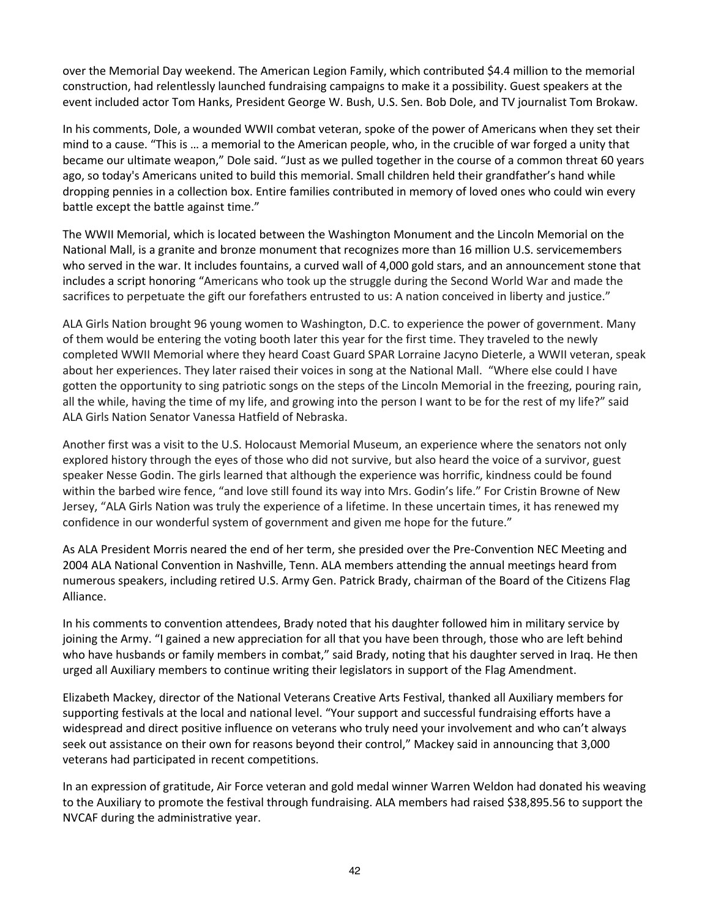over the Memorial Day weekend. The American Legion Family, which contributed $4.4 million to the memorial construction, had relentlessly launched fundraising campaigns to make it a possibility. Guest speakers at the event included actor Tom Hanks, President George W. Bush, U.S. Sen. Bob Dole, and TV journalist Tom Brokaw.

In his comments, Dole, a wounded WWII combat veteran, spoke of the power of Americans when they set their mind to a cause. "This is … a memorial to the American people, who, in the crucible of war forged a unity that became our ultimate weapon," Dole said. "Just as we pulled together in the course of a common threat 60 years ago, so today's Americans united to build this memorial. Small children held their grandfather's hand while dropping pennies in a collection box. Entire families contributed in memory of loved ones who could win every battle except the battle against time."

The WWII Memorial, which is located between the Washington Monument and the Lincoln Memorial on the National Mall, is a granite and bronze monument that recognizes more than 16 million U.S. servicemembers who served in the war. It includes fountains, a curved wall of 4,000 gold stars, and an announcement stone that includes a script honoring "Americans who took up the struggle during the Second World War and made the sacrifices to perpetuate the gift our forefathers entrusted to us: A nation conceived in liberty and justice."

ALA Girls Nation brought 96 young women to Washington, D.C. to experience the power of government. Many of them would be entering the voting booth later this year for the first time. They traveled to the newly completed WWII Memorial where they heard Coast Guard SPAR Lorraine Jacyno Dieterle, a WWII veteran, speak about her experiences. They later raised their voices in song at the National Mall. "Where else could I have gotten the opportunity to sing patriotic songs on the steps of the Lincoln Memorial in the freezing, pouring rain, all the while, having the time of my life, and growing into the person I want to be for the rest of my life?" said ALA Girls Nation Senator Vanessa Hatfield of Nebraska.

Another first was a visit to the U.S. Holocaust Memorial Museum, an experience where the senators not only explored history through the eyes of those who did not survive, but also heard the voice of a survivor, guest speaker Nesse Godin. The girls learned that although the experience was horrific, kindness could be found within the barbed wire fence, "and love still found its way into Mrs. Godin's life." For Cristin Browne of New Jersey, "ALA Girls Nation was truly the experience of a lifetime. In these uncertain times, it has renewed my confidence in our wonderful system of government and given me hope for the future."

As ALA President Morris neared the end of her term, she presided over the Pre-Convention NEC Meeting and 2004 ALA National Convention in Nashville, Tenn. ALA members attending the annual meetings heard from numerous speakers, including retired U.S. Army Gen. Patrick Brady, chairman of the Board of the Citizens Flag Alliance.

In his comments to convention attendees, Brady noted that his daughter followed him in military service by joining the Army. "I gained a new appreciation for all that you have been through, those who are left behind who have husbands or family members in combat," said Brady, noting that his daughter served in Iraq. He then urged all Auxiliary members to continue writing their legislators in support of the Flag Amendment.

Elizabeth Mackey, director of the National Veterans Creative Arts Festival, thanked all Auxiliary members for supporting festivals at the local and national level. "Your support and successful fundraising efforts have a widespread and direct positive influence on veterans who truly need your involvement and who can't always seek out assistance on their own for reasons beyond their control," Mackey said in announcing that 3,000 veterans had participated in recent competitions.

In an expression of gratitude, Air Force veteran and gold medal winner Warren Weldon had donated his weaving to the Auxiliary to promote the festival through fundraising. ALA members had raised $38,895.56 to support the NVCAF during the administrative year.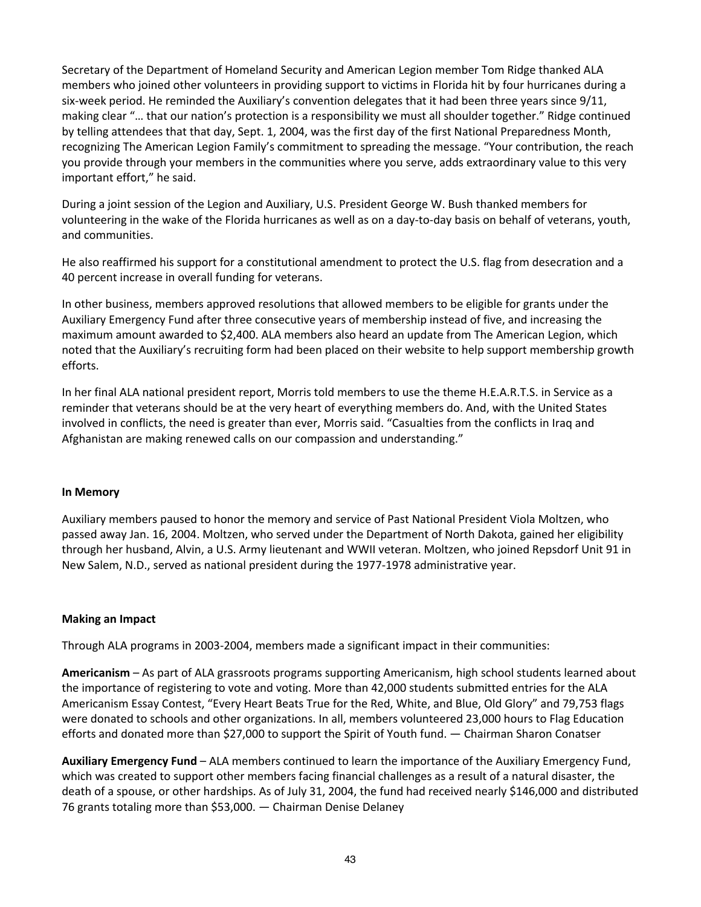Secretary of the Department of Homeland Security and American Legion member Tom Ridge thanked ALA members who joined other volunteers in providing support to victims in Florida hit by four hurricanes during a six-week period. He reminded the Auxiliary's convention delegates that it had been three years since 9/11, making clear "… that our nation's protection is a responsibility we must all shoulder together." Ridge continued by telling attendees that that day, Sept. 1, 2004, was the first day of the first National Preparedness Month, recognizing The American Legion Family's commitment to spreading the message. "Your contribution, the reach you provide through your members in the communities where you serve, adds extraordinary value to this very important effort," he said.

During a joint session of the Legion and Auxiliary, U.S. President George W. Bush thanked members for volunteering in the wake of the Florida hurricanes as well as on a day-to-day basis on behalf of veterans, youth, and communities.

He also reaffirmed his support for a constitutional amendment to protect the U.S. flag from desecration and a 40 percent increase in overall funding for veterans.

In other business, members approved resolutions that allowed members to be eligible for grants under the Auxiliary Emergency Fund after three consecutive years of membership instead of five, and increasing the maximum amount awarded to $2,400. ALA members also heard an update from The American Legion, which noted that the Auxiliary's recruiting form had been placed on their website to help support membership growth efforts.

In her final ALA national president report, Morris told members to use the theme H.E.A.R.T.S. in Service as a reminder that veterans should be at the very heart of everything members do. And, with the United States involved in conflicts, the need is greater than ever, Morris said. "Casualties from the conflicts in Iraq and Afghanistan are making renewed calls on our compassion and understanding."

**In Memory**

Auxiliary members paused to honor the memory and service of Past National President Viola Moltzen, who passed away Jan. 16, 2004. Moltzen, who served under the Department of North Dakota, gained her eligibility through her husband, Alvin, a U.S. Army lieutenant and WWII veteran. Moltzen, who joined Repsdorf Unit 91 in New Salem, N.D., served as national president during the 1977-1978 administrative year.

**Making an Impact**

Through ALA programs in 2003-2004, members made a significant impact in their communities:

**Americanism** – As part of ALA grassroots programs supporting Americanism, high school students learned about the importance of registering to vote and voting. More than 42,000 students submitted entries for the ALA Americanism Essay Contest, "Every Heart Beats True for the Red, White, and Blue, Old Glory" and 79,753 flags were donated to schools and other organizations. In all, members volunteered 23,000 hours to Flag Education efforts and donated more than $27,000 to support the Spirit of Youth fund. — Chairman Sharon Conatser

**Auxiliary Emergency Fund** – ALA members continued to learn the importance of the Auxiliary Emergency Fund, which was created to support other members facing financial challenges as a result of a natural disaster, the death of a spouse, or other hardships. As of July 31, 2004, the fund had received nearly $146,000 and distributed 76 grants totaling more than $53,000. — Chairman Denise Delaney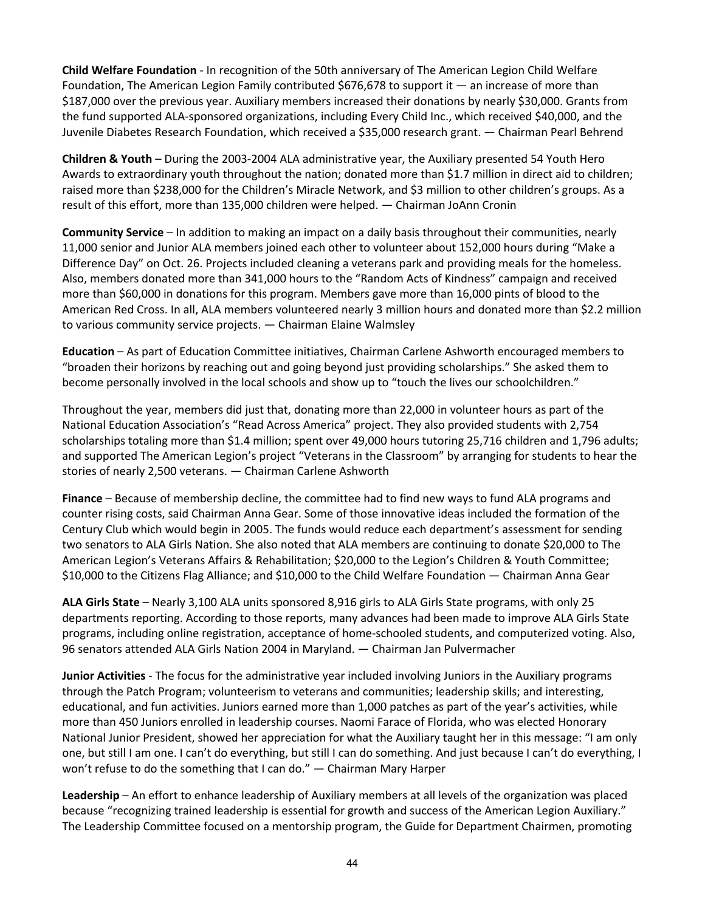**Child Welfare Foundation** - In recognition of the 50th anniversary of The American Legion Child Welfare Foundation, The American Legion Family contributed $676,678 to support it — an increase of more than $187,000 over the previous year. Auxiliary members increased their donations by nearly $30,000. Grants from the fund supported ALA-sponsored organizations, including Every Child Inc., which received $40,000, and the Juvenile Diabetes Research Foundation, which received a $35,000 research grant. — Chairman Pearl Behrend

**Children & Youth** – During the 2003-2004 ALA administrative year, the Auxiliary presented 54 Youth Hero Awards to extraordinary youth throughout the nation; donated more than $1.7 million in direct aid to children; raised more than $238,000 for the Children's Miracle Network, and $3 million to other children's groups. As a result of this effort, more than 135,000 children were helped. — Chairman JoAnn Cronin

**Community Service** – In addition to making an impact on a daily basis throughout their communities, nearly 11,000 senior and Junior ALA members joined each other to volunteer about 152,000 hours during "Make a Difference Day" on Oct. 26. Projects included cleaning a veterans park and providing meals for the homeless. Also, members donated more than 341,000 hours to the "Random Acts of Kindness" campaign and received more than $60,000 in donations for this program. Members gave more than 16,000 pints of blood to the American Red Cross. In all, ALA members volunteered nearly 3 million hours and donated more than $2.2 million to various community service projects. — Chairman Elaine Walmsley

**Education** – As part of Education Committee initiatives, Chairman Carlene Ashworth encouraged members to "broaden their horizons by reaching out and going beyond just providing scholarships." She asked them to become personally involved in the local schools and show up to "touch the lives our schoolchildren."

Throughout the year, members did just that, donating more than 22,000 in volunteer hours as part of the National Education Association's "Read Across America" project. They also provided students with 2,754 scholarships totaling more than $1.4 million; spent over 49,000 hours tutoring 25,716 children and 1,796 adults; and supported The American Legion's project "Veterans in the Classroom" by arranging for students to hear the stories of nearly 2,500 veterans. — Chairman Carlene Ashworth

**Finance** – Because of membership decline, the committee had to find new ways to fund ALA programs and counter rising costs, said Chairman Anna Gear. Some of those innovative ideas included the formation of the Century Club which would begin in 2005. The funds would reduce each department's assessment for sending two senators to ALA Girls Nation. She also noted that ALA members are continuing to donate $20,000 to The American Legion's Veterans Affairs & Rehabilitation; $20,000 to the Legion's Children & Youth Committee; $10,000 to the Citizens Flag Alliance; and $10,000 to the Child Welfare Foundation — Chairman Anna Gear

**ALA Girls State** – Nearly 3,100 ALA units sponsored 8,916 girls to ALA Girls State programs, with only 25 departments reporting. According to those reports, many advances had been made to improve ALA Girls State programs, including online registration, acceptance of home-schooled students, and computerized voting. Also, 96 senators attended ALA Girls Nation 2004 in Maryland. — Chairman Jan Pulvermacher

**Junior Activities** - The focus for the administrative year included involving Juniors in the Auxiliary programs through the Patch Program; volunteerism to veterans and communities; leadership skills; and interesting, educational, and fun activities. Juniors earned more than 1,000 patches as part of the year's activities, while more than 450 Juniors enrolled in leadership courses. Naomi Farace of Florida, who was elected Honorary National Junior President, showed her appreciation for what the Auxiliary taught her in this message: "I am only one, but still I am one. I can't do everything, but still I can do something. And just because I can't do everything, I won't refuse to do the something that I can do." — Chairman Mary Harper

**Leadership** – An effort to enhance leadership of Auxiliary members at all levels of the organization was placed because "recognizing trained leadership is essential for growth and success of the American Legion Auxiliary." The Leadership Committee focused on a mentorship program, the Guide for Department Chairmen, promoting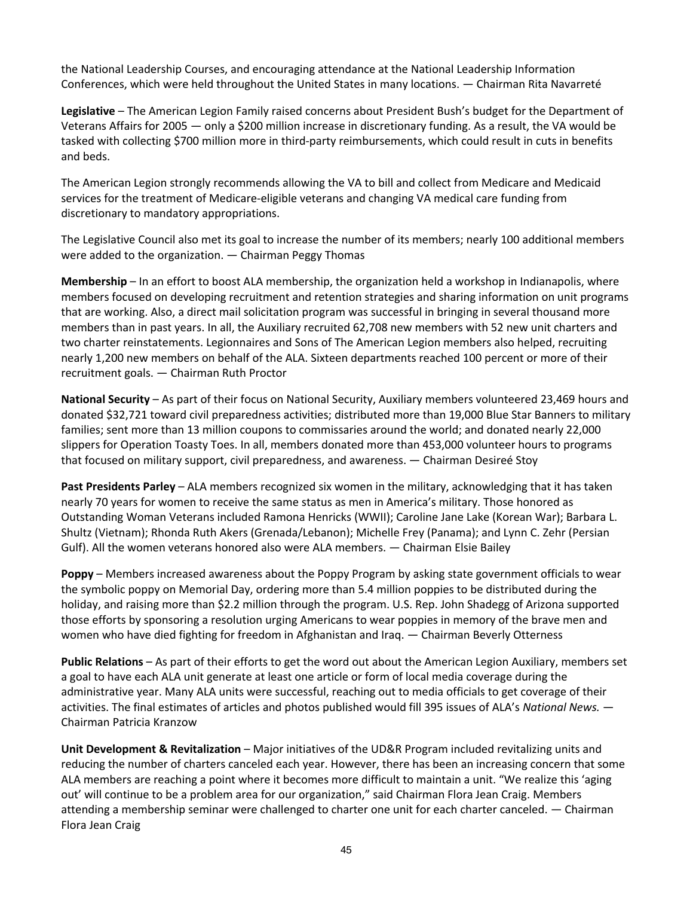the National Leadership Courses, and encouraging attendance at the National Leadership Information Conferences, which were held throughout the United States in many locations. — Chairman Rita Navarreté

**Legislative** – The American Legion Family raised concerns about President Bush's budget for the Department of Veterans Affairs for 2005 — only a $200 million increase in discretionary funding. As a result, the VA would be tasked with collecting $700 million more in third-party reimbursements, which could result in cuts in benefits and beds.

The American Legion strongly recommends allowing the VA to bill and collect from Medicare and Medicaid services for the treatment of Medicare-eligible veterans and changing VA medical care funding from discretionary to mandatory appropriations.

The Legislative Council also met its goal to increase the number of its members; nearly 100 additional members were added to the organization. — Chairman Peggy Thomas

**Membership** – In an effort to boost ALA membership, the organization held a workshop in Indianapolis, where members focused on developing recruitment and retention strategies and sharing information on unit programs that are working. Also, a direct mail solicitation program was successful in bringing in several thousand more members than in past years. In all, the Auxiliary recruited 62,708 new members with 52 new unit charters and two charter reinstatements. Legionnaires and Sons of The American Legion members also helped, recruiting nearly 1,200 new members on behalf of the ALA. Sixteen departments reached 100 percent or more of their recruitment goals. — Chairman Ruth Proctor

**National Security** – As part of their focus on National Security, Auxiliary members volunteered 23,469 hours and donated $32,721 toward civil preparedness activities; distributed more than 19,000 Blue Star Banners to military families; sent more than 13 million coupons to commissaries around the world; and donated nearly 22,000 slippers for Operation Toasty Toes. In all, members donated more than 453,000 volunteer hours to programs that focused on military support, civil preparedness, and awareness. — Chairman Desireé Stoy

**Past Presidents Parley** – ALA members recognized six women in the military, acknowledging that it has taken nearly 70 years for women to receive the same status as men in America's military. Those honored as Outstanding Woman Veterans included Ramona Henricks (WWII); Caroline Jane Lake (Korean War); Barbara L. Shultz (Vietnam); Rhonda Ruth Akers (Grenada/Lebanon); Michelle Frey (Panama); and Lynn C. Zehr (Persian Gulf). All the women veterans honored also were ALA members. — Chairman Elsie Bailey

**Poppy** – Members increased awareness about the Poppy Program by asking state government officials to wear the symbolic poppy on Memorial Day, ordering more than 5.4 million poppies to be distributed during the holiday, and raising more than $2.2 million through the program. U.S. Rep. John Shadegg of Arizona supported those efforts by sponsoring a resolution urging Americans to wear poppies in memory of the brave men and women who have died fighting for freedom in Afghanistan and Iraq. — Chairman Beverly Otterness

**Public Relations** – As part of their efforts to get the word out about the American Legion Auxiliary, members set a goal to have each ALA unit generate at least one article or form of local media coverage during the administrative year. Many ALA units were successful, reaching out to media officials to get coverage of their activities. The final estimates of articles and photos published would fill 395 issues of ALA's *National News.* — Chairman Patricia Kranzow

**Unit Development & Revitalization** – Major initiatives of the UD&R Program included revitalizing units and reducing the number of charters canceled each year. However, there has been an increasing concern that some ALA members are reaching a point where it becomes more difficult to maintain a unit. "We realize this 'aging out' will continue to be a problem area for our organization," said Chairman Flora Jean Craig. Members attending a membership seminar were challenged to charter one unit for each charter canceled. — Chairman Flora Jean Craig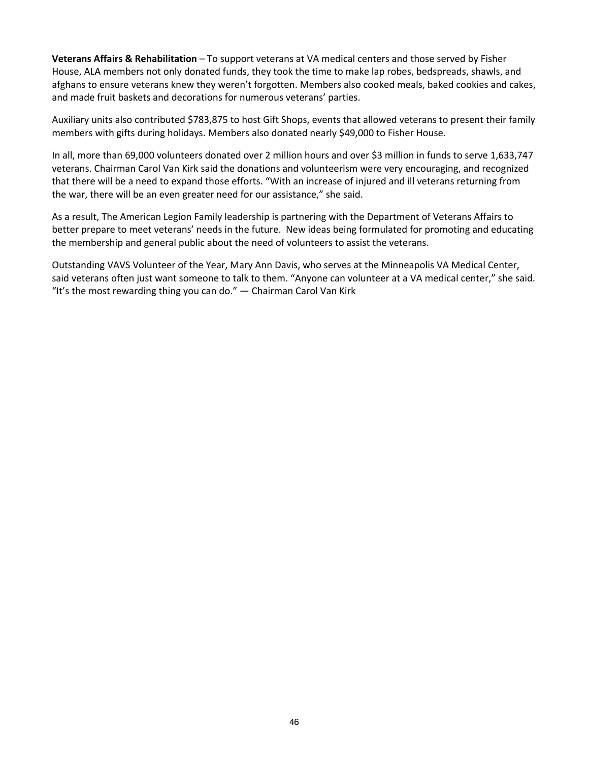**Veterans Affairs & Rehabilitation** – To support veterans at VA medical centers and those served by Fisher House, ALA members not only donated funds, they took the time to make lap robes, bedspreads, shawls, and afghans to ensure veterans knew they weren't forgotten. Members also cooked meals, baked cookies and cakes, and made fruit baskets and decorations for numerous veterans' parties.

Auxiliary units also contributed $783,875 to host Gift Shops, events that allowed veterans to present their family members with gifts during holidays. Members also donated nearly $49,000 to Fisher House.

In all, more than 69,000 volunteers donated over 2 million hours and over $3 million in funds to serve 1,633,747 veterans. Chairman Carol Van Kirk said the donations and volunteerism were very encouraging, and recognized that there will be a need to expand those efforts. "With an increase of injured and ill veterans returning from the war, there will be an even greater need for our assistance," she said.

As a result, The American Legion Family leadership is partnering with the Department of Veterans Affairs to better prepare to meet veterans' needs in the future. New ideas being formulated for promoting and educating the membership and general public about the need of volunteers to assist the veterans.

Outstanding VAVS Volunteer of the Year, Mary Ann Davis, who serves at the Minneapolis VA Medical Center, said veterans often just want someone to talk to them. "Anyone can volunteer at a VA medical center," she said. "It's the most rewarding thing you can do." — Chairman Carol Van Kirk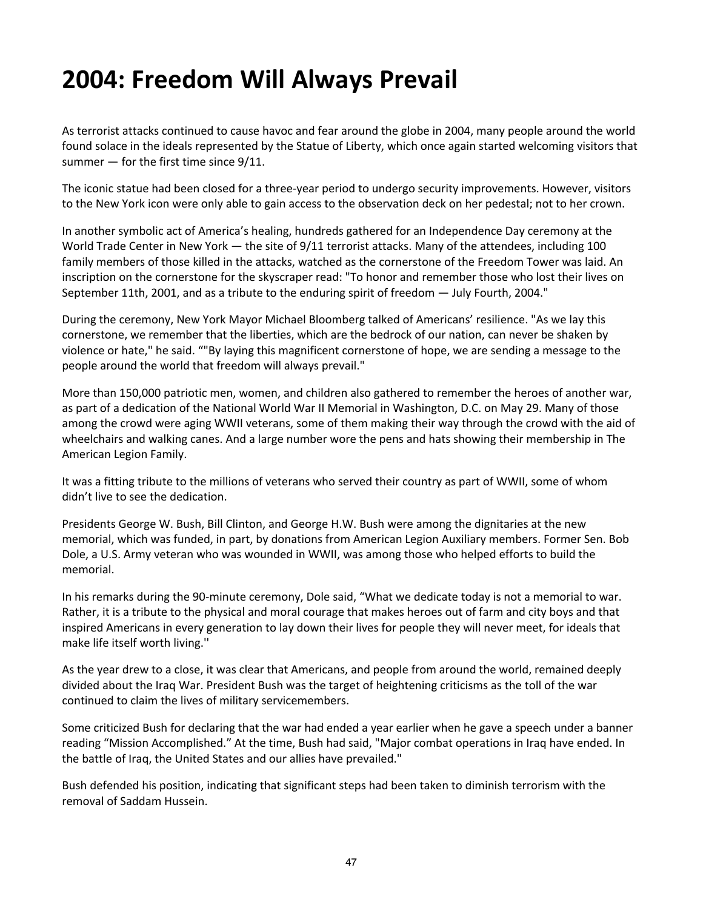# 2004: Freedom Will Always Prevail

As terrorist attacks continued to cause havoc and fear around the globe in 2004, many people around the world found solace in the ideals represented by the Statue of Liberty, which once again started welcoming visitors that summer — for the first time since 9/11.

The iconic statue had been closed for a three-year period to undergo security improvements. However, visitors to the New York icon were only able to gain access to the observation deck on her pedestal; not to her crown.

In another symbolic act of America's healing, hundreds gathered for an Independence Day ceremony at the World Trade Center in New York — the site of 9/11 terrorist attacks. Many of the attendees, including 100 family members of those killed in the attacks, watched as the cornerstone of the Freedom Tower was laid. An inscription on the cornerstone for the skyscraper read: "To honor and remember those who lost their lives on September 11th, 2001, and as a tribute to the enduring spirit of freedom — July Fourth, 2004."

During the ceremony, New York Mayor Michael Bloomberg talked of Americans' resilience. "As we lay this cornerstone, we remember that the liberties, which are the bedrock of our nation, can never be shaken by violence or hate," he said. “"By laying this magnificent cornerstone of hope, we are sending a message to the people around the world that freedom will always prevail."

More than 150,000 patriotic men, women, and children also gathered to remember the heroes of another war, as part of a dedication of the National World War II Memorial in Washington, D.C. on May 29. Many of those among the crowd were aging WWII veterans, some of them making their way through the crowd with the aid of wheelchairs and walking canes. And a large number wore the pens and hats showing their membership in The American Legion Family.

It was a fitting tribute to the millions of veterans who served their country as part of WWII, some of whom didn't live to see the dedication.

Presidents George W. Bush, Bill Clinton, and George H.W. Bush were among the dignitaries at the new memorial, which was funded, in part, by donations from American Legion Auxiliary members. Former Sen. Bob Dole, a U.S. Army veteran who was wounded in WWII, was among those who helped efforts to build the memorial.

In his remarks during the 90-minute ceremony, Dole said, “What we dedicate today is not a memorial to war. Rather, it is a tribute to the physical and moral courage that makes heroes out of farm and city boys and that inspired Americans in every generation to lay down their lives for people they will never meet, for ideals that make life itself worth living.''

As the year drew to a close, it was clear that Americans, and people from around the world, remained deeply divided about the Iraq War. President Bush was the target of heightening criticisms as the toll of the war continued to claim the lives of military servicemembers.

Some criticized Bush for declaring that the war had ended a year earlier when he gave a speech under a banner reading “Mission Accomplished.” At the time, Bush had said, "Major combat operations in Iraq have ended. In the battle of Iraq, the United States and our allies have prevailed."

Bush defended his position, indicating that significant steps had been taken to diminish terrorism with the removal of Saddam Hussein.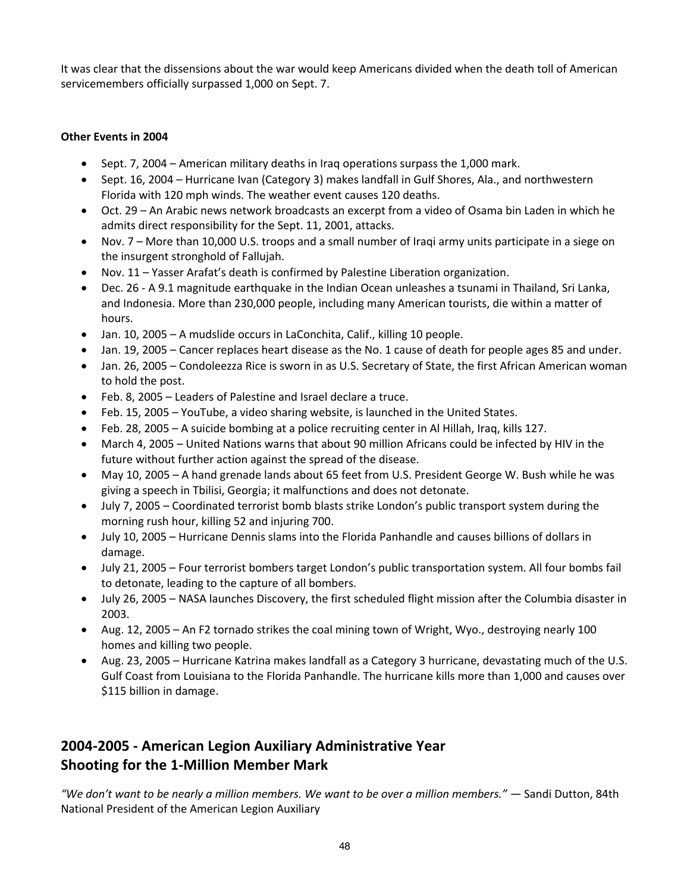It was clear that the dissensions about the war would keep Americans divided when the death toll of American servicemembers officially surpassed 1,000 on Sept. 7.

**Other Events in 2004**

- Sept. 7, 2004 – American military deaths in Iraq operations surpass the 1,000 mark.
- Sept. 16, 2004 – Hurricane Ivan (Category 3) makes landfall in Gulf Shores, Ala., and northwestern Florida with 120 mph winds. The weather event causes 120 deaths.
- Oct. 29 – An Arabic news network broadcasts an excerpt from a video of Osama bin Laden in which he admits direct responsibility for the Sept. 11, 2001, attacks.
- Nov. 7 – More than 10,000 U.S. troops and a small number of Iraqi army units participate in a siege on the insurgent stronghold of Fallujah.
- Nov. 11 – Yasser Arafat's death is confirmed by Palestine Liberation organization.
- Dec. 26 - A 9.1 magnitude earthquake in the Indian Ocean unleashes a tsunami in Thailand, Sri Lanka, and Indonesia. More than 230,000 people, including many American tourists, die within a matter of hours.
- Jan. 10, 2005 – A mudslide occurs in LaConchita, Calif., killing 10 people.
- Jan. 19, 2005 – Cancer replaces heart disease as the No. 1 cause of death for people ages 85 and under.
- Jan. 26, 2005 – Condoleezza Rice is sworn in as U.S. Secretary of State, the first African American woman to hold the post.
- Feb. 8, 2005 – Leaders of Palestine and Israel declare a truce.
- Feb. 15, 2005 – YouTube, a video sharing website, is launched in the United States.
- Feb. 28, 2005 – A suicide bombing at a police recruiting center in Al Hillah, Iraq, kills 127.
- March 4, 2005 – United Nations warns that about 90 million Africans could be infected by HIV in the future without further action against the spread of the disease.
- May 10, 2005 – A hand grenade lands about 65 feet from U.S. President George W. Bush while he was giving a speech in Tbilisi, Georgia; it malfunctions and does not detonate.
- July 7, 2005 – Coordinated terrorist bomb blasts strike London's public transport system during the morning rush hour, killing 52 and injuring 700.
- July 10, 2005 – Hurricane Dennis slams into the Florida Panhandle and causes billions of dollars in damage.
- July 21, 2005 – Four terrorist bombers target London's public transportation system. All four bombs fail to detonate, leading to the capture of all bombers.
- July 26, 2005 – NASA launches Discovery, the first scheduled flight mission after the Columbia disaster in 2003.
- Aug. 12, 2005 – An F2 tornado strikes the coal mining town of Wright, Wyo., destroying nearly 100 homes and killing two people.
- Aug. 23, 2005 – Hurricane Katrina makes landfall as a Category 3 hurricane, devastating much of the U.S. Gulf Coast from Louisiana to the Florida Panhandle. The hurricane kills more than 1,000 and causes over $115 billion in damage.

## 2004-2005 - American Legion Auxiliary Administrative Year
## Shooting for the 1-Million Member Mark

*"We don't want to be nearly a million members. We want to be over a million members."* — Sandi Dutton, 84th National President of the American Legion Auxiliary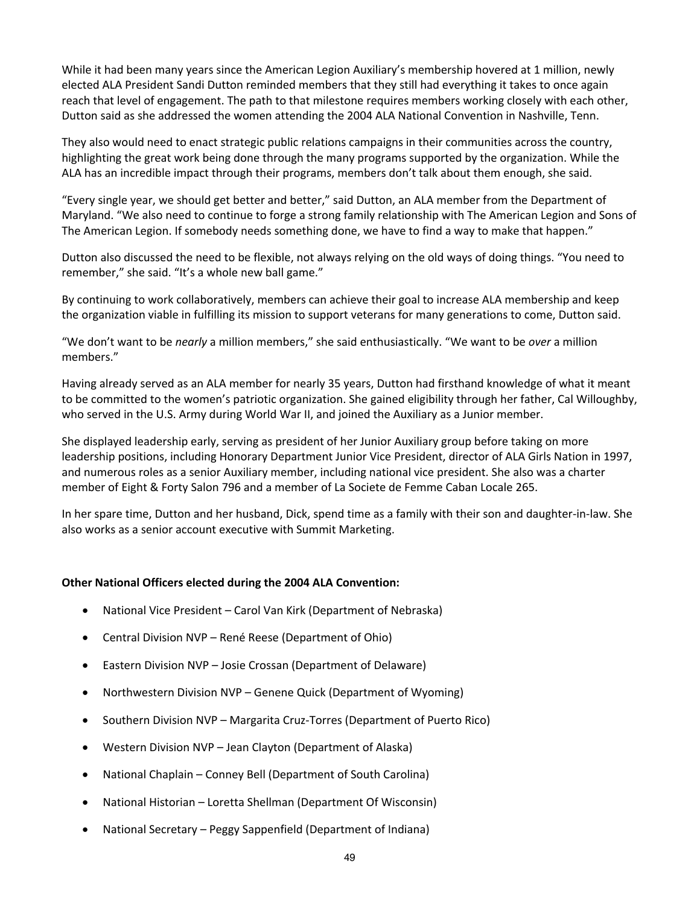While it had been many years since the American Legion Auxiliary's membership hovered at 1 million, newly elected ALA President Sandi Dutton reminded members that they still had everything it takes to once again reach that level of engagement. The path to that milestone requires members working closely with each other, Dutton said as she addressed the women attending the 2004 ALA National Convention in Nashville, Tenn.

They also would need to enact strategic public relations campaigns in their communities across the country, highlighting the great work being done through the many programs supported by the organization. While the ALA has an incredible impact through their programs, members don't talk about them enough, she said.

"Every single year, we should get better and better," said Dutton, an ALA member from the Department of Maryland. "We also need to continue to forge a strong family relationship with The American Legion and Sons of The American Legion. If somebody needs something done, we have to find a way to make that happen."

Dutton also discussed the need to be flexible, not always relying on the old ways of doing things. "You need to remember," she said. "It's a whole new ball game."

By continuing to work collaboratively, members can achieve their goal to increase ALA membership and keep the organization viable in fulfilling its mission to support veterans for many generations to come, Dutton said.

"We don't want to be *nearly* a million members," she said enthusiastically. "We want to be *over* a million members."

Having already served as an ALA member for nearly 35 years, Dutton had firsthand knowledge of what it meant to be committed to the women's patriotic organization. She gained eligibility through her father, Cal Willoughby, who served in the U.S. Army during World War II, and joined the Auxiliary as a Junior member.

She displayed leadership early, serving as president of her Junior Auxiliary group before taking on more leadership positions, including Honorary Department Junior Vice President, director of ALA Girls Nation in 1997, and numerous roles as a senior Auxiliary member, including national vice president. She also was a charter member of Eight & Forty Salon 796 and a member of La Societe de Femme Caban Locale 265.

In her spare time, Dutton and her husband, Dick, spend time as a family with their son and daughter-in-law. She also works as a senior account executive with Summit Marketing.

**Other National Officers elected during the 2004 ALA Convention:**

- National Vice President – Carol Van Kirk (Department of Nebraska)
- Central Division NVP – René Reese (Department of Ohio)
- Eastern Division NVP – Josie Crossan (Department of Delaware)
- Northwestern Division NVP – Genene Quick (Department of Wyoming)
- Southern Division NVP – Margarita Cruz-Torres (Department of Puerto Rico)
- Western Division NVP – Jean Clayton (Department of Alaska)
- National Chaplain – Conney Bell (Department of South Carolina)
- National Historian – Loretta Shellman (Department Of Wisconsin)
- National Secretary – Peggy Sappenfield (Department of Indiana)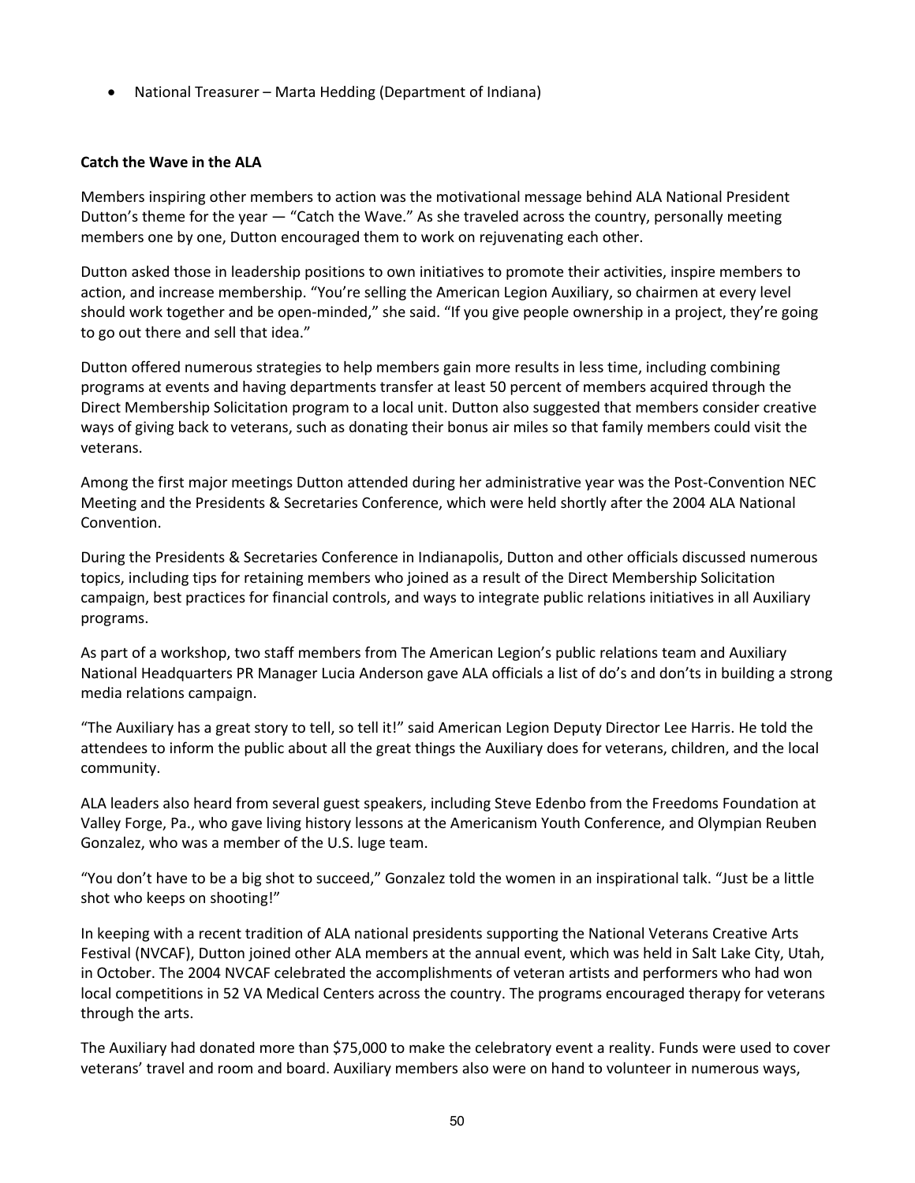- National Treasurer – Marta Hedding (Department of Indiana)

**Catch the Wave in the ALA**

Members inspiring other members to action was the motivational message behind ALA National President Dutton's theme for the year — "Catch the Wave." As she traveled across the country, personally meeting members one by one, Dutton encouraged them to work on rejuvenating each other.

Dutton asked those in leadership positions to own initiatives to promote their activities, inspire members to action, and increase membership. "You're selling the American Legion Auxiliary, so chairmen at every level should work together and be open-minded," she said. "If you give people ownership in a project, they're going to go out there and sell that idea."

Dutton offered numerous strategies to help members gain more results in less time, including combining programs at events and having departments transfer at least 50 percent of members acquired through the Direct Membership Solicitation program to a local unit. Dutton also suggested that members consider creative ways of giving back to veterans, such as donating their bonus air miles so that family members could visit the veterans.

Among the first major meetings Dutton attended during her administrative year was the Post-Convention NEC Meeting and the Presidents & Secretaries Conference, which were held shortly after the 2004 ALA National Convention.

During the Presidents & Secretaries Conference in Indianapolis, Dutton and other officials discussed numerous topics, including tips for retaining members who joined as a result of the Direct Membership Solicitation campaign, best practices for financial controls, and ways to integrate public relations initiatives in all Auxiliary programs.

As part of a workshop, two staff members from The American Legion's public relations team and Auxiliary National Headquarters PR Manager Lucia Anderson gave ALA officials a list of do's and don'ts in building a strong media relations campaign.

"The Auxiliary has a great story to tell, so tell it!" said American Legion Deputy Director Lee Harris. He told the attendees to inform the public about all the great things the Auxiliary does for veterans, children, and the local community.

ALA leaders also heard from several guest speakers, including Steve Edenbo from the Freedoms Foundation at Valley Forge, Pa., who gave living history lessons at the Americanism Youth Conference, and Olympian Reuben Gonzalez, who was a member of the U.S. luge team.

"You don't have to be a big shot to succeed," Gonzalez told the women in an inspirational talk. "Just be a little shot who keeps on shooting!"

In keeping with a recent tradition of ALA national presidents supporting the National Veterans Creative Arts Festival (NVCAF), Dutton joined other ALA members at the annual event, which was held in Salt Lake City, Utah, in October. The 2004 NVCAF celebrated the accomplishments of veteran artists and performers who had won local competitions in 52 VA Medical Centers across the country. The programs encouraged therapy for veterans through the arts.

The Auxiliary had donated more than $75,000 to make the celebratory event a reality. Funds were used to cover veterans' travel and room and board. Auxiliary members also were on hand to volunteer in numerous ways,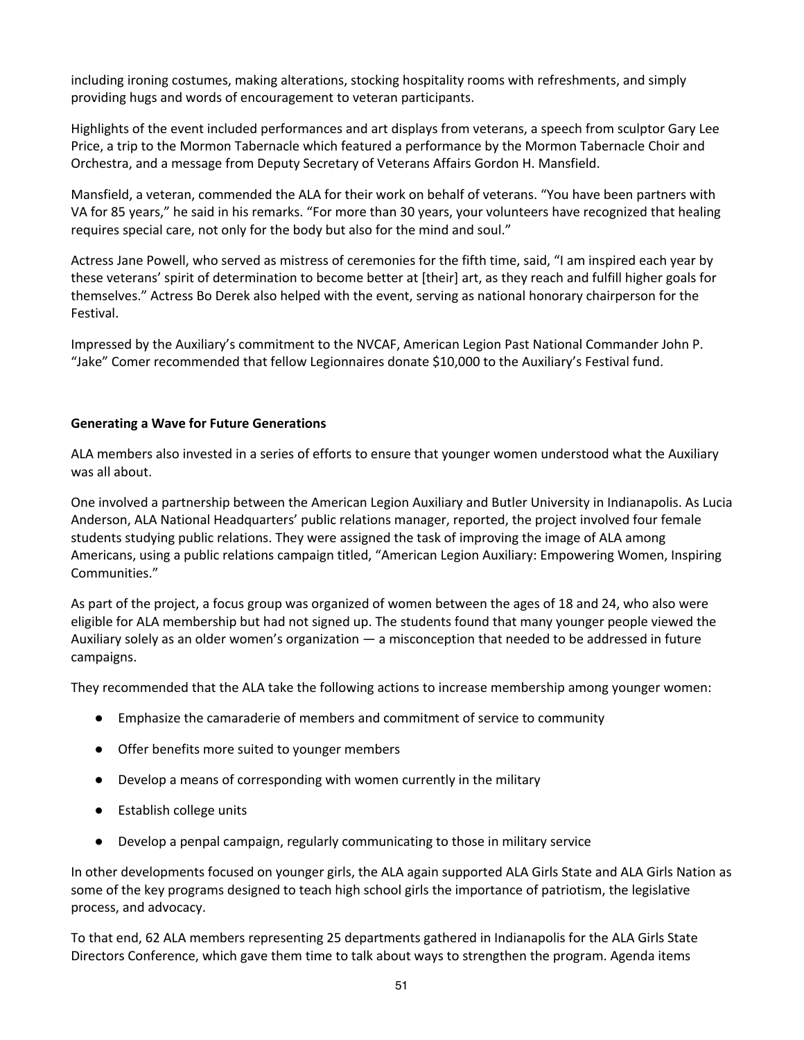including ironing costumes, making alterations, stocking hospitality rooms with refreshments, and simply providing hugs and words of encouragement to veteran participants.

Highlights of the event included performances and art displays from veterans, a speech from sculptor Gary Lee Price, a trip to the Mormon Tabernacle which featured a performance by the Mormon Tabernacle Choir and Orchestra, and a message from Deputy Secretary of Veterans Affairs Gordon H. Mansfield.

Mansfield, a veteran, commended the ALA for their work on behalf of veterans. "You have been partners with VA for 85 years," he said in his remarks. "For more than 30 years, your volunteers have recognized that healing requires special care, not only for the body but also for the mind and soul."

Actress Jane Powell, who served as mistress of ceremonies for the fifth time, said, "I am inspired each year by these veterans' spirit of determination to become better at [their] art, as they reach and fulfill higher goals for themselves." Actress Bo Derek also helped with the event, serving as national honorary chairperson for the Festival.

Impressed by the Auxiliary's commitment to the NVCAF, American Legion Past National Commander John P. "Jake" Comer recommended that fellow Legionnaires donate $10,000 to the Auxiliary's Festival fund.

**Generating a Wave for Future Generations**

ALA members also invested in a series of efforts to ensure that younger women understood what the Auxiliary was all about.

One involved a partnership between the American Legion Auxiliary and Butler University in Indianapolis. As Lucia Anderson, ALA National Headquarters' public relations manager, reported, the project involved four female students studying public relations. They were assigned the task of improving the image of ALA among Americans, using a public relations campaign titled, "American Legion Auxiliary: Empowering Women, Inspiring Communities."

As part of the project, a focus group was organized of women between the ages of 18 and 24, who also were eligible for ALA membership but had not signed up. The students found that many younger people viewed the Auxiliary solely as an older women's organization — a misconception that needed to be addressed in future campaigns.

They recommended that the ALA take the following actions to increase membership among younger women:

- Emphasize the camaraderie of members and commitment of service to community
- Offer benefits more suited to younger members
- Develop a means of corresponding with women currently in the military
- Establish college units
- Develop a penpal campaign, regularly communicating to those in military service

In other developments focused on younger girls, the ALA again supported ALA Girls State and ALA Girls Nation as some of the key programs designed to teach high school girls the importance of patriotism, the legislative process, and advocacy.

To that end, 62 ALA members representing 25 departments gathered in Indianapolis for the ALA Girls State Directors Conference, which gave them time to talk about ways to strengthen the program. Agenda items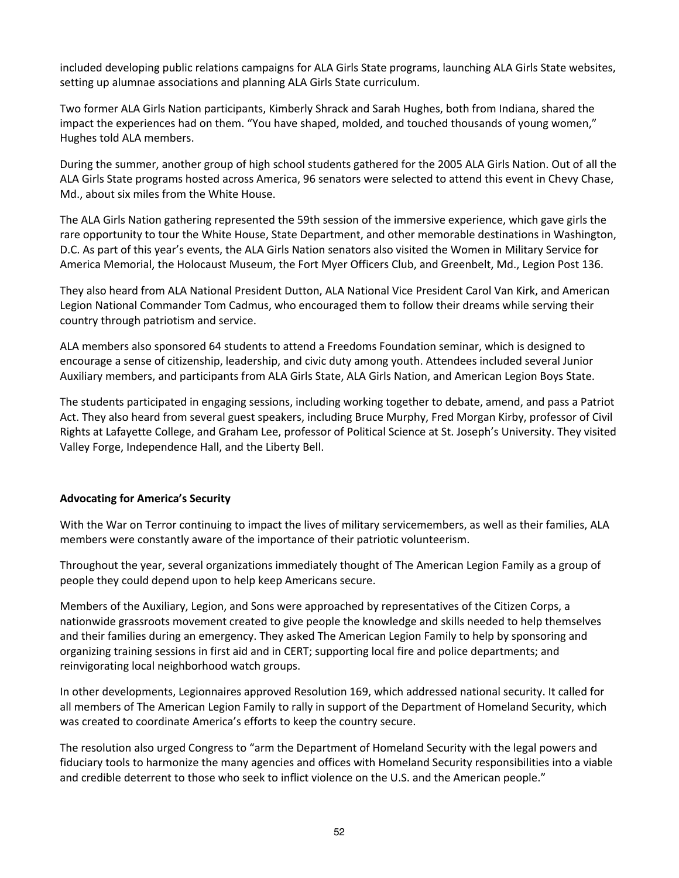included developing public relations campaigns for ALA Girls State programs, launching ALA Girls State websites, setting up alumnae associations and planning ALA Girls State curriculum.

Two former ALA Girls Nation participants, Kimberly Shrack and Sarah Hughes, both from Indiana, shared the impact the experiences had on them. "You have shaped, molded, and touched thousands of young women," Hughes told ALA members.

During the summer, another group of high school students gathered for the 2005 ALA Girls Nation. Out of all the ALA Girls State programs hosted across America, 96 senators were selected to attend this event in Chevy Chase, Md., about six miles from the White House.

The ALA Girls Nation gathering represented the 59th session of the immersive experience, which gave girls the rare opportunity to tour the White House, State Department, and other memorable destinations in Washington, D.C. As part of this year's events, the ALA Girls Nation senators also visited the Women in Military Service for America Memorial, the Holocaust Museum, the Fort Myer Officers Club, and Greenbelt, Md., Legion Post 136.

They also heard from ALA National President Dutton, ALA National Vice President Carol Van Kirk, and American Legion National Commander Tom Cadmus, who encouraged them to follow their dreams while serving their country through patriotism and service.

ALA members also sponsored 64 students to attend a Freedoms Foundation seminar, which is designed to encourage a sense of citizenship, leadership, and civic duty among youth. Attendees included several Junior Auxiliary members, and participants from ALA Girls State, ALA Girls Nation, and American Legion Boys State.

The students participated in engaging sessions, including working together to debate, amend, and pass a Patriot Act. They also heard from several guest speakers, including Bruce Murphy, Fred Morgan Kirby, professor of Civil Rights at Lafayette College, and Graham Lee, professor of Political Science at St. Joseph's University. They visited Valley Forge, Independence Hall, and the Liberty Bell.

**Advocating for America's Security**

With the War on Terror continuing to impact the lives of military servicemembers, as well as their families, ALA members were constantly aware of the importance of their patriotic volunteerism.

Throughout the year, several organizations immediately thought of The American Legion Family as a group of people they could depend upon to help keep Americans secure.

Members of the Auxiliary, Legion, and Sons were approached by representatives of the Citizen Corps, a nationwide grassroots movement created to give people the knowledge and skills needed to help themselves and their families during an emergency. They asked The American Legion Family to help by sponsoring and organizing training sessions in first aid and in CERT; supporting local fire and police departments; and reinvigorating local neighborhood watch groups.

In other developments, Legionnaires approved Resolution 169, which addressed national security. It called for all members of The American Legion Family to rally in support of the Department of Homeland Security, which was created to coordinate America's efforts to keep the country secure.

The resolution also urged Congress to "arm the Department of Homeland Security with the legal powers and fiduciary tools to harmonize the many agencies and offices with Homeland Security responsibilities into a viable and credible deterrent to those who seek to inflict violence on the U.S. and the American people."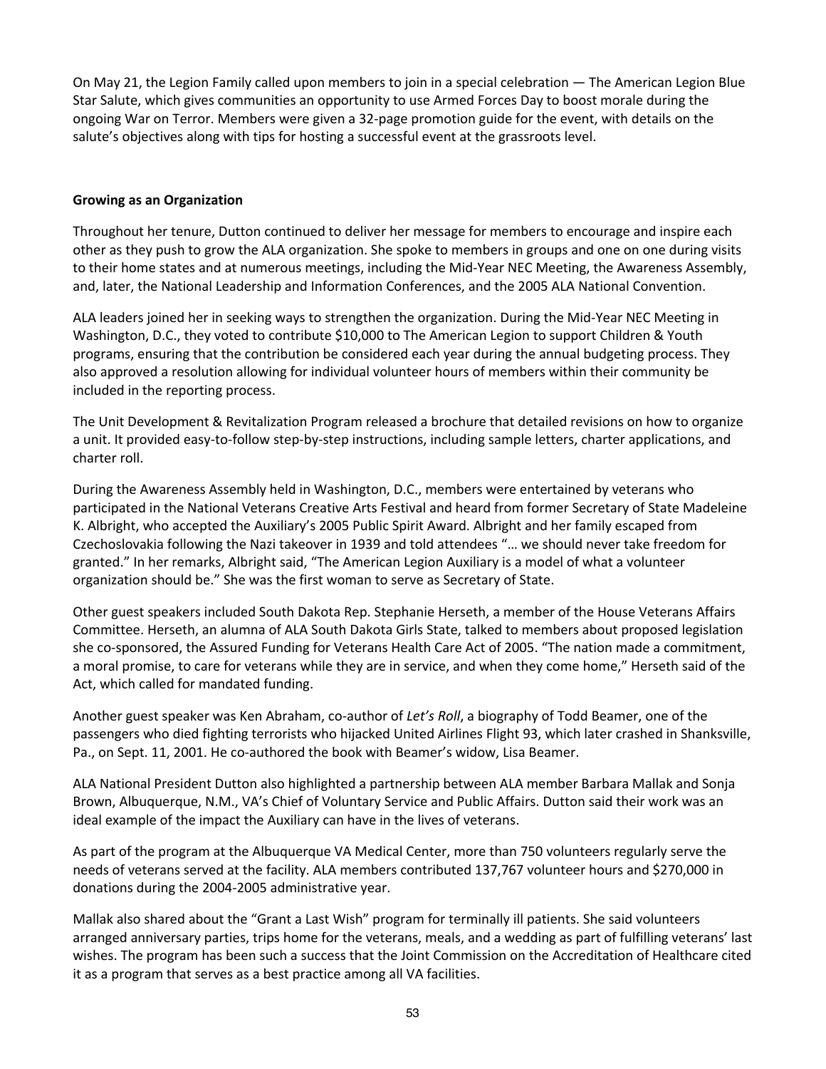On May 21, the Legion Family called upon members to join in a special celebration — The American Legion Blue Star Salute, which gives communities an opportunity to use Armed Forces Day to boost morale during the ongoing War on Terror. Members were given a 32-page promotion guide for the event, with details on the salute's objectives along with tips for hosting a successful event at the grassroots level.

**Growing as an Organization**

Throughout her tenure, Dutton continued to deliver her message for members to encourage and inspire each other as they push to grow the ALA organization. She spoke to members in groups and one on one during visits to their home states and at numerous meetings, including the Mid-Year NEC Meeting, the Awareness Assembly, and, later, the National Leadership and Information Conferences, and the 2005 ALA National Convention.

ALA leaders joined her in seeking ways to strengthen the organization. During the Mid-Year NEC Meeting in Washington, D.C., they voted to contribute $10,000 to The American Legion to support Children & Youth programs, ensuring that the contribution be considered each year during the annual budgeting process. They also approved a resolution allowing for individual volunteer hours of members within their community be included in the reporting process.

The Unit Development & Revitalization Program released a brochure that detailed revisions on how to organize a unit. It provided easy-to-follow step-by-step instructions, including sample letters, charter applications, and charter roll.

During the Awareness Assembly held in Washington, D.C., members were entertained by veterans who participated in the National Veterans Creative Arts Festival and heard from former Secretary of State Madeleine K. Albright, who accepted the Auxiliary's 2005 Public Spirit Award. Albright and her family escaped from Czechoslovakia following the Nazi takeover in 1939 and told attendees "… we should never take freedom for granted." In her remarks, Albright said, "The American Legion Auxiliary is a model of what a volunteer organization should be." She was the first woman to serve as Secretary of State.

Other guest speakers included South Dakota Rep. Stephanie Herseth, a member of the House Veterans Affairs Committee. Herseth, an alumna of ALA South Dakota Girls State, talked to members about proposed legislation she co-sponsored, the Assured Funding for Veterans Health Care Act of 2005. "The nation made a commitment, a moral promise, to care for veterans while they are in service, and when they come home," Herseth said of the Act, which called for mandated funding.

Another guest speaker was Ken Abraham, co-author of *Let's Roll*, a biography of Todd Beamer, one of the passengers who died fighting terrorists who hijacked United Airlines Flight 93, which later crashed in Shanksville, Pa., on Sept. 11, 2001. He co-authored the book with Beamer's widow, Lisa Beamer.

ALA National President Dutton also highlighted a partnership between ALA member Barbara Mallak and Sonja Brown, Albuquerque, N.M., VA's Chief of Voluntary Service and Public Affairs. Dutton said their work was an ideal example of the impact the Auxiliary can have in the lives of veterans.

As part of the program at the Albuquerque VA Medical Center, more than 750 volunteers regularly serve the needs of veterans served at the facility. ALA members contributed 137,767 volunteer hours and $270,000 in donations during the 2004-2005 administrative year.

Mallak also shared about the "Grant a Last Wish" program for terminally ill patients. She said volunteers arranged anniversary parties, trips home for the veterans, meals, and a wedding as part of fulfilling veterans' last wishes. The program has been such a success that the Joint Commission on the Accreditation of Healthcare cited it as a program that serves as a best practice among all VA facilities.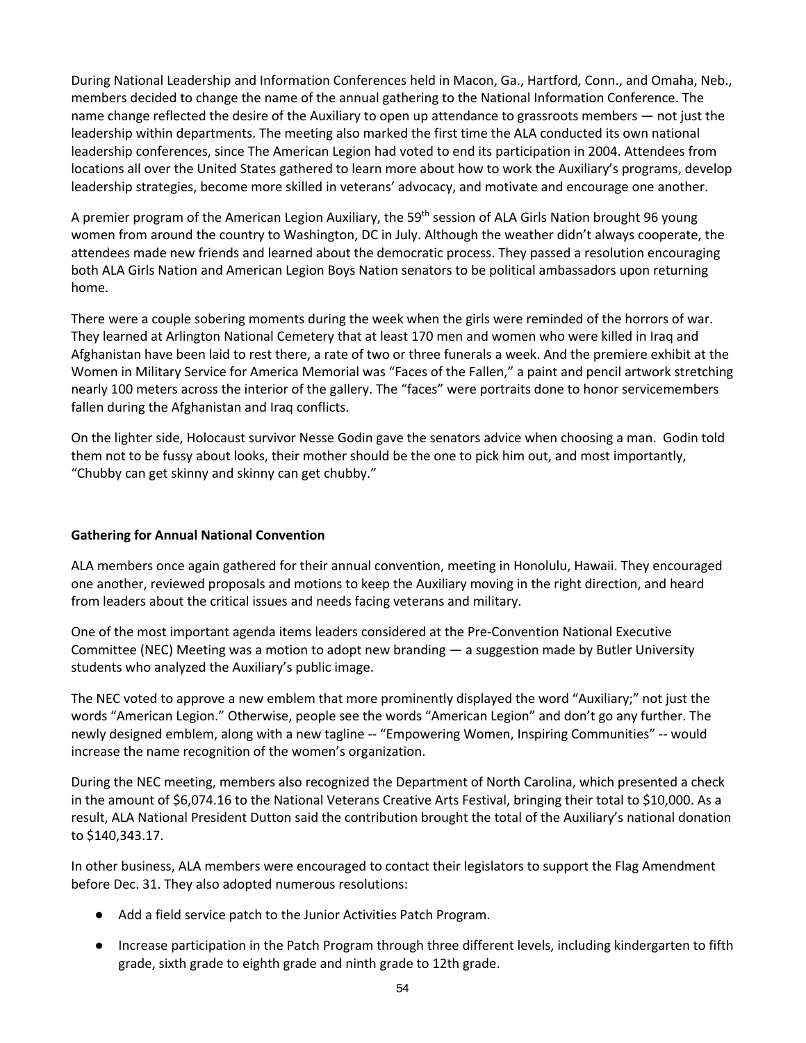During National Leadership and Information Conferences held in Macon, Ga., Hartford, Conn., and Omaha, Neb., members decided to change the name of the annual gathering to the National Information Conference. The name change reflected the desire of the Auxiliary to open up attendance to grassroots members — not just the leadership within departments. The meeting also marked the first time the ALA conducted its own national leadership conferences, since The American Legion had voted to end its participation in 2004. Attendees from locations all over the United States gathered to learn more about how to work the Auxiliary's programs, develop leadership strategies, become more skilled in veterans' advocacy, and motivate and encourage one another.

A premier program of the American Legion Auxiliary, the 59th session of ALA Girls Nation brought 96 young women from around the country to Washington, DC in July. Although the weather didn't always cooperate, the attendees made new friends and learned about the democratic process. They passed a resolution encouraging both ALA Girls Nation and American Legion Boys Nation senators to be political ambassadors upon returning home.

There were a couple sobering moments during the week when the girls were reminded of the horrors of war. They learned at Arlington National Cemetery that at least 170 men and women who were killed in Iraq and Afghanistan have been laid to rest there, a rate of two or three funerals a week. And the premiere exhibit at the Women in Military Service for America Memorial was "Faces of the Fallen," a paint and pencil artwork stretching nearly 100 meters across the interior of the gallery. The "faces" were portraits done to honor servicemembers fallen during the Afghanistan and Iraq conflicts.

On the lighter side, Holocaust survivor Nesse Godin gave the senators advice when choosing a man. Godin told them not to be fussy about looks, their mother should be the one to pick him out, and most importantly, "Chubby can get skinny and skinny can get chubby."

**Gathering for Annual National Convention**

ALA members once again gathered for their annual convention, meeting in Honolulu, Hawaii. They encouraged one another, reviewed proposals and motions to keep the Auxiliary moving in the right direction, and heard from leaders about the critical issues and needs facing veterans and military.

One of the most important agenda items leaders considered at the Pre-Convention National Executive Committee (NEC) Meeting was a motion to adopt new branding — a suggestion made by Butler University students who analyzed the Auxiliary's public image.

The NEC voted to approve a new emblem that more prominently displayed the word "Auxiliary;" not just the words "American Legion." Otherwise, people see the words "American Legion" and don't go any further. The newly designed emblem, along with a new tagline -- "Empowering Women, Inspiring Communities" -- would increase the name recognition of the women's organization.

During the NEC meeting, members also recognized the Department of North Carolina, which presented a check in the amount of $6,074.16 to the National Veterans Creative Arts Festival, bringing their total to $10,000. As a result, ALA National President Dutton said the contribution brought the total of the Auxiliary's national donation to $140,343.17.

In other business, ALA members were encouraged to contact their legislators to support the Flag Amendment before Dec. 31. They also adopted numerous resolutions:

- Add a field service patch to the Junior Activities Patch Program.
- Increase participation in the Patch Program through three different levels, including kindergarten to fifth grade, sixth grade to eighth grade and ninth grade to 12th grade.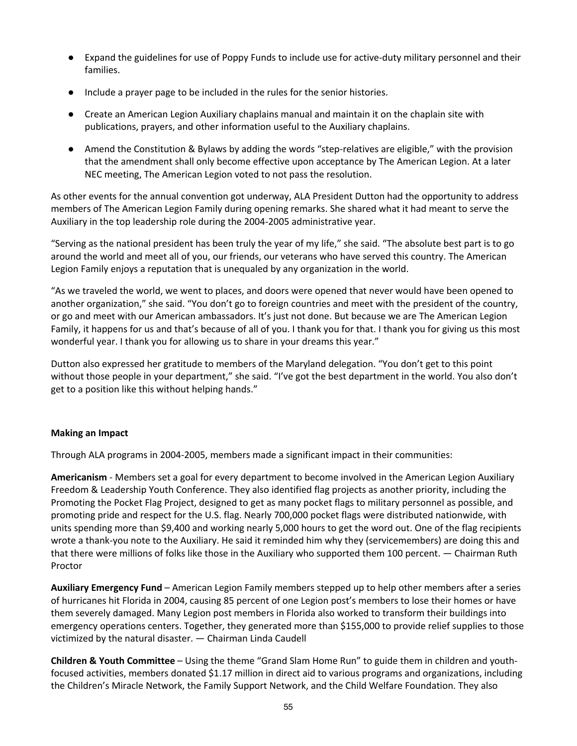- Expand the guidelines for use of Poppy Funds to include use for active-duty military personnel and their families.
- Include a prayer page to be included in the rules for the senior histories.
- Create an American Legion Auxiliary chaplains manual and maintain it on the chaplain site with publications, prayers, and other information useful to the Auxiliary chaplains.
- Amend the Constitution & Bylaws by adding the words "step-relatives are eligible," with the provision that the amendment shall only become effective upon acceptance by The American Legion. At a later NEC meeting, The American Legion voted to not pass the resolution.

As other events for the annual convention got underway, ALA President Dutton had the opportunity to address members of The American Legion Family during opening remarks. She shared what it had meant to serve the Auxiliary in the top leadership role during the 2004-2005 administrative year.

"Serving as the national president has been truly the year of my life," she said. "The absolute best part is to go around the world and meet all of you, our friends, our veterans who have served this country. The American Legion Family enjoys a reputation that is unequaled by any organization in the world.

"As we traveled the world, we went to places, and doors were opened that never would have been opened to another organization," she said. "You don't go to foreign countries and meet with the president of the country, or go and meet with our American ambassadors. It's just not done. But because we are The American Legion Family, it happens for us and that's because of all of you. I thank you for that. I thank you for giving us this most wonderful year. I thank you for allowing us to share in your dreams this year."

Dutton also expressed her gratitude to members of the Maryland delegation. "You don't get to this point without those people in your department," she said. "I've got the best department in the world. You also don't get to a position like this without helping hands."

**Making an Impact**

Through ALA programs in 2004-2005, members made a significant impact in their communities:

**Americanism** - Members set a goal for every department to become involved in the American Legion Auxiliary Freedom & Leadership Youth Conference. They also identified flag projects as another priority, including the Promoting the Pocket Flag Project, designed to get as many pocket flags to military personnel as possible, and promoting pride and respect for the U.S. flag. Nearly 700,000 pocket flags were distributed nationwide, with units spending more than $9,400 and working nearly 5,000 hours to get the word out. One of the flag recipients wrote a thank-you note to the Auxiliary. He said it reminded him why they (servicemembers) are doing this and that there were millions of folks like those in the Auxiliary who supported them 100 percent. — Chairman Ruth Proctor

**Auxiliary Emergency Fund** – American Legion Family members stepped up to help other members after a series of hurricanes hit Florida in 2004, causing 85 percent of one Legion post's members to lose their homes or have them severely damaged. Many Legion post members in Florida also worked to transform their buildings into emergency operations centers. Together, they generated more than $155,000 to provide relief supplies to those victimized by the natural disaster. — Chairman Linda Caudell

**Children & Youth Committee** – Using the theme "Grand Slam Home Run" to guide them in children and youth-focused activities, members donated $1.17 million in direct aid to various programs and organizations, including the Children's Miracle Network, the Family Support Network, and the Child Welfare Foundation. They also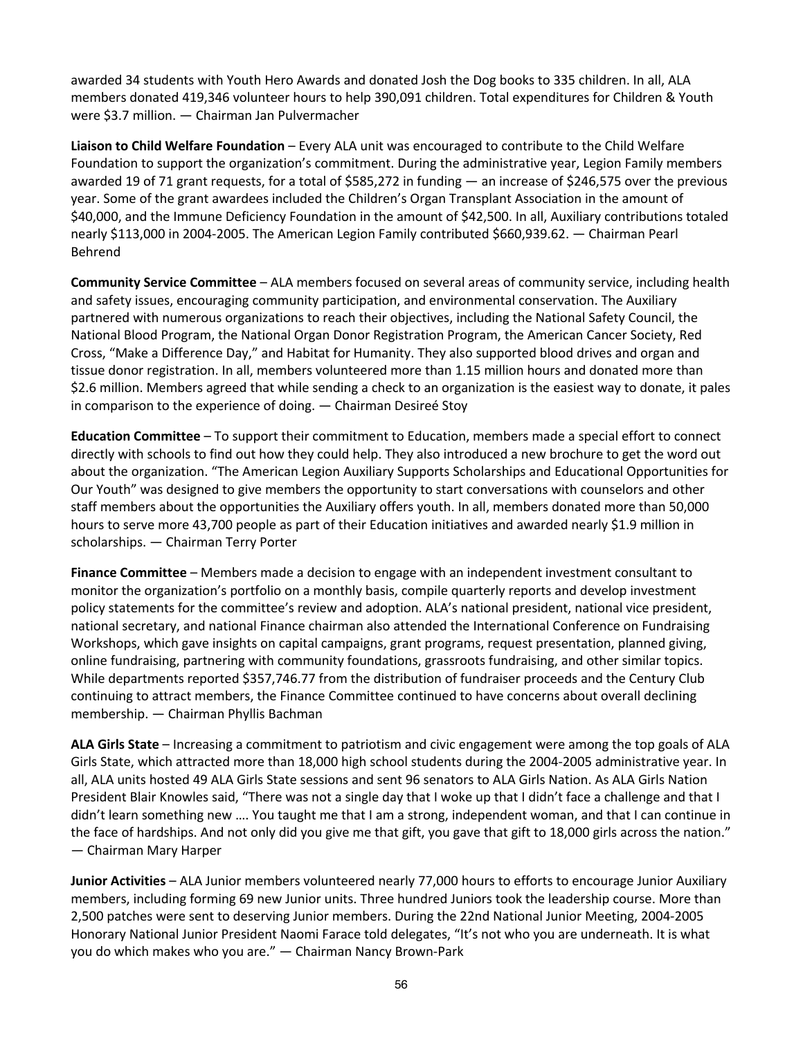awarded 34 students with Youth Hero Awards and donated Josh the Dog books to 335 children. In all, ALA members donated 419,346 volunteer hours to help 390,091 children. Total expenditures for Children & Youth were $3.7 million. — Chairman Jan Pulvermacher

**Liaison to Child Welfare Foundation** – Every ALA unit was encouraged to contribute to the Child Welfare Foundation to support the organization's commitment. During the administrative year, Legion Family members awarded 19 of 71 grant requests, for a total of $585,272 in funding — an increase of $246,575 over the previous year. Some of the grant awardees included the Children's Organ Transplant Association in the amount of $40,000, and the Immune Deficiency Foundation in the amount of $42,500. In all, Auxiliary contributions totaled nearly $113,000 in 2004-2005. The American Legion Family contributed $660,939.62. — Chairman Pearl Behrend

**Community Service Committee** – ALA members focused on several areas of community service, including health and safety issues, encouraging community participation, and environmental conservation. The Auxiliary partnered with numerous organizations to reach their objectives, including the National Safety Council, the National Blood Program, the National Organ Donor Registration Program, the American Cancer Society, Red Cross, "Make a Difference Day," and Habitat for Humanity. They also supported blood drives and organ and tissue donor registration. In all, members volunteered more than 1.15 million hours and donated more than $2.6 million. Members agreed that while sending a check to an organization is the easiest way to donate, it pales in comparison to the experience of doing. — Chairman Desireé Stoy

**Education Committee** – To support their commitment to Education, members made a special effort to connect directly with schools to find out how they could help. They also introduced a new brochure to get the word out about the organization. "The American Legion Auxiliary Supports Scholarships and Educational Opportunities for Our Youth" was designed to give members the opportunity to start conversations with counselors and other staff members about the opportunities the Auxiliary offers youth. In all, members donated more than 50,000 hours to serve more 43,700 people as part of their Education initiatives and awarded nearly $1.9 million in scholarships. — Chairman Terry Porter

**Finance Committee** – Members made a decision to engage with an independent investment consultant to monitor the organization's portfolio on a monthly basis, compile quarterly reports and develop investment policy statements for the committee's review and adoption. ALA's national president, national vice president, national secretary, and national Finance chairman also attended the International Conference on Fundraising Workshops, which gave insights on capital campaigns, grant programs, request presentation, planned giving, online fundraising, partnering with community foundations, grassroots fundraising, and other similar topics. While departments reported $357,746.77 from the distribution of fundraiser proceeds and the Century Club continuing to attract members, the Finance Committee continued to have concerns about overall declining membership. — Chairman Phyllis Bachman

**ALA Girls State** – Increasing a commitment to patriotism and civic engagement were among the top goals of ALA Girls State, which attracted more than 18,000 high school students during the 2004-2005 administrative year. In all, ALA units hosted 49 ALA Girls State sessions and sent 96 senators to ALA Girls Nation. As ALA Girls Nation President Blair Knowles said, "There was not a single day that I woke up that I didn't face a challenge and that I didn't learn something new …. You taught me that I am a strong, independent woman, and that I can continue in the face of hardships. And not only did you give me that gift, you gave that gift to 18,000 girls across the nation." — Chairman Mary Harper

**Junior Activities** – ALA Junior members volunteered nearly 77,000 hours to efforts to encourage Junior Auxiliary members, including forming 69 new Junior units. Three hundred Juniors took the leadership course. More than 2,500 patches were sent to deserving Junior members. During the 22nd National Junior Meeting, 2004-2005 Honorary National Junior President Naomi Farace told delegates, "It's not who you are underneath. It is what you do which makes who you are." — Chairman Nancy Brown-Park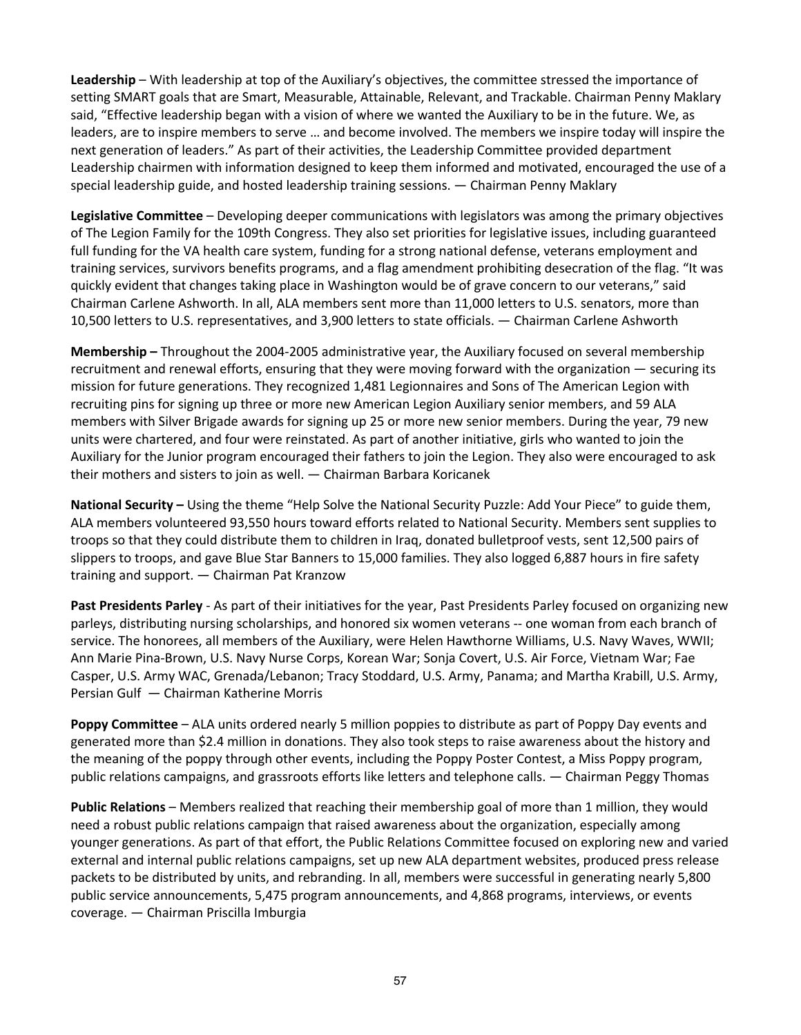**Leadership** – With leadership at top of the Auxiliary's objectives, the committee stressed the importance of setting SMART goals that are Smart, Measurable, Attainable, Relevant, and Trackable. Chairman Penny Maklary said, "Effective leadership began with a vision of where we wanted the Auxiliary to be in the future. We, as leaders, are to inspire members to serve … and become involved. The members we inspire today will inspire the next generation of leaders." As part of their activities, the Leadership Committee provided department Leadership chairmen with information designed to keep them informed and motivated, encouraged the use of a special leadership guide, and hosted leadership training sessions. — Chairman Penny Maklary

**Legislative Committee** – Developing deeper communications with legislators was among the primary objectives of The Legion Family for the 109th Congress. They also set priorities for legislative issues, including guaranteed full funding for the VA health care system, funding for a strong national defense, veterans employment and training services, survivors benefits programs, and a flag amendment prohibiting desecration of the flag. "It was quickly evident that changes taking place in Washington would be of grave concern to our veterans," said Chairman Carlene Ashworth. In all, ALA members sent more than 11,000 letters to U.S. senators, more than 10,500 letters to U.S. representatives, and 3,900 letters to state officials. — Chairman Carlene Ashworth

**Membership –** Throughout the 2004-2005 administrative year, the Auxiliary focused on several membership recruitment and renewal efforts, ensuring that they were moving forward with the organization — securing its mission for future generations. They recognized 1,481 Legionnaires and Sons of The American Legion with recruiting pins for signing up three or more new American Legion Auxiliary senior members, and 59 ALA members with Silver Brigade awards for signing up 25 or more new senior members. During the year, 79 new units were chartered, and four were reinstated. As part of another initiative, girls who wanted to join the Auxiliary for the Junior program encouraged their fathers to join the Legion. They also were encouraged to ask their mothers and sisters to join as well. — Chairman Barbara Koricanek

**National Security –** Using the theme "Help Solve the National Security Puzzle: Add Your Piece" to guide them, ALA members volunteered 93,550 hours toward efforts related to National Security. Members sent supplies to troops so that they could distribute them to children in Iraq, donated bulletproof vests, sent 12,500 pairs of slippers to troops, and gave Blue Star Banners to 15,000 families. They also logged 6,887 hours in fire safety training and support. — Chairman Pat Kranzow

**Past Presidents Parley** - As part of their initiatives for the year, Past Presidents Parley focused on organizing new parleys, distributing nursing scholarships, and honored six women veterans -- one woman from each branch of service. The honorees, all members of the Auxiliary, were Helen Hawthorne Williams, U.S. Navy Waves, WWII; Ann Marie Pina-Brown, U.S. Navy Nurse Corps, Korean War; Sonja Covert, U.S. Air Force, Vietnam War; Fae Casper, U.S. Army WAC, Grenada/Lebanon; Tracy Stoddard, U.S. Army, Panama; and Martha Krabill, U.S. Army, Persian Gulf — Chairman Katherine Morris

**Poppy Committee** – ALA units ordered nearly 5 million poppies to distribute as part of Poppy Day events and generated more than $2.4 million in donations. They also took steps to raise awareness about the history and the meaning of the poppy through other events, including the Poppy Poster Contest, a Miss Poppy program, public relations campaigns, and grassroots efforts like letters and telephone calls. — Chairman Peggy Thomas

**Public Relations** – Members realized that reaching their membership goal of more than 1 million, they would need a robust public relations campaign that raised awareness about the organization, especially among younger generations. As part of that effort, the Public Relations Committee focused on exploring new and varied external and internal public relations campaigns, set up new ALA department websites, produced press release packets to be distributed by units, and rebranding. In all, members were successful in generating nearly 5,800 public service announcements, 5,475 program announcements, and 4,868 programs, interviews, or events coverage. — Chairman Priscilla Imburgia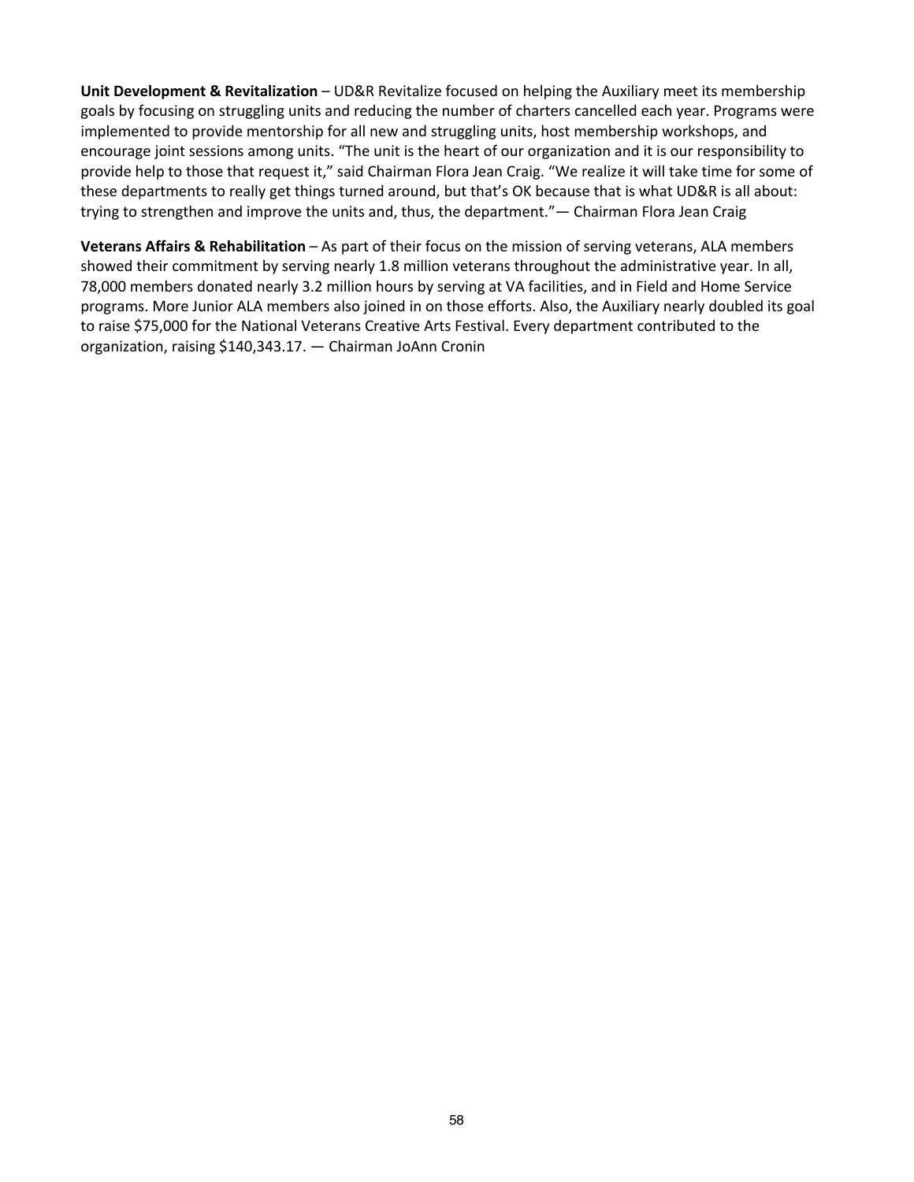**Unit Development & Revitalization** – UD&R Revitalize focused on helping the Auxiliary meet its membership goals by focusing on struggling units and reducing the number of charters cancelled each year. Programs were implemented to provide mentorship for all new and struggling units, host membership workshops, and encourage joint sessions among units. "The unit is the heart of our organization and it is our responsibility to provide help to those that request it," said Chairman Flora Jean Craig. "We realize it will take time for some of these departments to really get things turned around, but that's OK because that is what UD&R is all about: trying to strengthen and improve the units and, thus, the department."— Chairman Flora Jean Craig

**Veterans Affairs & Rehabilitation** – As part of their focus on the mission of serving veterans, ALA members showed their commitment by serving nearly 1.8 million veterans throughout the administrative year. In all, 78,000 members donated nearly 3.2 million hours by serving at VA facilities, and in Field and Home Service programs. More Junior ALA members also joined in on those efforts. Also, the Auxiliary nearly doubled its goal to raise $75,000 for the National Veterans Creative Arts Festival. Every department contributed to the organization, raising $140,343.17. — Chairman JoAnn Cronin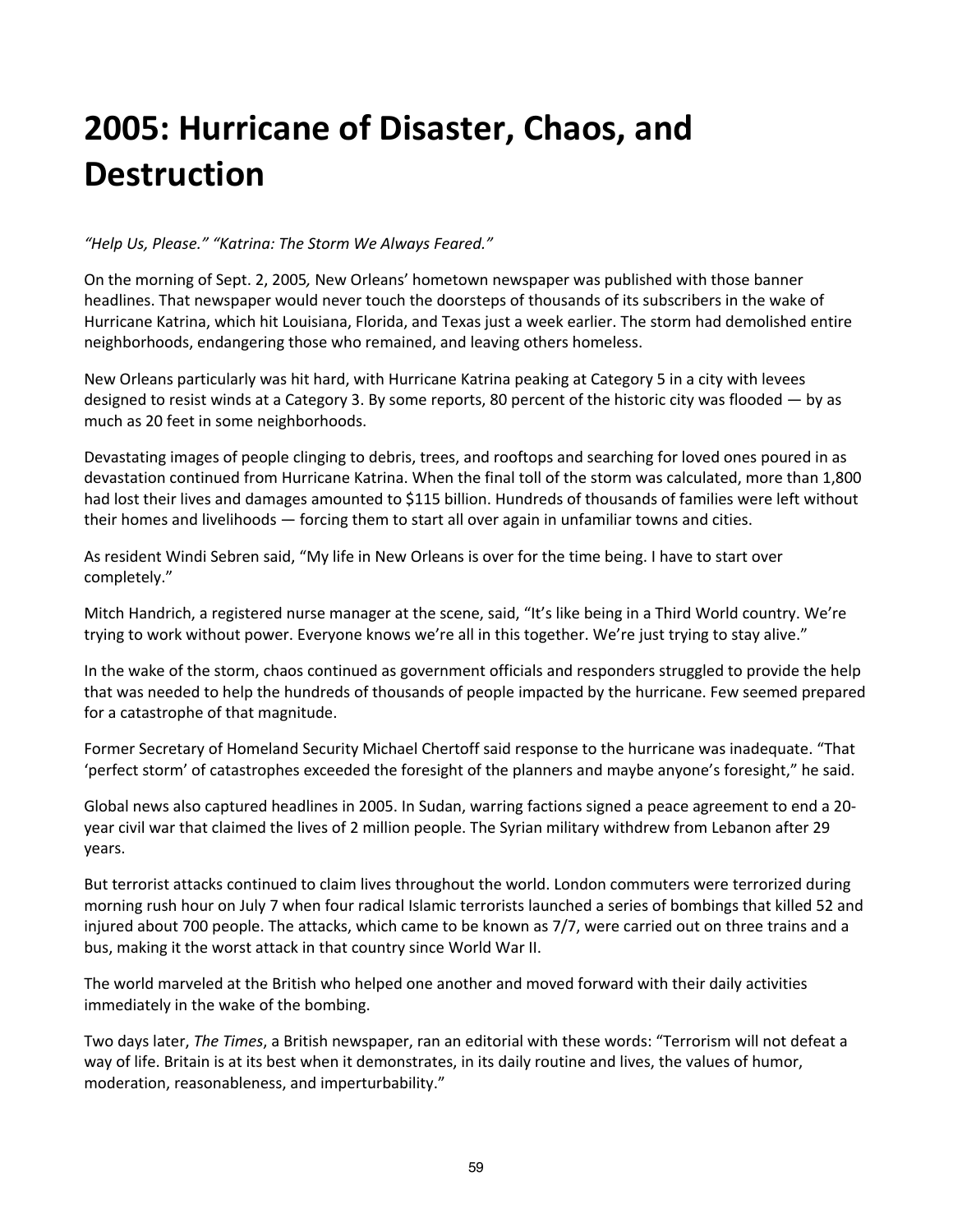# 2005: Hurricane of Disaster, Chaos, and Destruction

*"Help Us, Please." "Katrina: The Storm We Always Feared."*

On the morning of Sept. 2, 2005*,* New Orleans' hometown newspaper was published with those banner headlines. That newspaper would never touch the doorsteps of thousands of its subscribers in the wake of Hurricane Katrina, which hit Louisiana, Florida, and Texas just a week earlier. The storm had demolished entire neighborhoods, endangering those who remained, and leaving others homeless.

New Orleans particularly was hit hard, with Hurricane Katrina peaking at Category 5 in a city with levees designed to resist winds at a Category 3. By some reports, 80 percent of the historic city was flooded — by as much as 20 feet in some neighborhoods.

Devastating images of people clinging to debris, trees, and rooftops and searching for loved ones poured in as devastation continued from Hurricane Katrina. When the final toll of the storm was calculated, more than 1,800 had lost their lives and damages amounted to $115 billion. Hundreds of thousands of families were left without their homes and livelihoods — forcing them to start all over again in unfamiliar towns and cities.

As resident Windi Sebren said, "My life in New Orleans is over for the time being. I have to start over completely."

Mitch Handrich, a registered nurse manager at the scene, said, "It's like being in a Third World country. We're trying to work without power. Everyone knows we're all in this together. We're just trying to stay alive."

In the wake of the storm, chaos continued as government officials and responders struggled to provide the help that was needed to help the hundreds of thousands of people impacted by the hurricane. Few seemed prepared for a catastrophe of that magnitude.

Former Secretary of Homeland Security Michael Chertoff said response to the hurricane was inadequate. "That 'perfect storm' of catastrophes exceeded the foresight of the planners and maybe anyone's foresight," he said.

Global news also captured headlines in 2005. In Sudan, warring factions signed a peace agreement to end a 20-year civil war that claimed the lives of 2 million people. The Syrian military withdrew from Lebanon after 29 years.

But terrorist attacks continued to claim lives throughout the world. London commuters were terrorized during morning rush hour on July 7 when four radical Islamic terrorists launched a series of bombings that killed 52 and injured about 700 people. The attacks, which came to be known as 7/7, were carried out on three trains and a bus, making it the worst attack in that country since World War II.

The world marveled at the British who helped one another and moved forward with their daily activities immediately in the wake of the bombing.

Two days later, *The Times*, a British newspaper, ran an editorial with these words: "Terrorism will not defeat a way of life. Britain is at its best when it demonstrates, in its daily routine and lives, the values of humor, moderation, reasonableness, and imperturbability."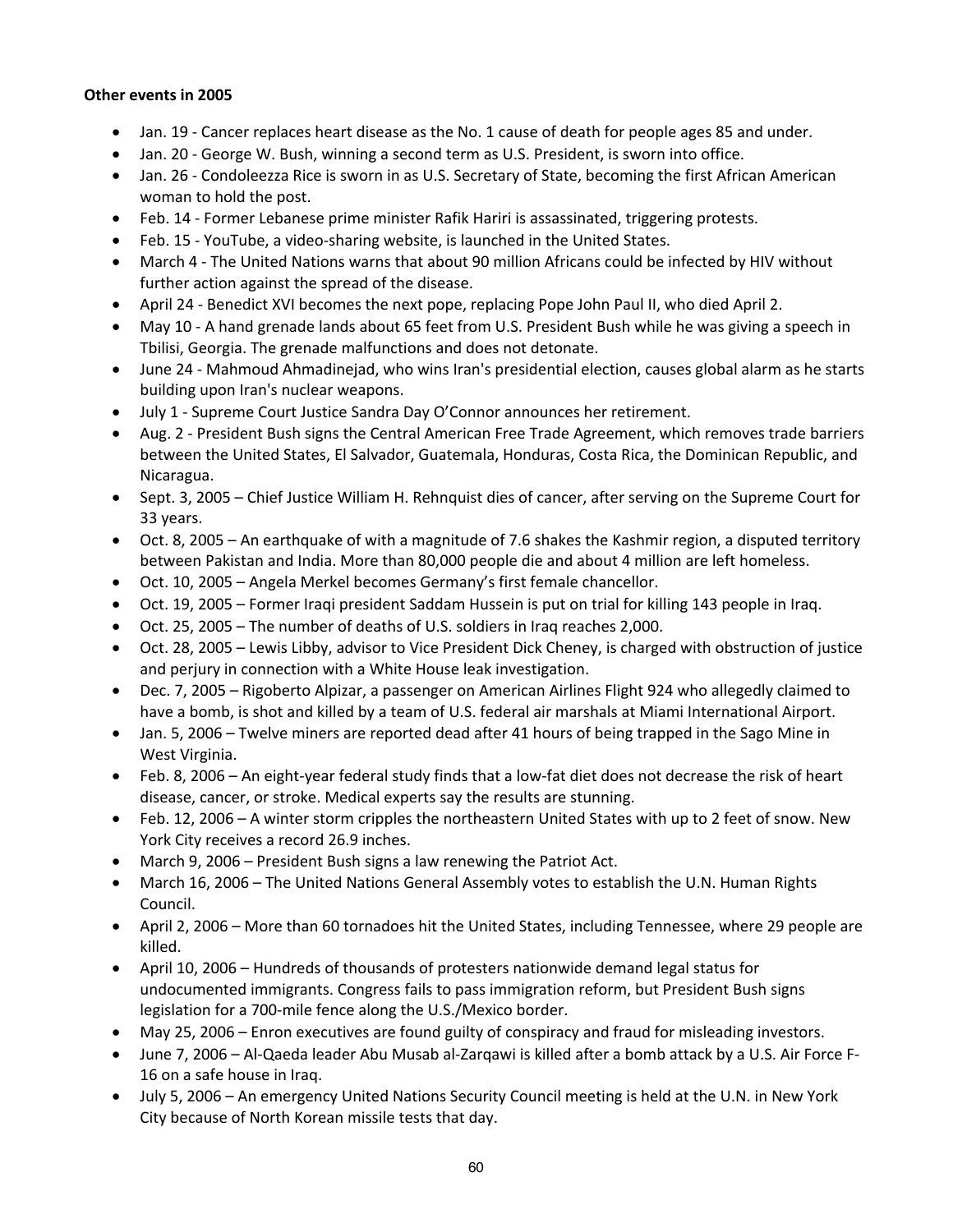**Other events in 2005**

- Jan. 19 - Cancer replaces heart disease as the No. 1 cause of death for people ages 85 and under.
- Jan. 20 - George W. Bush, winning a second term as U.S. President, is sworn into office.
- Jan. 26 - Condoleezza Rice is sworn in as U.S. Secretary of State, becoming the first African American woman to hold the post.
- Feb. 14 - Former Lebanese prime minister Rafik Hariri is assassinated, triggering protests.
- Feb. 15 - YouTube, a video-sharing website, is launched in the United States.
- March 4 - The United Nations warns that about 90 million Africans could be infected by HIV without further action against the spread of the disease.
- April 24 - Benedict XVI becomes the next pope, replacing Pope John Paul II, who died April 2.
- May 10 - A hand grenade lands about 65 feet from U.S. President Bush while he was giving a speech in Tbilisi, Georgia. The grenade malfunctions and does not detonate.
- June 24 - Mahmoud Ahmadinejad, who wins Iran's presidential election, causes global alarm as he starts building upon Iran's nuclear weapons.
- July 1 - Supreme Court Justice Sandra Day O'Connor announces her retirement.
- Aug. 2 - President Bush signs the Central American Free Trade Agreement, which removes trade barriers between the United States, El Salvador, Guatemala, Honduras, Costa Rica, the Dominican Republic, and Nicaragua.
- Sept. 3, 2005 – Chief Justice William H. Rehnquist dies of cancer, after serving on the Supreme Court for 33 years.
- Oct. 8, 2005 – An earthquake of with a magnitude of 7.6 shakes the Kashmir region, a disputed territory between Pakistan and India. More than 80,000 people die and about 4 million are left homeless.
- Oct. 10, 2005 – Angela Merkel becomes Germany's first female chancellor.
- Oct. 19, 2005 – Former Iraqi president Saddam Hussein is put on trial for killing 143 people in Iraq.
- Oct. 25, 2005 – The number of deaths of U.S. soldiers in Iraq reaches 2,000.
- Oct. 28, 2005 – Lewis Libby, advisor to Vice President Dick Cheney, is charged with obstruction of justice and perjury in connection with a White House leak investigation.
- Dec. 7, 2005 – Rigoberto Alpizar, a passenger on American Airlines Flight 924 who allegedly claimed to have a bomb, is shot and killed by a team of U.S. federal air marshals at Miami International Airport.
- Jan. 5, 2006 – Twelve miners are reported dead after 41 hours of being trapped in the Sago Mine in West Virginia.
- Feb. 8, 2006 – An eight-year federal study finds that a low-fat diet does not decrease the risk of heart disease, cancer, or stroke. Medical experts say the results are stunning.
- Feb. 12, 2006 – A winter storm cripples the northeastern United States with up to 2 feet of snow. New York City receives a record 26.9 inches.
- March 9, 2006 – President Bush signs a law renewing the Patriot Act.
- March 16, 2006 – The United Nations General Assembly votes to establish the U.N. Human Rights Council.
- April 2, 2006 – More than 60 tornadoes hit the United States, including Tennessee, where 29 people are killed.
- April 10, 2006 – Hundreds of thousands of protesters nationwide demand legal status for undocumented immigrants. Congress fails to pass immigration reform, but President Bush signs legislation for a 700-mile fence along the U.S./Mexico border.
- May 25, 2006 – Enron executives are found guilty of conspiracy and fraud for misleading investors.
- June 7, 2006 – Al-Qaeda leader Abu Musab al-Zarqawi is killed after a bomb attack by a U.S. Air Force F-16 on a safe house in Iraq.
- July 5, 2006 – An emergency United Nations Security Council meeting is held at the U.N. in New York City because of North Korean missile tests that day.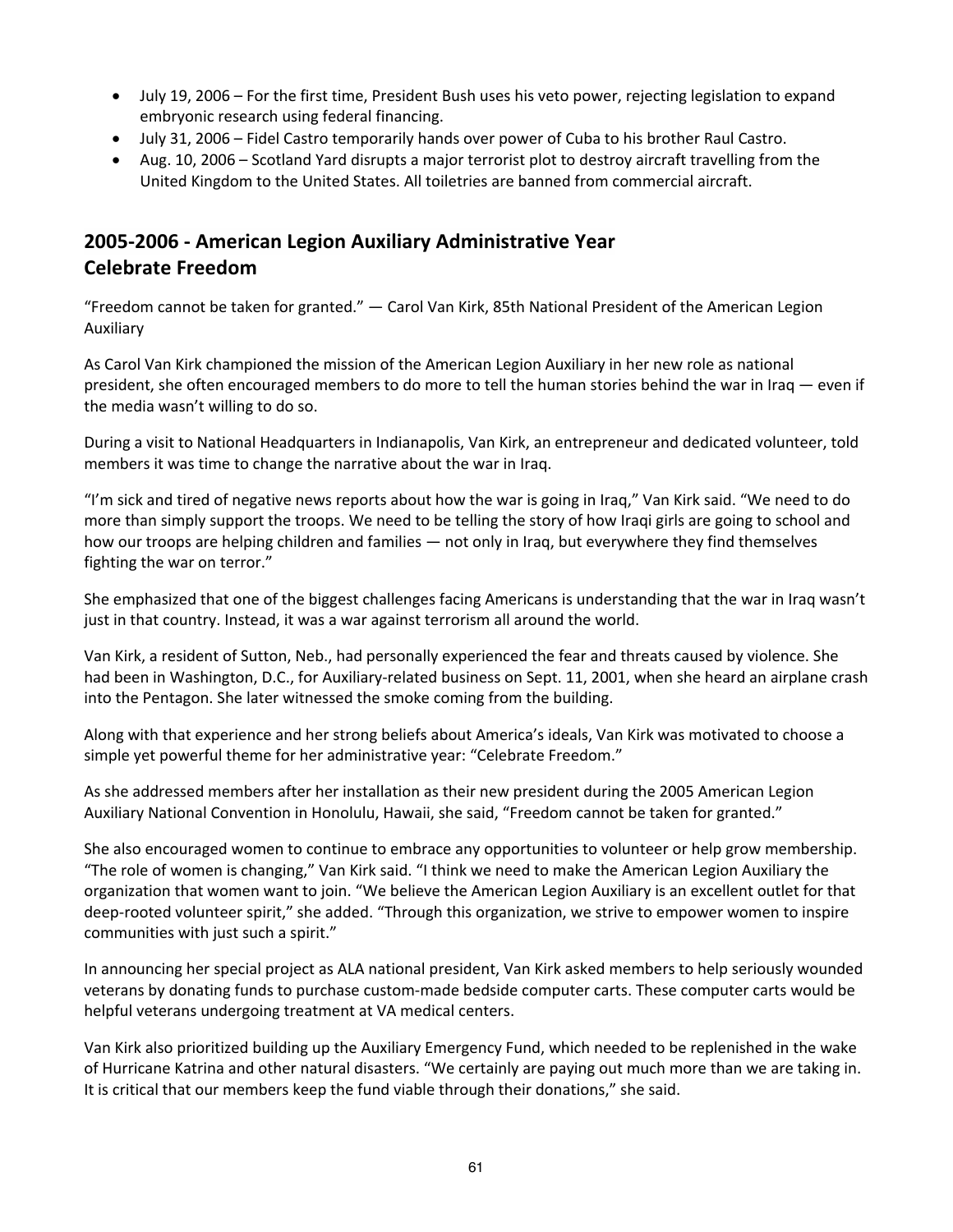- July 19, 2006 – For the first time, President Bush uses his veto power, rejecting legislation to expand embryonic research using federal financing.
- July 31, 2006 – Fidel Castro temporarily hands over power of Cuba to his brother Raul Castro.
- Aug. 10, 2006 – Scotland Yard disrupts a major terrorist plot to destroy aircraft travelling from the United Kingdom to the United States. All toiletries are banned from commercial aircraft.

## 2005-2006 - American Legion Auxiliary Administrative Year
## Celebrate Freedom

"Freedom cannot be taken for granted." — Carol Van Kirk, 85th National President of the American Legion Auxiliary

As Carol Van Kirk championed the mission of the American Legion Auxiliary in her new role as national president, she often encouraged members to do more to tell the human stories behind the war in Iraq — even if the media wasn't willing to do so.

During a visit to National Headquarters in Indianapolis, Van Kirk, an entrepreneur and dedicated volunteer, told members it was time to change the narrative about the war in Iraq.

"I'm sick and tired of negative news reports about how the war is going in Iraq," Van Kirk said. "We need to do more than simply support the troops. We need to be telling the story of how Iraqi girls are going to school and how our troops are helping children and families — not only in Iraq, but everywhere they find themselves fighting the war on terror."

She emphasized that one of the biggest challenges facing Americans is understanding that the war in Iraq wasn't just in that country. Instead, it was a war against terrorism all around the world.

Van Kirk, a resident of Sutton, Neb., had personally experienced the fear and threats caused by violence. She had been in Washington, D.C., for Auxiliary-related business on Sept. 11, 2001, when she heard an airplane crash into the Pentagon. She later witnessed the smoke coming from the building.

Along with that experience and her strong beliefs about America's ideals, Van Kirk was motivated to choose a simple yet powerful theme for her administrative year: "Celebrate Freedom."

As she addressed members after her installation as their new president during the 2005 American Legion Auxiliary National Convention in Honolulu, Hawaii, she said, "Freedom cannot be taken for granted."

She also encouraged women to continue to embrace any opportunities to volunteer or help grow membership. "The role of women is changing," Van Kirk said. "I think we need to make the American Legion Auxiliary the organization that women want to join. "We believe the American Legion Auxiliary is an excellent outlet for that deep-rooted volunteer spirit," she added. "Through this organization, we strive to empower women to inspire communities with just such a spirit."

In announcing her special project as ALA national president, Van Kirk asked members to help seriously wounded veterans by donating funds to purchase custom-made bedside computer carts. These computer carts would be helpful veterans undergoing treatment at VA medical centers.

Van Kirk also prioritized building up the Auxiliary Emergency Fund, which needed to be replenished in the wake of Hurricane Katrina and other natural disasters. "We certainly are paying out much more than we are taking in. It is critical that our members keep the fund viable through their donations," she said.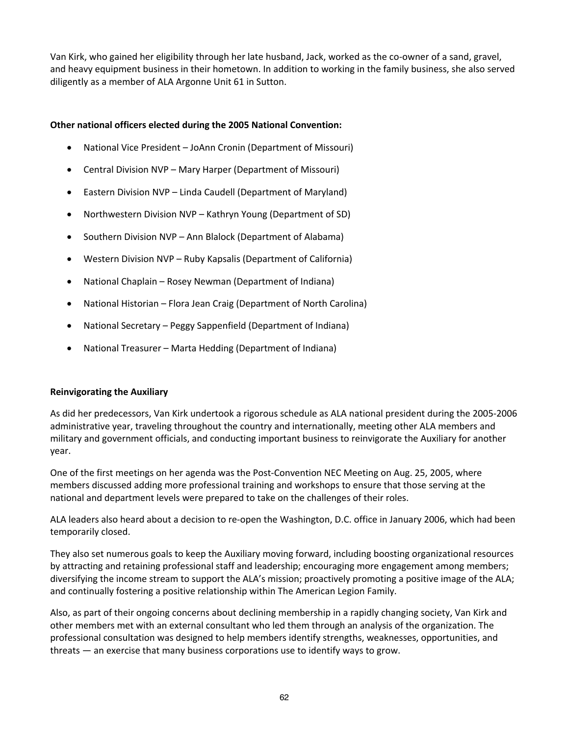Van Kirk, who gained her eligibility through her late husband, Jack, worked as the co-owner of a sand, gravel, and heavy equipment business in their hometown. In addition to working in the family business, she also served diligently as a member of ALA Argonne Unit 61 in Sutton.

**Other national officers elected during the 2005 National Convention:**

- National Vice President – JoAnn Cronin (Department of Missouri)
- Central Division NVP – Mary Harper (Department of Missouri)
- Eastern Division NVP – Linda Caudell (Department of Maryland)
- Northwestern Division NVP – Kathryn Young (Department of SD)
- Southern Division NVP – Ann Blalock (Department of Alabama)
- Western Division NVP – Ruby Kapsalis (Department of California)
- National Chaplain – Rosey Newman (Department of Indiana)
- National Historian – Flora Jean Craig (Department of North Carolina)
- National Secretary – Peggy Sappenfield (Department of Indiana)
- National Treasurer – Marta Hedding (Department of Indiana)

**Reinvigorating the Auxiliary**

As did her predecessors, Van Kirk undertook a rigorous schedule as ALA national president during the 2005-2006 administrative year, traveling throughout the country and internationally, meeting other ALA members and military and government officials, and conducting important business to reinvigorate the Auxiliary for another year.

One of the first meetings on her agenda was the Post-Convention NEC Meeting on Aug. 25, 2005, where members discussed adding more professional training and workshops to ensure that those serving at the national and department levels were prepared to take on the challenges of their roles.

ALA leaders also heard about a decision to re-open the Washington, D.C. office in January 2006, which had been temporarily closed.

They also set numerous goals to keep the Auxiliary moving forward, including boosting organizational resources by attracting and retaining professional staff and leadership; encouraging more engagement among members; diversifying the income stream to support the ALA's mission; proactively promoting a positive image of the ALA; and continually fostering a positive relationship within The American Legion Family.

Also, as part of their ongoing concerns about declining membership in a rapidly changing society, Van Kirk and other members met with an external consultant who led them through an analysis of the organization. The professional consultation was designed to help members identify strengths, weaknesses, opportunities, and threats — an exercise that many business corporations use to identify ways to grow.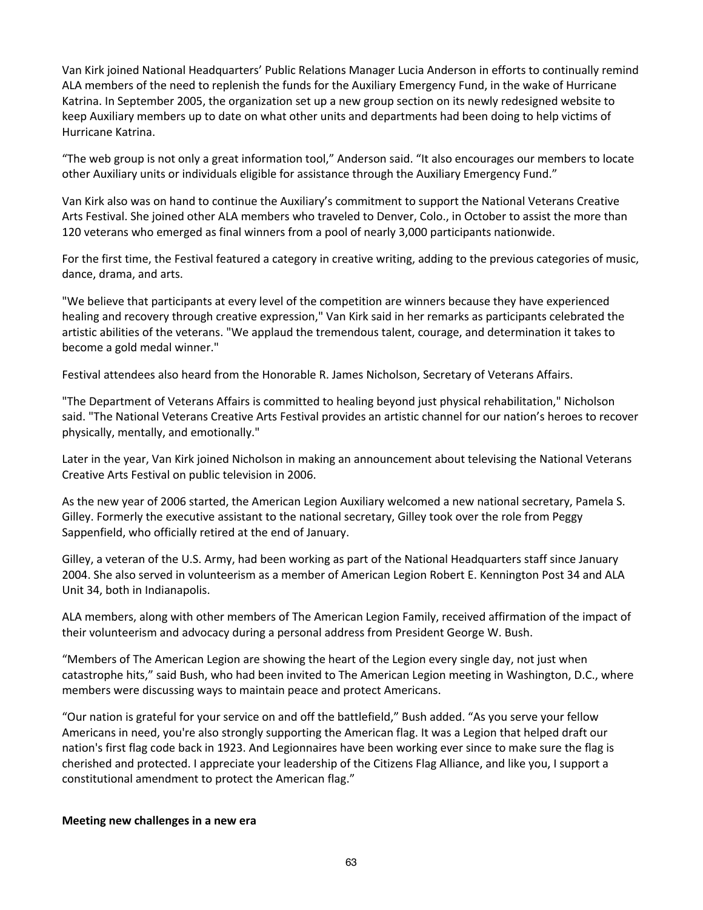Van Kirk joined National Headquarters' Public Relations Manager Lucia Anderson in efforts to continually remind ALA members of the need to replenish the funds for the Auxiliary Emergency Fund, in the wake of Hurricane Katrina. In September 2005, the organization set up a new group section on its newly redesigned website to keep Auxiliary members up to date on what other units and departments had been doing to help victims of Hurricane Katrina.

"The web group is not only a great information tool," Anderson said. "It also encourages our members to locate other Auxiliary units or individuals eligible for assistance through the Auxiliary Emergency Fund."

Van Kirk also was on hand to continue the Auxiliary's commitment to support the National Veterans Creative Arts Festival. She joined other ALA members who traveled to Denver, Colo., in October to assist the more than 120 veterans who emerged as final winners from a pool of nearly 3,000 participants nationwide.

For the first time, the Festival featured a category in creative writing, adding to the previous categories of music, dance, drama, and arts.

"We believe that participants at every level of the competition are winners because they have experienced healing and recovery through creative expression," Van Kirk said in her remarks as participants celebrated the artistic abilities of the veterans. "We applaud the tremendous talent, courage, and determination it takes to become a gold medal winner."

Festival attendees also heard from the Honorable R. James Nicholson, Secretary of Veterans Affairs.

"The Department of Veterans Affairs is committed to healing beyond just physical rehabilitation," Nicholson said. "The National Veterans Creative Arts Festival provides an artistic channel for our nation's heroes to recover physically, mentally, and emotionally."

Later in the year, Van Kirk joined Nicholson in making an announcement about televising the National Veterans Creative Arts Festival on public television in 2006.

As the new year of 2006 started, the American Legion Auxiliary welcomed a new national secretary, Pamela S. Gilley. Formerly the executive assistant to the national secretary, Gilley took over the role from Peggy Sappenfield, who officially retired at the end of January.

Gilley, a veteran of the U.S. Army, had been working as part of the National Headquarters staff since January 2004. She also served in volunteerism as a member of American Legion Robert E. Kennington Post 34 and ALA Unit 34, both in Indianapolis.

ALA members, along with other members of The American Legion Family, received affirmation of the impact of their volunteerism and advocacy during a personal address from President George W. Bush.

"Members of The American Legion are showing the heart of the Legion every single day, not just when catastrophe hits," said Bush, who had been invited to The American Legion meeting in Washington, D.C., where members were discussing ways to maintain peace and protect Americans.

"Our nation is grateful for your service on and off the battlefield," Bush added. "As you serve your fellow Americans in need, you're also strongly supporting the American flag. It was a Legion that helped draft our nation's first flag code back in 1923. And Legionnaires have been working ever since to make sure the flag is cherished and protected. I appreciate your leadership of the Citizens Flag Alliance, and like you, I support a constitutional amendment to protect the American flag."

**Meeting new challenges in a new era**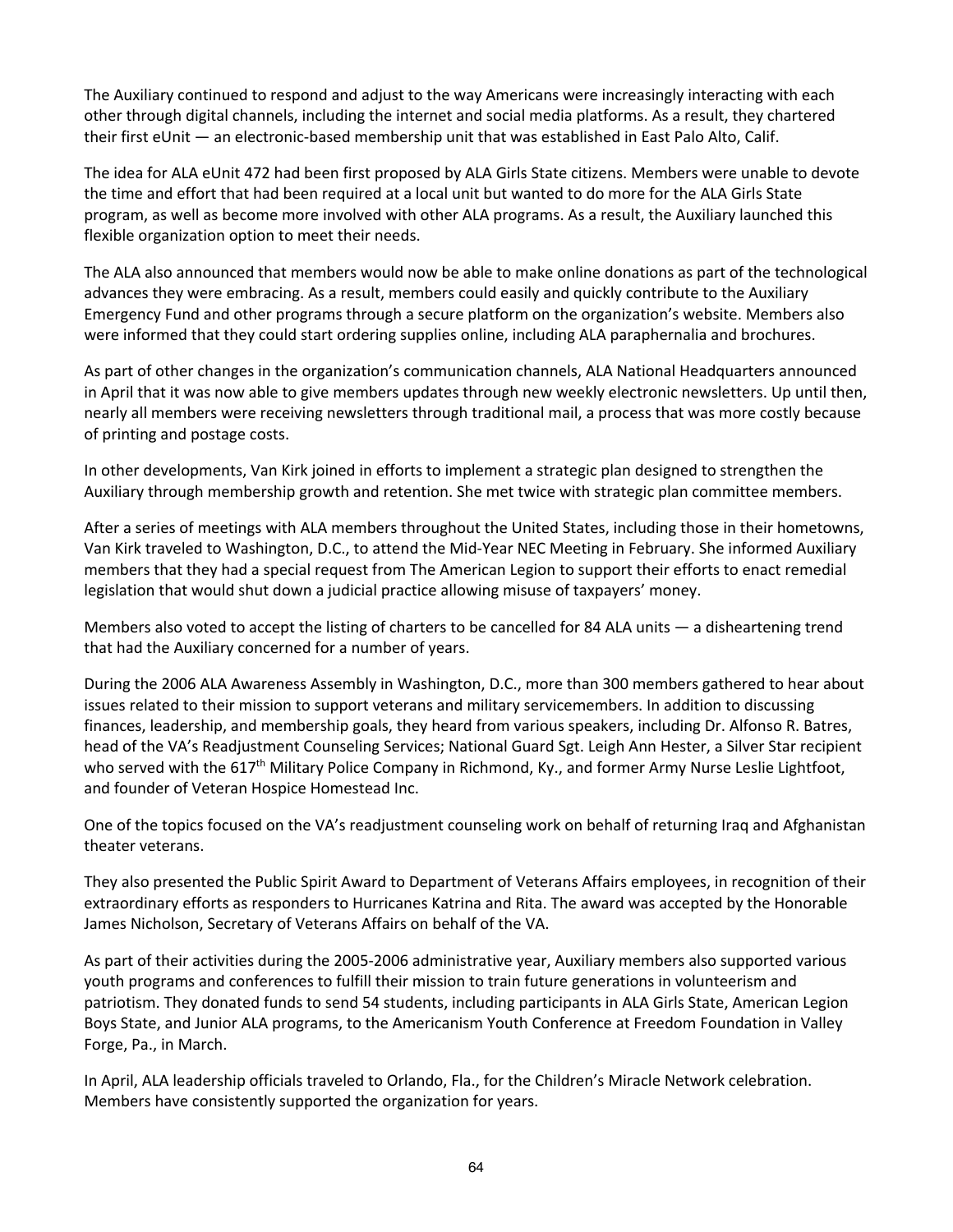The Auxiliary continued to respond and adjust to the way Americans were increasingly interacting with each other through digital channels, including the internet and social media platforms. As a result, they chartered their first eUnit — an electronic-based membership unit that was established in East Palo Alto, Calif.

The idea for ALA eUnit 472 had been first proposed by ALA Girls State citizens. Members were unable to devote the time and effort that had been required at a local unit but wanted to do more for the ALA Girls State program, as well as become more involved with other ALA programs. As a result, the Auxiliary launched this flexible organization option to meet their needs.

The ALA also announced that members would now be able to make online donations as part of the technological advances they were embracing. As a result, members could easily and quickly contribute to the Auxiliary Emergency Fund and other programs through a secure platform on the organization's website. Members also were informed that they could start ordering supplies online, including ALA paraphernalia and brochures.

As part of other changes in the organization's communication channels, ALA National Headquarters announced in April that it was now able to give members updates through new weekly electronic newsletters. Up until then, nearly all members were receiving newsletters through traditional mail, a process that was more costly because of printing and postage costs.

In other developments, Van Kirk joined in efforts to implement a strategic plan designed to strengthen the Auxiliary through membership growth and retention. She met twice with strategic plan committee members.

After a series of meetings with ALA members throughout the United States, including those in their hometowns, Van Kirk traveled to Washington, D.C., to attend the Mid-Year NEC Meeting in February. She informed Auxiliary members that they had a special request from The American Legion to support their efforts to enact remedial legislation that would shut down a judicial practice allowing misuse of taxpayers' money.

Members also voted to accept the listing of charters to be cancelled for 84 ALA units — a disheartening trend that had the Auxiliary concerned for a number of years.

During the 2006 ALA Awareness Assembly in Washington, D.C., more than 300 members gathered to hear about issues related to their mission to support veterans and military servicemembers. In addition to discussing finances, leadership, and membership goals, they heard from various speakers, including Dr. Alfonso R. Batres, head of the VA's Readjustment Counseling Services; National Guard Sgt. Leigh Ann Hester, a Silver Star recipient who served with the 617th Military Police Company in Richmond, Ky., and former Army Nurse Leslie Lightfoot, and founder of Veteran Hospice Homestead Inc.

One of the topics focused on the VA's readjustment counseling work on behalf of returning Iraq and Afghanistan theater veterans.

They also presented the Public Spirit Award to Department of Veterans Affairs employees, in recognition of their extraordinary efforts as responders to Hurricanes Katrina and Rita. The award was accepted by the Honorable James Nicholson, Secretary of Veterans Affairs on behalf of the VA.

As part of their activities during the 2005-2006 administrative year, Auxiliary members also supported various youth programs and conferences to fulfill their mission to train future generations in volunteerism and patriotism. They donated funds to send 54 students, including participants in ALA Girls State, American Legion Boys State, and Junior ALA programs, to the Americanism Youth Conference at Freedom Foundation in Valley Forge, Pa., in March.

In April, ALA leadership officials traveled to Orlando, Fla., for the Children's Miracle Network celebration. Members have consistently supported the organization for years.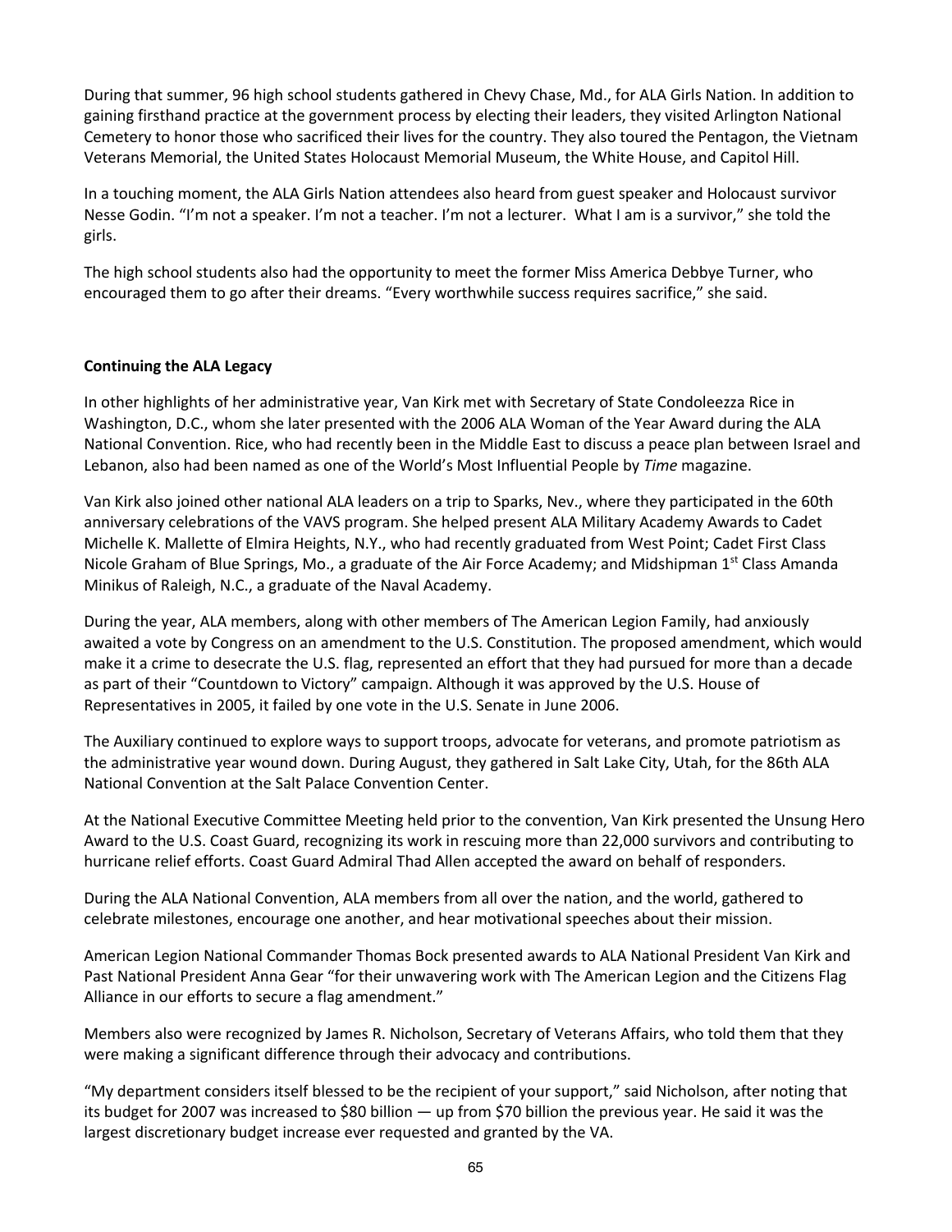During that summer, 96 high school students gathered in Chevy Chase, Md., for ALA Girls Nation. In addition to gaining firsthand practice at the government process by electing their leaders, they visited Arlington National Cemetery to honor those who sacrificed their lives for the country. They also toured the Pentagon, the Vietnam Veterans Memorial, the United States Holocaust Memorial Museum, the White House, and Capitol Hill.

In a touching moment, the ALA Girls Nation attendees also heard from guest speaker and Holocaust survivor Nesse Godin. "I'm not a speaker. I'm not a teacher. I'm not a lecturer. What I am is a survivor," she told the girls.

The high school students also had the opportunity to meet the former Miss America Debbye Turner, who encouraged them to go after their dreams. "Every worthwhile success requires sacrifice," she said.

**Continuing the ALA Legacy**

In other highlights of her administrative year, Van Kirk met with Secretary of State Condoleezza Rice in Washington, D.C., whom she later presented with the 2006 ALA Woman of the Year Award during the ALA National Convention. Rice, who had recently been in the Middle East to discuss a peace plan between Israel and Lebanon, also had been named as one of the World's Most Influential People by *Time* magazine.

Van Kirk also joined other national ALA leaders on a trip to Sparks, Nev., where they participated in the 60th anniversary celebrations of the VAVS program. She helped present ALA Military Academy Awards to Cadet Michelle K. Mallette of Elmira Heights, N.Y., who had recently graduated from West Point; Cadet First Class Nicole Graham of Blue Springs, Mo., a graduate of the Air Force Academy; and Midshipman 1st Class Amanda Minikus of Raleigh, N.C., a graduate of the Naval Academy.

During the year, ALA members, along with other members of The American Legion Family, had anxiously awaited a vote by Congress on an amendment to the U.S. Constitution. The proposed amendment, which would make it a crime to desecrate the U.S. flag, represented an effort that they had pursued for more than a decade as part of their "Countdown to Victory" campaign. Although it was approved by the U.S. House of Representatives in 2005, it failed by one vote in the U.S. Senate in June 2006.

The Auxiliary continued to explore ways to support troops, advocate for veterans, and promote patriotism as the administrative year wound down. During August, they gathered in Salt Lake City, Utah, for the 86th ALA National Convention at the Salt Palace Convention Center.

At the National Executive Committee Meeting held prior to the convention, Van Kirk presented the Unsung Hero Award to the U.S. Coast Guard, recognizing its work in rescuing more than 22,000 survivors and contributing to hurricane relief efforts. Coast Guard Admiral Thad Allen accepted the award on behalf of responders.

During the ALA National Convention, ALA members from all over the nation, and the world, gathered to celebrate milestones, encourage one another, and hear motivational speeches about their mission.

American Legion National Commander Thomas Bock presented awards to ALA National President Van Kirk and Past National President Anna Gear "for their unwavering work with The American Legion and the Citizens Flag Alliance in our efforts to secure a flag amendment."

Members also were recognized by James R. Nicholson, Secretary of Veterans Affairs, who told them that they were making a significant difference through their advocacy and contributions.

"My department considers itself blessed to be the recipient of your support," said Nicholson, after noting that its budget for 2007 was increased to $80 billion — up from $70 billion the previous year. He said it was the largest discretionary budget increase ever requested and granted by the VA.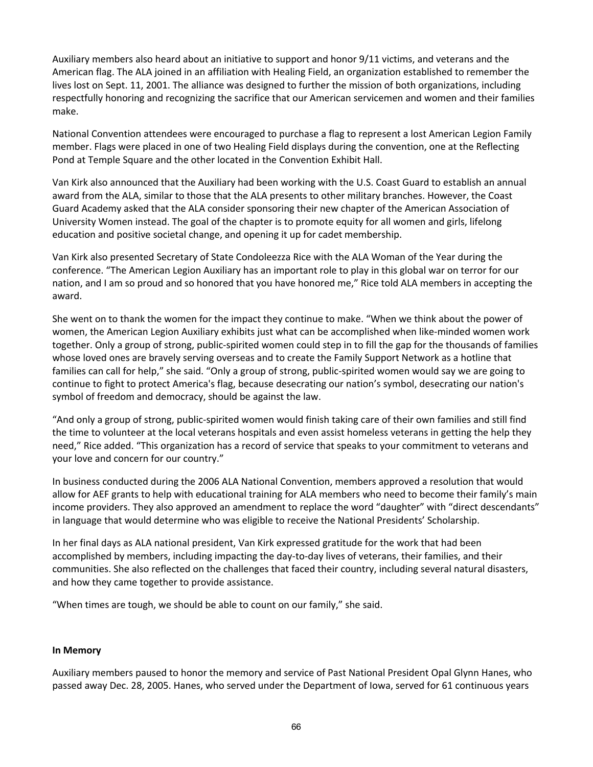Auxiliary members also heard about an initiative to support and honor 9/11 victims, and veterans and the American flag. The ALA joined in an affiliation with Healing Field, an organization established to remember the lives lost on Sept. 11, 2001. The alliance was designed to further the mission of both organizations, including respectfully honoring and recognizing the sacrifice that our American servicemen and women and their families make.

National Convention attendees were encouraged to purchase a flag to represent a lost American Legion Family member. Flags were placed in one of two Healing Field displays during the convention, one at the Reflecting Pond at Temple Square and the other located in the Convention Exhibit Hall.

Van Kirk also announced that the Auxiliary had been working with the U.S. Coast Guard to establish an annual award from the ALA, similar to those that the ALA presents to other military branches. However, the Coast Guard Academy asked that the ALA consider sponsoring their new chapter of the American Association of University Women instead. The goal of the chapter is to promote equity for all women and girls, lifelong education and positive societal change, and opening it up for cadet membership.

Van Kirk also presented Secretary of State Condoleezza Rice with the ALA Woman of the Year during the conference. "The American Legion Auxiliary has an important role to play in this global war on terror for our nation, and I am so proud and so honored that you have honored me," Rice told ALA members in accepting the award.

She went on to thank the women for the impact they continue to make. "When we think about the power of women, the American Legion Auxiliary exhibits just what can be accomplished when like-minded women work together. Only a group of strong, public-spirited women could step in to fill the gap for the thousands of families whose loved ones are bravely serving overseas and to create the Family Support Network as a hotline that families can call for help," she said. "Only a group of strong, public-spirited women would say we are going to continue to fight to protect America's flag, because desecrating our nation's symbol, desecrating our nation's symbol of freedom and democracy, should be against the law.

"And only a group of strong, public-spirited women would finish taking care of their own families and still find the time to volunteer at the local veterans hospitals and even assist homeless veterans in getting the help they need," Rice added. "This organization has a record of service that speaks to your commitment to veterans and your love and concern for our country."

In business conducted during the 2006 ALA National Convention, members approved a resolution that would allow for AEF grants to help with educational training for ALA members who need to become their family's main income providers. They also approved an amendment to replace the word "daughter" with "direct descendants" in language that would determine who was eligible to receive the National Presidents' Scholarship.

In her final days as ALA national president, Van Kirk expressed gratitude for the work that had been accomplished by members, including impacting the day-to-day lives of veterans, their families, and their communities. She also reflected on the challenges that faced their country, including several natural disasters, and how they came together to provide assistance.

"When times are tough, we should be able to count on our family," she said.

**In Memory**

Auxiliary members paused to honor the memory and service of Past National President Opal Glynn Hanes, who passed away Dec. 28, 2005. Hanes, who served under the Department of Iowa, served for 61 continuous years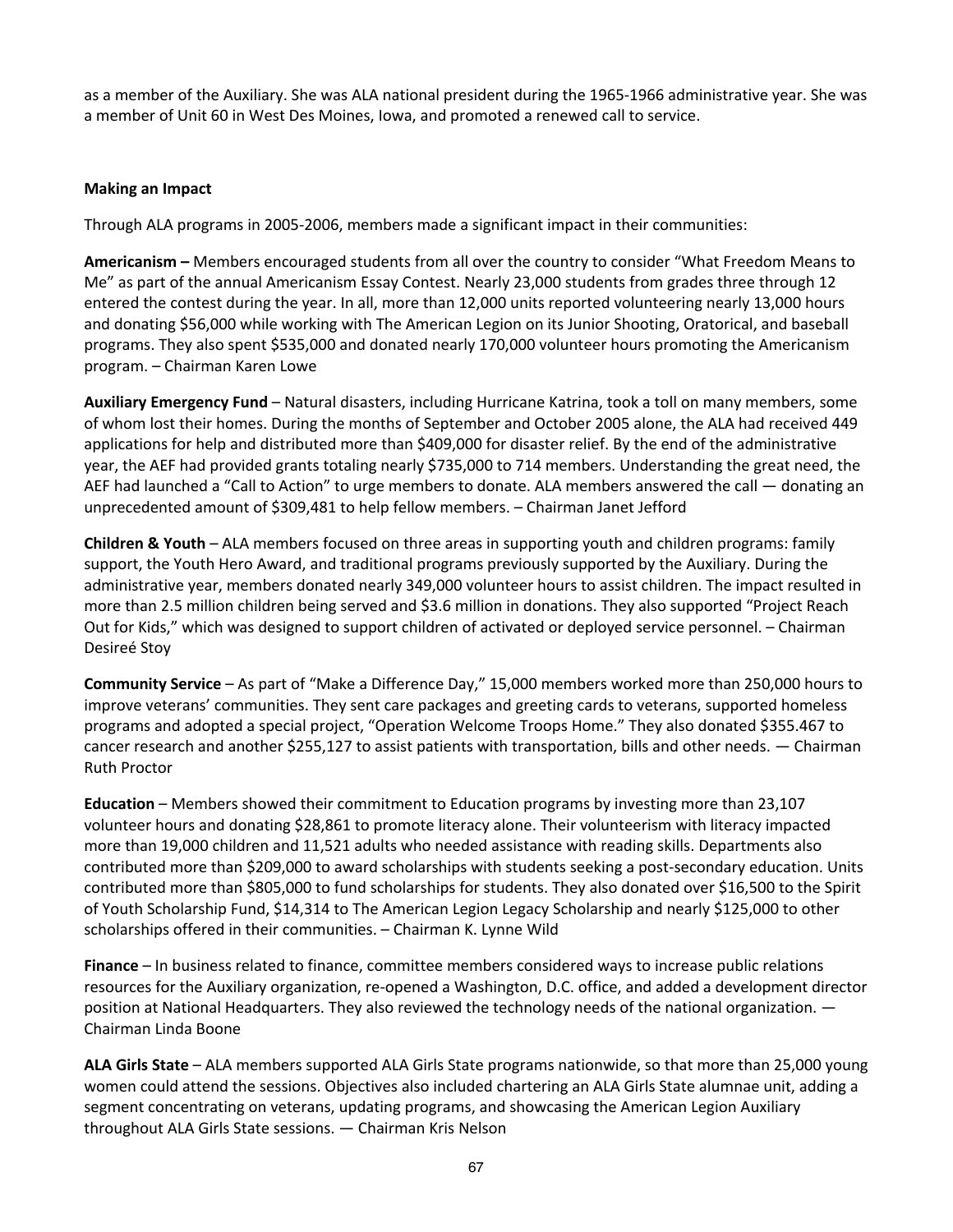as a member of the Auxiliary. She was ALA national president during the 1965-1966 administrative year. She was a member of Unit 60 in West Des Moines, Iowa, and promoted a renewed call to service.

**Making an Impact**

Through ALA programs in 2005-2006, members made a significant impact in their communities:

**Americanism –** Members encouraged students from all over the country to consider "What Freedom Means to Me" as part of the annual Americanism Essay Contest. Nearly 23,000 students from grades three through 12 entered the contest during the year. In all, more than 12,000 units reported volunteering nearly 13,000 hours and donating $56,000 while working with The American Legion on its Junior Shooting, Oratorical, and baseball programs. They also spent $535,000 and donated nearly 170,000 volunteer hours promoting the Americanism program. – Chairman Karen Lowe

**Auxiliary Emergency Fund** – Natural disasters, including Hurricane Katrina, took a toll on many members, some of whom lost their homes. During the months of September and October 2005 alone, the ALA had received 449 applications for help and distributed more than $409,000 for disaster relief. By the end of the administrative year, the AEF had provided grants totaling nearly $735,000 to 714 members. Understanding the great need, the AEF had launched a "Call to Action" to urge members to donate. ALA members answered the call — donating an unprecedented amount of $309,481 to help fellow members. – Chairman Janet Jefford

**Children & Youth** – ALA members focused on three areas in supporting youth and children programs: family support, the Youth Hero Award, and traditional programs previously supported by the Auxiliary. During the administrative year, members donated nearly 349,000 volunteer hours to assist children. The impact resulted in more than 2.5 million children being served and $3.6 million in donations. They also supported "Project Reach Out for Kids," which was designed to support children of activated or deployed service personnel. – Chairman Desireé Stoy

**Community Service** – As part of "Make a Difference Day," 15,000 members worked more than 250,000 hours to improve veterans' communities. They sent care packages and greeting cards to veterans, supported homeless programs and adopted a special project, "Operation Welcome Troops Home." They also donated $355.467 to cancer research and another $255,127 to assist patients with transportation, bills and other needs. — Chairman Ruth Proctor

**Education** – Members showed their commitment to Education programs by investing more than 23,107 volunteer hours and donating $28,861 to promote literacy alone. Their volunteerism with literacy impacted more than 19,000 children and 11,521 adults who needed assistance with reading skills. Departments also contributed more than $209,000 to award scholarships with students seeking a post-secondary education. Units contributed more than $805,000 to fund scholarships for students. They also donated over $16,500 to the Spirit of Youth Scholarship Fund, $14,314 to The American Legion Legacy Scholarship and nearly $125,000 to other scholarships offered in their communities. – Chairman K. Lynne Wild

**Finance** – In business related to finance, committee members considered ways to increase public relations resources for the Auxiliary organization, re-opened a Washington, D.C. office, and added a development director position at National Headquarters. They also reviewed the technology needs of the national organization. — Chairman Linda Boone

**ALA Girls State** – ALA members supported ALA Girls State programs nationwide, so that more than 25,000 young women could attend the sessions. Objectives also included chartering an ALA Girls State alumnae unit, adding a segment concentrating on veterans, updating programs, and showcasing the American Legion Auxiliary throughout ALA Girls State sessions. — Chairman Kris Nelson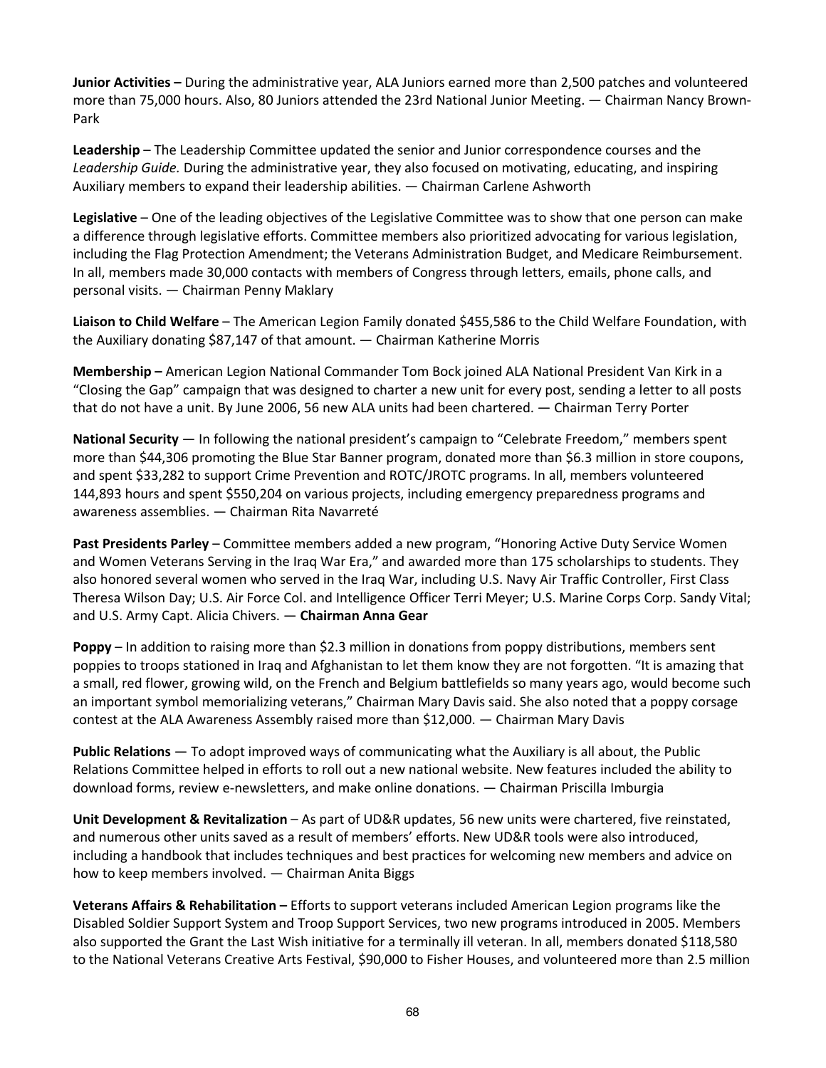**Junior Activities –** During the administrative year, ALA Juniors earned more than 2,500 patches and volunteered more than 75,000 hours. Also, 80 Juniors attended the 23rd National Junior Meeting. — Chairman Nancy Brown-Park

**Leadership** – The Leadership Committee updated the senior and Junior correspondence courses and the *Leadership Guide.* During the administrative year, they also focused on motivating, educating, and inspiring Auxiliary members to expand their leadership abilities. — Chairman Carlene Ashworth

**Legislative** – One of the leading objectives of the Legislative Committee was to show that one person can make a difference through legislative efforts. Committee members also prioritized advocating for various legislation, including the Flag Protection Amendment; the Veterans Administration Budget, and Medicare Reimbursement. In all, members made 30,000 contacts with members of Congress through letters, emails, phone calls, and personal visits. — Chairman Penny Maklary

**Liaison to Child Welfare** – The American Legion Family donated $455,586 to the Child Welfare Foundation, with the Auxiliary donating $87,147 of that amount. — Chairman Katherine Morris

**Membership –** American Legion National Commander Tom Bock joined ALA National President Van Kirk in a "Closing the Gap" campaign that was designed to charter a new unit for every post, sending a letter to all posts that do not have a unit. By June 2006, 56 new ALA units had been chartered. — Chairman Terry Porter

**National Security** — In following the national president's campaign to "Celebrate Freedom," members spent more than $44,306 promoting the Blue Star Banner program, donated more than $6.3 million in store coupons, and spent $33,282 to support Crime Prevention and ROTC/JROTC programs. In all, members volunteered 144,893 hours and spent $550,204 on various projects, including emergency preparedness programs and awareness assemblies. — Chairman Rita Navarreté

**Past Presidents Parley** – Committee members added a new program, "Honoring Active Duty Service Women and Women Veterans Serving in the Iraq War Era," and awarded more than 175 scholarships to students. They also honored several women who served in the Iraq War, including U.S. Navy Air Traffic Controller, First Class Theresa Wilson Day; U.S. Air Force Col. and Intelligence Officer Terri Meyer; U.S. Marine Corps Corp. Sandy Vital; and U.S. Army Capt. Alicia Chivers. — **Chairman Anna Gear**

**Poppy** – In addition to raising more than $2.3 million in donations from poppy distributions, members sent poppies to troops stationed in Iraq and Afghanistan to let them know they are not forgotten. "It is amazing that a small, red flower, growing wild, on the French and Belgium battlefields so many years ago, would become such an important symbol memorializing veterans," Chairman Mary Davis said. She also noted that a poppy corsage contest at the ALA Awareness Assembly raised more than $12,000. — Chairman Mary Davis

**Public Relations** — To adopt improved ways of communicating what the Auxiliary is all about, the Public Relations Committee helped in efforts to roll out a new national website. New features included the ability to download forms, review e-newsletters, and make online donations. — Chairman Priscilla Imburgia

**Unit Development & Revitalization** – As part of UD&R updates, 56 new units were chartered, five reinstated, and numerous other units saved as a result of members' efforts. New UD&R tools were also introduced, including a handbook that includes techniques and best practices for welcoming new members and advice on how to keep members involved. — Chairman Anita Biggs

**Veterans Affairs & Rehabilitation –** Efforts to support veterans included American Legion programs like the Disabled Soldier Support System and Troop Support Services, two new programs introduced in 2005. Members also supported the Grant the Last Wish initiative for a terminally ill veteran. In all, members donated $118,580 to the National Veterans Creative Arts Festival, $90,000 to Fisher Houses, and volunteered more than 2.5 million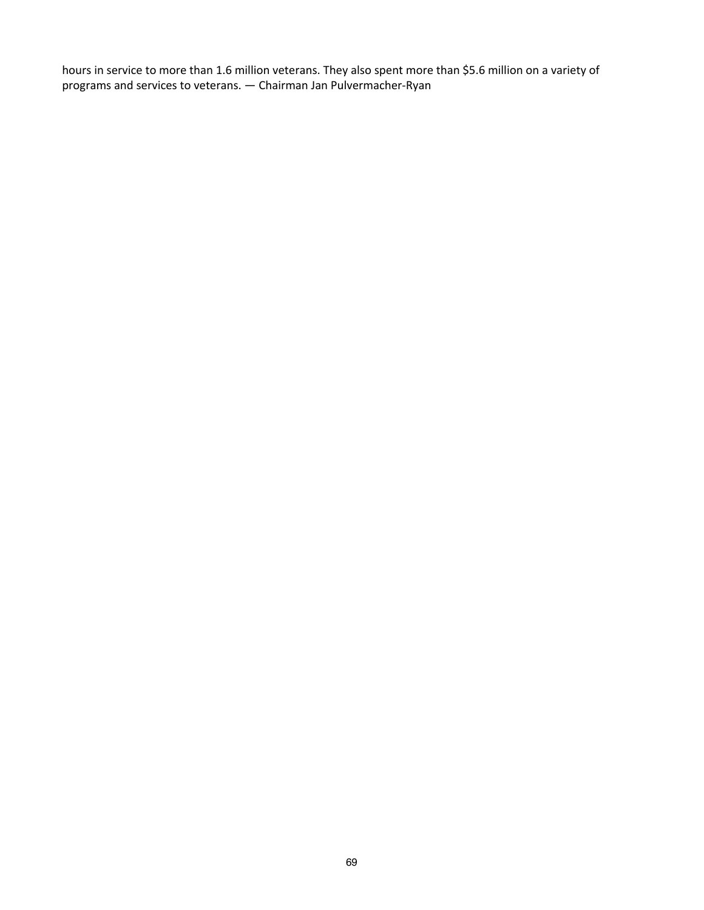hours in service to more than 1.6 million veterans. They also spent more than $5.6 million on a variety of programs and services to veterans. — Chairman Jan Pulvermacher-Ryan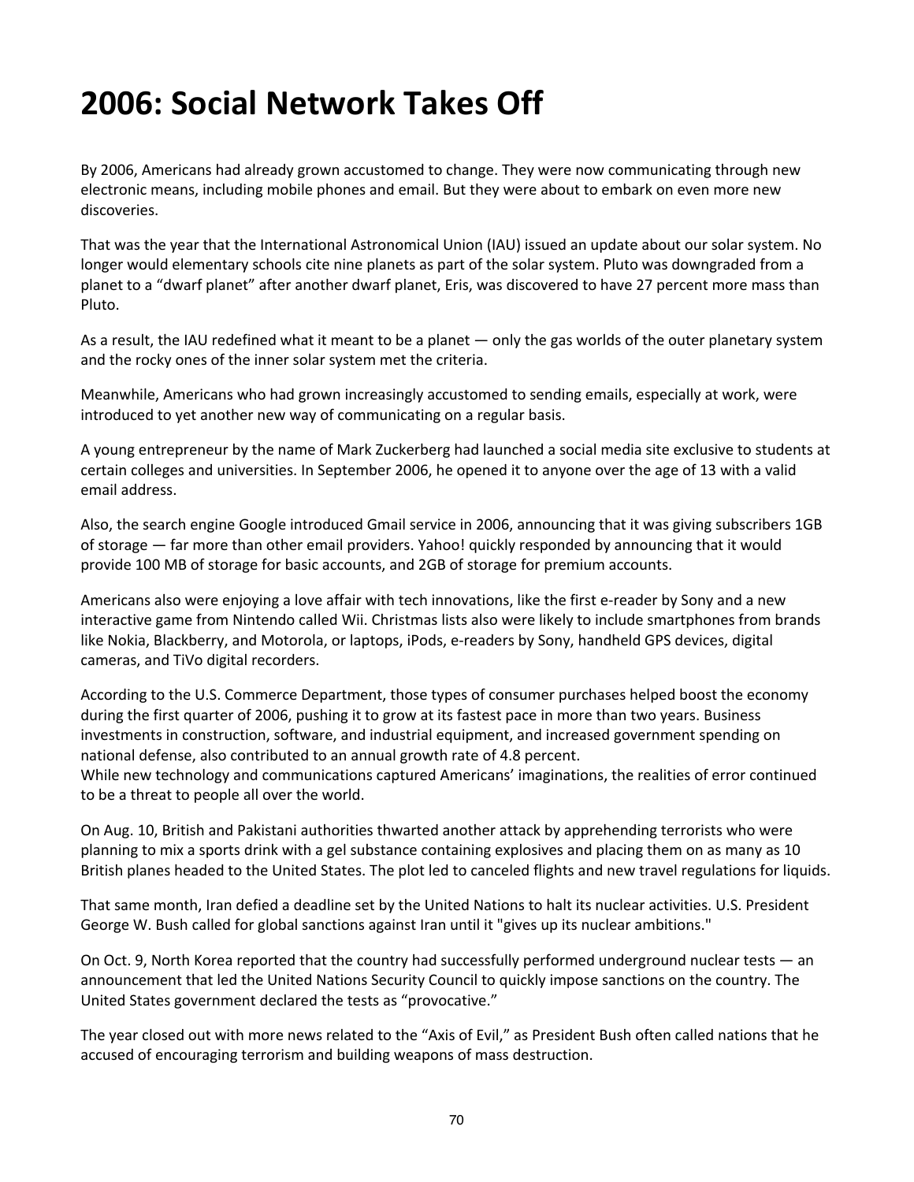# 2006: Social Network Takes Off

By 2006, Americans had already grown accustomed to change. They were now communicating through new electronic means, including mobile phones and email. But they were about to embark on even more new discoveries.

That was the year that the International Astronomical Union (IAU) issued an update about our solar system. No longer would elementary schools cite nine planets as part of the solar system. Pluto was downgraded from a planet to a "dwarf planet" after another dwarf planet, Eris, was discovered to have 27 percent more mass than Pluto.

As a result, the IAU redefined what it meant to be a planet — only the gas worlds of the outer planetary system and the rocky ones of the inner solar system met the criteria.

Meanwhile, Americans who had grown increasingly accustomed to sending emails, especially at work, were introduced to yet another new way of communicating on a regular basis.

A young entrepreneur by the name of Mark Zuckerberg had launched a social media site exclusive to students at certain colleges and universities. In September 2006, he opened it to anyone over the age of 13 with a valid email address.

Also, the search engine Google introduced Gmail service in 2006, announcing that it was giving subscribers 1GB of storage — far more than other email providers. Yahoo! quickly responded by announcing that it would provide 100 MB of storage for basic accounts, and 2GB of storage for premium accounts.

Americans also were enjoying a love affair with tech innovations, like the first e-reader by Sony and a new interactive game from Nintendo called Wii. Christmas lists also were likely to include smartphones from brands like Nokia, Blackberry, and Motorola, or laptops, iPods, e-readers by Sony, handheld GPS devices, digital cameras, and TiVo digital recorders.

According to the U.S. Commerce Department, those types of consumer purchases helped boost the economy during the first quarter of 2006, pushing it to grow at its fastest pace in more than two years. Business investments in construction, software, and industrial equipment, and increased government spending on national defense, also contributed to an annual growth rate of 4.8 percent.
While new technology and communications captured Americans' imaginations, the realities of error continued to be a threat to people all over the world.

On Aug. 10, British and Pakistani authorities thwarted another attack by apprehending terrorists who were planning to mix a sports drink with a gel substance containing explosives and placing them on as many as 10 British planes headed to the United States. The plot led to canceled flights and new travel regulations for liquids.

That same month, Iran defied a deadline set by the United Nations to halt its nuclear activities. U.S. President George W. Bush called for global sanctions against Iran until it "gives up its nuclear ambitions."

On Oct. 9, North Korea reported that the country had successfully performed underground nuclear tests — an announcement that led the United Nations Security Council to quickly impose sanctions on the country. The United States government declared the tests as "provocative."

The year closed out with more news related to the "Axis of Evil," as President Bush often called nations that he accused of encouraging terrorism and building weapons of mass destruction.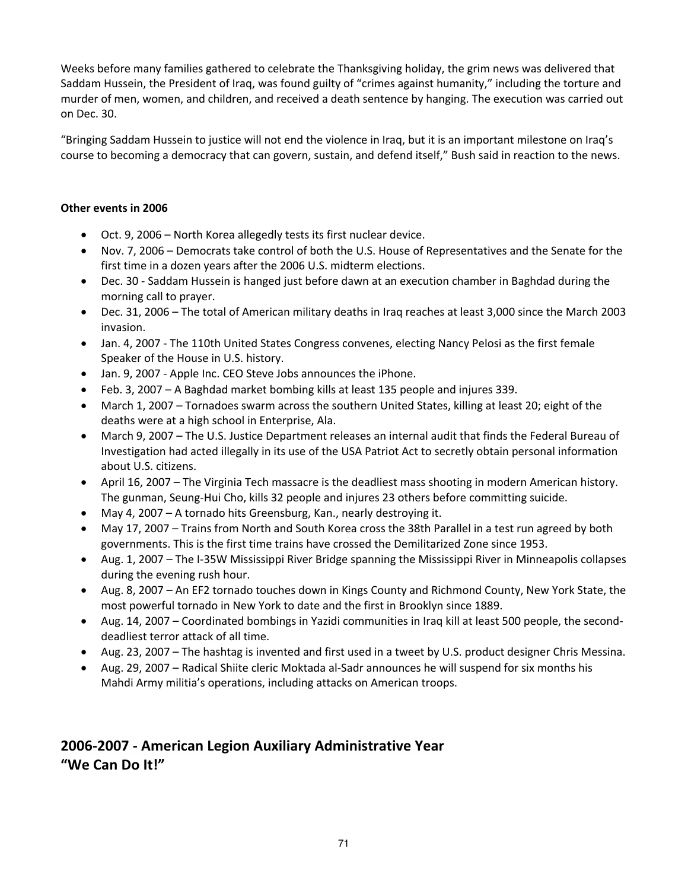Weeks before many families gathered to celebrate the Thanksgiving holiday, the grim news was delivered that Saddam Hussein, the President of Iraq, was found guilty of "crimes against humanity," including the torture and murder of men, women, and children, and received a death sentence by hanging. The execution was carried out on Dec. 30.

"Bringing Saddam Hussein to justice will not end the violence in Iraq, but it is an important milestone on Iraq's course to becoming a democracy that can govern, sustain, and defend itself," Bush said in reaction to the news.

**Other events in 2006**

- Oct. 9, 2006 – North Korea allegedly tests its first nuclear device.
- Nov. 7, 2006 – Democrats take control of both the U.S. House of Representatives and the Senate for the first time in a dozen years after the 2006 U.S. midterm elections.
- Dec. 30 - Saddam Hussein is hanged just before dawn at an execution chamber in Baghdad during the morning call to prayer.
- Dec. 31, 2006 – The total of American military deaths in Iraq reaches at least 3,000 since the March 2003 invasion.
- Jan. 4, 2007 - The 110th United States Congress convenes, electing Nancy Pelosi as the first female Speaker of the House in U.S. history.
- Jan. 9, 2007 - Apple Inc. CEO Steve Jobs announces the iPhone.
- Feb. 3, 2007 – A Baghdad market bombing kills at least 135 people and injures 339.
- March 1, 2007 – Tornadoes swarm across the southern United States, killing at least 20; eight of the deaths were at a high school in Enterprise, Ala.
- March 9, 2007 – The U.S. Justice Department releases an internal audit that finds the Federal Bureau of Investigation had acted illegally in its use of the USA Patriot Act to secretly obtain personal information about U.S. citizens.
- April 16, 2007 – The Virginia Tech massacre is the deadliest mass shooting in modern American history. The gunman, Seung-Hui Cho, kills 32 people and injures 23 others before committing suicide.
- May 4, 2007 – A tornado hits Greensburg, Kan., nearly destroying it.
- May 17, 2007 – Trains from North and South Korea cross the 38th Parallel in a test run agreed by both governments. This is the first time trains have crossed the Demilitarized Zone since 1953.
- Aug. 1, 2007 – The I-35W Mississippi River Bridge spanning the Mississippi River in Minneapolis collapses during the evening rush hour.
- Aug. 8, 2007 – An EF2 tornado touches down in Kings County and Richmond County, New York State, the most powerful tornado in New York to date and the first in Brooklyn since 1889.
- Aug. 14, 2007 – Coordinated bombings in Yazidi communities in Iraq kill at least 500 people, the second-deadliest terror attack of all time.
- Aug. 23, 2007 – The hashtag is invented and first used in a tweet by U.S. product designer Chris Messina.
- Aug. 29, 2007 – Radical Shiite cleric Moktada al-Sadr announces he will suspend for six months his Mahdi Army militia's operations, including attacks on American troops.

## 2006-2007 - American Legion Auxiliary Administrative Year "We Can Do It!"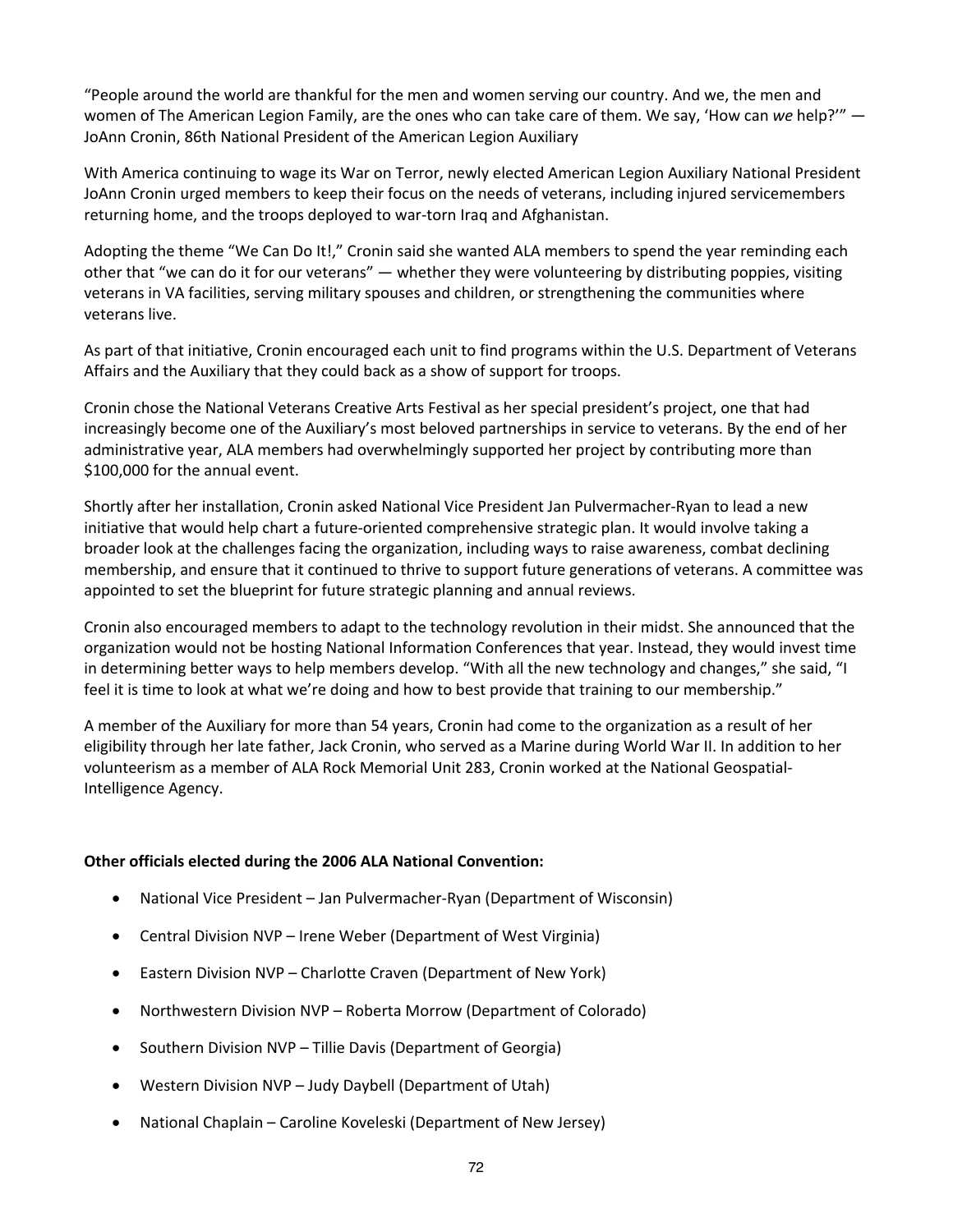"People around the world are thankful for the men and women serving our country. And we, the men and women of The American Legion Family, are the ones who can take care of them. We say, 'How can *we* help?'" — JoAnn Cronin, 86th National President of the American Legion Auxiliary

With America continuing to wage its War on Terror, newly elected American Legion Auxiliary National President JoAnn Cronin urged members to keep their focus on the needs of veterans, including injured servicemembers returning home, and the troops deployed to war-torn Iraq and Afghanistan.

Adopting the theme "We Can Do It!," Cronin said she wanted ALA members to spend the year reminding each other that "we can do it for our veterans" — whether they were volunteering by distributing poppies, visiting veterans in VA facilities, serving military spouses and children, or strengthening the communities where veterans live.

As part of that initiative, Cronin encouraged each unit to find programs within the U.S. Department of Veterans Affairs and the Auxiliary that they could back as a show of support for troops.

Cronin chose the National Veterans Creative Arts Festival as her special president's project, one that had increasingly become one of the Auxiliary's most beloved partnerships in service to veterans. By the end of her administrative year, ALA members had overwhelmingly supported her project by contributing more than $100,000 for the annual event.

Shortly after her installation, Cronin asked National Vice President Jan Pulvermacher-Ryan to lead a new initiative that would help chart a future-oriented comprehensive strategic plan. It would involve taking a broader look at the challenges facing the organization, including ways to raise awareness, combat declining membership, and ensure that it continued to thrive to support future generations of veterans. A committee was appointed to set the blueprint for future strategic planning and annual reviews.

Cronin also encouraged members to adapt to the technology revolution in their midst. She announced that the organization would not be hosting National Information Conferences that year. Instead, they would invest time in determining better ways to help members develop. "With all the new technology and changes," she said, "I feel it is time to look at what we're doing and how to best provide that training to our membership."

A member of the Auxiliary for more than 54 years, Cronin had come to the organization as a result of her eligibility through her late father, Jack Cronin, who served as a Marine during World War II. In addition to her volunteerism as a member of ALA Rock Memorial Unit 283, Cronin worked at the National Geospatial-Intelligence Agency.

**Other officials elected during the 2006 ALA National Convention:**

- National Vice President – Jan Pulvermacher-Ryan (Department of Wisconsin)
- Central Division NVP – Irene Weber (Department of West Virginia)
- Eastern Division NVP – Charlotte Craven (Department of New York)
- Northwestern Division NVP – Roberta Morrow (Department of Colorado)
- Southern Division NVP – Tillie Davis (Department of Georgia)
- Western Division NVP – Judy Daybell (Department of Utah)
- National Chaplain – Caroline Koveleski (Department of New Jersey)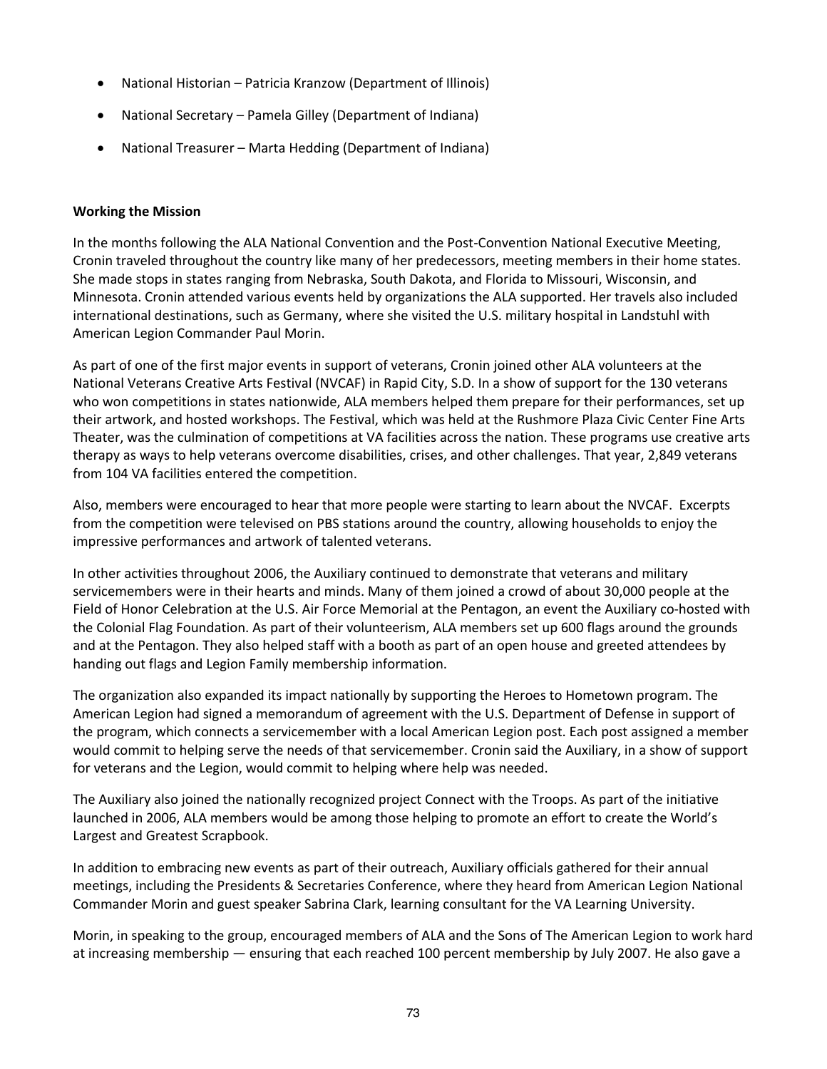- National Historian – Patricia Kranzow (Department of Illinois)
- National Secretary – Pamela Gilley (Department of Indiana)
- National Treasurer – Marta Hedding (Department of Indiana)

**Working the Mission**

In the months following the ALA National Convention and the Post-Convention National Executive Meeting, Cronin traveled throughout the country like many of her predecessors, meeting members in their home states. She made stops in states ranging from Nebraska, South Dakota, and Florida to Missouri, Wisconsin, and Minnesota. Cronin attended various events held by organizations the ALA supported. Her travels also included international destinations, such as Germany, where she visited the U.S. military hospital in Landstuhl with American Legion Commander Paul Morin.

As part of one of the first major events in support of veterans, Cronin joined other ALA volunteers at the National Veterans Creative Arts Festival (NVCAF) in Rapid City, S.D. In a show of support for the 130 veterans who won competitions in states nationwide, ALA members helped them prepare for their performances, set up their artwork, and hosted workshops. The Festival, which was held at the Rushmore Plaza Civic Center Fine Arts Theater, was the culmination of competitions at VA facilities across the nation. These programs use creative arts therapy as ways to help veterans overcome disabilities, crises, and other challenges. That year, 2,849 veterans from 104 VA facilities entered the competition.

Also, members were encouraged to hear that more people were starting to learn about the NVCAF. Excerpts from the competition were televised on PBS stations around the country, allowing households to enjoy the impressive performances and artwork of talented veterans.

In other activities throughout 2006, the Auxiliary continued to demonstrate that veterans and military servicemembers were in their hearts and minds. Many of them joined a crowd of about 30,000 people at the Field of Honor Celebration at the U.S. Air Force Memorial at the Pentagon, an event the Auxiliary co-hosted with the Colonial Flag Foundation. As part of their volunteerism, ALA members set up 600 flags around the grounds and at the Pentagon. They also helped staff with a booth as part of an open house and greeted attendees by handing out flags and Legion Family membership information.

The organization also expanded its impact nationally by supporting the Heroes to Hometown program. The American Legion had signed a memorandum of agreement with the U.S. Department of Defense in support of the program, which connects a servicemember with a local American Legion post. Each post assigned a member would commit to helping serve the needs of that servicemember. Cronin said the Auxiliary, in a show of support for veterans and the Legion, would commit to helping where help was needed.

The Auxiliary also joined the nationally recognized project Connect with the Troops. As part of the initiative launched in 2006, ALA members would be among those helping to promote an effort to create the World's Largest and Greatest Scrapbook.

In addition to embracing new events as part of their outreach, Auxiliary officials gathered for their annual meetings, including the Presidents & Secretaries Conference, where they heard from American Legion National Commander Morin and guest speaker Sabrina Clark, learning consultant for the VA Learning University.

Morin, in speaking to the group, encouraged members of ALA and the Sons of The American Legion to work hard at increasing membership — ensuring that each reached 100 percent membership by July 2007. He also gave a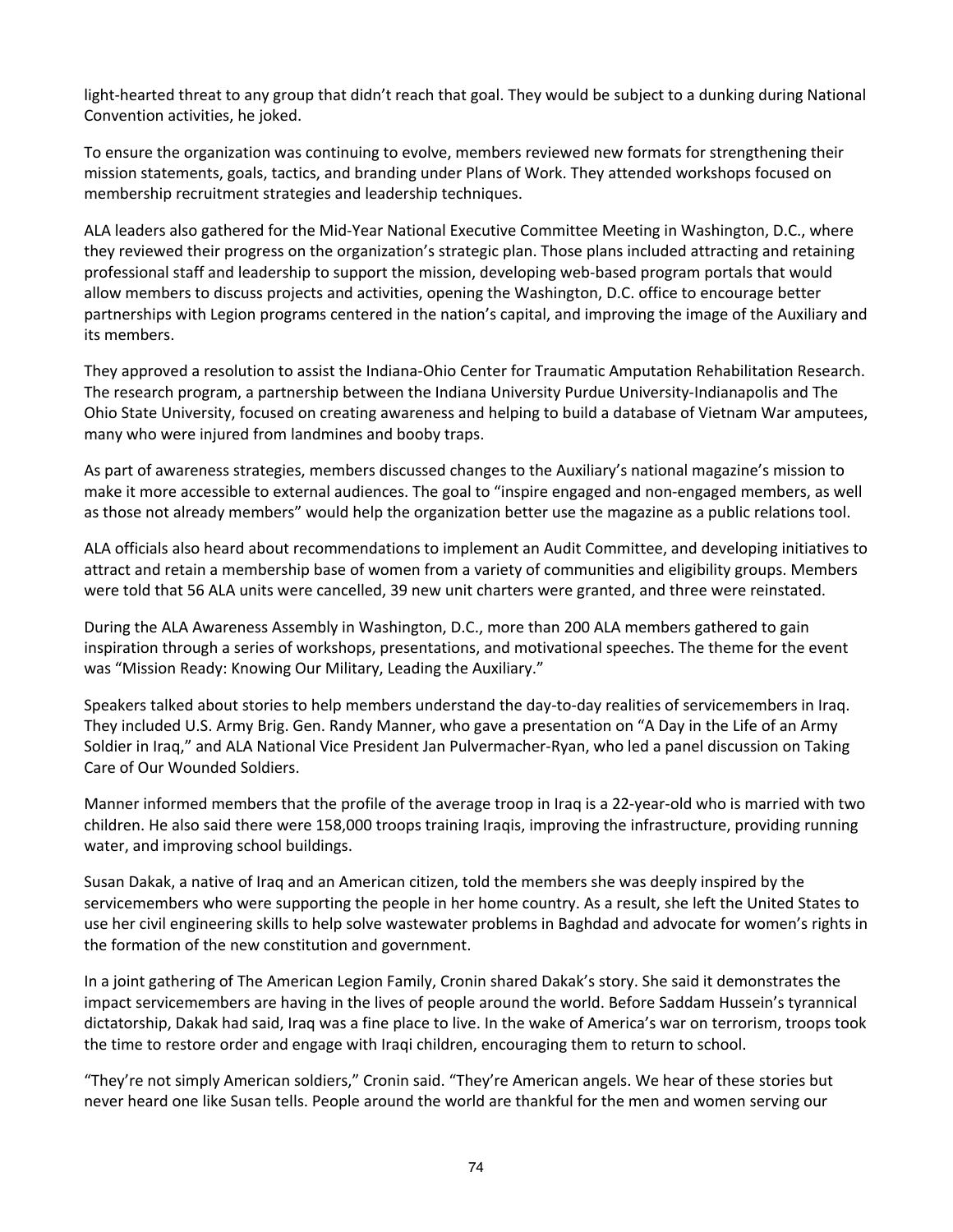light-hearted threat to any group that didn't reach that goal. They would be subject to a dunking during National Convention activities, he joked.

To ensure the organization was continuing to evolve, members reviewed new formats for strengthening their mission statements, goals, tactics, and branding under Plans of Work. They attended workshops focused on membership recruitment strategies and leadership techniques.

ALA leaders also gathered for the Mid-Year National Executive Committee Meeting in Washington, D.C., where they reviewed their progress on the organization's strategic plan. Those plans included attracting and retaining professional staff and leadership to support the mission, developing web-based program portals that would allow members to discuss projects and activities, opening the Washington, D.C. office to encourage better partnerships with Legion programs centered in the nation's capital, and improving the image of the Auxiliary and its members.

They approved a resolution to assist the Indiana-Ohio Center for Traumatic Amputation Rehabilitation Research. The research program, a partnership between the Indiana University Purdue University-Indianapolis and The Ohio State University, focused on creating awareness and helping to build a database of Vietnam War amputees, many who were injured from landmines and booby traps.

As part of awareness strategies, members discussed changes to the Auxiliary's national magazine's mission to make it more accessible to external audiences. The goal to "inspire engaged and non-engaged members, as well as those not already members" would help the organization better use the magazine as a public relations tool.

ALA officials also heard about recommendations to implement an Audit Committee, and developing initiatives to attract and retain a membership base of women from a variety of communities and eligibility groups. Members were told that 56 ALA units were cancelled, 39 new unit charters were granted, and three were reinstated.

During the ALA Awareness Assembly in Washington, D.C., more than 200 ALA members gathered to gain inspiration through a series of workshops, presentations, and motivational speeches. The theme for the event was "Mission Ready: Knowing Our Military, Leading the Auxiliary."

Speakers talked about stories to help members understand the day-to-day realities of servicemembers in Iraq. They included U.S. Army Brig. Gen. Randy Manner, who gave a presentation on "A Day in the Life of an Army Soldier in Iraq," and ALA National Vice President Jan Pulvermacher-Ryan, who led a panel discussion on Taking Care of Our Wounded Soldiers.

Manner informed members that the profile of the average troop in Iraq is a 22-year-old who is married with two children. He also said there were 158,000 troops training Iraqis, improving the infrastructure, providing running water, and improving school buildings.

Susan Dakak, a native of Iraq and an American citizen, told the members she was deeply inspired by the servicemembers who were supporting the people in her home country. As a result, she left the United States to use her civil engineering skills to help solve wastewater problems in Baghdad and advocate for women's rights in the formation of the new constitution and government.

In a joint gathering of The American Legion Family, Cronin shared Dakak's story. She said it demonstrates the impact servicemembers are having in the lives of people around the world. Before Saddam Hussein's tyrannical dictatorship, Dakak had said, Iraq was a fine place to live. In the wake of America's war on terrorism, troops took the time to restore order and engage with Iraqi children, encouraging them to return to school.

"They're not simply American soldiers," Cronin said. "They're American angels. We hear of these stories but never heard one like Susan tells. People around the world are thankful for the men and women serving our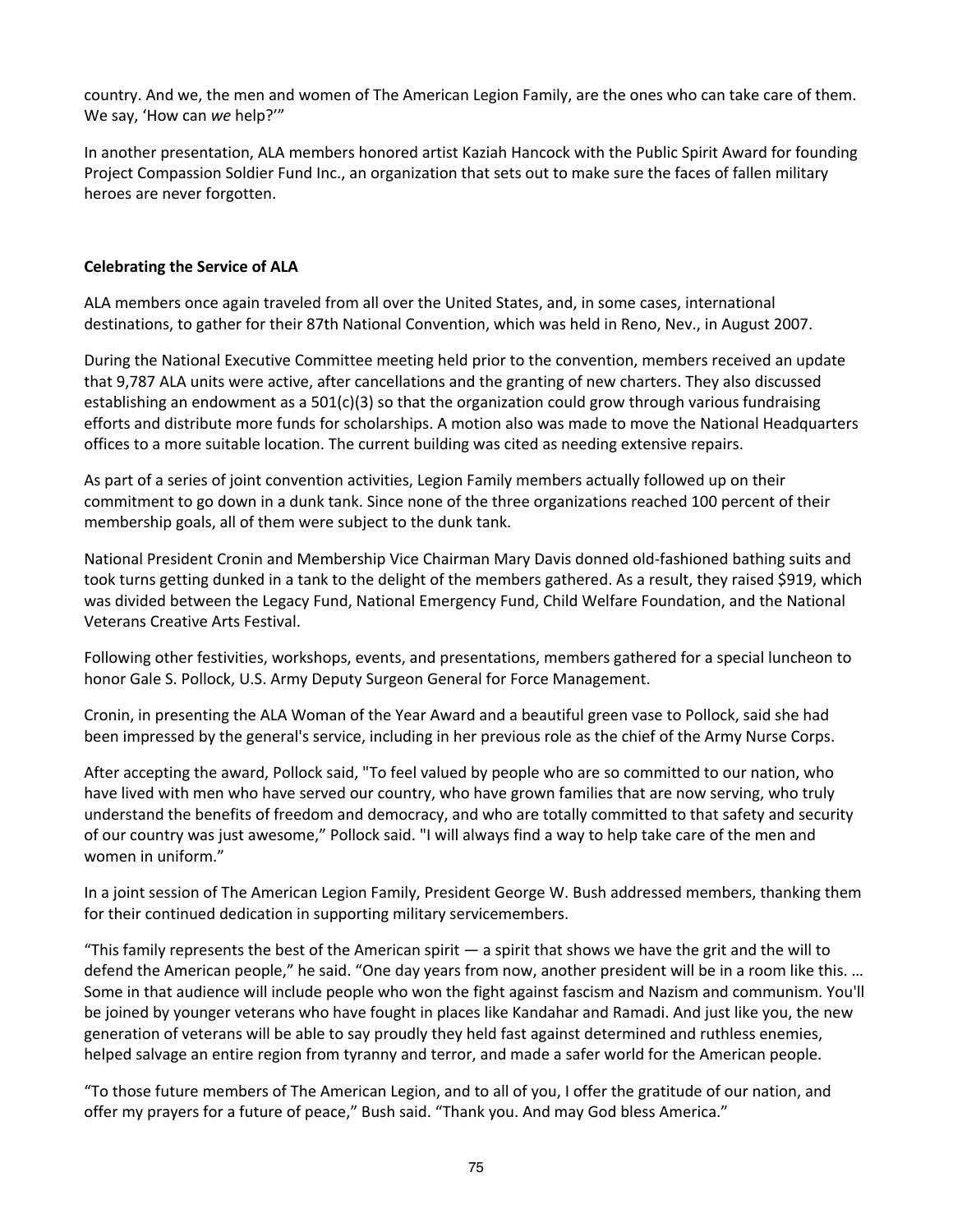country. And we, the men and women of The American Legion Family, are the ones who can take care of them. We say, 'How can *we* help?'"

In another presentation, ALA members honored artist Kaziah Hancock with the Public Spirit Award for founding Project Compassion Soldier Fund Inc., an organization that sets out to make sure the faces of fallen military heroes are never forgotten.

**Celebrating the Service of ALA**

ALA members once again traveled from all over the United States, and, in some cases, international destinations, to gather for their 87th National Convention, which was held in Reno, Nev., in August 2007.

During the National Executive Committee meeting held prior to the convention, members received an update that 9,787 ALA units were active, after cancellations and the granting of new charters. They also discussed establishing an endowment as a 501(c)(3) so that the organization could grow through various fundraising efforts and distribute more funds for scholarships. A motion also was made to move the National Headquarters offices to a more suitable location. The current building was cited as needing extensive repairs.

As part of a series of joint convention activities, Legion Family members actually followed up on their commitment to go down in a dunk tank. Since none of the three organizations reached 100 percent of their membership goals, all of them were subject to the dunk tank.

National President Cronin and Membership Vice Chairman Mary Davis donned old-fashioned bathing suits and took turns getting dunked in a tank to the delight of the members gathered. As a result, they raised $919, which was divided between the Legacy Fund, National Emergency Fund, Child Welfare Foundation, and the National Veterans Creative Arts Festival.

Following other festivities, workshops, events, and presentations, members gathered for a special luncheon to honor Gale S. Pollock, U.S. Army Deputy Surgeon General for Force Management.

Cronin, in presenting the ALA Woman of the Year Award and a beautiful green vase to Pollock, said she had been impressed by the general's service, including in her previous role as the chief of the Army Nurse Corps.

After accepting the award, Pollock said, "To feel valued by people who are so committed to our nation, who have lived with men who have served our country, who have grown families that are now serving, who truly understand the benefits of freedom and democracy, and who are totally committed to that safety and security of our country was just awesome," Pollock said. "I will always find a way to help take care of the men and women in uniform."

In a joint session of The American Legion Family, President George W. Bush addressed members, thanking them for their continued dedication in supporting military servicemembers.

"This family represents the best of the American spirit — a spirit that shows we have the grit and the will to defend the American people," he said. "One day years from now, another president will be in a room like this. … Some in that audience will include people who won the fight against fascism and Nazism and communism. You'll be joined by younger veterans who have fought in places like Kandahar and Ramadi. And just like you, the new generation of veterans will be able to say proudly they held fast against determined and ruthless enemies, helped salvage an entire region from tyranny and terror, and made a safer world for the American people.

"To those future members of The American Legion, and to all of you, I offer the gratitude of our nation, and offer my prayers for a future of peace," Bush said. "Thank you. And may God bless America."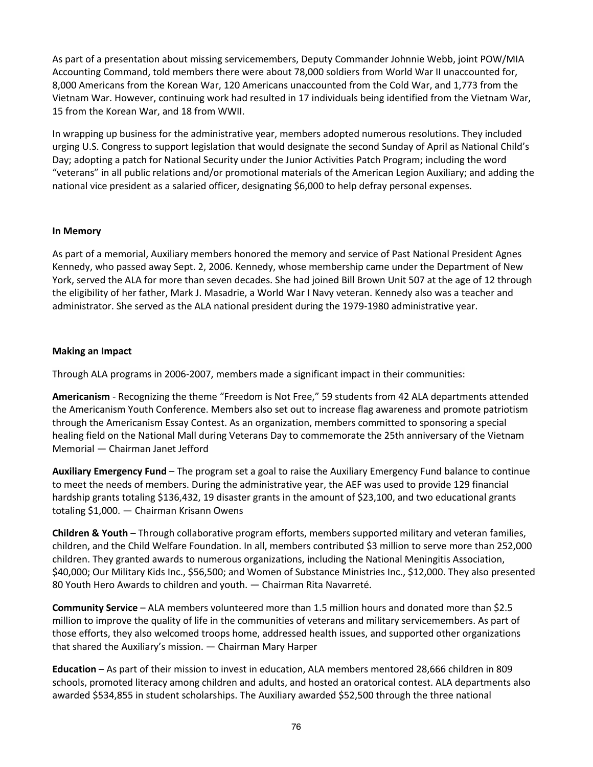As part of a presentation about missing servicemembers, Deputy Commander Johnnie Webb, joint POW/MIA Accounting Command, told members there were about 78,000 soldiers from World War II unaccounted for, 8,000 Americans from the Korean War, 120 Americans unaccounted from the Cold War, and 1,773 from the Vietnam War. However, continuing work had resulted in 17 individuals being identified from the Vietnam War, 15 from the Korean War, and 18 from WWII.

In wrapping up business for the administrative year, members adopted numerous resolutions. They included urging U.S. Congress to support legislation that would designate the second Sunday of April as National Child's Day; adopting a patch for National Security under the Junior Activities Patch Program; including the word "veterans" in all public relations and/or promotional materials of the American Legion Auxiliary; and adding the national vice president as a salaried officer, designating $6,000 to help defray personal expenses.

**In Memory**

As part of a memorial, Auxiliary members honored the memory and service of Past National President Agnes Kennedy, who passed away Sept. 2, 2006. Kennedy, whose membership came under the Department of New York, served the ALA for more than seven decades. She had joined Bill Brown Unit 507 at the age of 12 through the eligibility of her father, Mark J. Masadrie, a World War I Navy veteran. Kennedy also was a teacher and administrator. She served as the ALA national president during the 1979-1980 administrative year.

**Making an Impact**

Through ALA programs in 2006-2007, members made a significant impact in their communities:

**Americanism** - Recognizing the theme "Freedom is Not Free," 59 students from 42 ALA departments attended the Americanism Youth Conference. Members also set out to increase flag awareness and promote patriotism through the Americanism Essay Contest. As an organization, members committed to sponsoring a special healing field on the National Mall during Veterans Day to commemorate the 25th anniversary of the Vietnam Memorial — Chairman Janet Jefford

**Auxiliary Emergency Fund** – The program set a goal to raise the Auxiliary Emergency Fund balance to continue to meet the needs of members. During the administrative year, the AEF was used to provide 129 financial hardship grants totaling $136,432, 19 disaster grants in the amount of $23,100, and two educational grants totaling $1,000. — Chairman Krisann Owens

**Children & Youth** – Through collaborative program efforts, members supported military and veteran families, children, and the Child Welfare Foundation. In all, members contributed $3 million to serve more than 252,000 children. They granted awards to numerous organizations, including the National Meningitis Association, $40,000; Our Military Kids Inc., $56,500; and Women of Substance Ministries Inc., $12,000. They also presented 80 Youth Hero Awards to children and youth. — Chairman Rita Navarreté.

**Community Service** – ALA members volunteered more than 1.5 million hours and donated more than $2.5 million to improve the quality of life in the communities of veterans and military servicemembers. As part of those efforts, they also welcomed troops home, addressed health issues, and supported other organizations that shared the Auxiliary's mission. — Chairman Mary Harper

**Education** – As part of their mission to invest in education, ALA members mentored 28,666 children in 809 schools, promoted literacy among children and adults, and hosted an oratorical contest. ALA departments also awarded $534,855 in student scholarships. The Auxiliary awarded $52,500 through the three national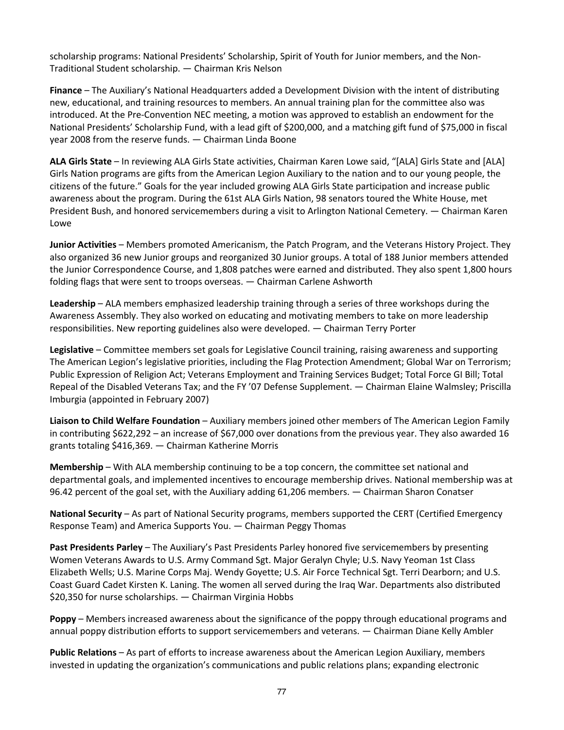scholarship programs: National Presidents' Scholarship, Spirit of Youth for Junior members, and the Non-Traditional Student scholarship. — Chairman Kris Nelson

**Finance** – The Auxiliary's National Headquarters added a Development Division with the intent of distributing new, educational, and training resources to members. An annual training plan for the committee also was introduced. At the Pre-Convention NEC meeting, a motion was approved to establish an endowment for the National Presidents' Scholarship Fund, with a lead gift of $200,000, and a matching gift fund of $75,000 in fiscal year 2008 from the reserve funds. — Chairman Linda Boone

**ALA Girls State** – In reviewing ALA Girls State activities, Chairman Karen Lowe said, "[ALA] Girls State and [ALA] Girls Nation programs are gifts from the American Legion Auxiliary to the nation and to our young people, the citizens of the future." Goals for the year included growing ALA Girls State participation and increase public awareness about the program. During the 61st ALA Girls Nation, 98 senators toured the White House, met President Bush, and honored servicemembers during a visit to Arlington National Cemetery. — Chairman Karen Lowe

**Junior Activities** – Members promoted Americanism, the Patch Program, and the Veterans History Project. They also organized 36 new Junior groups and reorganized 30 Junior groups. A total of 188 Junior members attended the Junior Correspondence Course, and 1,808 patches were earned and distributed. They also spent 1,800 hours folding flags that were sent to troops overseas. — Chairman Carlene Ashworth

**Leadership** – ALA members emphasized leadership training through a series of three workshops during the Awareness Assembly. They also worked on educating and motivating members to take on more leadership responsibilities. New reporting guidelines also were developed. — Chairman Terry Porter

**Legislative** – Committee members set goals for Legislative Council training, raising awareness and supporting The American Legion's legislative priorities, including the Flag Protection Amendment; Global War on Terrorism; Public Expression of Religion Act; Veterans Employment and Training Services Budget; Total Force GI Bill; Total Repeal of the Disabled Veterans Tax; and the FY '07 Defense Supplement. — Chairman Elaine Walmsley; Priscilla Imburgia (appointed in February 2007)

**Liaison to Child Welfare Foundation** – Auxiliary members joined other members of The American Legion Family in contributing $622,292 – an increase of $67,000 over donations from the previous year. They also awarded 16 grants totaling $416,369. — Chairman Katherine Morris

**Membership** – With ALA membership continuing to be a top concern, the committee set national and departmental goals, and implemented incentives to encourage membership drives. National membership was at 96.42 percent of the goal set, with the Auxiliary adding 61,206 members. — Chairman Sharon Conatser

**National Security** – As part of National Security programs, members supported the CERT (Certified Emergency Response Team) and America Supports You. — Chairman Peggy Thomas

**Past Presidents Parley** – The Auxiliary's Past Presidents Parley honored five servicemembers by presenting Women Veterans Awards to U.S. Army Command Sgt. Major Geralyn Chyle; U.S. Navy Yeoman 1st Class Elizabeth Wells; U.S. Marine Corps Maj. Wendy Goyette; U.S. Air Force Technical Sgt. Terri Dearborn; and U.S. Coast Guard Cadet Kirsten K. Laning. The women all served during the Iraq War. Departments also distributed $20,350 for nurse scholarships. — Chairman Virginia Hobbs

**Poppy** – Members increased awareness about the significance of the poppy through educational programs and annual poppy distribution efforts to support servicemembers and veterans. — Chairman Diane Kelly Ambler

**Public Relations** – As part of efforts to increase awareness about the American Legion Auxiliary, members invested in updating the organization's communications and public relations plans; expanding electronic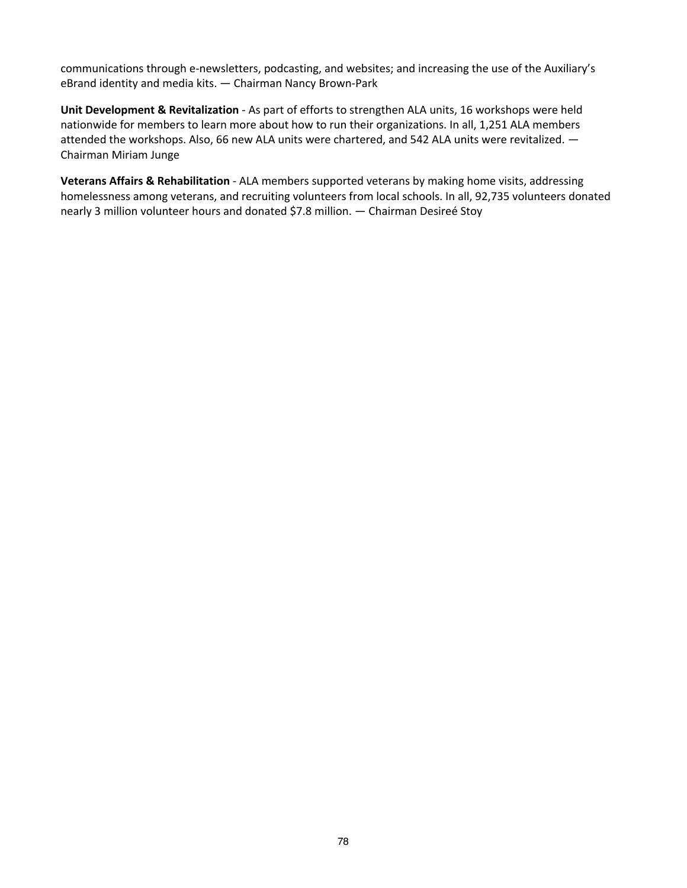communications through e-newsletters, podcasting, and websites; and increasing the use of the Auxiliary's eBrand identity and media kits. — Chairman Nancy Brown-Park

**Unit Development & Revitalization** - As part of efforts to strengthen ALA units, 16 workshops were held nationwide for members to learn more about how to run their organizations. In all, 1,251 ALA members attended the workshops. Also, 66 new ALA units were chartered, and 542 ALA units were revitalized. — Chairman Miriam Junge

**Veterans Affairs & Rehabilitation** - ALA members supported veterans by making home visits, addressing homelessness among veterans, and recruiting volunteers from local schools. In all, 92,735 volunteers donated nearly 3 million volunteer hours and donated $7.8 million. — Chairman Desireé Stoy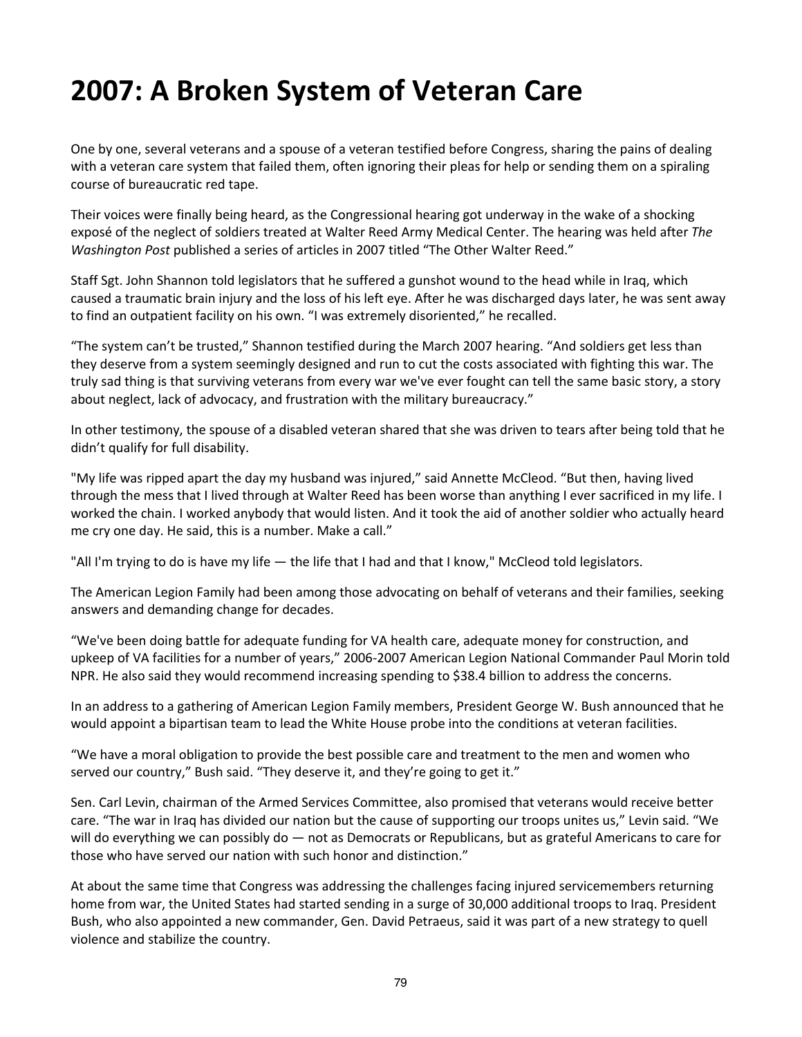# 2007: A Broken System of Veteran Care

One by one, several veterans and a spouse of a veteran testified before Congress, sharing the pains of dealing with a veteran care system that failed them, often ignoring their pleas for help or sending them on a spiraling course of bureaucratic red tape.

Their voices were finally being heard, as the Congressional hearing got underway in the wake of a shocking exposé of the neglect of soldiers treated at Walter Reed Army Medical Center. The hearing was held after *The Washington Post* published a series of articles in 2007 titled "The Other Walter Reed."

Staff Sgt. John Shannon told legislators that he suffered a gunshot wound to the head while in Iraq, which caused a traumatic brain injury and the loss of his left eye. After he was discharged days later, he was sent away to find an outpatient facility on his own. "I was extremely disoriented," he recalled.

"The system can't be trusted," Shannon testified during the March 2007 hearing. "And soldiers get less than they deserve from a system seemingly designed and run to cut the costs associated with fighting this war. The truly sad thing is that surviving veterans from every war we've ever fought can tell the same basic story, a story about neglect, lack of advocacy, and frustration with the military bureaucracy."

In other testimony, the spouse of a disabled veteran shared that she was driven to tears after being told that he didn't qualify for full disability.

"My life was ripped apart the day my husband was injured," said Annette McCleod. "But then, having lived through the mess that I lived through at Walter Reed has been worse than anything I ever sacrificed in my life. I worked the chain. I worked anybody that would listen. And it took the aid of another soldier who actually heard me cry one day. He said, this is a number. Make a call."

"All I'm trying to do is have my life — the life that I had and that I know," McCleod told legislators.

The American Legion Family had been among those advocating on behalf of veterans and their families, seeking answers and demanding change for decades.

"We've been doing battle for adequate funding for VA health care, adequate money for construction, and upkeep of VA facilities for a number of years," 2006-2007 American Legion National Commander Paul Morin told NPR. He also said they would recommend increasing spending to $38.4 billion to address the concerns.

In an address to a gathering of American Legion Family members, President George W. Bush announced that he would appoint a bipartisan team to lead the White House probe into the conditions at veteran facilities.

"We have a moral obligation to provide the best possible care and treatment to the men and women who served our country," Bush said. "They deserve it, and they're going to get it."

Sen. Carl Levin, chairman of the Armed Services Committee, also promised that veterans would receive better care. "The war in Iraq has divided our nation but the cause of supporting our troops unites us," Levin said. "We will do everything we can possibly do — not as Democrats or Republicans, but as grateful Americans to care for those who have served our nation with such honor and distinction."

At about the same time that Congress was addressing the challenges facing injured servicemembers returning home from war, the United States had started sending in a surge of 30,000 additional troops to Iraq. President Bush, who also appointed a new commander, Gen. David Petraeus, said it was part of a new strategy to quell violence and stabilize the country.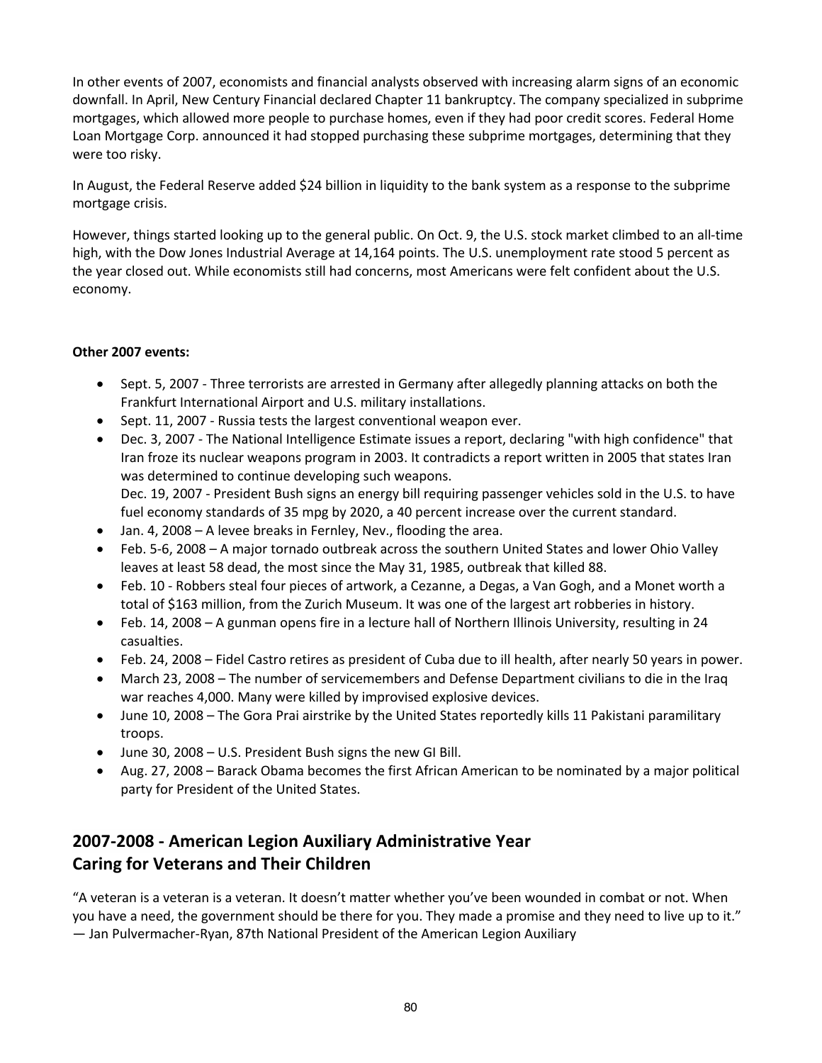In other events of 2007, economists and financial analysts observed with increasing alarm signs of an economic downfall. In April, New Century Financial declared Chapter 11 bankruptcy. The company specialized in subprime mortgages, which allowed more people to purchase homes, even if they had poor credit scores. Federal Home Loan Mortgage Corp. announced it had stopped purchasing these subprime mortgages, determining that they were too risky.

In August, the Federal Reserve added $24 billion in liquidity to the bank system as a response to the subprime mortgage crisis.

However, things started looking up to the general public. On Oct. 9, the U.S. stock market climbed to an all-time high, with the Dow Jones Industrial Average at 14,164 points. The U.S. unemployment rate stood 5 percent as the year closed out. While economists still had concerns, most Americans were felt confident about the U.S. economy.

**Other 2007 events:**

- Sept. 5, 2007 - Three terrorists are arrested in Germany after allegedly planning attacks on both the Frankfurt International Airport and U.S. military installations.
- Sept. 11, 2007 - Russia tests the largest conventional weapon ever.
- Dec. 3, 2007 - The National Intelligence Estimate issues a report, declaring "with high confidence" that Iran froze its nuclear weapons program in 2003. It contradicts a report written in 2005 that states Iran was determined to continue developing such weapons.
  Dec. 19, 2007 - President Bush signs an energy bill requiring passenger vehicles sold in the U.S. to have fuel economy standards of 35 mpg by 2020, a 40 percent increase over the current standard.
- Jan. 4, 2008 – A levee breaks in Fernley, Nev., flooding the area.
- Feb. 5-6, 2008 – A major tornado outbreak across the southern United States and lower Ohio Valley leaves at least 58 dead, the most since the May 31, 1985, outbreak that killed 88.
- Feb. 10 - Robbers steal four pieces of artwork, a Cezanne, a Degas, a Van Gogh, and a Monet worth a total of $163 million, from the Zurich Museum. It was one of the largest art robberies in history.
- Feb. 14, 2008 – A gunman opens fire in a lecture hall of Northern Illinois University, resulting in 24 casualties.
- Feb. 24, 2008 – Fidel Castro retires as president of Cuba due to ill health, after nearly 50 years in power.
- March 23, 2008 – The number of servicemembers and Defense Department civilians to die in the Iraq war reaches 4,000. Many were killed by improvised explosive devices.
- June 10, 2008 – The Gora Prai airstrike by the United States reportedly kills 11 Pakistani paramilitary troops.
- June 30, 2008 – U.S. President Bush signs the new GI Bill.
- Aug. 27, 2008 – Barack Obama becomes the first African American to be nominated by a major political party for President of the United States.

## 2007-2008 - American Legion Auxiliary Administrative Year
## Caring for Veterans and Their Children

"A veteran is a veteran is a veteran. It doesn't matter whether you've been wounded in combat or not. When you have a need, the government should be there for you. They made a promise and they need to live up to it."
— Jan Pulvermacher-Ryan, 87th National President of the American Legion Auxiliary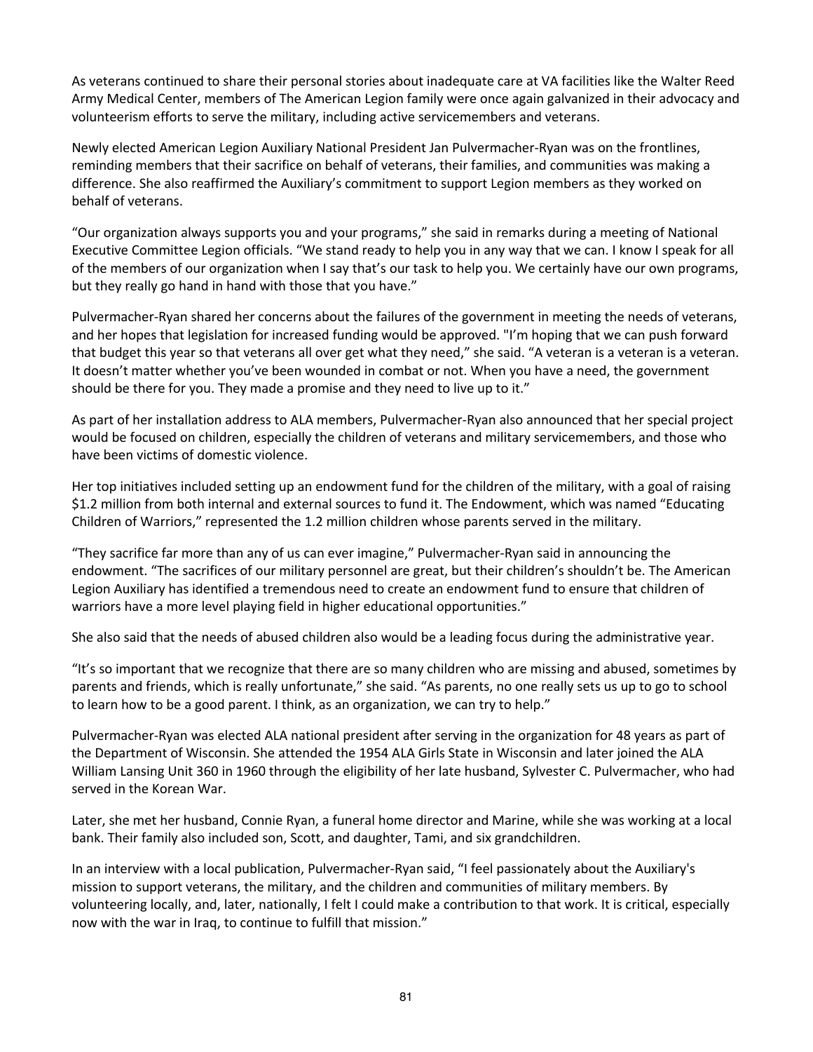As veterans continued to share their personal stories about inadequate care at VA facilities like the Walter Reed Army Medical Center, members of The American Legion family were once again galvanized in their advocacy and volunteerism efforts to serve the military, including active servicemembers and veterans.

Newly elected American Legion Auxiliary National President Jan Pulvermacher-Ryan was on the frontlines, reminding members that their sacrifice on behalf of veterans, their families, and communities was making a difference. She also reaffirmed the Auxiliary's commitment to support Legion members as they worked on behalf of veterans.

"Our organization always supports you and your programs," she said in remarks during a meeting of National Executive Committee Legion officials. "We stand ready to help you in any way that we can. I know I speak for all of the members of our organization when I say that's our task to help you. We certainly have our own programs, but they really go hand in hand with those that you have."

Pulvermacher-Ryan shared her concerns about the failures of the government in meeting the needs of veterans, and her hopes that legislation for increased funding would be approved. "I'm hoping that we can push forward that budget this year so that veterans all over get what they need," she said. "A veteran is a veteran is a veteran. It doesn't matter whether you've been wounded in combat or not. When you have a need, the government should be there for you. They made a promise and they need to live up to it."

As part of her installation address to ALA members, Pulvermacher-Ryan also announced that her special project would be focused on children, especially the children of veterans and military servicemembers, and those who have been victims of domestic violence.

Her top initiatives included setting up an endowment fund for the children of the military, with a goal of raising $1.2 million from both internal and external sources to fund it. The Endowment, which was named "Educating Children of Warriors," represented the 1.2 million children whose parents served in the military.

"They sacrifice far more than any of us can ever imagine," Pulvermacher-Ryan said in announcing the endowment. "The sacrifices of our military personnel are great, but their children's shouldn't be. The American Legion Auxiliary has identified a tremendous need to create an endowment fund to ensure that children of warriors have a more level playing field in higher educational opportunities."

She also said that the needs of abused children also would be a leading focus during the administrative year.

"It's so important that we recognize that there are so many children who are missing and abused, sometimes by parents and friends, which is really unfortunate," she said. "As parents, no one really sets us up to go to school to learn how to be a good parent. I think, as an organization, we can try to help."

Pulvermacher-Ryan was elected ALA national president after serving in the organization for 48 years as part of the Department of Wisconsin. She attended the 1954 ALA Girls State in Wisconsin and later joined the ALA William Lansing Unit 360 in 1960 through the eligibility of her late husband, Sylvester C. Pulvermacher, who had served in the Korean War.

Later, she met her husband, Connie Ryan, a funeral home director and Marine, while she was working at a local bank. Their family also included son, Scott, and daughter, Tami, and six grandchildren.

In an interview with a local publication, Pulvermacher-Ryan said, "I feel passionately about the Auxiliary's mission to support veterans, the military, and the children and communities of military members. By volunteering locally, and, later, nationally, I felt I could make a contribution to that work. It is critical, especially now with the war in Iraq, to continue to fulfill that mission."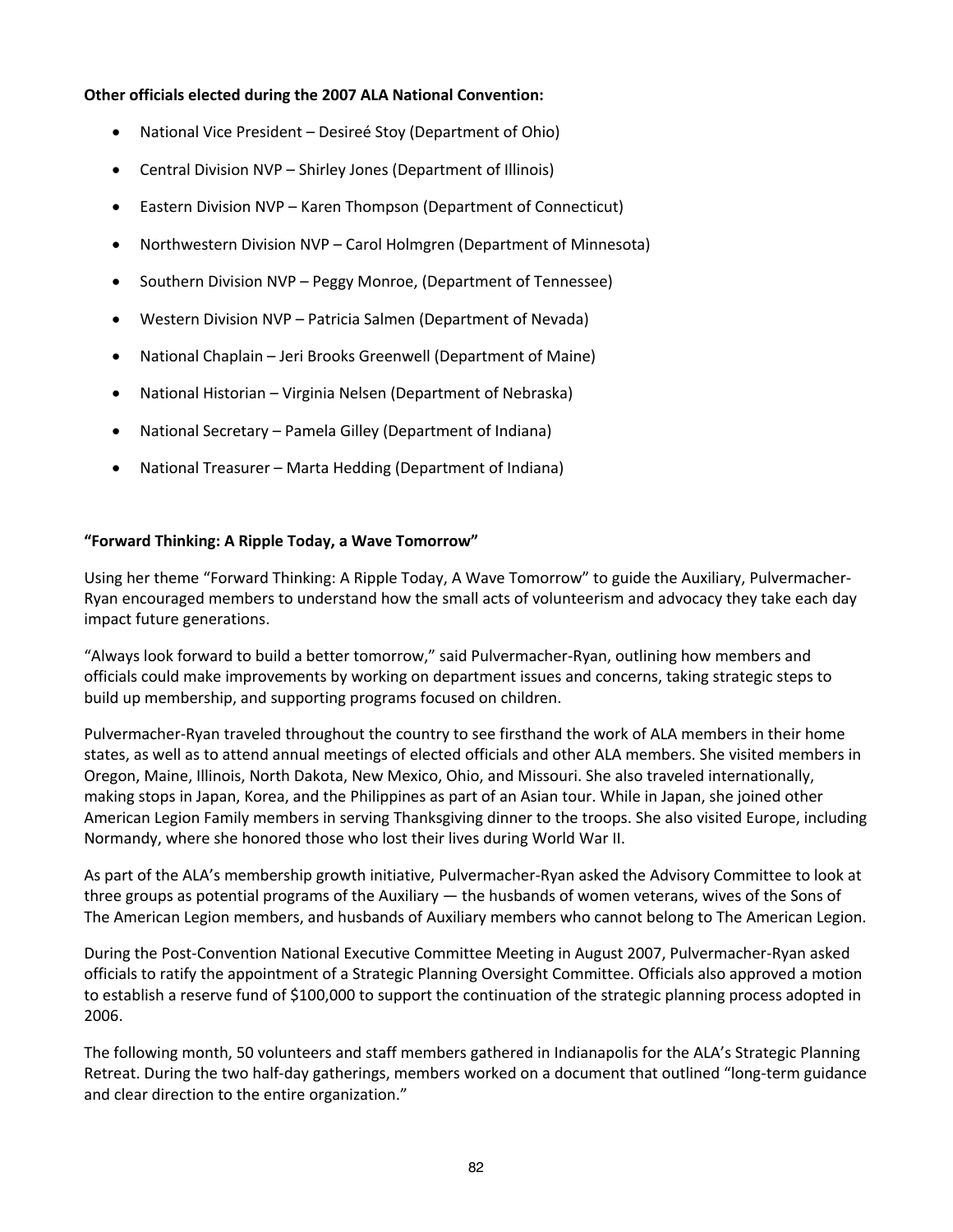**Other officials elected during the 2007 ALA National Convention:**

- National Vice President – Desireé Stoy (Department of Ohio)
- Central Division NVP – Shirley Jones (Department of Illinois)
- Eastern Division NVP – Karen Thompson (Department of Connecticut)
- Northwestern Division NVP – Carol Holmgren (Department of Minnesota)
- Southern Division NVP – Peggy Monroe, (Department of Tennessee)
- Western Division NVP – Patricia Salmen (Department of Nevada)
- National Chaplain – Jeri Brooks Greenwell (Department of Maine)
- National Historian – Virginia Nelsen (Department of Nebraska)
- National Secretary – Pamela Gilley (Department of Indiana)
- National Treasurer – Marta Hedding (Department of Indiana)

**"Forward Thinking: A Ripple Today, a Wave Tomorrow"**

Using her theme "Forward Thinking: A Ripple Today, A Wave Tomorrow" to guide the Auxiliary, Pulvermacher-Ryan encouraged members to understand how the small acts of volunteerism and advocacy they take each day impact future generations.

"Always look forward to build a better tomorrow," said Pulvermacher-Ryan, outlining how members and officials could make improvements by working on department issues and concerns, taking strategic steps to build up membership, and supporting programs focused on children.

Pulvermacher-Ryan traveled throughout the country to see firsthand the work of ALA members in their home states, as well as to attend annual meetings of elected officials and other ALA members. She visited members in Oregon, Maine, Illinois, North Dakota, New Mexico, Ohio, and Missouri. She also traveled internationally, making stops in Japan, Korea, and the Philippines as part of an Asian tour. While in Japan, she joined other American Legion Family members in serving Thanksgiving dinner to the troops. She also visited Europe, including Normandy, where she honored those who lost their lives during World War II.

As part of the ALA's membership growth initiative, Pulvermacher-Ryan asked the Advisory Committee to look at three groups as potential programs of the Auxiliary — the husbands of women veterans, wives of the Sons of The American Legion members, and husbands of Auxiliary members who cannot belong to The American Legion.

During the Post-Convention National Executive Committee Meeting in August 2007, Pulvermacher-Ryan asked officials to ratify the appointment of a Strategic Planning Oversight Committee. Officials also approved a motion to establish a reserve fund of $100,000 to support the continuation of the strategic planning process adopted in 2006.

The following month, 50 volunteers and staff members gathered in Indianapolis for the ALA's Strategic Planning Retreat. During the two half-day gatherings, members worked on a document that outlined "long-term guidance and clear direction to the entire organization."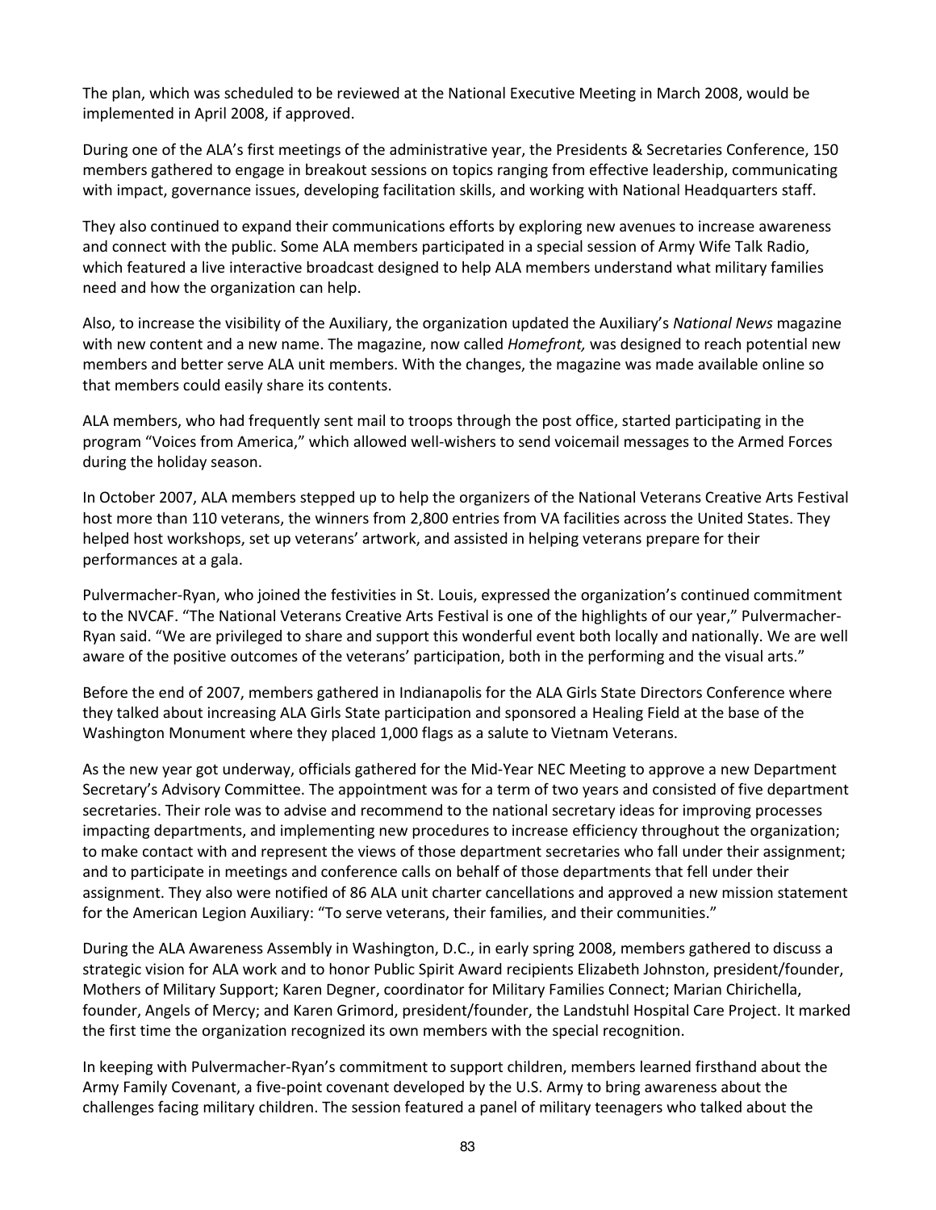The plan, which was scheduled to be reviewed at the National Executive Meeting in March 2008, would be implemented in April 2008, if approved.

During one of the ALA's first meetings of the administrative year, the Presidents & Secretaries Conference, 150 members gathered to engage in breakout sessions on topics ranging from effective leadership, communicating with impact, governance issues, developing facilitation skills, and working with National Headquarters staff.

They also continued to expand their communications efforts by exploring new avenues to increase awareness and connect with the public. Some ALA members participated in a special session of Army Wife Talk Radio, which featured a live interactive broadcast designed to help ALA members understand what military families need and how the organization can help.

Also, to increase the visibility of the Auxiliary, the organization updated the Auxiliary's *National News* magazine with new content and a new name. The magazine, now called *Homefront,* was designed to reach potential new members and better serve ALA unit members. With the changes, the magazine was made available online so that members could easily share its contents.

ALA members, who had frequently sent mail to troops through the post office, started participating in the program "Voices from America," which allowed well-wishers to send voicemail messages to the Armed Forces during the holiday season.

In October 2007, ALA members stepped up to help the organizers of the National Veterans Creative Arts Festival host more than 110 veterans, the winners from 2,800 entries from VA facilities across the United States. They helped host workshops, set up veterans' artwork, and assisted in helping veterans prepare for their performances at a gala.

Pulvermacher-Ryan, who joined the festivities in St. Louis, expressed the organization's continued commitment to the NVCAF. "The National Veterans Creative Arts Festival is one of the highlights of our year," Pulvermacher-Ryan said. "We are privileged to share and support this wonderful event both locally and nationally. We are well aware of the positive outcomes of the veterans' participation, both in the performing and the visual arts."

Before the end of 2007, members gathered in Indianapolis for the ALA Girls State Directors Conference where they talked about increasing ALA Girls State participation and sponsored a Healing Field at the base of the Washington Monument where they placed 1,000 flags as a salute to Vietnam Veterans.

As the new year got underway, officials gathered for the Mid-Year NEC Meeting to approve a new Department Secretary's Advisory Committee. The appointment was for a term of two years and consisted of five department secretaries. Their role was to advise and recommend to the national secretary ideas for improving processes impacting departments, and implementing new procedures to increase efficiency throughout the organization; to make contact with and represent the views of those department secretaries who fall under their assignment; and to participate in meetings and conference calls on behalf of those departments that fell under their assignment. They also were notified of 86 ALA unit charter cancellations and approved a new mission statement for the American Legion Auxiliary: "To serve veterans, their families, and their communities."

During the ALA Awareness Assembly in Washington, D.C., in early spring 2008, members gathered to discuss a strategic vision for ALA work and to honor Public Spirit Award recipients Elizabeth Johnston, president/founder, Mothers of Military Support; Karen Degner, coordinator for Military Families Connect; Marian Chirichella, founder, Angels of Mercy; and Karen Grimord, president/founder, the Landstuhl Hospital Care Project. It marked the first time the organization recognized its own members with the special recognition.

In keeping with Pulvermacher-Ryan's commitment to support children, members learned firsthand about the Army Family Covenant, a five-point covenant developed by the U.S. Army to bring awareness about the challenges facing military children. The session featured a panel of military teenagers who talked about the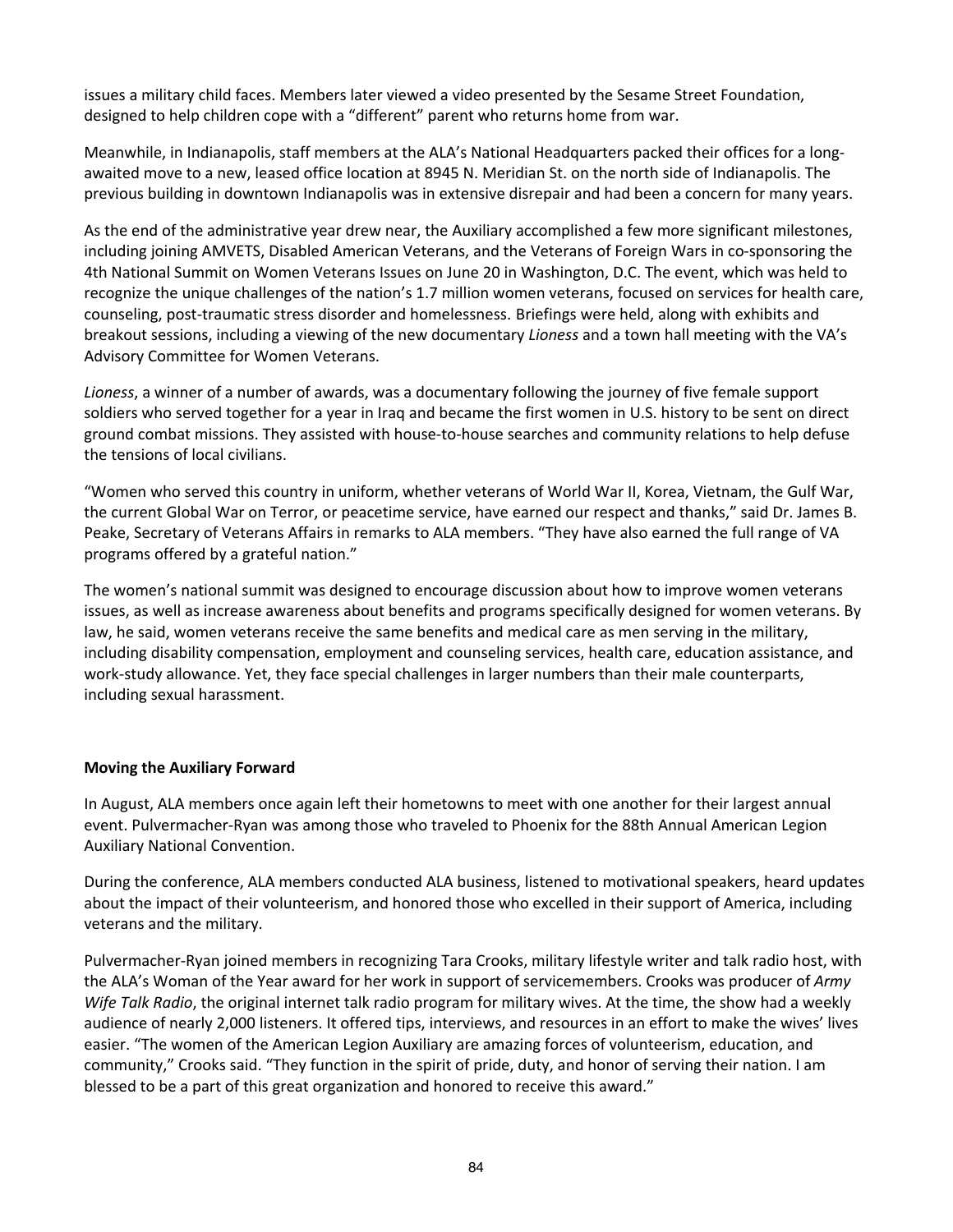issues a military child faces. Members later viewed a video presented by the Sesame Street Foundation, designed to help children cope with a "different" parent who returns home from war.

Meanwhile, in Indianapolis, staff members at the ALA's National Headquarters packed their offices for a long-awaited move to a new, leased office location at 8945 N. Meridian St. on the north side of Indianapolis. The previous building in downtown Indianapolis was in extensive disrepair and had been a concern for many years.

As the end of the administrative year drew near, the Auxiliary accomplished a few more significant milestones, including joining AMVETS, Disabled American Veterans, and the Veterans of Foreign Wars in co-sponsoring the 4th National Summit on Women Veterans Issues on June 20 in Washington, D.C. The event, which was held to recognize the unique challenges of the nation's 1.7 million women veterans, focused on services for health care, counseling, post-traumatic stress disorder and homelessness. Briefings were held, along with exhibits and breakout sessions, including a viewing of the new documentary *Lioness* and a town hall meeting with the VA's Advisory Committee for Women Veterans.

*Lioness*, a winner of a number of awards, was a documentary following the journey of five female support soldiers who served together for a year in Iraq and became the first women in U.S. history to be sent on direct ground combat missions. They assisted with house-to-house searches and community relations to help defuse the tensions of local civilians.

"Women who served this country in uniform, whether veterans of World War II, Korea, Vietnam, the Gulf War, the current Global War on Terror, or peacetime service, have earned our respect and thanks," said Dr. James B. Peake, Secretary of Veterans Affairs in remarks to ALA members. "They have also earned the full range of VA programs offered by a grateful nation."

The women's national summit was designed to encourage discussion about how to improve women veterans issues, as well as increase awareness about benefits and programs specifically designed for women veterans. By law, he said, women veterans receive the same benefits and medical care as men serving in the military, including disability compensation, employment and counseling services, health care, education assistance, and work-study allowance. Yet, they face special challenges in larger numbers than their male counterparts, including sexual harassment.

**Moving the Auxiliary Forward**

In August, ALA members once again left their hometowns to meet with one another for their largest annual event. Pulvermacher-Ryan was among those who traveled to Phoenix for the 88th Annual American Legion Auxiliary National Convention.

During the conference, ALA members conducted ALA business, listened to motivational speakers, heard updates about the impact of their volunteerism, and honored those who excelled in their support of America, including veterans and the military.

Pulvermacher-Ryan joined members in recognizing Tara Crooks, military lifestyle writer and talk radio host, with the ALA's Woman of the Year award for her work in support of servicemembers. Crooks was producer of *Army Wife Talk Radio*, the original internet talk radio program for military wives. At the time, the show had a weekly audience of nearly 2,000 listeners. It offered tips, interviews, and resources in an effort to make the wives' lives easier. "The women of the American Legion Auxiliary are amazing forces of volunteerism, education, and community," Crooks said. "They function in the spirit of pride, duty, and honor of serving their nation. I am blessed to be a part of this great organization and honored to receive this award."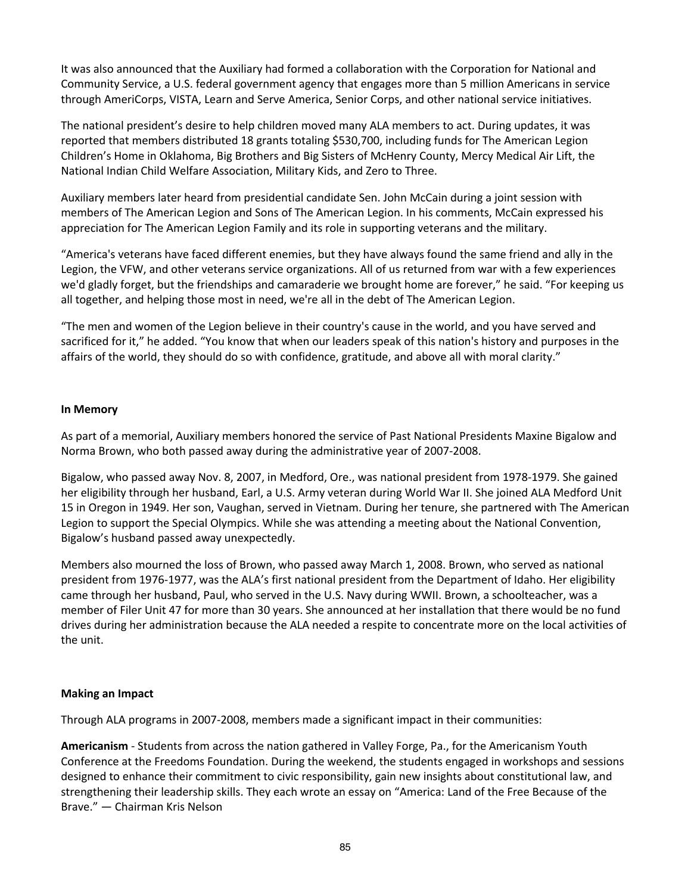It was also announced that the Auxiliary had formed a collaboration with the Corporation for National and Community Service, a U.S. federal government agency that engages more than 5 million Americans in service through AmeriCorps, VISTA, Learn and Serve America, Senior Corps, and other national service initiatives.

The national president's desire to help children moved many ALA members to act. During updates, it was reported that members distributed 18 grants totaling $530,700, including funds for The American Legion Children's Home in Oklahoma, Big Brothers and Big Sisters of McHenry County, Mercy Medical Air Lift, the National Indian Child Welfare Association, Military Kids, and Zero to Three.

Auxiliary members later heard from presidential candidate Sen. John McCain during a joint session with members of The American Legion and Sons of The American Legion. In his comments, McCain expressed his appreciation for The American Legion Family and its role in supporting veterans and the military.

"America's veterans have faced different enemies, but they have always found the same friend and ally in the Legion, the VFW, and other veterans service organizations. All of us returned from war with a few experiences we'd gladly forget, but the friendships and camaraderie we brought home are forever," he said. "For keeping us all together, and helping those most in need, we're all in the debt of The American Legion.

"The men and women of the Legion believe in their country's cause in the world, and you have served and sacrificed for it," he added. "You know that when our leaders speak of this nation's history and purposes in the affairs of the world, they should do so with confidence, gratitude, and above all with moral clarity."

**In Memory**

As part of a memorial, Auxiliary members honored the service of Past National Presidents Maxine Bigalow and Norma Brown, who both passed away during the administrative year of 2007-2008.

Bigalow, who passed away Nov. 8, 2007, in Medford, Ore., was national president from 1978-1979. She gained her eligibility through her husband, Earl, a U.S. Army veteran during World War II. She joined ALA Medford Unit 15 in Oregon in 1949. Her son, Vaughan, served in Vietnam. During her tenure, she partnered with The American Legion to support the Special Olympics. While she was attending a meeting about the National Convention, Bigalow's husband passed away unexpectedly.

Members also mourned the loss of Brown, who passed away March 1, 2008. Brown, who served as national president from 1976-1977, was the ALA's first national president from the Department of Idaho. Her eligibility came through her husband, Paul, who served in the U.S. Navy during WWII. Brown, a schoolteacher, was a member of Filer Unit 47 for more than 30 years. She announced at her installation that there would be no fund drives during her administration because the ALA needed a respite to concentrate more on the local activities of the unit.

**Making an Impact**

Through ALA programs in 2007-2008, members made a significant impact in their communities:

**Americanism** - Students from across the nation gathered in Valley Forge, Pa., for the Americanism Youth Conference at the Freedoms Foundation. During the weekend, the students engaged in workshops and sessions designed to enhance their commitment to civic responsibility, gain new insights about constitutional law, and strengthening their leadership skills. They each wrote an essay on "America: Land of the Free Because of the Brave." — Chairman Kris Nelson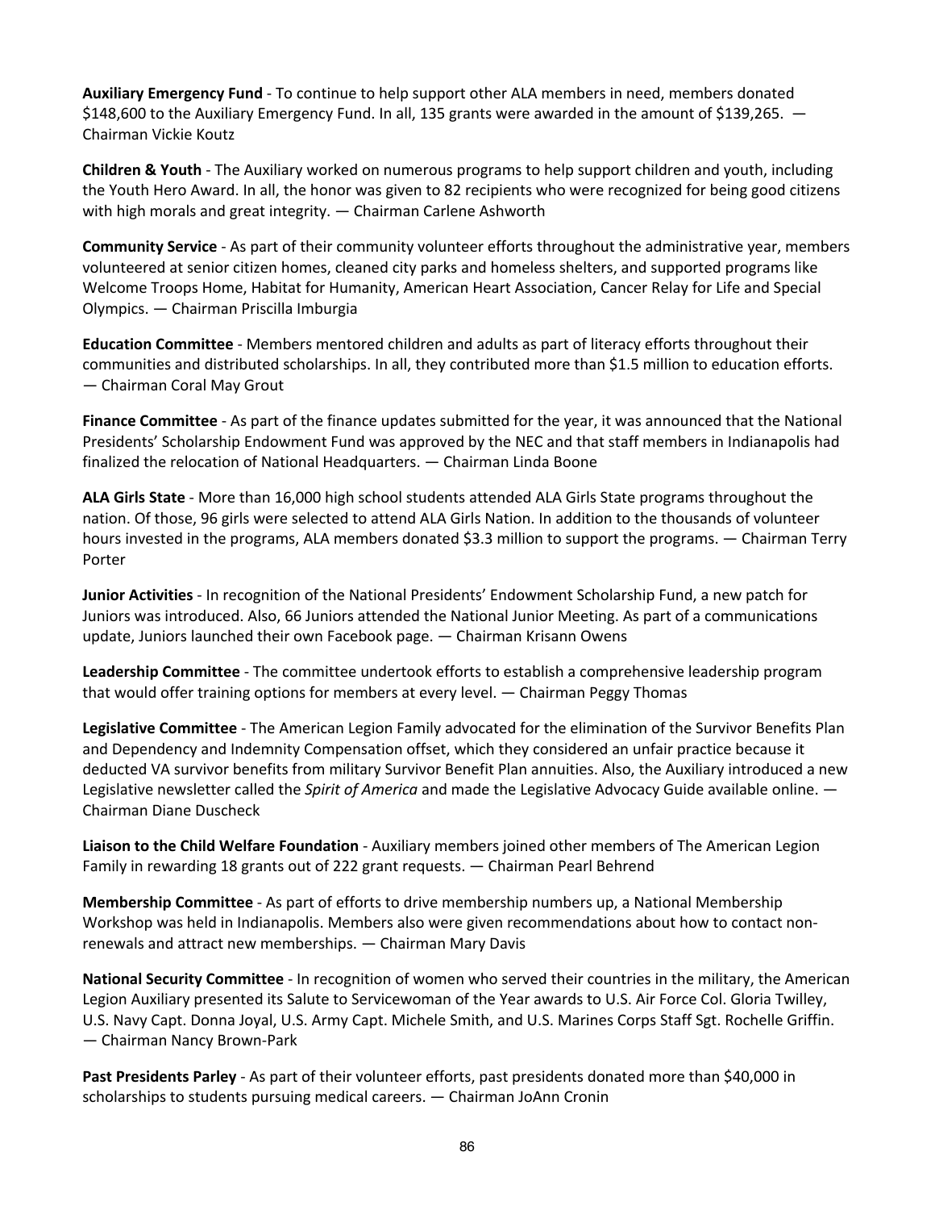**Auxiliary Emergency Fund** - To continue to help support other ALA members in need, members donated $148,600 to the Auxiliary Emergency Fund. In all, 135 grants were awarded in the amount of $139,265. — Chairman Vickie Koutz

**Children & Youth** - The Auxiliary worked on numerous programs to help support children and youth, including the Youth Hero Award. In all, the honor was given to 82 recipients who were recognized for being good citizens with high morals and great integrity. — Chairman Carlene Ashworth

**Community Service** - As part of their community volunteer efforts throughout the administrative year, members volunteered at senior citizen homes, cleaned city parks and homeless shelters, and supported programs like Welcome Troops Home, Habitat for Humanity, American Heart Association, Cancer Relay for Life and Special Olympics. — Chairman Priscilla Imburgia

**Education Committee** - Members mentored children and adults as part of literacy efforts throughout their communities and distributed scholarships. In all, they contributed more than $1.5 million to education efforts. — Chairman Coral May Grout

**Finance Committee** - As part of the finance updates submitted for the year, it was announced that the National Presidents' Scholarship Endowment Fund was approved by the NEC and that staff members in Indianapolis had finalized the relocation of National Headquarters. — Chairman Linda Boone

**ALA Girls State** - More than 16,000 high school students attended ALA Girls State programs throughout the nation. Of those, 96 girls were selected to attend ALA Girls Nation. In addition to the thousands of volunteer hours invested in the programs, ALA members donated $3.3 million to support the programs. — Chairman Terry Porter

**Junior Activities** - In recognition of the National Presidents' Endowment Scholarship Fund, a new patch for Juniors was introduced. Also, 66 Juniors attended the National Junior Meeting. As part of a communications update, Juniors launched their own Facebook page. — Chairman Krisann Owens

**Leadership Committee** - The committee undertook efforts to establish a comprehensive leadership program that would offer training options for members at every level. — Chairman Peggy Thomas

**Legislative Committee** - The American Legion Family advocated for the elimination of the Survivor Benefits Plan and Dependency and Indemnity Compensation offset, which they considered an unfair practice because it deducted VA survivor benefits from military Survivor Benefit Plan annuities. Also, the Auxiliary introduced a new Legislative newsletter called the *Spirit of America* and made the Legislative Advocacy Guide available online. — Chairman Diane Duscheck

**Liaison to the Child Welfare Foundation** - Auxiliary members joined other members of The American Legion Family in rewarding 18 grants out of 222 grant requests. — Chairman Pearl Behrend

**Membership Committee** - As part of efforts to drive membership numbers up, a National Membership Workshop was held in Indianapolis. Members also were given recommendations about how to contact non-renewals and attract new memberships. — Chairman Mary Davis

**National Security Committee** - In recognition of women who served their countries in the military, the American Legion Auxiliary presented its Salute to Servicewoman of the Year awards to U.S. Air Force Col. Gloria Twilley, U.S. Navy Capt. Donna Joyal, U.S. Army Capt. Michele Smith, and U.S. Marines Corps Staff Sgt. Rochelle Griffin. — Chairman Nancy Brown-Park

**Past Presidents Parley** - As part of their volunteer efforts, past presidents donated more than $40,000 in scholarships to students pursuing medical careers. — Chairman JoAnn Cronin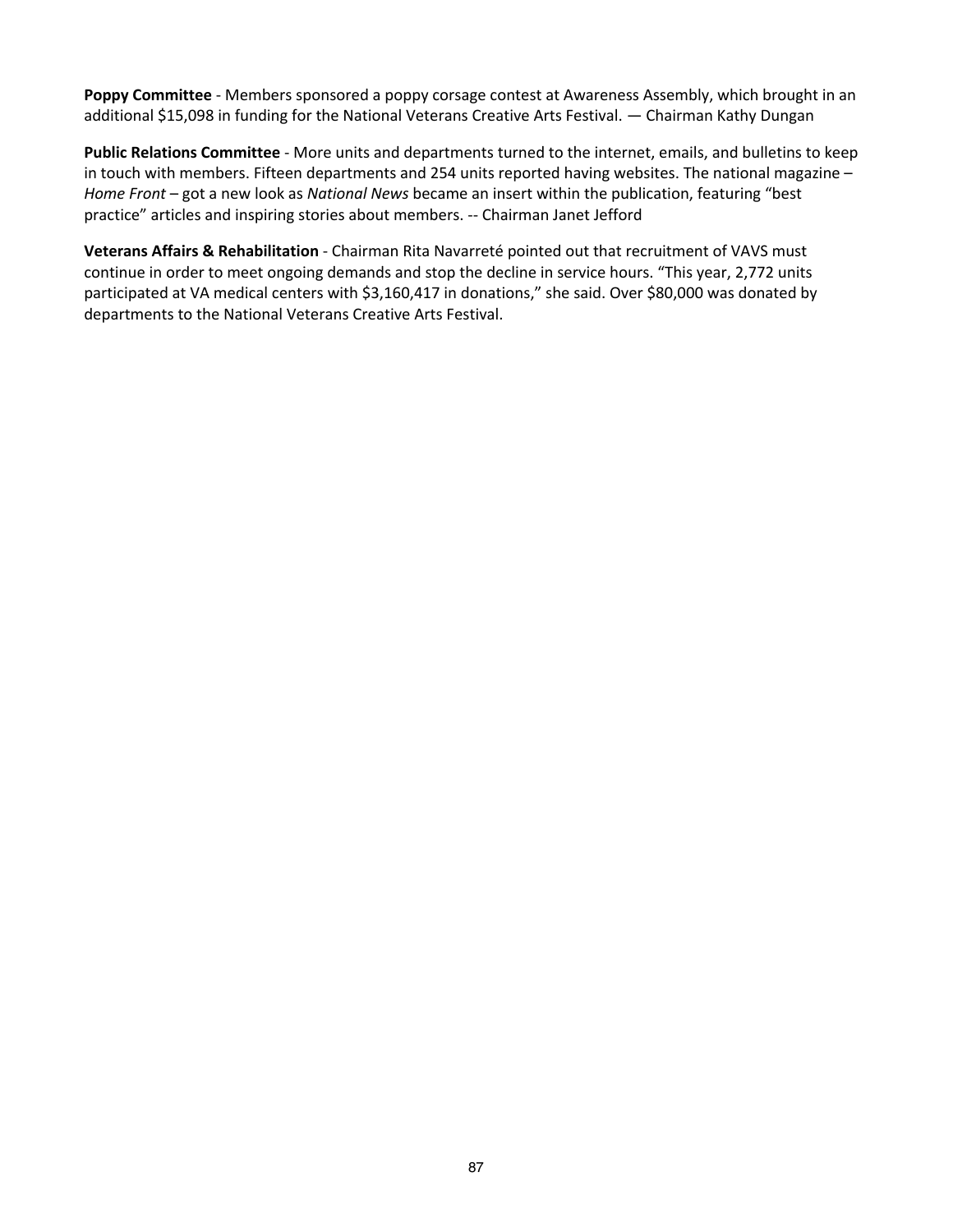**Poppy Committee** - Members sponsored a poppy corsage contest at Awareness Assembly, which brought in an additional $15,098 in funding for the National Veterans Creative Arts Festival. — Chairman Kathy Dungan

**Public Relations Committee** - More units and departments turned to the internet, emails, and bulletins to keep in touch with members. Fifteen departments and 254 units reported having websites. The national magazine – *Home Front* – got a new look as *National News* became an insert within the publication, featuring "best practice" articles and inspiring stories about members. -- Chairman Janet Jefford

**Veterans Affairs & Rehabilitation** - Chairman Rita Navarreté pointed out that recruitment of VAVS must continue in order to meet ongoing demands and stop the decline in service hours. "This year, 2,772 units participated at VA medical centers with $3,160,417 in donations," she said. Over $80,000 was donated by departments to the National Veterans Creative Arts Festival.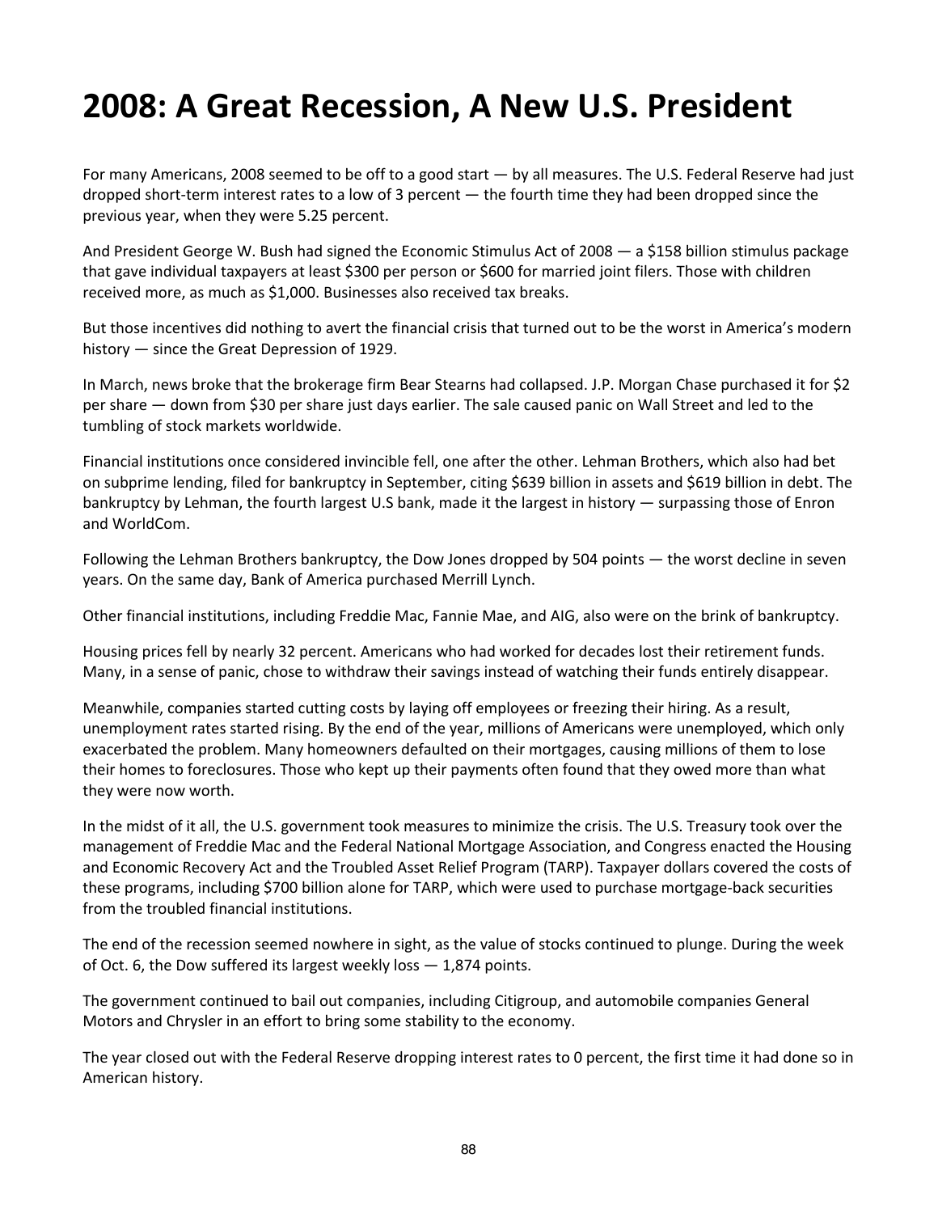# 2008: A Great Recession, A New U.S. President

For many Americans, 2008 seemed to be off to a good start — by all measures. The U.S. Federal Reserve had just dropped short-term interest rates to a low of 3 percent — the fourth time they had been dropped since the previous year, when they were 5.25 percent.

And President George W. Bush had signed the Economic Stimulus Act of 2008 — a $158 billion stimulus package that gave individual taxpayers at least $300 per person or $600 for married joint filers. Those with children received more, as much as $1,000. Businesses also received tax breaks.

But those incentives did nothing to avert the financial crisis that turned out to be the worst in America's modern history — since the Great Depression of 1929.

In March, news broke that the brokerage firm Bear Stearns had collapsed. J.P. Morgan Chase purchased it for $2 per share — down from $30 per share just days earlier. The sale caused panic on Wall Street and led to the tumbling of stock markets worldwide.

Financial institutions once considered invincible fell, one after the other. Lehman Brothers, which also had bet on subprime lending, filed for bankruptcy in September, citing $639 billion in assets and $619 billion in debt. The bankruptcy by Lehman, the fourth largest U.S bank, made it the largest in history — surpassing those of Enron and WorldCom.

Following the Lehman Brothers bankruptcy, the Dow Jones dropped by 504 points — the worst decline in seven years. On the same day, Bank of America purchased Merrill Lynch.

Other financial institutions, including Freddie Mac, Fannie Mae, and AIG, also were on the brink of bankruptcy.

Housing prices fell by nearly 32 percent. Americans who had worked for decades lost their retirement funds. Many, in a sense of panic, chose to withdraw their savings instead of watching their funds entirely disappear.

Meanwhile, companies started cutting costs by laying off employees or freezing their hiring. As a result, unemployment rates started rising. By the end of the year, millions of Americans were unemployed, which only exacerbated the problem. Many homeowners defaulted on their mortgages, causing millions of them to lose their homes to foreclosures. Those who kept up their payments often found that they owed more than what they were now worth.

In the midst of it all, the U.S. government took measures to minimize the crisis. The U.S. Treasury took over the management of Freddie Mac and the Federal National Mortgage Association, and Congress enacted the Housing and Economic Recovery Act and the Troubled Asset Relief Program (TARP). Taxpayer dollars covered the costs of these programs, including $700 billion alone for TARP, which were used to purchase mortgage-back securities from the troubled financial institutions.

The end of the recession seemed nowhere in sight, as the value of stocks continued to plunge. During the week of Oct. 6, the Dow suffered its largest weekly loss — 1,874 points.

The government continued to bail out companies, including Citigroup, and automobile companies General Motors and Chrysler in an effort to bring some stability to the economy.

The year closed out with the Federal Reserve dropping interest rates to 0 percent, the first time it had done so in American history.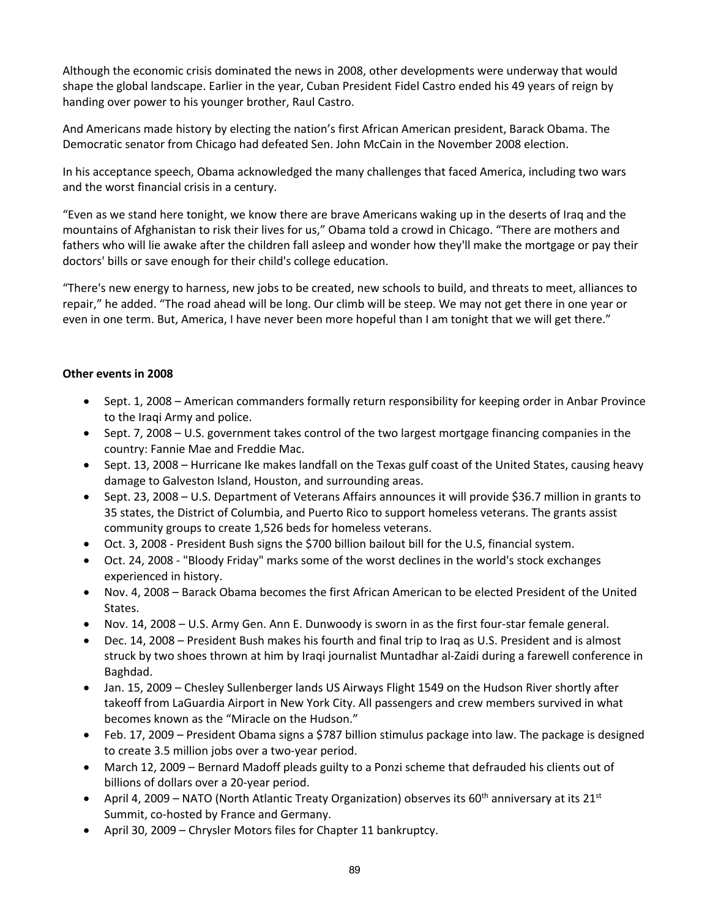Although the economic crisis dominated the news in 2008, other developments were underway that would shape the global landscape. Earlier in the year, Cuban President Fidel Castro ended his 49 years of reign by handing over power to his younger brother, Raul Castro.

And Americans made history by electing the nation's first African American president, Barack Obama. The Democratic senator from Chicago had defeated Sen. John McCain in the November 2008 election.

In his acceptance speech, Obama acknowledged the many challenges that faced America, including two wars and the worst financial crisis in a century.

"Even as we stand here tonight, we know there are brave Americans waking up in the deserts of Iraq and the mountains of Afghanistan to risk their lives for us," Obama told a crowd in Chicago. "There are mothers and fathers who will lie awake after the children fall asleep and wonder how they'll make the mortgage or pay their doctors' bills or save enough for their child's college education.

"There's new energy to harness, new jobs to be created, new schools to build, and threats to meet, alliances to repair," he added. "The road ahead will be long. Our climb will be steep. We may not get there in one year or even in one term. But, America, I have never been more hopeful than I am tonight that we will get there."

**Other events in 2008**

- Sept. 1, 2008 – American commanders formally return responsibility for keeping order in Anbar Province to the Iraqi Army and police.
- Sept. 7, 2008 – U.S. government takes control of the two largest mortgage financing companies in the country: Fannie Mae and Freddie Mac.
- Sept. 13, 2008 – Hurricane Ike makes landfall on the Texas gulf coast of the United States, causing heavy damage to Galveston Island, Houston, and surrounding areas.
- Sept. 23, 2008 – U.S. Department of Veterans Affairs announces it will provide $36.7 million in grants to 35 states, the District of Columbia, and Puerto Rico to support homeless veterans. The grants assist community groups to create 1,526 beds for homeless veterans.
- Oct. 3, 2008 - President Bush signs the $700 billion bailout bill for the U.S, financial system.
- Oct. 24, 2008 - "Bloody Friday" marks some of the worst declines in the world's stock exchanges experienced in history.
- Nov. 4, 2008 – Barack Obama becomes the first African American to be elected President of the United States.
- Nov. 14, 2008 – U.S. Army Gen. Ann E. Dunwoody is sworn in as the first four-star female general.
- Dec. 14, 2008 – President Bush makes his fourth and final trip to Iraq as U.S. President and is almost struck by two shoes thrown at him by Iraqi journalist Muntadhar al-Zaidi during a farewell conference in Baghdad.
- Jan. 15, 2009 – Chesley Sullenberger lands US Airways Flight 1549 on the Hudson River shortly after takeoff from LaGuardia Airport in New York City. All passengers and crew members survived in what becomes known as the "Miracle on the Hudson."
- Feb. 17, 2009 – President Obama signs a $787 billion stimulus package into law. The package is designed to create 3.5 million jobs over a two-year period.
- March 12, 2009 – Bernard Madoff pleads guilty to a Ponzi scheme that defrauded his clients out of billions of dollars over a 20-year period.
- April 4, 2009 – NATO (North Atlantic Treaty Organization) observes its 60th anniversary at its 21st Summit, co-hosted by France and Germany.
- April 30, 2009 – Chrysler Motors files for Chapter 11 bankruptcy.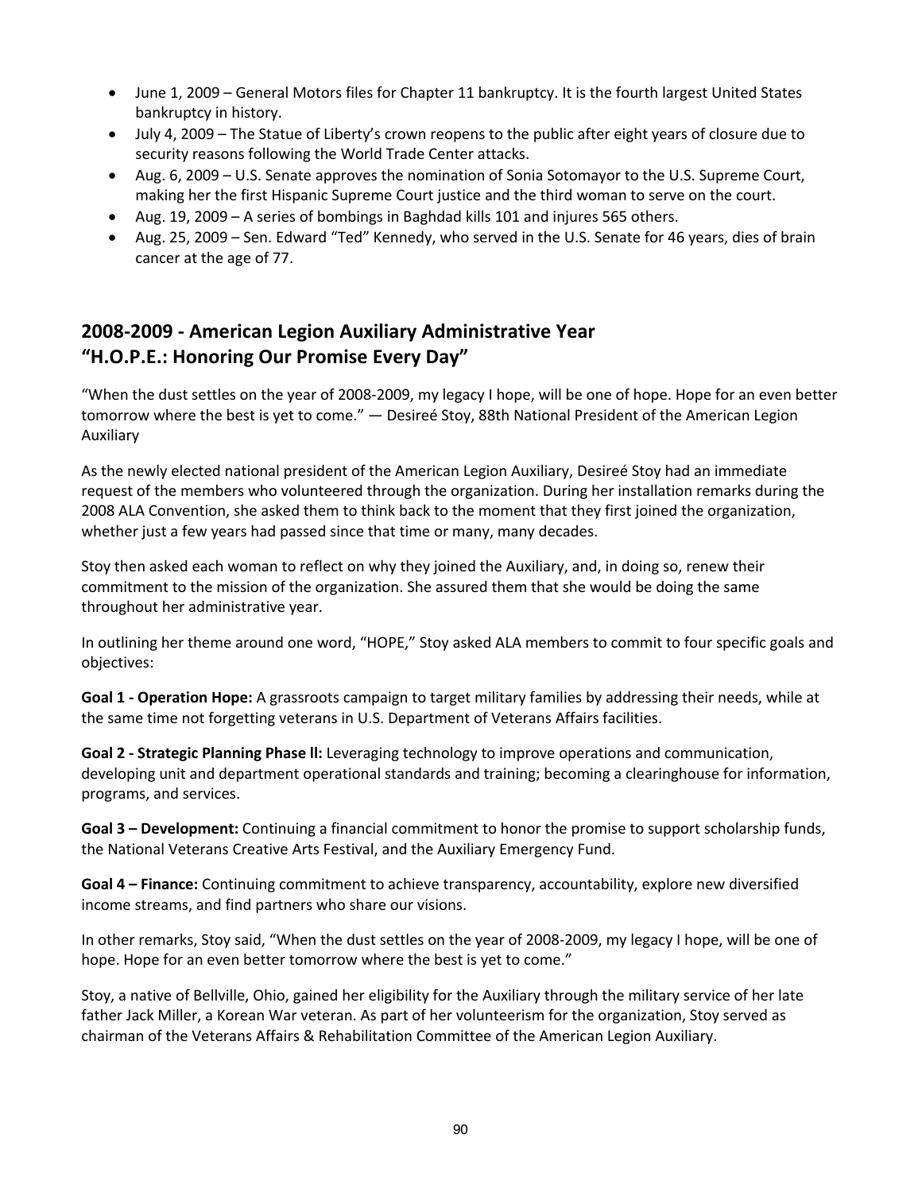- June 1, 2009 – General Motors files for Chapter 11 bankruptcy. It is the fourth largest United States bankruptcy in history.
- July 4, 2009 – The Statue of Liberty's crown reopens to the public after eight years of closure due to security reasons following the World Trade Center attacks.
- Aug. 6, 2009 – U.S. Senate approves the nomination of Sonia Sotomayor to the U.S. Supreme Court, making her the first Hispanic Supreme Court justice and the third woman to serve on the court.
- Aug. 19, 2009 – A series of bombings in Baghdad kills 101 and injures 565 others.
- Aug. 25, 2009 – Sen. Edward "Ted" Kennedy, who served in the U.S. Senate for 46 years, dies of brain cancer at the age of 77.

## 2008-2009 - American Legion Auxiliary Administrative Year "H.O.P.E.: Honoring Our Promise Every Day"

"When the dust settles on the year of 2008-2009, my legacy I hope, will be one of hope. Hope for an even better tomorrow where the best is yet to come." — Desireé Stoy, 88th National President of the American Legion Auxiliary

As the newly elected national president of the American Legion Auxiliary, Desireé Stoy had an immediate request of the members who volunteered through the organization. During her installation remarks during the 2008 ALA Convention, she asked them to think back to the moment that they first joined the organization, whether just a few years had passed since that time or many, many decades.

Stoy then asked each woman to reflect on why they joined the Auxiliary, and, in doing so, renew their commitment to the mission of the organization. She assured them that she would be doing the same throughout her administrative year.

In outlining her theme around one word, "HOPE," Stoy asked ALA members to commit to four specific goals and objectives:

**Goal 1 - Operation Hope:** A grassroots campaign to target military families by addressing their needs, while at the same time not forgetting veterans in U.S. Department of Veterans Affairs facilities.

**Goal 2 - Strategic Planning Phase ll:** Leveraging technology to improve operations and communication, developing unit and department operational standards and training; becoming a clearinghouse for information, programs, and services.

**Goal 3 – Development:** Continuing a financial commitment to honor the promise to support scholarship funds, the National Veterans Creative Arts Festival, and the Auxiliary Emergency Fund.

**Goal 4 – Finance:** Continuing commitment to achieve transparency, accountability, explore new diversified income streams, and find partners who share our visions.

In other remarks, Stoy said, "When the dust settles on the year of 2008-2009, my legacy I hope, will be one of hope. Hope for an even better tomorrow where the best is yet to come."

Stoy, a native of Bellville, Ohio, gained her eligibility for the Auxiliary through the military service of her late father Jack Miller, a Korean War veteran. As part of her volunteerism for the organization, Stoy served as chairman of the Veterans Affairs & Rehabilitation Committee of the American Legion Auxiliary.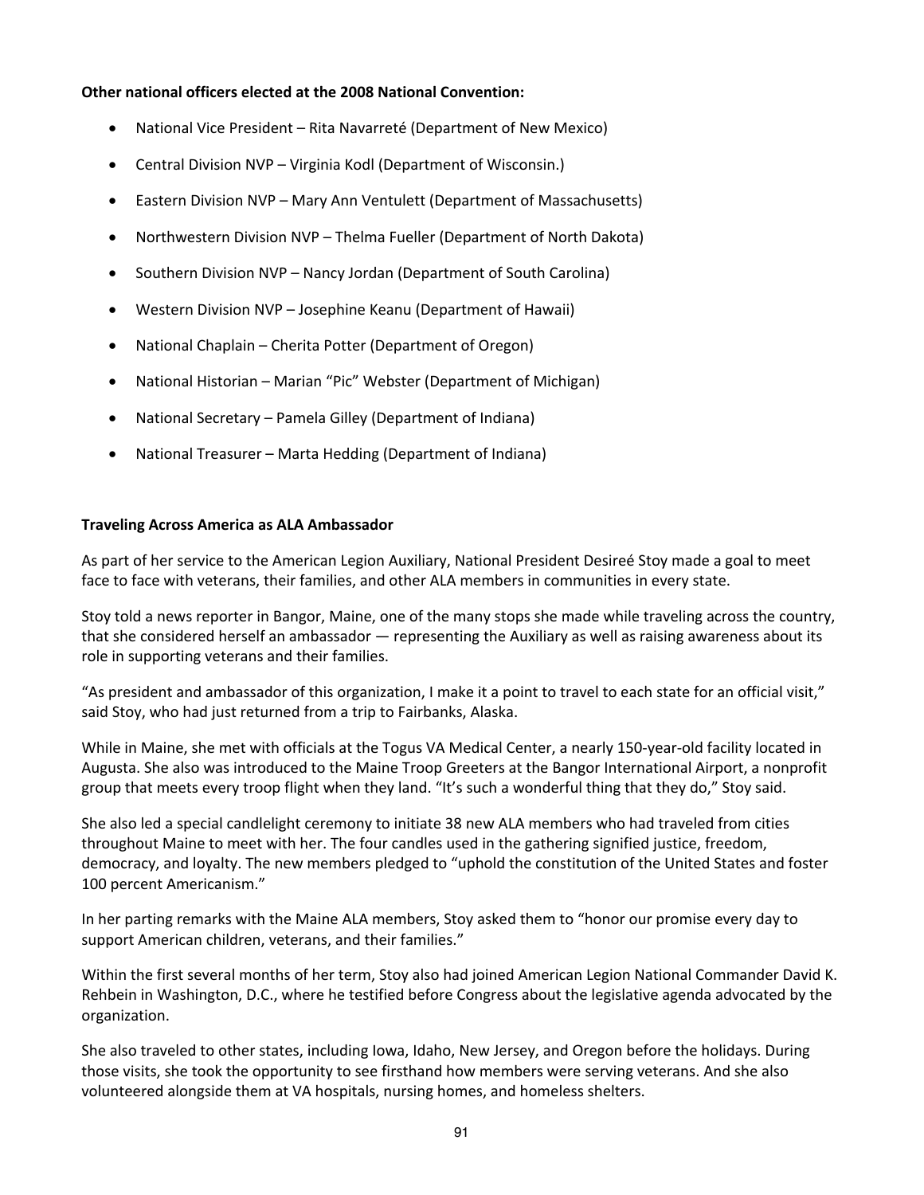**Other national officers elected at the 2008 National Convention:**

- National Vice President – Rita Navarreté (Department of New Mexico)
- Central Division NVP – Virginia Kodl (Department of Wisconsin.)
- Eastern Division NVP – Mary Ann Ventulett (Department of Massachusetts)
- Northwestern Division NVP – Thelma Fueller (Department of North Dakota)
- Southern Division NVP – Nancy Jordan (Department of South Carolina)
- Western Division NVP – Josephine Keanu (Department of Hawaii)
- National Chaplain – Cherita Potter (Department of Oregon)
- National Historian – Marian "Pic" Webster (Department of Michigan)
- National Secretary – Pamela Gilley (Department of Indiana)
- National Treasurer – Marta Hedding (Department of Indiana)

**Traveling Across America as ALA Ambassador**

As part of her service to the American Legion Auxiliary, National President Desireé Stoy made a goal to meet face to face with veterans, their families, and other ALA members in communities in every state.

Stoy told a news reporter in Bangor, Maine, one of the many stops she made while traveling across the country, that she considered herself an ambassador — representing the Auxiliary as well as raising awareness about its role in supporting veterans and their families.

"As president and ambassador of this organization, I make it a point to travel to each state for an official visit," said Stoy, who had just returned from a trip to Fairbanks, Alaska.

While in Maine, she met with officials at the Togus VA Medical Center, a nearly 150-year-old facility located in Augusta. She also was introduced to the Maine Troop Greeters at the Bangor International Airport, a nonprofit group that meets every troop flight when they land. "It's such a wonderful thing that they do," Stoy said.

She also led a special candlelight ceremony to initiate 38 new ALA members who had traveled from cities throughout Maine to meet with her. The four candles used in the gathering signified justice, freedom, democracy, and loyalty. The new members pledged to "uphold the constitution of the United States and foster 100 percent Americanism."

In her parting remarks with the Maine ALA members, Stoy asked them to "honor our promise every day to support American children, veterans, and their families."

Within the first several months of her term, Stoy also had joined American Legion National Commander David K. Rehbein in Washington, D.C., where he testified before Congress about the legislative agenda advocated by the organization.

She also traveled to other states, including Iowa, Idaho, New Jersey, and Oregon before the holidays. During those visits, she took the opportunity to see firsthand how members were serving veterans. And she also volunteered alongside them at VA hospitals, nursing homes, and homeless shelters.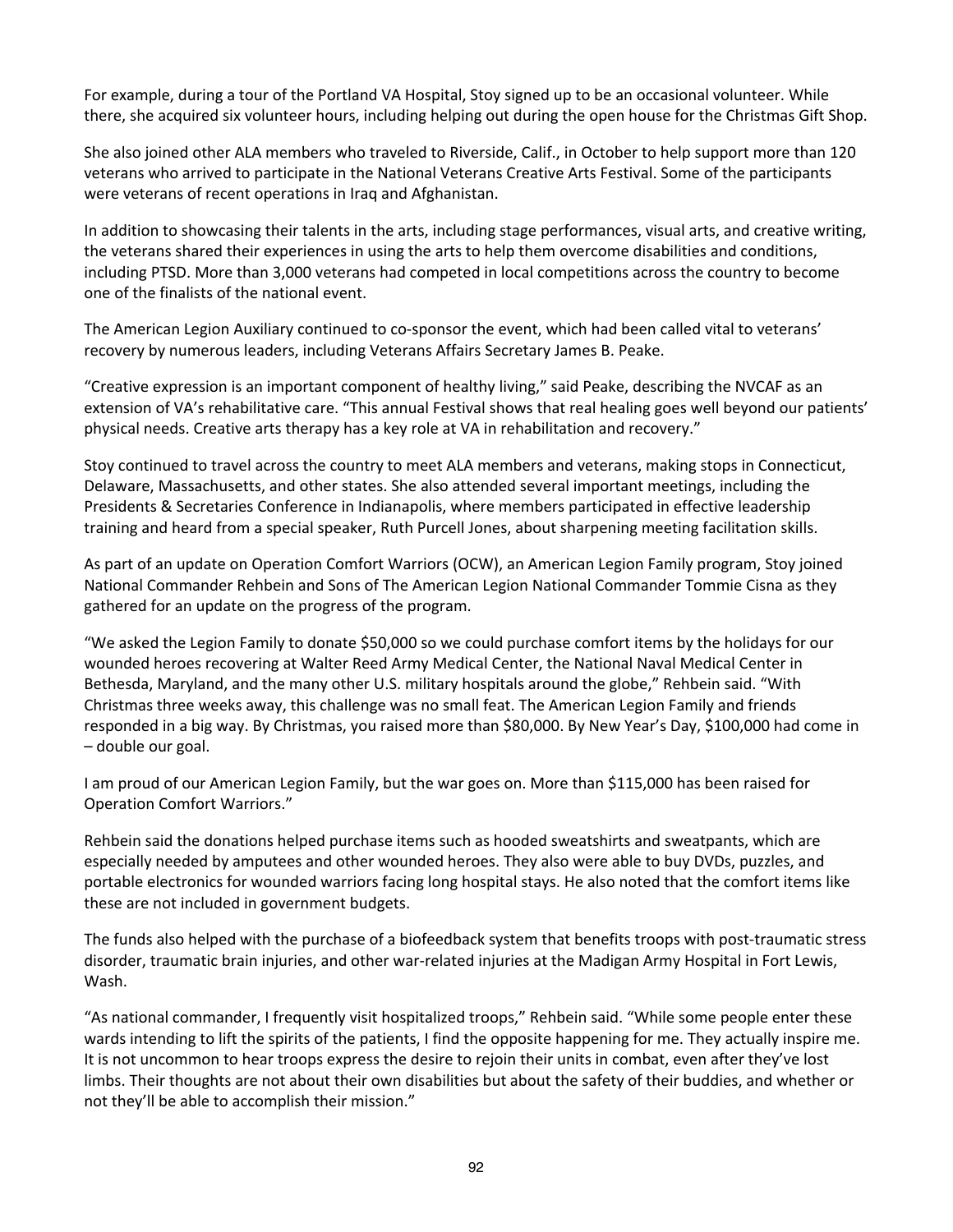For example, during a tour of the Portland VA Hospital, Stoy signed up to be an occasional volunteer. While there, she acquired six volunteer hours, including helping out during the open house for the Christmas Gift Shop.

She also joined other ALA members who traveled to Riverside, Calif., in October to help support more than 120 veterans who arrived to participate in the National Veterans Creative Arts Festival. Some of the participants were veterans of recent operations in Iraq and Afghanistan.

In addition to showcasing their talents in the arts, including stage performances, visual arts, and creative writing, the veterans shared their experiences in using the arts to help them overcome disabilities and conditions, including PTSD. More than 3,000 veterans had competed in local competitions across the country to become one of the finalists of the national event.

The American Legion Auxiliary continued to co-sponsor the event, which had been called vital to veterans' recovery by numerous leaders, including Veterans Affairs Secretary James B. Peake.

"Creative expression is an important component of healthy living," said Peake, describing the NVCAF as an extension of VA's rehabilitative care. "This annual Festival shows that real healing goes well beyond our patients' physical needs. Creative arts therapy has a key role at VA in rehabilitation and recovery."

Stoy continued to travel across the country to meet ALA members and veterans, making stops in Connecticut, Delaware, Massachusetts, and other states. She also attended several important meetings, including the Presidents & Secretaries Conference in Indianapolis, where members participated in effective leadership training and heard from a special speaker, Ruth Purcell Jones, about sharpening meeting facilitation skills.

As part of an update on Operation Comfort Warriors (OCW), an American Legion Family program, Stoy joined National Commander Rehbein and Sons of The American Legion National Commander Tommie Cisna as they gathered for an update on the progress of the program.

"We asked the Legion Family to donate $50,000 so we could purchase comfort items by the holidays for our wounded heroes recovering at Walter Reed Army Medical Center, the National Naval Medical Center in Bethesda, Maryland, and the many other U.S. military hospitals around the globe," Rehbein said. "With Christmas three weeks away, this challenge was no small feat. The American Legion Family and friends responded in a big way. By Christmas, you raised more than $80,000. By New Year's Day, $100,000 had come in – double our goal.

I am proud of our American Legion Family, but the war goes on. More than $115,000 has been raised for Operation Comfort Warriors."

Rehbein said the donations helped purchase items such as hooded sweatshirts and sweatpants, which are especially needed by amputees and other wounded heroes. They also were able to buy DVDs, puzzles, and portable electronics for wounded warriors facing long hospital stays. He also noted that the comfort items like these are not included in government budgets.

The funds also helped with the purchase of a biofeedback system that benefits troops with post-traumatic stress disorder, traumatic brain injuries, and other war-related injuries at the Madigan Army Hospital in Fort Lewis, Wash.

"As national commander, I frequently visit hospitalized troops," Rehbein said. "While some people enter these wards intending to lift the spirits of the patients, I find the opposite happening for me. They actually inspire me. It is not uncommon to hear troops express the desire to rejoin their units in combat, even after they've lost limbs. Their thoughts are not about their own disabilities but about the safety of their buddies, and whether or not they'll be able to accomplish their mission."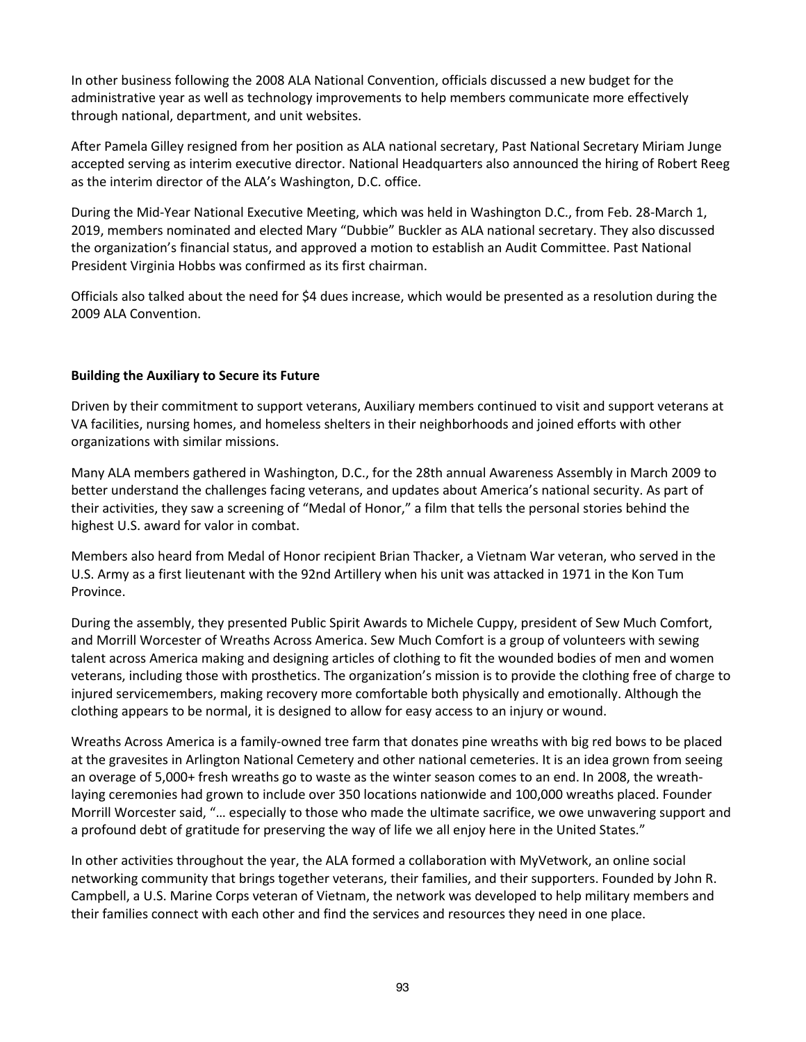In other business following the 2008 ALA National Convention, officials discussed a new budget for the administrative year as well as technology improvements to help members communicate more effectively through national, department, and unit websites.

After Pamela Gilley resigned from her position as ALA national secretary, Past National Secretary Miriam Junge accepted serving as interim executive director. National Headquarters also announced the hiring of Robert Reeg as the interim director of the ALA's Washington, D.C. office.

During the Mid-Year National Executive Meeting, which was held in Washington D.C., from Feb. 28-March 1, 2019, members nominated and elected Mary "Dubbie" Buckler as ALA national secretary. They also discussed the organization's financial status, and approved a motion to establish an Audit Committee. Past National President Virginia Hobbs was confirmed as its first chairman.

Officials also talked about the need for $4 dues increase, which would be presented as a resolution during the 2009 ALA Convention.

**Building the Auxiliary to Secure its Future**

Driven by their commitment to support veterans, Auxiliary members continued to visit and support veterans at VA facilities, nursing homes, and homeless shelters in their neighborhoods and joined efforts with other organizations with similar missions.

Many ALA members gathered in Washington, D.C., for the 28th annual Awareness Assembly in March 2009 to better understand the challenges facing veterans, and updates about America's national security. As part of their activities, they saw a screening of "Medal of Honor," a film that tells the personal stories behind the highest U.S. award for valor in combat.

Members also heard from Medal of Honor recipient Brian Thacker, a Vietnam War veteran, who served in the U.S. Army as a first lieutenant with the 92nd Artillery when his unit was attacked in 1971 in the Kon Tum Province.

During the assembly, they presented Public Spirit Awards to Michele Cuppy, president of Sew Much Comfort, and Morrill Worcester of Wreaths Across America. Sew Much Comfort is a group of volunteers with sewing talent across America making and designing articles of clothing to fit the wounded bodies of men and women veterans, including those with prosthetics. The organization's mission is to provide the clothing free of charge to injured servicemembers, making recovery more comfortable both physically and emotionally. Although the clothing appears to be normal, it is designed to allow for easy access to an injury or wound.

Wreaths Across America is a family-owned tree farm that donates pine wreaths with big red bows to be placed at the gravesites in Arlington National Cemetery and other national cemeteries. It is an idea grown from seeing an overage of 5,000+ fresh wreaths go to waste as the winter season comes to an end. In 2008, the wreath-laying ceremonies had grown to include over 350 locations nationwide and 100,000 wreaths placed. Founder Morrill Worcester said, "… especially to those who made the ultimate sacrifice, we owe unwavering support and a profound debt of gratitude for preserving the way of life we all enjoy here in the United States."

In other activities throughout the year, the ALA formed a collaboration with MyVetwork, an online social networking community that brings together veterans, their families, and their supporters. Founded by John R. Campbell, a U.S. Marine Corps veteran of Vietnam, the network was developed to help military members and their families connect with each other and find the services and resources they need in one place.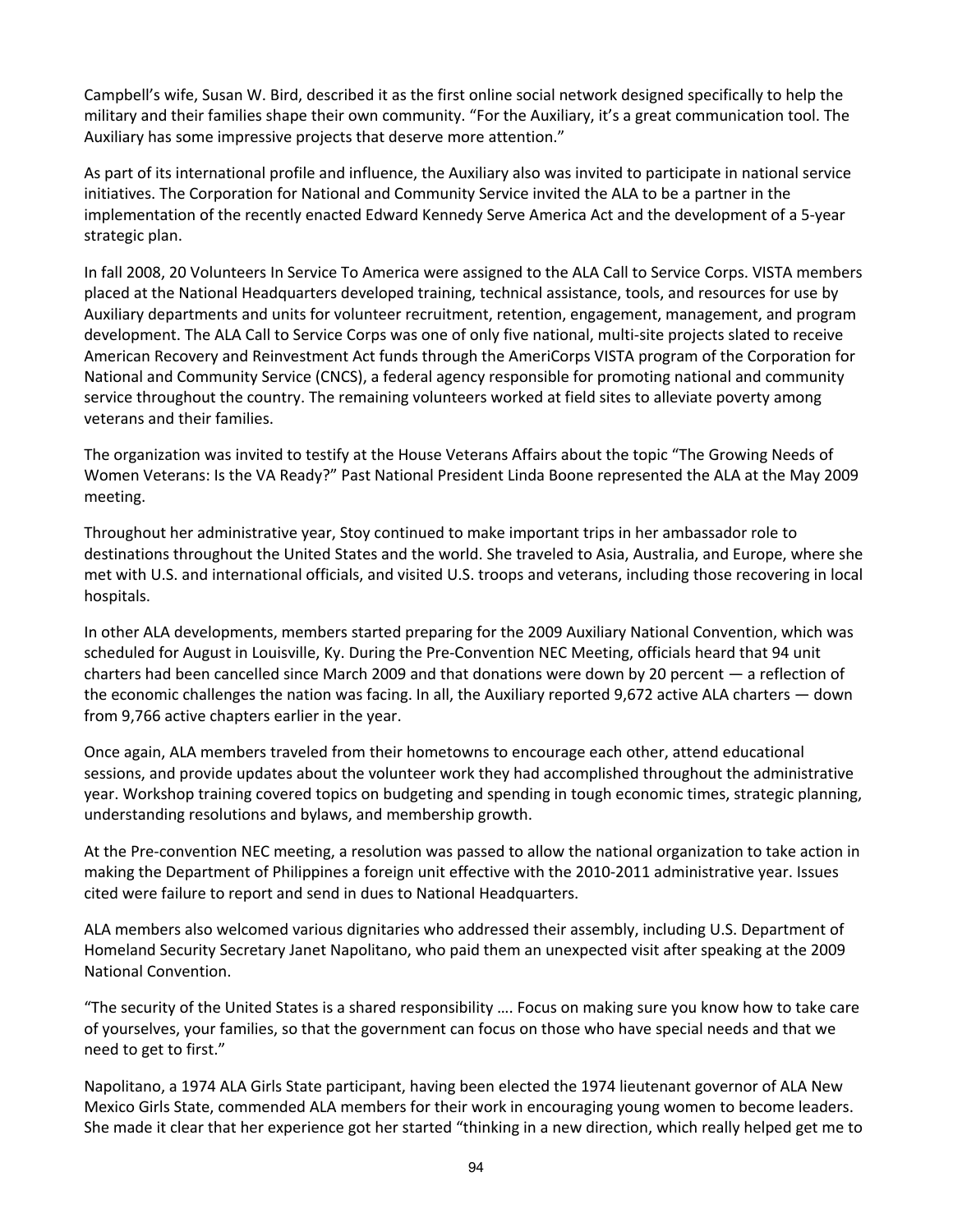Campbell's wife, Susan W. Bird, described it as the first online social network designed specifically to help the military and their families shape their own community. "For the Auxiliary, it's a great communication tool. The Auxiliary has some impressive projects that deserve more attention."

As part of its international profile and influence, the Auxiliary also was invited to participate in national service initiatives. The Corporation for National and Community Service invited the ALA to be a partner in the implementation of the recently enacted Edward Kennedy Serve America Act and the development of a 5-year strategic plan.

In fall 2008, 20 Volunteers In Service To America were assigned to the ALA Call to Service Corps. VISTA members placed at the National Headquarters developed training, technical assistance, tools, and resources for use by Auxiliary departments and units for volunteer recruitment, retention, engagement, management, and program development. The ALA Call to Service Corps was one of only five national, multi-site projects slated to receive American Recovery and Reinvestment Act funds through the AmeriCorps VISTA program of the Corporation for National and Community Service (CNCS), a federal agency responsible for promoting national and community service throughout the country. The remaining volunteers worked at field sites to alleviate poverty among veterans and their families.

The organization was invited to testify at the House Veterans Affairs about the topic "The Growing Needs of Women Veterans: Is the VA Ready?" Past National President Linda Boone represented the ALA at the May 2009 meeting.

Throughout her administrative year, Stoy continued to make important trips in her ambassador role to destinations throughout the United States and the world. She traveled to Asia, Australia, and Europe, where she met with U.S. and international officials, and visited U.S. troops and veterans, including those recovering in local hospitals.

In other ALA developments, members started preparing for the 2009 Auxiliary National Convention, which was scheduled for August in Louisville, Ky. During the Pre-Convention NEC Meeting, officials heard that 94 unit charters had been cancelled since March 2009 and that donations were down by 20 percent — a reflection of the economic challenges the nation was facing. In all, the Auxiliary reported 9,672 active ALA charters — down from 9,766 active chapters earlier in the year.

Once again, ALA members traveled from their hometowns to encourage each other, attend educational sessions, and provide updates about the volunteer work they had accomplished throughout the administrative year. Workshop training covered topics on budgeting and spending in tough economic times, strategic planning, understanding resolutions and bylaws, and membership growth.

At the Pre-convention NEC meeting, a resolution was passed to allow the national organization to take action in making the Department of Philippines a foreign unit effective with the 2010-2011 administrative year. Issues cited were failure to report and send in dues to National Headquarters.

ALA members also welcomed various dignitaries who addressed their assembly, including U.S. Department of Homeland Security Secretary Janet Napolitano, who paid them an unexpected visit after speaking at the 2009 National Convention.

"The security of the United States is a shared responsibility …. Focus on making sure you know how to take care of yourselves, your families, so that the government can focus on those who have special needs and that we need to get to first."

Napolitano, a 1974 ALA Girls State participant, having been elected the 1974 lieutenant governor of ALA New Mexico Girls State, commended ALA members for their work in encouraging young women to become leaders. She made it clear that her experience got her started "thinking in a new direction, which really helped get me to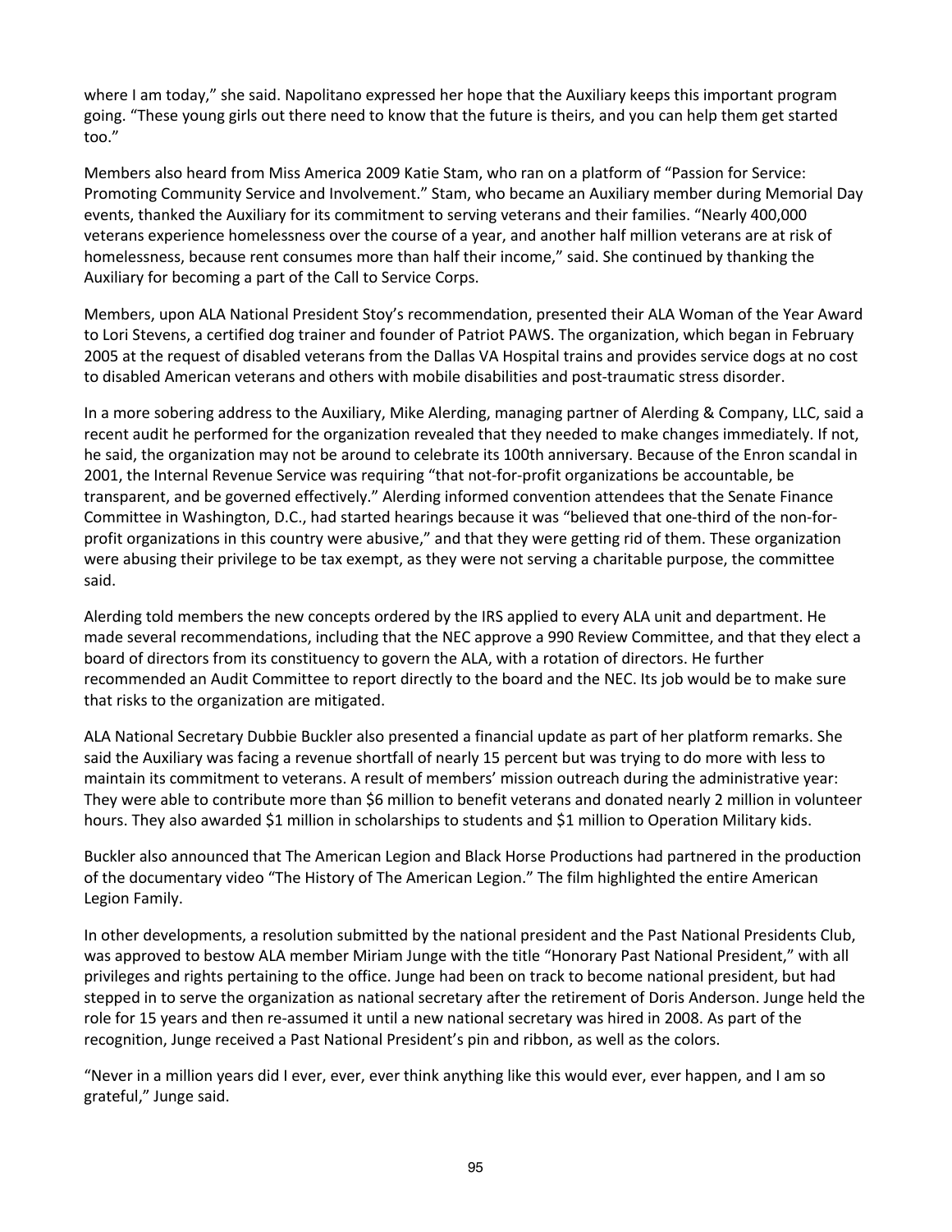where I am today," she said. Napolitano expressed her hope that the Auxiliary keeps this important program going. "These young girls out there need to know that the future is theirs, and you can help them get started too."

Members also heard from Miss America 2009 Katie Stam, who ran on a platform of "Passion for Service: Promoting Community Service and Involvement." Stam, who became an Auxiliary member during Memorial Day events, thanked the Auxiliary for its commitment to serving veterans and their families. "Nearly 400,000 veterans experience homelessness over the course of a year, and another half million veterans are at risk of homelessness, because rent consumes more than half their income," said. She continued by thanking the Auxiliary for becoming a part of the Call to Service Corps.

Members, upon ALA National President Stoy's recommendation, presented their ALA Woman of the Year Award to Lori Stevens, a certified dog trainer and founder of Patriot PAWS. The organization, which began in February 2005 at the request of disabled veterans from the Dallas VA Hospital trains and provides service dogs at no cost to disabled American veterans and others with mobile disabilities and post-traumatic stress disorder.

In a more sobering address to the Auxiliary, Mike Alerding, managing partner of Alerding & Company, LLC, said a recent audit he performed for the organization revealed that they needed to make changes immediately. If not, he said, the organization may not be around to celebrate its 100th anniversary. Because of the Enron scandal in 2001, the Internal Revenue Service was requiring "that not-for-profit organizations be accountable, be transparent, and be governed effectively." Alerding informed convention attendees that the Senate Finance Committee in Washington, D.C., had started hearings because it was "believed that one-third of the non-for-profit organizations in this country were abusive," and that they were getting rid of them. These organization were abusing their privilege to be tax exempt, as they were not serving a charitable purpose, the committee said.

Alerding told members the new concepts ordered by the IRS applied to every ALA unit and department. He made several recommendations, including that the NEC approve a 990 Review Committee, and that they elect a board of directors from its constituency to govern the ALA, with a rotation of directors. He further recommended an Audit Committee to report directly to the board and the NEC. Its job would be to make sure that risks to the organization are mitigated.

ALA National Secretary Dubbie Buckler also presented a financial update as part of her platform remarks. She said the Auxiliary was facing a revenue shortfall of nearly 15 percent but was trying to do more with less to maintain its commitment to veterans. A result of members' mission outreach during the administrative year: They were able to contribute more than $6 million to benefit veterans and donated nearly 2 million in volunteer hours. They also awarded $1 million in scholarships to students and $1 million to Operation Military kids.

Buckler also announced that The American Legion and Black Horse Productions had partnered in the production of the documentary video "The History of The American Legion." The film highlighted the entire American Legion Family.

In other developments, a resolution submitted by the national president and the Past National Presidents Club, was approved to bestow ALA member Miriam Junge with the title "Honorary Past National President," with all privileges and rights pertaining to the office. Junge had been on track to become national president, but had stepped in to serve the organization as national secretary after the retirement of Doris Anderson. Junge held the role for 15 years and then re-assumed it until a new national secretary was hired in 2008. As part of the recognition, Junge received a Past National President's pin and ribbon, as well as the colors.

"Never in a million years did I ever, ever, ever think anything like this would ever, ever happen, and I am so grateful," Junge said.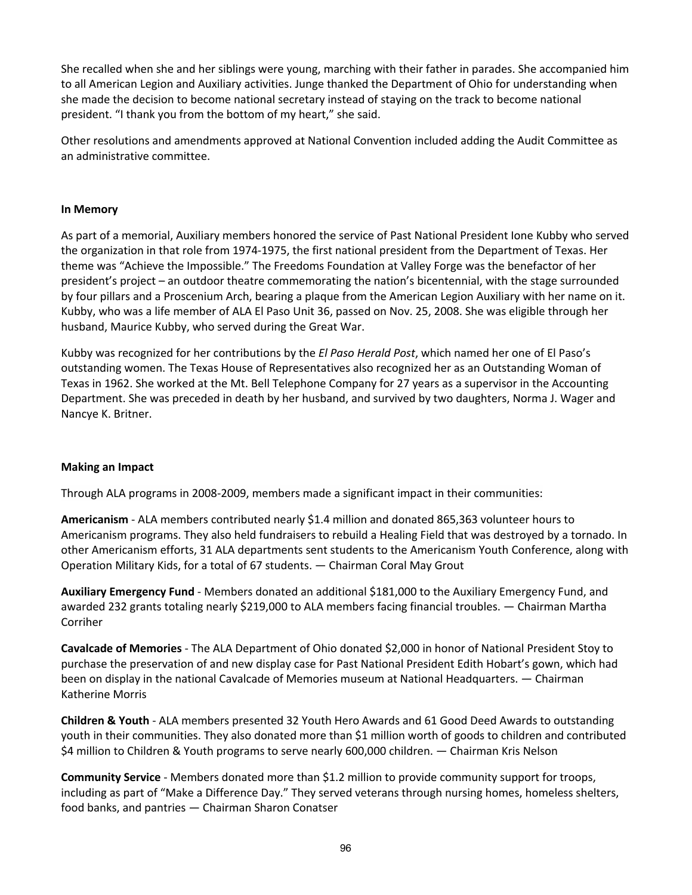She recalled when she and her siblings were young, marching with their father in parades. She accompanied him to all American Legion and Auxiliary activities. Junge thanked the Department of Ohio for understanding when she made the decision to become national secretary instead of staying on the track to become national president. "I thank you from the bottom of my heart," she said.

Other resolutions and amendments approved at National Convention included adding the Audit Committee as an administrative committee.

**In Memory**

As part of a memorial, Auxiliary members honored the service of Past National President Ione Kubby who served the organization in that role from 1974-1975, the first national president from the Department of Texas. Her theme was "Achieve the Impossible." The Freedoms Foundation at Valley Forge was the benefactor of her president's project – an outdoor theatre commemorating the nation's bicentennial, with the stage surrounded by four pillars and a Proscenium Arch, bearing a plaque from the American Legion Auxiliary with her name on it. Kubby, who was a life member of ALA El Paso Unit 36, passed on Nov. 25, 2008. She was eligible through her husband, Maurice Kubby, who served during the Great War.

Kubby was recognized for her contributions by the *El Paso Herald Post*, which named her one of El Paso's outstanding women. The Texas House of Representatives also recognized her as an Outstanding Woman of Texas in 1962. She worked at the Mt. Bell Telephone Company for 27 years as a supervisor in the Accounting Department. She was preceded in death by her husband, and survived by two daughters, Norma J. Wager and Nancye K. Britner.

**Making an Impact**

Through ALA programs in 2008-2009, members made a significant impact in their communities:

**Americanism** - ALA members contributed nearly $1.4 million and donated 865,363 volunteer hours to Americanism programs. They also held fundraisers to rebuild a Healing Field that was destroyed by a tornado. In other Americanism efforts, 31 ALA departments sent students to the Americanism Youth Conference, along with Operation Military Kids, for a total of 67 students. — Chairman Coral May Grout

**Auxiliary Emergency Fund** - Members donated an additional $181,000 to the Auxiliary Emergency Fund, and awarded 232 grants totaling nearly $219,000 to ALA members facing financial troubles. — Chairman Martha Corriher

**Cavalcade of Memories** - The ALA Department of Ohio donated $2,000 in honor of National President Stoy to purchase the preservation of and new display case for Past National President Edith Hobart's gown, which had been on display in the national Cavalcade of Memories museum at National Headquarters. — Chairman Katherine Morris

**Children & Youth** - ALA members presented 32 Youth Hero Awards and 61 Good Deed Awards to outstanding youth in their communities. They also donated more than $1 million worth of goods to children and contributed $4 million to Children & Youth programs to serve nearly 600,000 children. — Chairman Kris Nelson

**Community Service** - Members donated more than $1.2 million to provide community support for troops, including as part of "Make a Difference Day." They served veterans through nursing homes, homeless shelters, food banks, and pantries — Chairman Sharon Conatser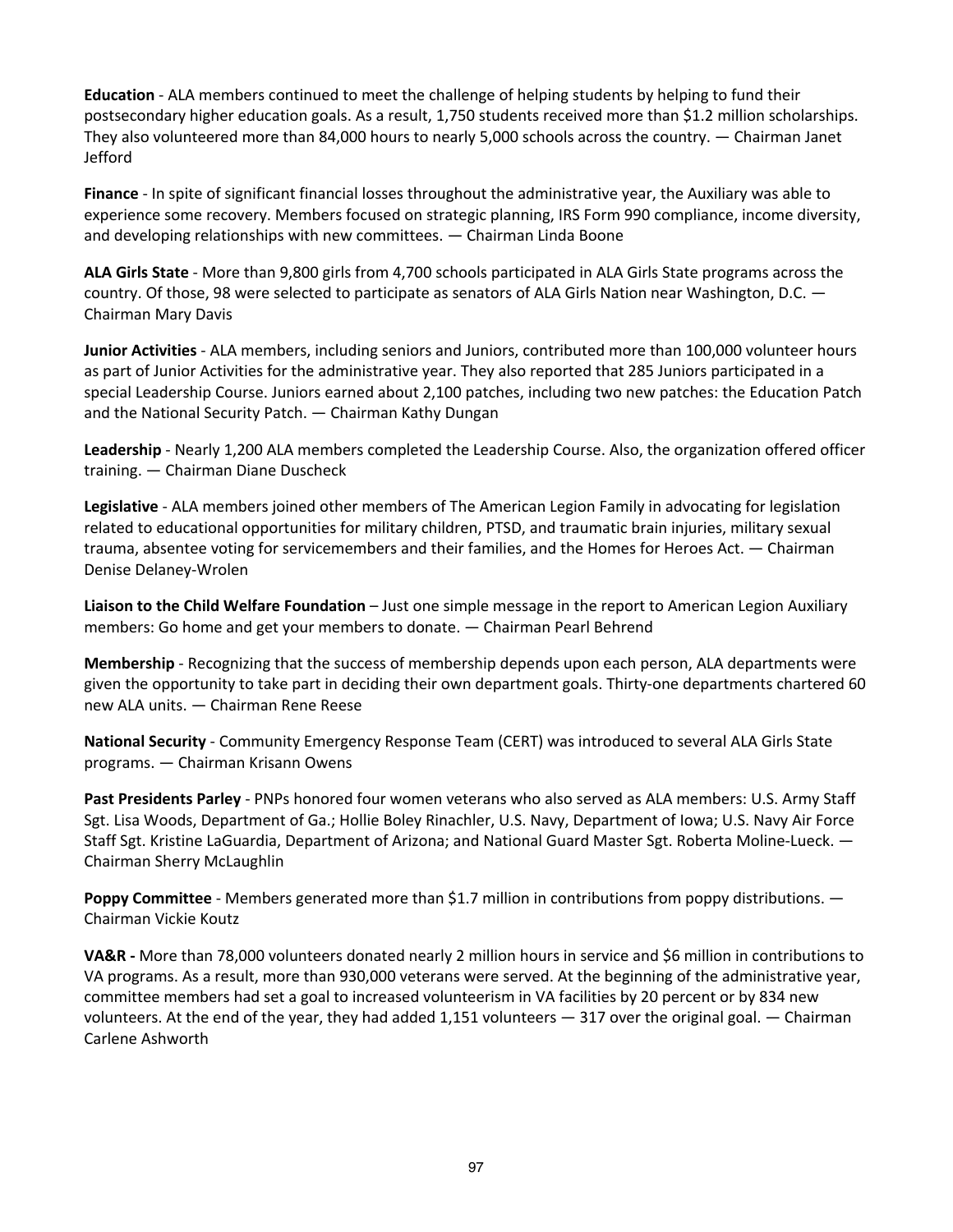**Education** - ALA members continued to meet the challenge of helping students by helping to fund their postsecondary higher education goals. As a result, 1,750 students received more than $1.2 million scholarships. They also volunteered more than 84,000 hours to nearly 5,000 schools across the country. — Chairman Janet Jefford

**Finance** - In spite of significant financial losses throughout the administrative year, the Auxiliary was able to experience some recovery. Members focused on strategic planning, IRS Form 990 compliance, income diversity, and developing relationships with new committees. — Chairman Linda Boone

**ALA Girls State** - More than 9,800 girls from 4,700 schools participated in ALA Girls State programs across the country. Of those, 98 were selected to participate as senators of ALA Girls Nation near Washington, D.C. — Chairman Mary Davis

**Junior Activities** - ALA members, including seniors and Juniors, contributed more than 100,000 volunteer hours as part of Junior Activities for the administrative year. They also reported that 285 Juniors participated in a special Leadership Course. Juniors earned about 2,100 patches, including two new patches: the Education Patch and the National Security Patch. — Chairman Kathy Dungan

**Leadership** - Nearly 1,200 ALA members completed the Leadership Course. Also, the organization offered officer training. — Chairman Diane Duscheck

**Legislative** - ALA members joined other members of The American Legion Family in advocating for legislation related to educational opportunities for military children, PTSD, and traumatic brain injuries, military sexual trauma, absentee voting for servicemembers and their families, and the Homes for Heroes Act. — Chairman Denise Delaney-Wrolen

**Liaison to the Child Welfare Foundation** – Just one simple message in the report to American Legion Auxiliary members: Go home and get your members to donate. — Chairman Pearl Behrend

**Membership** - Recognizing that the success of membership depends upon each person, ALA departments were given the opportunity to take part in deciding their own department goals. Thirty-one departments chartered 60 new ALA units. — Chairman Rene Reese

**National Security** - Community Emergency Response Team (CERT) was introduced to several ALA Girls State programs. — Chairman Krisann Owens

**Past Presidents Parley** - PNPs honored four women veterans who also served as ALA members: U.S. Army Staff Sgt. Lisa Woods, Department of Ga.; Hollie Boley Rinachler, U.S. Navy, Department of Iowa; U.S. Navy Air Force Staff Sgt. Kristine LaGuardia, Department of Arizona; and National Guard Master Sgt. Roberta Moline-Lueck. — Chairman Sherry McLaughlin

**Poppy Committee** - Members generated more than $1.7 million in contributions from poppy distributions. — Chairman Vickie Koutz

**VA&R -** More than 78,000 volunteers donated nearly 2 million hours in service and $6 million in contributions to VA programs. As a result, more than 930,000 veterans were served. At the beginning of the administrative year, committee members had set a goal to increased volunteerism in VA facilities by 20 percent or by 834 new volunteers. At the end of the year, they had added 1,151 volunteers — 317 over the original goal. — Chairman Carlene Ashworth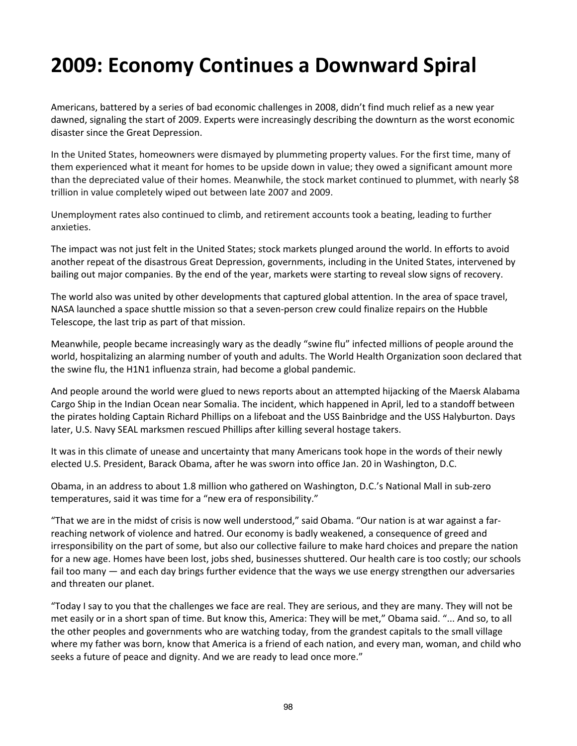# 2009: Economy Continues a Downward Spiral

Americans, battered by a series of bad economic challenges in 2008, didn't find much relief as a new year dawned, signaling the start of 2009. Experts were increasingly describing the downturn as the worst economic disaster since the Great Depression.

In the United States, homeowners were dismayed by plummeting property values. For the first time, many of them experienced what it meant for homes to be upside down in value; they owed a significant amount more than the depreciated value of their homes. Meanwhile, the stock market continued to plummet, with nearly $8 trillion in value completely wiped out between late 2007 and 2009.

Unemployment rates also continued to climb, and retirement accounts took a beating, leading to further anxieties.

The impact was not just felt in the United States; stock markets plunged around the world. In efforts to avoid another repeat of the disastrous Great Depression, governments, including in the United States, intervened by bailing out major companies. By the end of the year, markets were starting to reveal slow signs of recovery.

The world also was united by other developments that captured global attention. In the area of space travel, NASA launched a space shuttle mission so that a seven-person crew could finalize repairs on the Hubble Telescope, the last trip as part of that mission.

Meanwhile, people became increasingly wary as the deadly "swine flu" infected millions of people around the world, hospitalizing an alarming number of youth and adults. The World Health Organization soon declared that the swine flu, the H1N1 influenza strain, had become a global pandemic.

And people around the world were glued to news reports about an attempted hijacking of the Maersk Alabama Cargo Ship in the Indian Ocean near Somalia. The incident, which happened in April, led to a standoff between the pirates holding Captain Richard Phillips on a lifeboat and the USS Bainbridge and the USS Halyburton. Days later, U.S. Navy SEAL marksmen rescued Phillips after killing several hostage takers.

It was in this climate of unease and uncertainty that many Americans took hope in the words of their newly elected U.S. President, Barack Obama, after he was sworn into office Jan. 20 in Washington, D.C.

Obama, in an address to about 1.8 million who gathered on Washington, D.C.'s National Mall in sub-zero temperatures, said it was time for a "new era of responsibility."

"That we are in the midst of crisis is now well understood," said Obama. "Our nation is at war against a far-reaching network of violence and hatred. Our economy is badly weakened, a consequence of greed and irresponsibility on the part of some, but also our collective failure to make hard choices and prepare the nation for a new age. Homes have been lost, jobs shed, businesses shuttered. Our health care is too costly; our schools fail too many — and each day brings further evidence that the ways we use energy strengthen our adversaries and threaten our planet.

"Today I say to you that the challenges we face are real. They are serious, and they are many. They will not be met easily or in a short span of time. But know this, America: They will be met," Obama said. "... And so, to all the other peoples and governments who are watching today, from the grandest capitals to the small village where my father was born, know that America is a friend of each nation, and every man, woman, and child who seeks a future of peace and dignity. And we are ready to lead once more."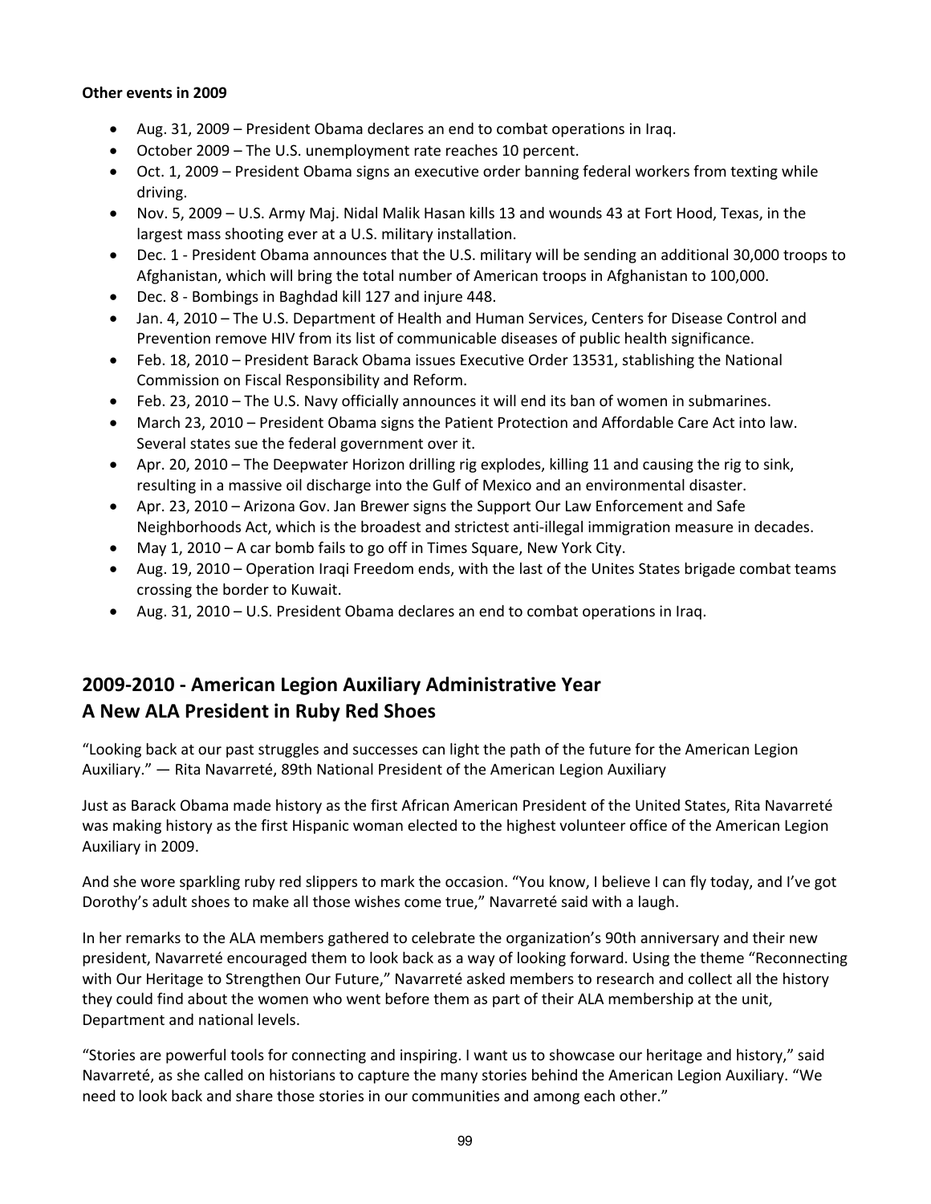**Other events in 2009**

- Aug. 31, 2009 – President Obama declares an end to combat operations in Iraq.
- October 2009 – The U.S. unemployment rate reaches 10 percent.
- Oct. 1, 2009 – President Obama signs an executive order banning federal workers from texting while driving.
- Nov. 5, 2009 – U.S. Army Maj. Nidal Malik Hasan kills 13 and wounds 43 at Fort Hood, Texas, in the largest mass shooting ever at a U.S. military installation.
- Dec. 1 - President Obama announces that the U.S. military will be sending an additional 30,000 troops to Afghanistan, which will bring the total number of American troops in Afghanistan to 100,000.
- Dec. 8 - Bombings in Baghdad kill 127 and injure 448.
- Jan. 4, 2010 – The U.S. Department of Health and Human Services, Centers for Disease Control and Prevention remove HIV from its list of communicable diseases of public health significance.
- Feb. 18, 2010 – President Barack Obama issues Executive Order 13531, stablishing the National Commission on Fiscal Responsibility and Reform.
- Feb. 23, 2010 – The U.S. Navy officially announces it will end its ban of women in submarines.
- March 23, 2010 – President Obama signs the Patient Protection and Affordable Care Act into law. Several states sue the federal government over it.
- Apr. 20, 2010 – The Deepwater Horizon drilling rig explodes, killing 11 and causing the rig to sink, resulting in a massive oil discharge into the Gulf of Mexico and an environmental disaster.
- Apr. 23, 2010 – Arizona Gov. Jan Brewer signs the Support Our Law Enforcement and Safe Neighborhoods Act, which is the broadest and strictest anti-illegal immigration measure in decades.
- May 1, 2010 – A car bomb fails to go off in Times Square, New York City.
- Aug. 19, 2010 – Operation Iraqi Freedom ends, with the last of the Unites States brigade combat teams crossing the border to Kuwait.
- Aug. 31, 2010 – U.S. President Obama declares an end to combat operations in Iraq.

## 2009-2010 - American Legion Auxiliary Administrative Year
## A New ALA President in Ruby Red Shoes

"Looking back at our past struggles and successes can light the path of the future for the American Legion Auxiliary." — Rita Navarreté, 89th National President of the American Legion Auxiliary

Just as Barack Obama made history as the first African American President of the United States, Rita Navarreté was making history as the first Hispanic woman elected to the highest volunteer office of the American Legion Auxiliary in 2009.

And she wore sparkling ruby red slippers to mark the occasion. "You know, I believe I can fly today, and I've got Dorothy's adult shoes to make all those wishes come true," Navarreté said with a laugh.

In her remarks to the ALA members gathered to celebrate the organization's 90th anniversary and their new president, Navarreté encouraged them to look back as a way of looking forward. Using the theme "Reconnecting with Our Heritage to Strengthen Our Future," Navarreté asked members to research and collect all the history they could find about the women who went before them as part of their ALA membership at the unit, Department and national levels.

"Stories are powerful tools for connecting and inspiring. I want us to showcase our heritage and history," said Navarreté, as she called on historians to capture the many stories behind the American Legion Auxiliary. "We need to look back and share those stories in our communities and among each other."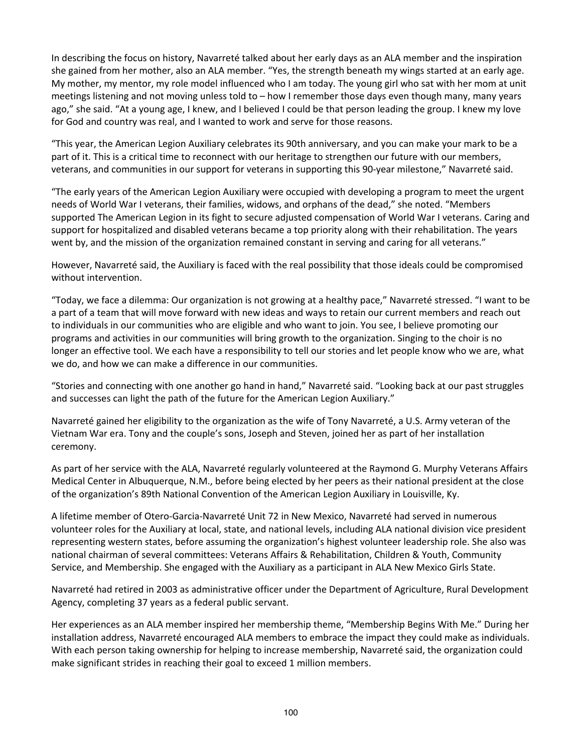In describing the focus on history, Navarreté talked about her early days as an ALA member and the inspiration she gained from her mother, also an ALA member. "Yes, the strength beneath my wings started at an early age. My mother, my mentor, my role model influenced who I am today. The young girl who sat with her mom at unit meetings listening and not moving unless told to – how I remember those days even though many, many years ago," she said. "At a young age, I knew, and I believed I could be that person leading the group. I knew my love for God and country was real, and I wanted to work and serve for those reasons.

"This year, the American Legion Auxiliary celebrates its 90th anniversary, and you can make your mark to be a part of it. This is a critical time to reconnect with our heritage to strengthen our future with our members, veterans, and communities in our support for veterans in supporting this 90-year milestone," Navarreté said.

"The early years of the American Legion Auxiliary were occupied with developing a program to meet the urgent needs of World War I veterans, their families, widows, and orphans of the dead," she noted. "Members supported The American Legion in its fight to secure adjusted compensation of World War I veterans. Caring and support for hospitalized and disabled veterans became a top priority along with their rehabilitation. The years went by, and the mission of the organization remained constant in serving and caring for all veterans."

However, Navarreté said, the Auxiliary is faced with the real possibility that those ideals could be compromised without intervention.

"Today, we face a dilemma: Our organization is not growing at a healthy pace," Navarreté stressed. "I want to be a part of a team that will move forward with new ideas and ways to retain our current members and reach out to individuals in our communities who are eligible and who want to join. You see, I believe promoting our programs and activities in our communities will bring growth to the organization. Singing to the choir is no longer an effective tool. We each have a responsibility to tell our stories and let people know who we are, what we do, and how we can make a difference in our communities.

"Stories and connecting with one another go hand in hand," Navarreté said. "Looking back at our past struggles and successes can light the path of the future for the American Legion Auxiliary."

Navarreté gained her eligibility to the organization as the wife of Tony Navarreté, a U.S. Army veteran of the Vietnam War era. Tony and the couple's sons, Joseph and Steven, joined her as part of her installation ceremony.

As part of her service with the ALA, Navarreté regularly volunteered at the Raymond G. Murphy Veterans Affairs Medical Center in Albuquerque, N.M., before being elected by her peers as their national president at the close of the organization's 89th National Convention of the American Legion Auxiliary in Louisville, Ky.

A lifetime member of Otero-Garcia-Navarreté Unit 72 in New Mexico, Navarreté had served in numerous volunteer roles for the Auxiliary at local, state, and national levels, including ALA national division vice president representing western states, before assuming the organization's highest volunteer leadership role. She also was national chairman of several committees: Veterans Affairs & Rehabilitation, Children & Youth, Community Service, and Membership. She engaged with the Auxiliary as a participant in ALA New Mexico Girls State.

Navarreté had retired in 2003 as administrative officer under the Department of Agriculture, Rural Development Agency, completing 37 years as a federal public servant.

Her experiences as an ALA member inspired her membership theme, "Membership Begins With Me." During her installation address, Navarreté encouraged ALA members to embrace the impact they could make as individuals. With each person taking ownership for helping to increase membership, Navarreté said, the organization could make significant strides in reaching their goal to exceed 1 million members.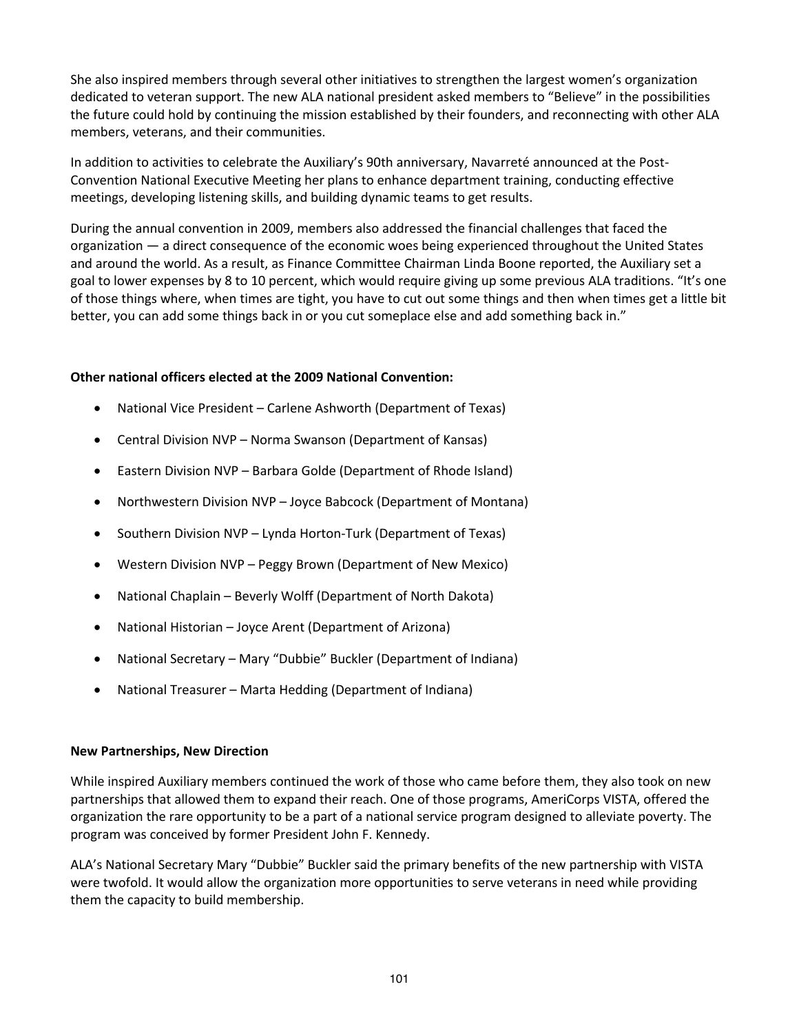She also inspired members through several other initiatives to strengthen the largest women's organization dedicated to veteran support. The new ALA national president asked members to "Believe" in the possibilities the future could hold by continuing the mission established by their founders, and reconnecting with other ALA members, veterans, and their communities.

In addition to activities to celebrate the Auxiliary's 90th anniversary, Navarreté announced at the Post-Convention National Executive Meeting her plans to enhance department training, conducting effective meetings, developing listening skills, and building dynamic teams to get results.

During the annual convention in 2009, members also addressed the financial challenges that faced the organization — a direct consequence of the economic woes being experienced throughout the United States and around the world. As a result, as Finance Committee Chairman Linda Boone reported, the Auxiliary set a goal to lower expenses by 8 to 10 percent, which would require giving up some previous ALA traditions. "It's one of those things where, when times are tight, you have to cut out some things and then when times get a little bit better, you can add some things back in or you cut someplace else and add something back in."

**Other national officers elected at the 2009 National Convention:**

- National Vice President – Carlene Ashworth (Department of Texas)
- Central Division NVP – Norma Swanson (Department of Kansas)
- Eastern Division NVP – Barbara Golde (Department of Rhode Island)
- Northwestern Division NVP – Joyce Babcock (Department of Montana)
- Southern Division NVP – Lynda Horton-Turk (Department of Texas)
- Western Division NVP – Peggy Brown (Department of New Mexico)
- National Chaplain – Beverly Wolff (Department of North Dakota)
- National Historian – Joyce Arent (Department of Arizona)
- National Secretary – Mary "Dubbie" Buckler (Department of Indiana)
- National Treasurer – Marta Hedding (Department of Indiana)

**New Partnerships, New Direction**

While inspired Auxiliary members continued the work of those who came before them, they also took on new partnerships that allowed them to expand their reach. One of those programs, AmeriCorps VISTA, offered the organization the rare opportunity to be a part of a national service program designed to alleviate poverty. The program was conceived by former President John F. Kennedy.

ALA's National Secretary Mary "Dubbie" Buckler said the primary benefits of the new partnership with VISTA were twofold. It would allow the organization more opportunities to serve veterans in need while providing them the capacity to build membership.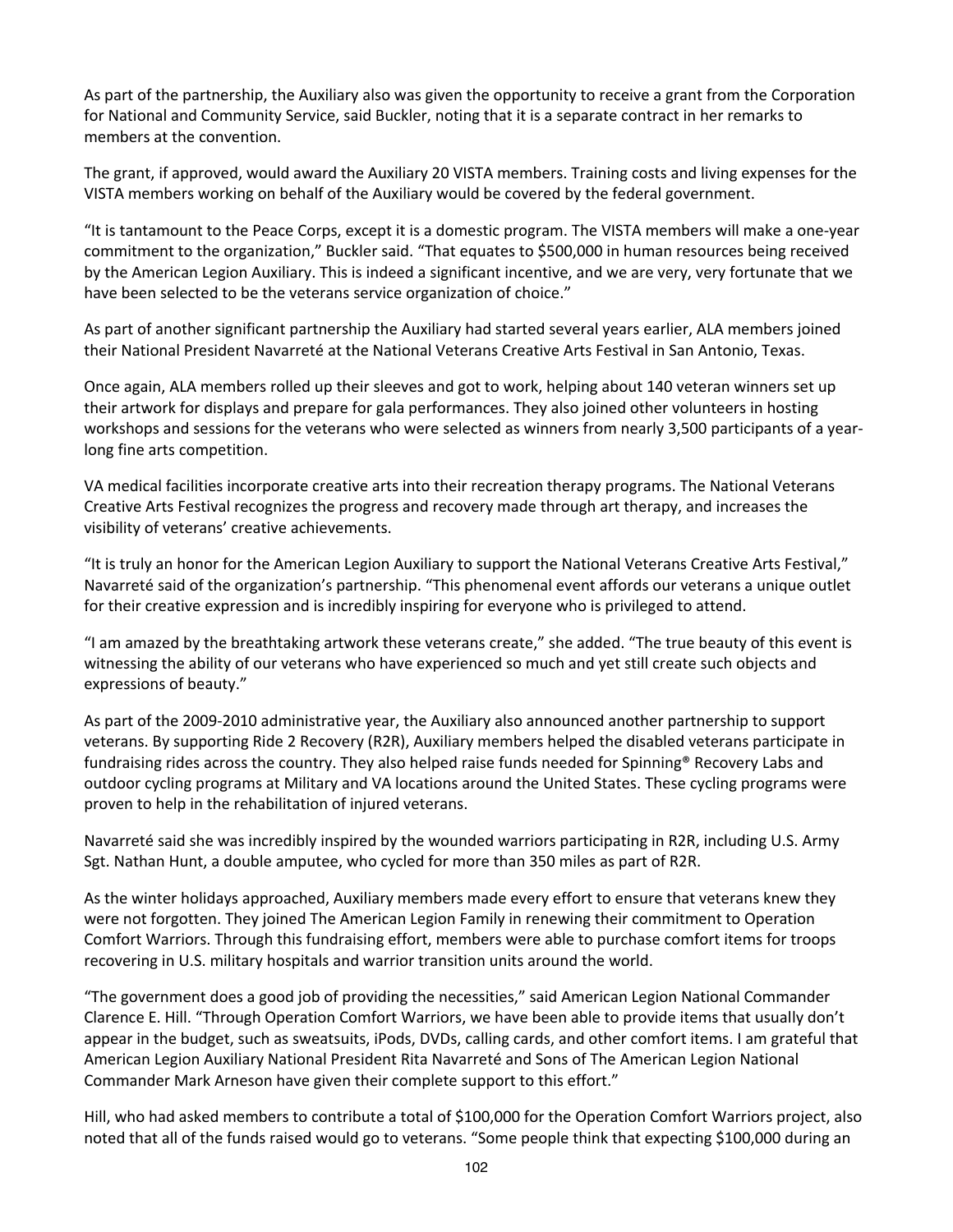As part of the partnership, the Auxiliary also was given the opportunity to receive a grant from the Corporation for National and Community Service, said Buckler, noting that it is a separate contract in her remarks to members at the convention.

The grant, if approved, would award the Auxiliary 20 VISTA members. Training costs and living expenses for the VISTA members working on behalf of the Auxiliary would be covered by the federal government.

"It is tantamount to the Peace Corps, except it is a domestic program. The VISTA members will make a one-year commitment to the organization," Buckler said. "That equates to $500,000 in human resources being received by the American Legion Auxiliary. This is indeed a significant incentive, and we are very, very fortunate that we have been selected to be the veterans service organization of choice."

As part of another significant partnership the Auxiliary had started several years earlier, ALA members joined their National President Navarreté at the National Veterans Creative Arts Festival in San Antonio, Texas.

Once again, ALA members rolled up their sleeves and got to work, helping about 140 veteran winners set up their artwork for displays and prepare for gala performances. They also joined other volunteers in hosting workshops and sessions for the veterans who were selected as winners from nearly 3,500 participants of a year-long fine arts competition.

VA medical facilities incorporate creative arts into their recreation therapy programs. The National Veterans Creative Arts Festival recognizes the progress and recovery made through art therapy, and increases the visibility of veterans' creative achievements.

"It is truly an honor for the American Legion Auxiliary to support the National Veterans Creative Arts Festival," Navarreté said of the organization's partnership. "This phenomenal event affords our veterans a unique outlet for their creative expression and is incredibly inspiring for everyone who is privileged to attend.

"I am amazed by the breathtaking artwork these veterans create," she added. "The true beauty of this event is witnessing the ability of our veterans who have experienced so much and yet still create such objects and expressions of beauty."

As part of the 2009-2010 administrative year, the Auxiliary also announced another partnership to support veterans. By supporting Ride 2 Recovery (R2R), Auxiliary members helped the disabled veterans participate in fundraising rides across the country. They also helped raise funds needed for Spinning® Recovery Labs and outdoor cycling programs at Military and VA locations around the United States. These cycling programs were proven to help in the rehabilitation of injured veterans.

Navarreté said she was incredibly inspired by the wounded warriors participating in R2R, including U.S. Army Sgt. Nathan Hunt, a double amputee, who cycled for more than 350 miles as part of R2R.

As the winter holidays approached, Auxiliary members made every effort to ensure that veterans knew they were not forgotten. They joined The American Legion Family in renewing their commitment to Operation Comfort Warriors. Through this fundraising effort, members were able to purchase comfort items for troops recovering in U.S. military hospitals and warrior transition units around the world.

"The government does a good job of providing the necessities," said American Legion National Commander Clarence E. Hill. "Through Operation Comfort Warriors, we have been able to provide items that usually don't appear in the budget, such as sweatsuits, iPods, DVDs, calling cards, and other comfort items. I am grateful that American Legion Auxiliary National President Rita Navarreté and Sons of The American Legion National Commander Mark Arneson have given their complete support to this effort."

Hill, who had asked members to contribute a total of $100,000 for the Operation Comfort Warriors project, also noted that all of the funds raised would go to veterans. "Some people think that expecting $100,000 during an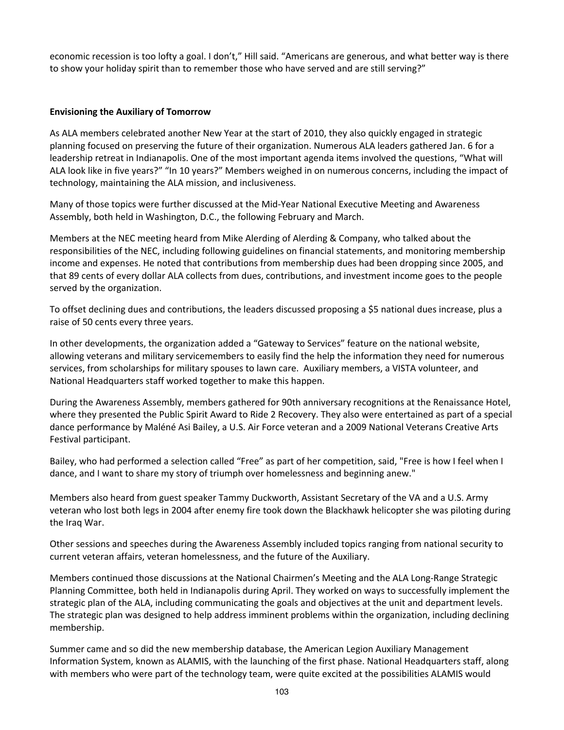economic recession is too lofty a goal. I don't," Hill said. "Americans are generous, and what better way is there to show your holiday spirit than to remember those who have served and are still serving?"

**Envisioning the Auxiliary of Tomorrow**

As ALA members celebrated another New Year at the start of 2010, they also quickly engaged in strategic planning focused on preserving the future of their organization. Numerous ALA leaders gathered Jan. 6 for a leadership retreat in Indianapolis. One of the most important agenda items involved the questions, "What will ALA look like in five years?" "In 10 years?" Members weighed in on numerous concerns, including the impact of technology, maintaining the ALA mission, and inclusiveness.

Many of those topics were further discussed at the Mid-Year National Executive Meeting and Awareness Assembly, both held in Washington, D.C., the following February and March.

Members at the NEC meeting heard from Mike Alerding of Alerding & Company, who talked about the responsibilities of the NEC, including following guidelines on financial statements, and monitoring membership income and expenses. He noted that contributions from membership dues had been dropping since 2005, and that 89 cents of every dollar ALA collects from dues, contributions, and investment income goes to the people served by the organization.

To offset declining dues and contributions, the leaders discussed proposing a $5 national dues increase, plus a raise of 50 cents every three years.

In other developments, the organization added a "Gateway to Services" feature on the national website, allowing veterans and military servicemembers to easily find the help the information they need for numerous services, from scholarships for military spouses to lawn care. Auxiliary members, a VISTA volunteer, and National Headquarters staff worked together to make this happen.

During the Awareness Assembly, members gathered for 90th anniversary recognitions at the Renaissance Hotel, where they presented the Public Spirit Award to Ride 2 Recovery. They also were entertained as part of a special dance performance by Maléné Asi Bailey, a U.S. Air Force veteran and a 2009 National Veterans Creative Arts Festival participant.

Bailey, who had performed a selection called "Free" as part of her competition, said, "Free is how I feel when I dance, and I want to share my story of triumph over homelessness and beginning anew."

Members also heard from guest speaker Tammy Duckworth, Assistant Secretary of the VA and a U.S. Army veteran who lost both legs in 2004 after enemy fire took down the Blackhawk helicopter she was piloting during the Iraq War.

Other sessions and speeches during the Awareness Assembly included topics ranging from national security to current veteran affairs, veteran homelessness, and the future of the Auxiliary.

Members continued those discussions at the National Chairmen's Meeting and the ALA Long-Range Strategic Planning Committee, both held in Indianapolis during April. They worked on ways to successfully implement the strategic plan of the ALA, including communicating the goals and objectives at the unit and department levels. The strategic plan was designed to help address imminent problems within the organization, including declining membership.

Summer came and so did the new membership database, the American Legion Auxiliary Management Information System, known as ALAMIS, with the launching of the first phase. National Headquarters staff, along with members who were part of the technology team, were quite excited at the possibilities ALAMIS would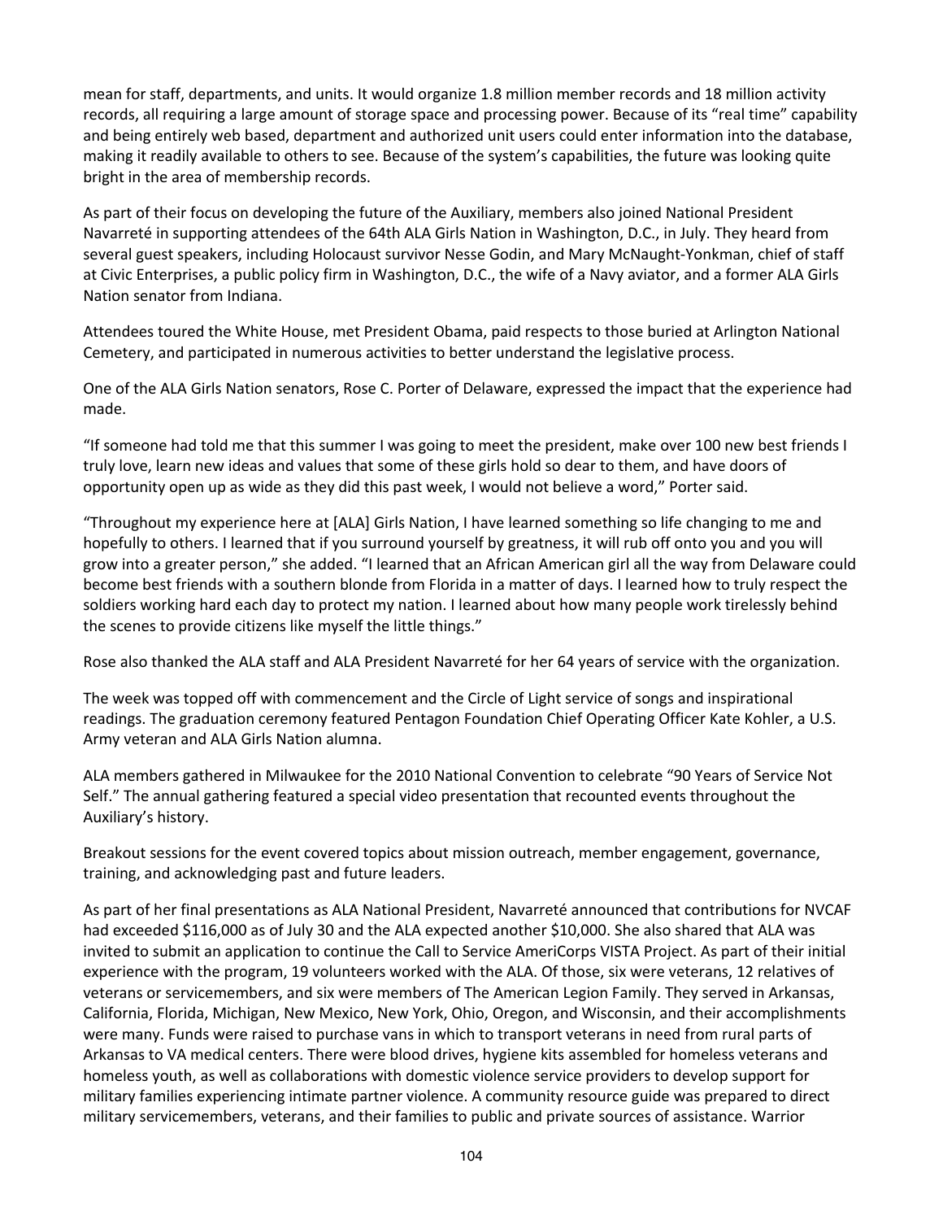mean for staff, departments, and units. It would organize 1.8 million member records and 18 million activity records, all requiring a large amount of storage space and processing power. Because of its "real time" capability and being entirely web based, department and authorized unit users could enter information into the database, making it readily available to others to see. Because of the system's capabilities, the future was looking quite bright in the area of membership records.

As part of their focus on developing the future of the Auxiliary, members also joined National President Navarreté in supporting attendees of the 64th ALA Girls Nation in Washington, D.C., in July. They heard from several guest speakers, including Holocaust survivor Nesse Godin, and Mary McNaught-Yonkman, chief of staff at Civic Enterprises, a public policy firm in Washington, D.C., the wife of a Navy aviator, and a former ALA Girls Nation senator from Indiana.

Attendees toured the White House, met President Obama, paid respects to those buried at Arlington National Cemetery, and participated in numerous activities to better understand the legislative process.

One of the ALA Girls Nation senators, Rose C. Porter of Delaware, expressed the impact that the experience had made.

"If someone had told me that this summer I was going to meet the president, make over 100 new best friends I truly love, learn new ideas and values that some of these girls hold so dear to them, and have doors of opportunity open up as wide as they did this past week, I would not believe a word," Porter said.

"Throughout my experience here at [ALA] Girls Nation, I have learned something so life changing to me and hopefully to others. I learned that if you surround yourself by greatness, it will rub off onto you and you will grow into a greater person," she added. "I learned that an African American girl all the way from Delaware could become best friends with a southern blonde from Florida in a matter of days. I learned how to truly respect the soldiers working hard each day to protect my nation. I learned about how many people work tirelessly behind the scenes to provide citizens like myself the little things."

Rose also thanked the ALA staff and ALA President Navarreté for her 64 years of service with the organization.

The week was topped off with commencement and the Circle of Light service of songs and inspirational readings. The graduation ceremony featured Pentagon Foundation Chief Operating Officer Kate Kohler, a U.S. Army veteran and ALA Girls Nation alumna.

ALA members gathered in Milwaukee for the 2010 National Convention to celebrate "90 Years of Service Not Self." The annual gathering featured a special video presentation that recounted events throughout the Auxiliary's history.

Breakout sessions for the event covered topics about mission outreach, member engagement, governance, training, and acknowledging past and future leaders.

As part of her final presentations as ALA National President, Navarreté announced that contributions for NVCAF had exceeded $116,000 as of July 30 and the ALA expected another $10,000. She also shared that ALA was invited to submit an application to continue the Call to Service AmeriCorps VISTA Project. As part of their initial experience with the program, 19 volunteers worked with the ALA. Of those, six were veterans, 12 relatives of veterans or servicemembers, and six were members of The American Legion Family. They served in Arkansas, California, Florida, Michigan, New Mexico, New York, Ohio, Oregon, and Wisconsin, and their accomplishments were many. Funds were raised to purchase vans in which to transport veterans in need from rural parts of Arkansas to VA medical centers. There were blood drives, hygiene kits assembled for homeless veterans and homeless youth, as well as collaborations with domestic violence service providers to develop support for military families experiencing intimate partner violence. A community resource guide was prepared to direct military servicemembers, veterans, and their families to public and private sources of assistance. Warrior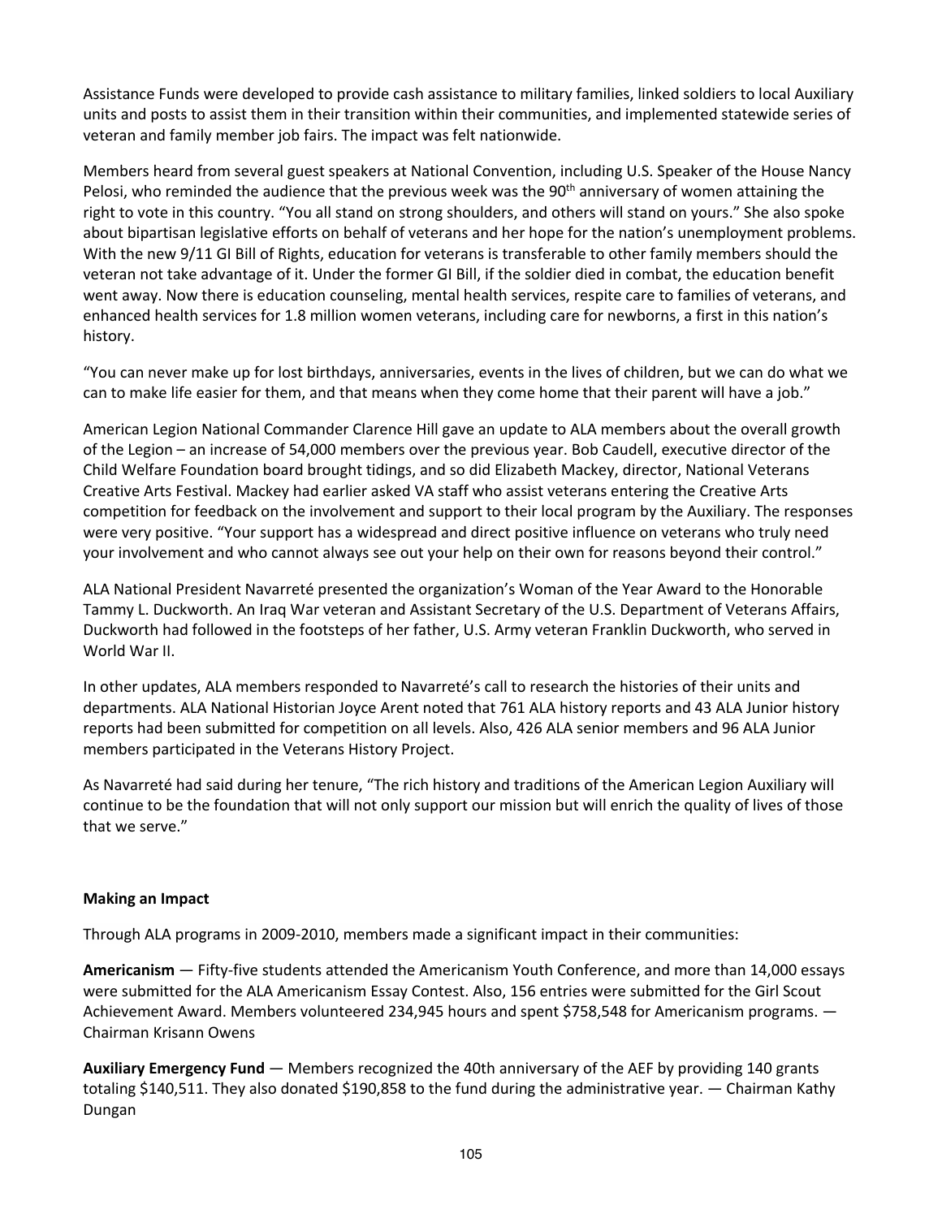Assistance Funds were developed to provide cash assistance to military families, linked soldiers to local Auxiliary units and posts to assist them in their transition within their communities, and implemented statewide series of veteran and family member job fairs. The impact was felt nationwide.

Members heard from several guest speakers at National Convention, including U.S. Speaker of the House Nancy Pelosi, who reminded the audience that the previous week was the 90th anniversary of women attaining the right to vote in this country. "You all stand on strong shoulders, and others will stand on yours." She also spoke about bipartisan legislative efforts on behalf of veterans and her hope for the nation's unemployment problems. With the new 9/11 GI Bill of Rights, education for veterans is transferable to other family members should the veteran not take advantage of it. Under the former GI Bill, if the soldier died in combat, the education benefit went away. Now there is education counseling, mental health services, respite care to families of veterans, and enhanced health services for 1.8 million women veterans, including care for newborns, a first in this nation's history.

"You can never make up for lost birthdays, anniversaries, events in the lives of children, but we can do what we can to make life easier for them, and that means when they come home that their parent will have a job."

American Legion National Commander Clarence Hill gave an update to ALA members about the overall growth of the Legion – an increase of 54,000 members over the previous year. Bob Caudell, executive director of the Child Welfare Foundation board brought tidings, and so did Elizabeth Mackey, director, National Veterans Creative Arts Festival. Mackey had earlier asked VA staff who assist veterans entering the Creative Arts competition for feedback on the involvement and support to their local program by the Auxiliary. The responses were very positive. "Your support has a widespread and direct positive influence on veterans who truly need your involvement and who cannot always see out your help on their own for reasons beyond their control."

ALA National President Navarreté presented the organization's Woman of the Year Award to the Honorable Tammy L. Duckworth. An Iraq War veteran and Assistant Secretary of the U.S. Department of Veterans Affairs, Duckworth had followed in the footsteps of her father, U.S. Army veteran Franklin Duckworth, who served in World War II.

In other updates, ALA members responded to Navarreté's call to research the histories of their units and departments. ALA National Historian Joyce Arent noted that 761 ALA history reports and 43 ALA Junior history reports had been submitted for competition on all levels. Also, 426 ALA senior members and 96 ALA Junior members participated in the Veterans History Project.

As Navarreté had said during her tenure, "The rich history and traditions of the American Legion Auxiliary will continue to be the foundation that will not only support our mission but will enrich the quality of lives of those that we serve."

**Making an Impact**

Through ALA programs in 2009-2010, members made a significant impact in their communities:

**Americanism** — Fifty-five students attended the Americanism Youth Conference, and more than 14,000 essays were submitted for the ALA Americanism Essay Contest. Also, 156 entries were submitted for the Girl Scout Achievement Award. Members volunteered 234,945 hours and spent $758,548 for Americanism programs. — Chairman Krisann Owens

**Auxiliary Emergency Fund** — Members recognized the 40th anniversary of the AEF by providing 140 grants totaling $140,511. They also donated $190,858 to the fund during the administrative year. — Chairman Kathy Dungan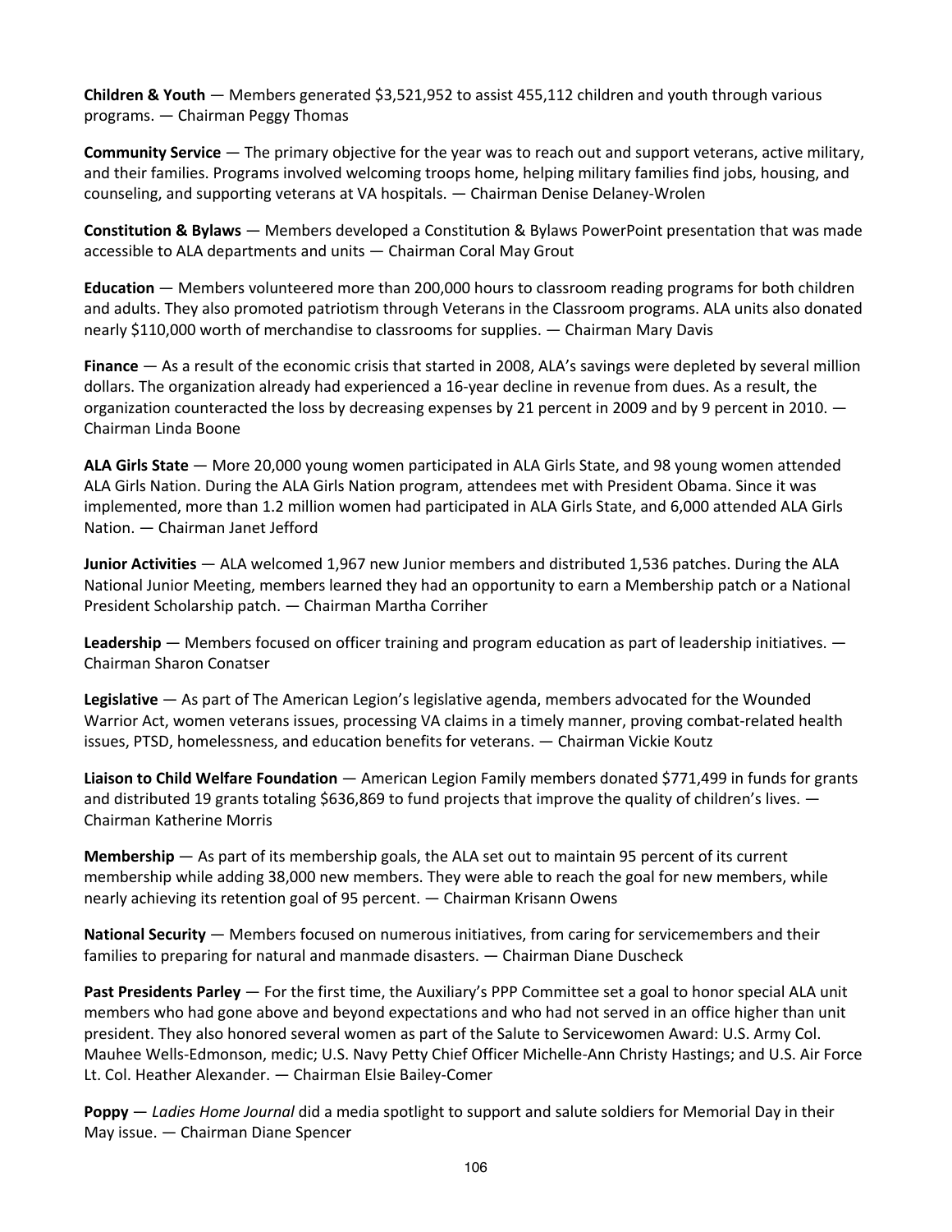**Children & Youth** — Members generated $3,521,952 to assist 455,112 children and youth through various programs. — Chairman Peggy Thomas

**Community Service** — The primary objective for the year was to reach out and support veterans, active military, and their families. Programs involved welcoming troops home, helping military families find jobs, housing, and counseling, and supporting veterans at VA hospitals. — Chairman Denise Delaney-Wrolen

**Constitution & Bylaws** — Members developed a Constitution & Bylaws PowerPoint presentation that was made accessible to ALA departments and units — Chairman Coral May Grout

**Education** — Members volunteered more than 200,000 hours to classroom reading programs for both children and adults. They also promoted patriotism through Veterans in the Classroom programs. ALA units also donated nearly $110,000 worth of merchandise to classrooms for supplies. — Chairman Mary Davis

**Finance** — As a result of the economic crisis that started in 2008, ALA's savings were depleted by several million dollars. The organization already had experienced a 16-year decline in revenue from dues. As a result, the organization counteracted the loss by decreasing expenses by 21 percent in 2009 and by 9 percent in 2010. — Chairman Linda Boone

**ALA Girls State** — More 20,000 young women participated in ALA Girls State, and 98 young women attended ALA Girls Nation. During the ALA Girls Nation program, attendees met with President Obama. Since it was implemented, more than 1.2 million women had participated in ALA Girls State, and 6,000 attended ALA Girls Nation. — Chairman Janet Jefford

**Junior Activities** — ALA welcomed 1,967 new Junior members and distributed 1,536 patches. During the ALA National Junior Meeting, members learned they had an opportunity to earn a Membership patch or a National President Scholarship patch. — Chairman Martha Corriher

**Leadership** — Members focused on officer training and program education as part of leadership initiatives. — Chairman Sharon Conatser

**Legislative** — As part of The American Legion's legislative agenda, members advocated for the Wounded Warrior Act, women veterans issues, processing VA claims in a timely manner, proving combat-related health issues, PTSD, homelessness, and education benefits for veterans. — Chairman Vickie Koutz

**Liaison to Child Welfare Foundation** — American Legion Family members donated $771,499 in funds for grants and distributed 19 grants totaling $636,869 to fund projects that improve the quality of children's lives. — Chairman Katherine Morris

**Membership** — As part of its membership goals, the ALA set out to maintain 95 percent of its current membership while adding 38,000 new members. They were able to reach the goal for new members, while nearly achieving its retention goal of 95 percent. — Chairman Krisann Owens

**National Security** — Members focused on numerous initiatives, from caring for servicemembers and their families to preparing for natural and manmade disasters. — Chairman Diane Duscheck

**Past Presidents Parley** — For the first time, the Auxiliary's PPP Committee set a goal to honor special ALA unit members who had gone above and beyond expectations and who had not served in an office higher than unit president. They also honored several women as part of the Salute to Servicewomen Award: U.S. Army Col. Mauhee Wells-Edmonson, medic; U.S. Navy Petty Chief Officer Michelle-Ann Christy Hastings; and U.S. Air Force Lt. Col. Heather Alexander. — Chairman Elsie Bailey-Comer

**Poppy** — *Ladies Home Journal* did a media spotlight to support and salute soldiers for Memorial Day in their May issue. — Chairman Diane Spencer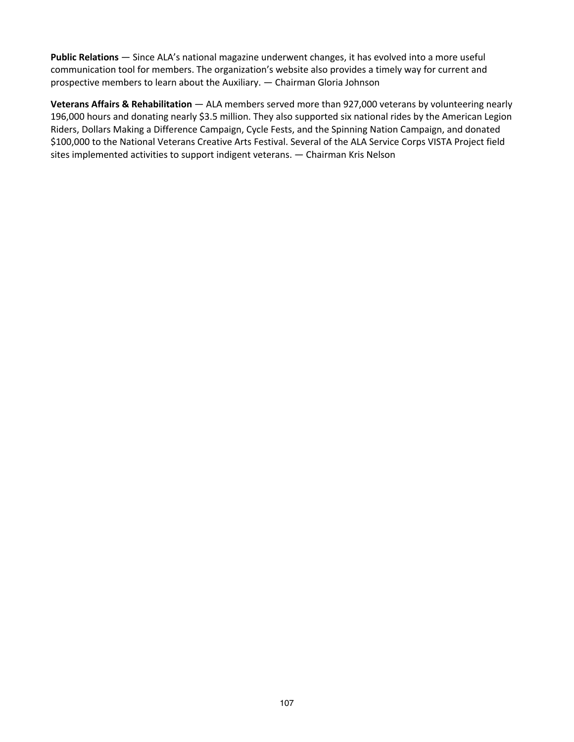**Public Relations** — Since ALA's national magazine underwent changes, it has evolved into a more useful communication tool for members. The organization's website also provides a timely way for current and prospective members to learn about the Auxiliary. — Chairman Gloria Johnson

**Veterans Affairs & Rehabilitation** — ALA members served more than 927,000 veterans by volunteering nearly 196,000 hours and donating nearly $3.5 million. They also supported six national rides by the American Legion Riders, Dollars Making a Difference Campaign, Cycle Fests, and the Spinning Nation Campaign, and donated $100,000 to the National Veterans Creative Arts Festival. Several of the ALA Service Corps VISTA Project field sites implemented activities to support indigent veterans. — Chairman Kris Nelson